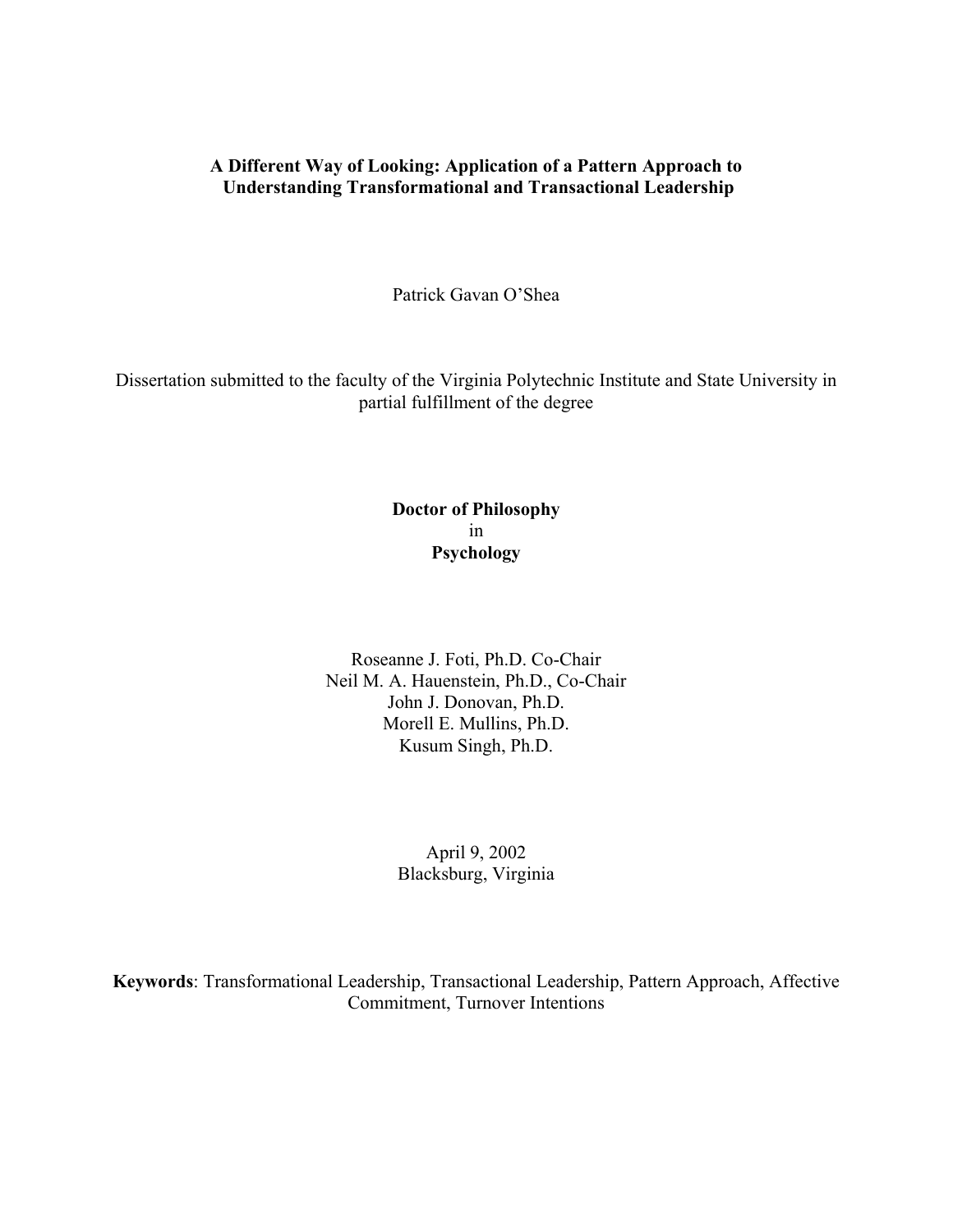# A Different Way of Looking: Application of a Pattern Approach to Understanding Transformational and Transactional Leadership

Patrick Gavan O'Shea

Dissertation submitted to the faculty of the Virginia Polytechnic Institute and State University in partial fulfillment of the degree

**Doctor of Philosophy**
in
**Psychology**

Roseanne J. Foti, Ph.D. Co-Chair
Neil M. A. Hauenstein, Ph.D., Co-Chair
John J. Donovan, Ph.D.
Morell E. Mullins, Ph.D.
Kusum Singh, Ph.D.

April 9, 2002
Blacksburg, Virginia

**Keywords**: Transformational Leadership, Transactional Leadership, Pattern Approach, Affective Commitment, Turnover Intentions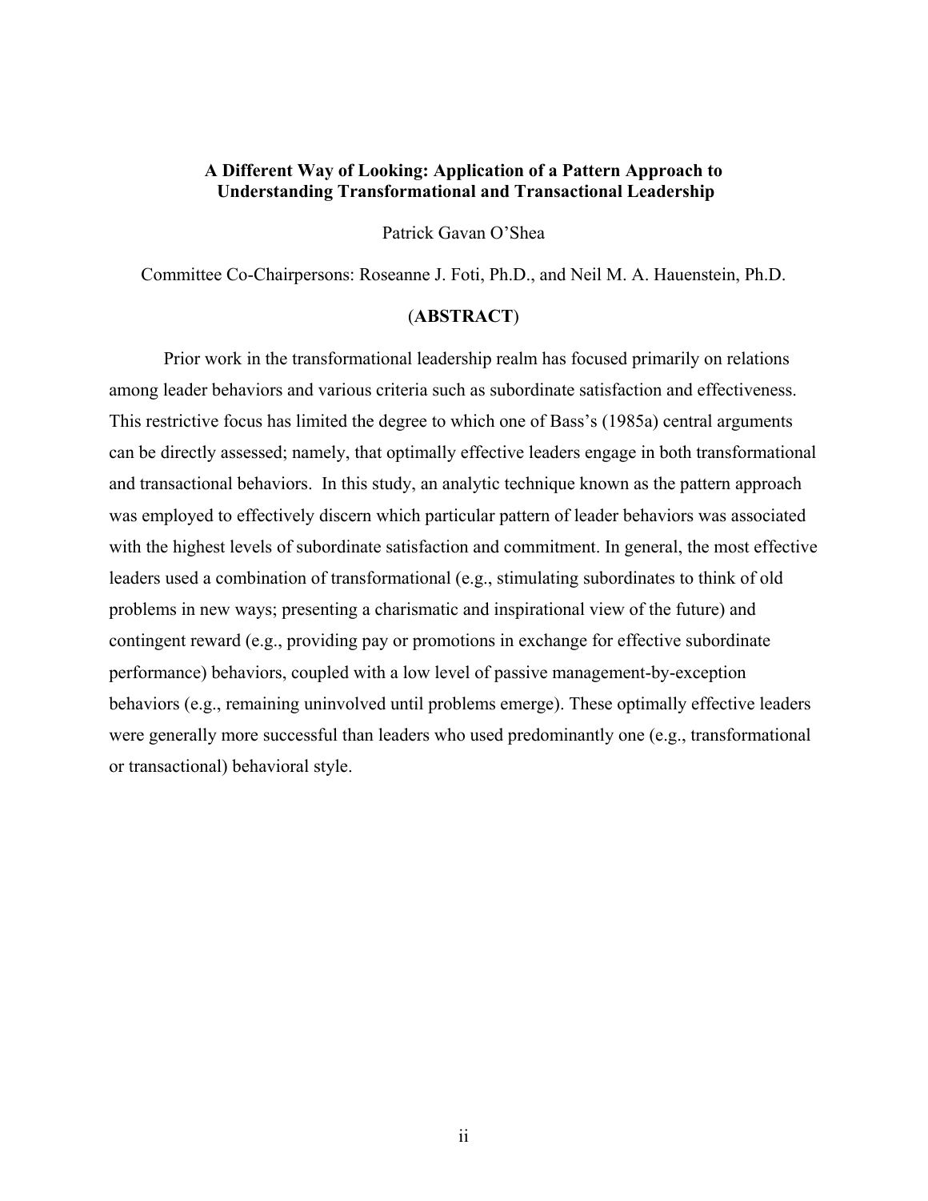**A Different Way of Looking: Application of a Pattern Approach to Understanding Transformational and Transactional Leadership**

Patrick Gavan O'Shea

Committee Co-Chairpersons: Roseanne J. Foti, Ph.D., and Neil M. A. Hauenstein, Ph.D.

(**ABSTRACT**)

Prior work in the transformational leadership realm has focused primarily on relations among leader behaviors and various criteria such as subordinate satisfaction and effectiveness. This restrictive focus has limited the degree to which one of Bass's (1985a) central arguments can be directly assessed; namely, that optimally effective leaders engage in both transformational and transactional behaviors. In this study, an analytic technique known as the pattern approach was employed to effectively discern which particular pattern of leader behaviors was associated with the highest levels of subordinate satisfaction and commitment. In general, the most effective leaders used a combination of transformational (e.g., stimulating subordinates to think of old problems in new ways; presenting a charismatic and inspirational view of the future) and contingent reward (e.g., providing pay or promotions in exchange for effective subordinate performance) behaviors, coupled with a low level of passive management-by-exception behaviors (e.g., remaining uninvolved until problems emerge). These optimally effective leaders were generally more successful than leaders who used predominantly one (e.g., transformational or transactional) behavioral style.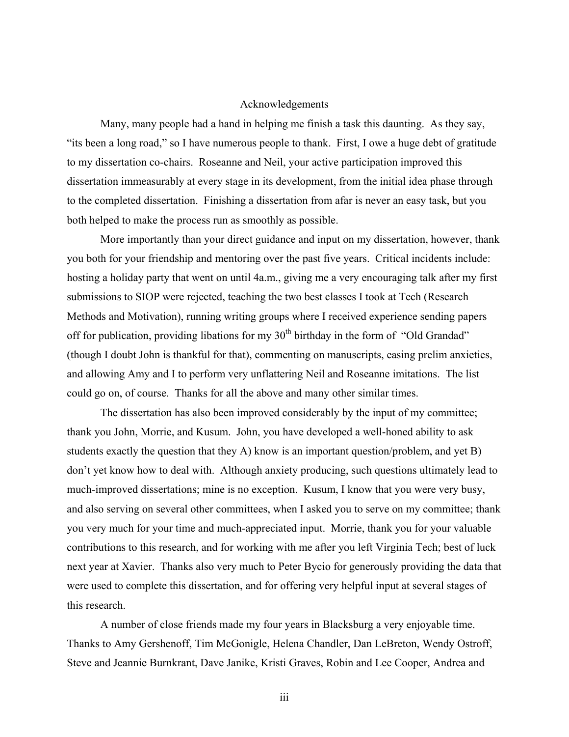# Acknowledgements

Many, many people had a hand in helping me finish a task this daunting. As they say, "its been a long road," so I have numerous people to thank. First, I owe a huge debt of gratitude to my dissertation co-chairs. Roseanne and Neil, your active participation improved this dissertation immeasurably at every stage in its development, from the initial idea phase through to the completed dissertation. Finishing a dissertation from afar is never an easy task, but you both helped to make the process run as smoothly as possible.

More importantly than your direct guidance and input on my dissertation, however, thank you both for your friendship and mentoring over the past five years. Critical incidents include: hosting a holiday party that went on until 4a.m., giving me a very encouraging talk after my first submissions to SIOP were rejected, teaching the two best classes I took at Tech (Research Methods and Motivation), running writing groups where I received experience sending papers off for publication, providing libations for my 30th birthday in the form of "Old Grandad" (though I doubt John is thankful for that), commenting on manuscripts, easing prelim anxieties, and allowing Amy and I to perform very unflattering Neil and Roseanne imitations. The list could go on, of course. Thanks for all the above and many other similar times.

The dissertation has also been improved considerably by the input of my committee; thank you John, Morrie, and Kusum. John, you have developed a well-honed ability to ask students exactly the question that they A) know is an important question/problem, and yet B) don't yet know how to deal with. Although anxiety producing, such questions ultimately lead to much-improved dissertations; mine is no exception. Kusum, I know that you were very busy, and also serving on several other committees, when I asked you to serve on my committee; thank you very much for your time and much-appreciated input. Morrie, thank you for your valuable contributions to this research, and for working with me after you left Virginia Tech; best of luck next year at Xavier. Thanks also very much to Peter Bycio for generously providing the data that were used to complete this dissertation, and for offering very helpful input at several stages of this research.

A number of close friends made my four years in Blacksburg a very enjoyable time. Thanks to Amy Gershenoff, Tim McGonigle, Helena Chandler, Dan LeBreton, Wendy Ostroff, Steve and Jeannie Burnkrant, Dave Janike, Kristi Graves, Robin and Lee Cooper, Andrea and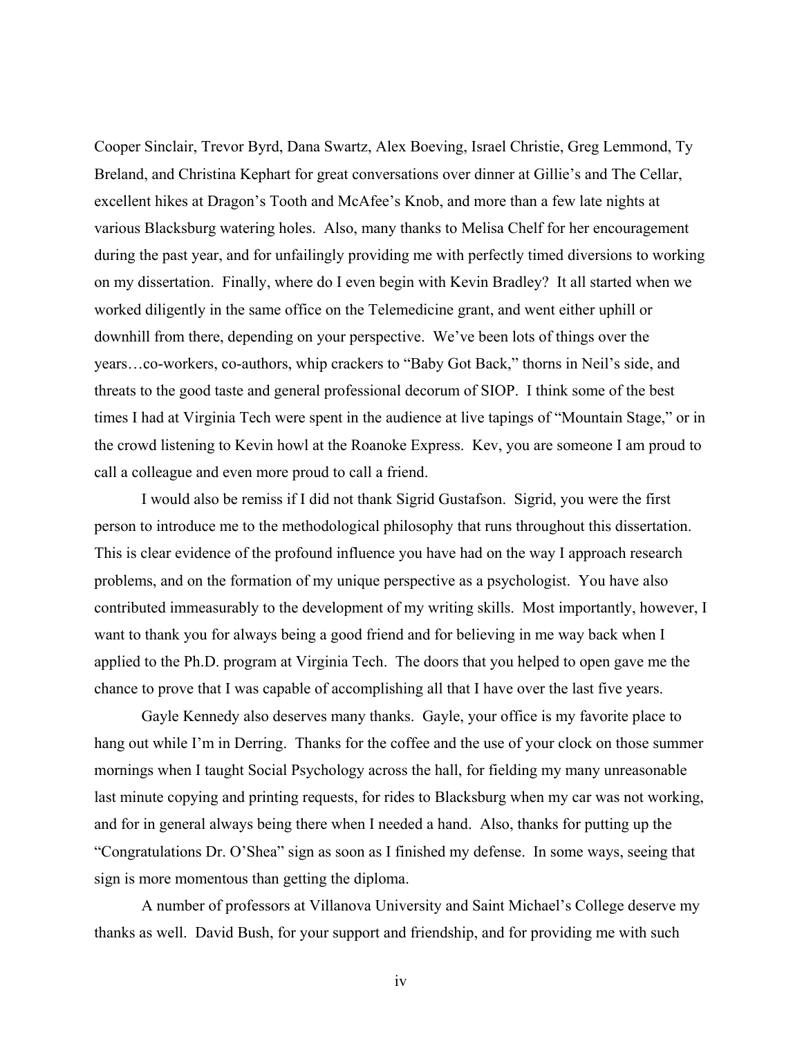Cooper Sinclair, Trevor Byrd, Dana Swartz, Alex Boeving, Israel Christie, Greg Lemmond, Ty Breland, and Christina Kephart for great conversations over dinner at Gillie's and The Cellar, excellent hikes at Dragon's Tooth and McAfee's Knob, and more than a few late nights at various Blacksburg watering holes. Also, many thanks to Melisa Chelf for her encouragement during the past year, and for unfailingly providing me with perfectly timed diversions to working on my dissertation. Finally, where do I even begin with Kevin Bradley? It all started when we worked diligently in the same office on the Telemedicine grant, and went either uphill or downhill from there, depending on your perspective. We've been lots of things over the years…co-workers, co-authors, whip crackers to "Baby Got Back," thorns in Neil's side, and threats to the good taste and general professional decorum of SIOP. I think some of the best times I had at Virginia Tech were spent in the audience at live tapings of "Mountain Stage," or in the crowd listening to Kevin howl at the Roanoke Express. Kev, you are someone I am proud to call a colleague and even more proud to call a friend.

I would also be remiss if I did not thank Sigrid Gustafson. Sigrid, you were the first person to introduce me to the methodological philosophy that runs throughout this dissertation. This is clear evidence of the profound influence you have had on the way I approach research problems, and on the formation of my unique perspective as a psychologist. You have also contributed immeasurably to the development of my writing skills. Most importantly, however, I want to thank you for always being a good friend and for believing in me way back when I applied to the Ph.D. program at Virginia Tech. The doors that you helped to open gave me the chance to prove that I was capable of accomplishing all that I have over the last five years.

Gayle Kennedy also deserves many thanks. Gayle, your office is my favorite place to hang out while I'm in Derring. Thanks for the coffee and the use of your clock on those summer mornings when I taught Social Psychology across the hall, for fielding my many unreasonable last minute copying and printing requests, for rides to Blacksburg when my car was not working, and for in general always being there when I needed a hand. Also, thanks for putting up the "Congratulations Dr. O'Shea" sign as soon as I finished my defense. In some ways, seeing that sign is more momentous than getting the diploma.

A number of professors at Villanova University and Saint Michael's College deserve my thanks as well. David Bush, for your support and friendship, and for providing me with such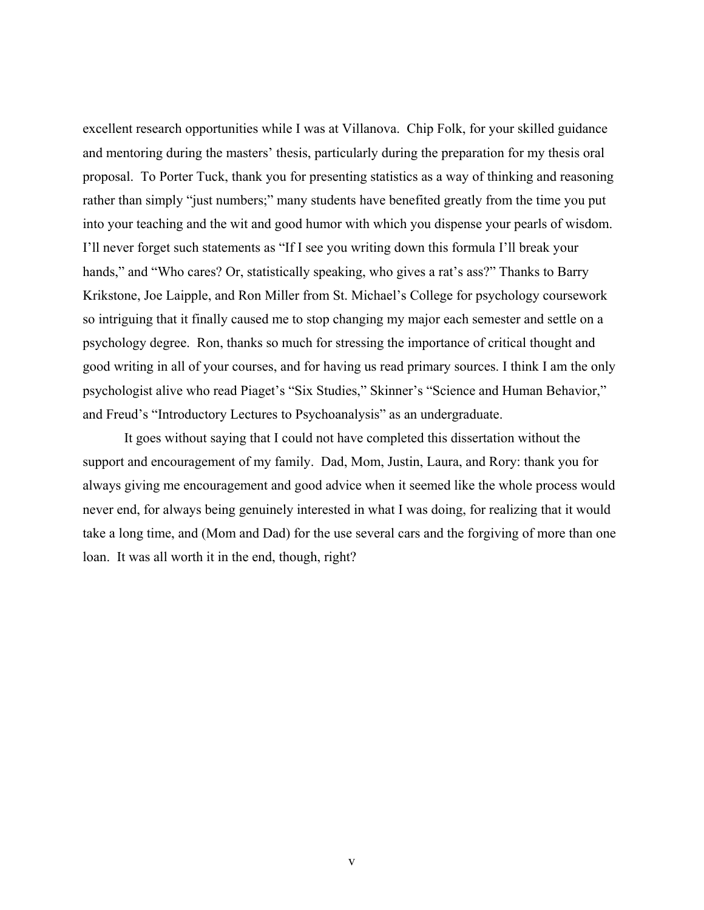excellent research opportunities while I was at Villanova. Chip Folk, for your skilled guidance and mentoring during the masters' thesis, particularly during the preparation for my thesis oral proposal. To Porter Tuck, thank you for presenting statistics as a way of thinking and reasoning rather than simply "just numbers;" many students have benefited greatly from the time you put into your teaching and the wit and good humor with which you dispense your pearls of wisdom. I'll never forget such statements as "If I see you writing down this formula I'll break your hands," and "Who cares? Or, statistically speaking, who gives a rat's ass?" Thanks to Barry Krikstone, Joe Laipple, and Ron Miller from St. Michael's College for psychology coursework so intriguing that it finally caused me to stop changing my major each semester and settle on a psychology degree. Ron, thanks so much for stressing the importance of critical thought and good writing in all of your courses, and for having us read primary sources. I think I am the only psychologist alive who read Piaget's "Six Studies," Skinner's "Science and Human Behavior," and Freud's "Introductory Lectures to Psychoanalysis" as an undergraduate.

It goes without saying that I could not have completed this dissertation without the support and encouragement of my family. Dad, Mom, Justin, Laura, and Rory: thank you for always giving me encouragement and good advice when it seemed like the whole process would never end, for always being genuinely interested in what I was doing, for realizing that it would take a long time, and (Mom and Dad) for the use several cars and the forgiving of more than one loan. It was all worth it in the end, though, right?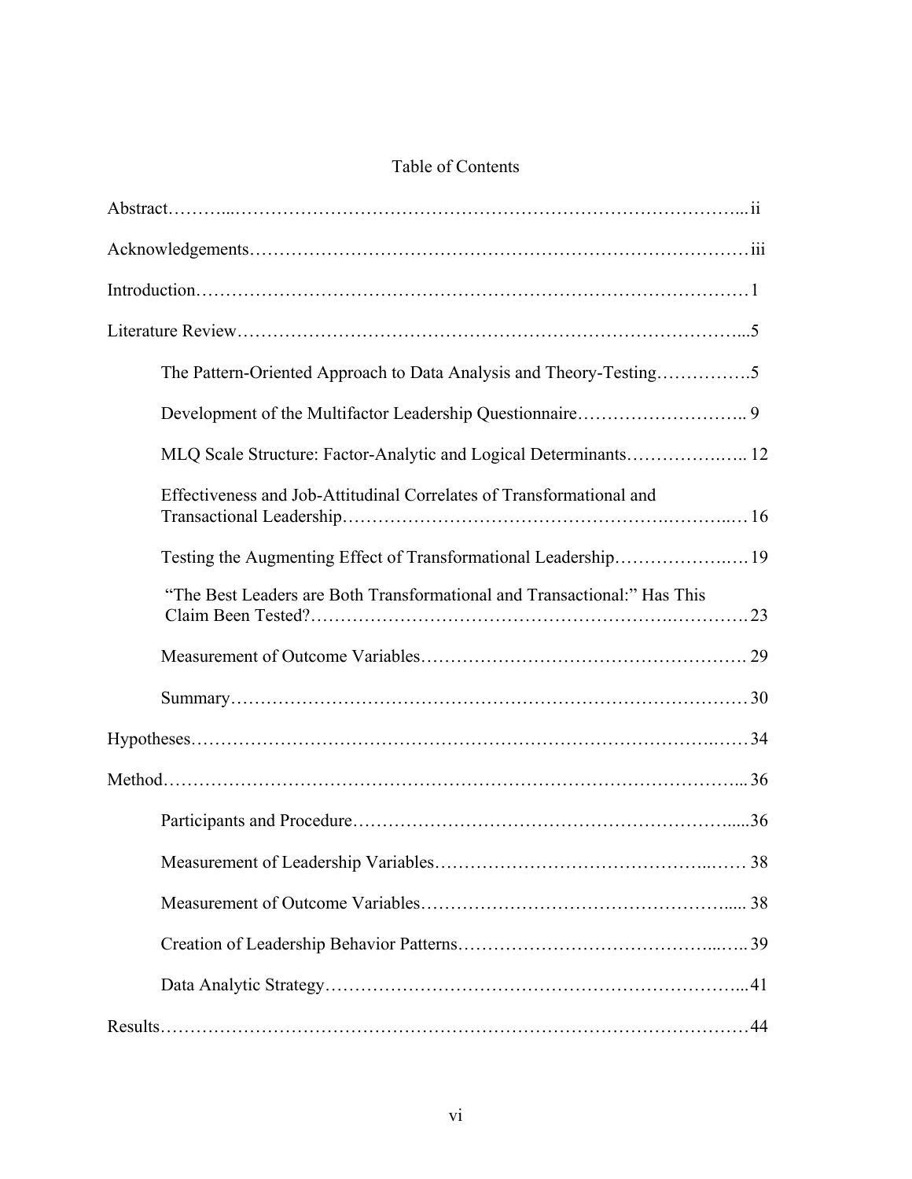# Table of Contents

Abstract……………………………………………………………………………………ii

Acknowledgements……………………………………………………………………iii

Introduction………………………………………………………………………………1

Literature Review…………………………………………………………………………5

- The Pattern-Oriented Approach to Data Analysis and Theory-Testing……………5
- Development of the Multifactor Leadership Questionnaire……………………… 9
- MLQ Scale Structure: Factor-Analytic and Logical Determinants……………… 12
- Effectiveness and Job-Attitudinal Correlates of Transformational and Transactional Leadership…………………………………………………………… 16
- Testing the Augmenting Effect of Transformational Leadership………………… 19
- "The Best Leaders are Both Transformational and Transactional:" Has This Claim Been Tested?……………………………………………………………………23
- Measurement of Outcome Variables……………………………………………… 29
- Summary…………………………………………………………………………… 30

Hypotheses………………………………………………………………………………34

Method……………………………………………………………………………………36

- Participants and Procedure…………………………………………………………36
- Measurement of Leadership Variables…………………………………………… 38
- Measurement of Outcome Variables……………………………………………… 38
- Creation of Leadership Behavior Patterns………………………………………… 39
- Data Analytic Strategy………………………………………………………………41

Results……………………………………………………………………………………44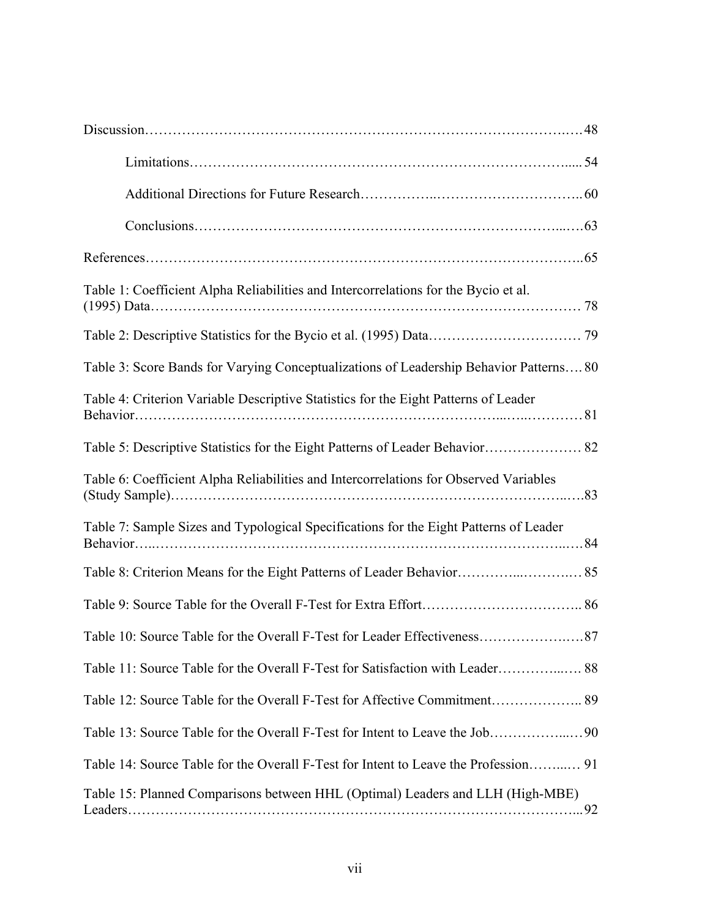Discussion……………………………………………………………………………….…48

Limitations………………………………………………………………………..... 54

Additional Directions for Future Research……………..………………………….. 60

Conclusions…………………………………………………………………...….63

References……………………………………………………………………………..65

Table 1: Coefficient Alpha Reliabilities and Intercorrelations for the Bycio et al. (1995) Data……………………………………………………………………………… 78

Table 2: Descriptive Statistics for the Bycio et al. (1995) Data…………………………… 79

Table 3: Score Bands for Varying Conceptualizations of Leadership Behavior Patterns…. 80

Table 4: Criterion Variable Descriptive Statistics for the Eight Patterns of Leader Behavior…………………………………………………………………...…..………… 81

Table 5: Descriptive Statistics for the Eight Patterns of Leader Behavior………………… 82

Table 6: Coefficient Alpha Reliabilities and Intercorrelations for Observed Variables (Study Sample)…………………………………………………………………………..….83

Table 7: Sample Sizes and Typological Specifications for the Eight Patterns of Leader Behavior…..…………………………………………………………………………..….84

Table 8: Criterion Means for the Eight Patterns of Leader Behavior…………...……….… 85

Table 9: Source Table for the Overall F-Test for Extra Effort…………………………….. 86

Table 10: Source Table for the Overall F-Test for Leader Effectiveness………………….…87

Table 11: Source Table for the Overall F-Test for Satisfaction with Leader…………..…. 88

Table 12: Source Table for the Overall F-Test for Affective Commitment……………….. 89

Table 13: Source Table for the Overall F-Test for Intent to Leave the Job……………..…90

Table 14: Source Table for the Overall F-Test for Intent to Leave the Profession……...… 91

Table 15: Planned Comparisons between HHL (Optimal) Leaders and LLH (High-MBE) Leaders…………………………………………………………………………………...92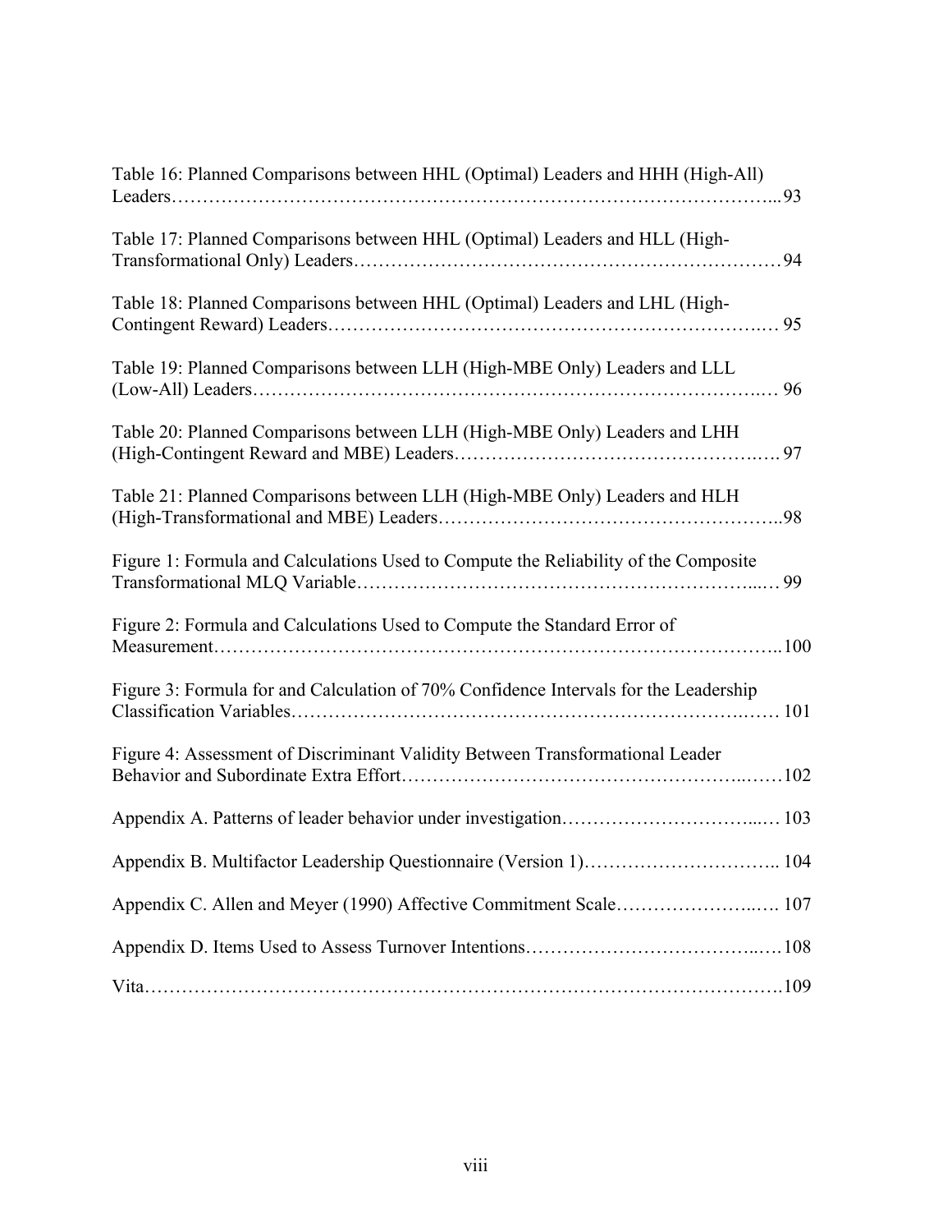Table 16: Planned Comparisons between HHL (Optimal) Leaders and HHH (High-All) Leaders………………………………………………………………………………...93

Table 17: Planned Comparisons between HHL (Optimal) Leaders and HLL (High-Transformational Only) Leaders……………………………………………………………94

Table 18: Planned Comparisons between HHL (Optimal) Leaders and LHL (High-Contingent Reward) Leaders…………………………………………………………..… 95

Table 19: Planned Comparisons between LLH (High-MBE Only) Leaders and LLL (Low-All) Leaders……………………………………………………………………..… 96

Table 20: Planned Comparisons between LLH (High-MBE Only) Leaders and LHH (High-Contingent Reward and MBE) Leaders……………………………………….…. 97

Table 21: Planned Comparisons between LLH (High-MBE Only) Leaders and HLH (High-Transformational and MBE) Leaders……………………………………………..98

Figure 1: Formula and Calculations Used to Compute the Reliability of the Composite Transformational MLQ Variable……………………………………………………...… 99

Figure 2: Formula and Calculations Used to Compute the Standard Error of Measurement…………………………………………………………………………...100

Figure 3: Formula for and Calculation of 70% Confidence Intervals for the Leadership Classification Variables……………………………………………………………….…… 101

Figure 4: Assessment of Discriminant Validity Between Transformational Leader Behavior and Subordinate Extra Effort……………………………………………..……102

Appendix A. Patterns of leader behavior under investigation…………………………...… 103

Appendix B. Multifactor Leadership Questionnaire (Version 1)………………………….. 104

Appendix C. Allen and Meyer (1990) Affective Commitment Scale…………………..…. 107

Appendix D. Items Used to Assess Turnover Intentions……………………………..….108

Vita……………………………………………………………………………………..109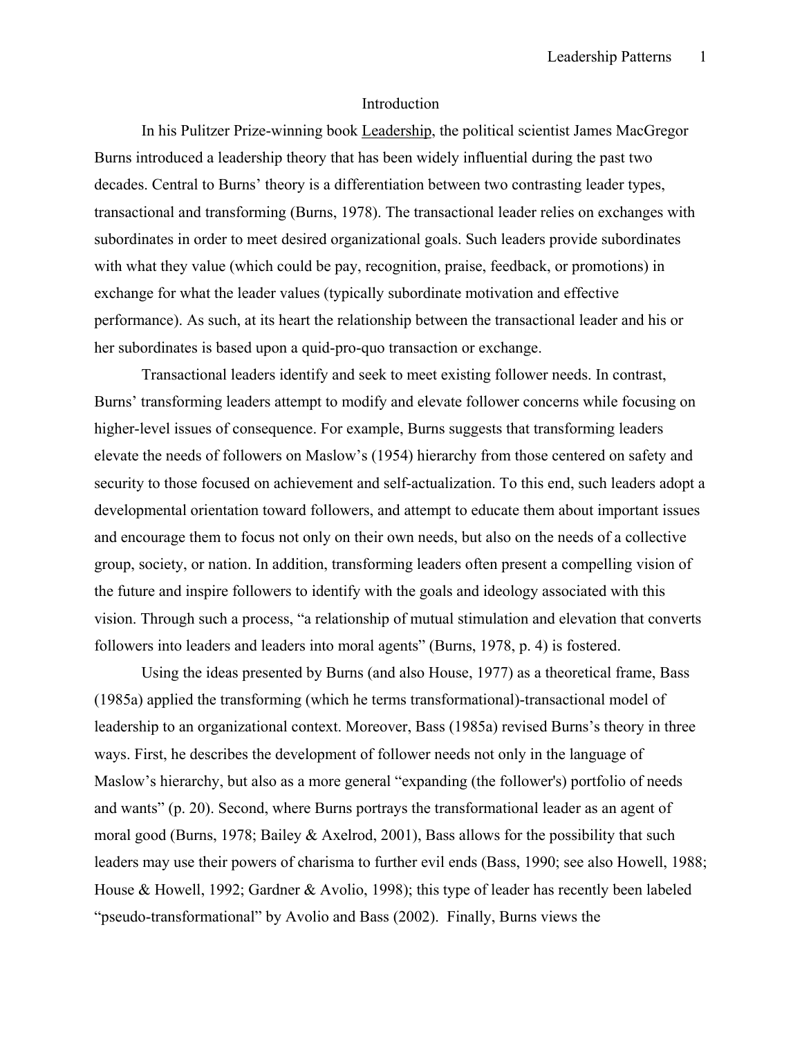## Introduction

In his Pulitzer Prize-winning book Leadership, the political scientist James MacGregor Burns introduced a leadership theory that has been widely influential during the past two decades. Central to Burns' theory is a differentiation between two contrasting leader types, transactional and transforming (Burns, 1978). The transactional leader relies on exchanges with subordinates in order to meet desired organizational goals. Such leaders provide subordinates with what they value (which could be pay, recognition, praise, feedback, or promotions) in exchange for what the leader values (typically subordinate motivation and effective performance). As such, at its heart the relationship between the transactional leader and his or her subordinates is based upon a quid-pro-quo transaction or exchange.

Transactional leaders identify and seek to meet existing follower needs. In contrast, Burns' transforming leaders attempt to modify and elevate follower concerns while focusing on higher-level issues of consequence. For example, Burns suggests that transforming leaders elevate the needs of followers on Maslow's (1954) hierarchy from those centered on safety and security to those focused on achievement and self-actualization. To this end, such leaders adopt a developmental orientation toward followers, and attempt to educate them about important issues and encourage them to focus not only on their own needs, but also on the needs of a collective group, society, or nation. In addition, transforming leaders often present a compelling vision of the future and inspire followers to identify with the goals and ideology associated with this vision. Through such a process, "a relationship of mutual stimulation and elevation that converts followers into leaders and leaders into moral agents" (Burns, 1978, p. 4) is fostered.

Using the ideas presented by Burns (and also House, 1977) as a theoretical frame, Bass (1985a) applied the transforming (which he terms transformational)-transactional model of leadership to an organizational context. Moreover, Bass (1985a) revised Burns's theory in three ways. First, he describes the development of follower needs not only in the language of Maslow's hierarchy, but also as a more general "expanding (the follower's) portfolio of needs and wants" (p. 20). Second, where Burns portrays the transformational leader as an agent of moral good (Burns, 1978; Bailey & Axelrod, 2001), Bass allows for the possibility that such leaders may use their powers of charisma to further evil ends (Bass, 1990; see also Howell, 1988; House & Howell, 1992; Gardner & Avolio, 1998); this type of leader has recently been labeled "pseudo-transformational" by Avolio and Bass (2002). Finally, Burns views the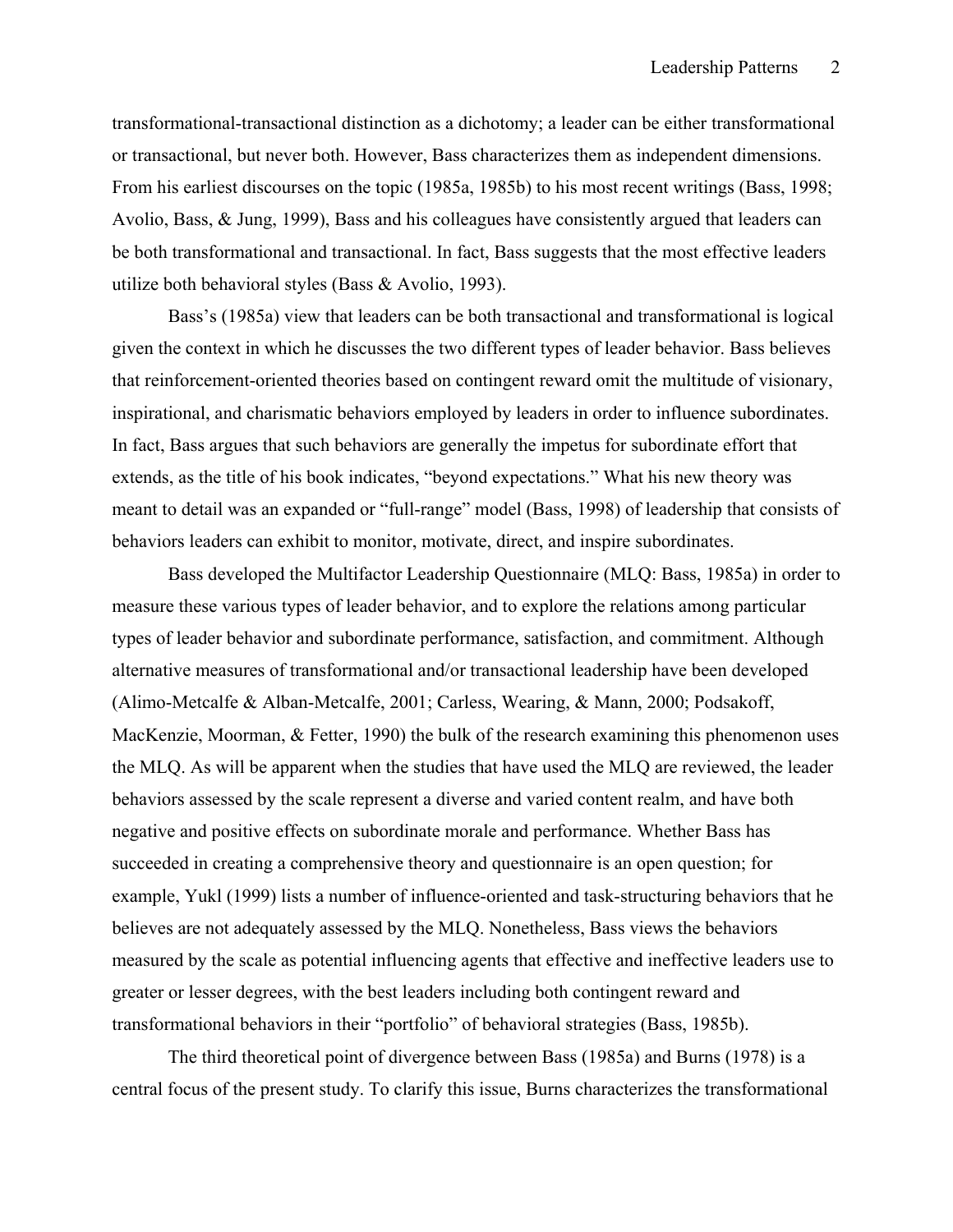transformational-transactional distinction as a dichotomy; a leader can be either transformational or transactional, but never both. However, Bass characterizes them as independent dimensions. From his earliest discourses on the topic (1985a, 1985b) to his most recent writings (Bass, 1998; Avolio, Bass, & Jung, 1999), Bass and his colleagues have consistently argued that leaders can be both transformational and transactional. In fact, Bass suggests that the most effective leaders utilize both behavioral styles (Bass & Avolio, 1993).

Bass's (1985a) view that leaders can be both transactional and transformational is logical given the context in which he discusses the two different types of leader behavior. Bass believes that reinforcement-oriented theories based on contingent reward omit the multitude of visionary, inspirational, and charismatic behaviors employed by leaders in order to influence subordinates. In fact, Bass argues that such behaviors are generally the impetus for subordinate effort that extends, as the title of his book indicates, "beyond expectations." What his new theory was meant to detail was an expanded or "full-range" model (Bass, 1998) of leadership that consists of behaviors leaders can exhibit to monitor, motivate, direct, and inspire subordinates.

Bass developed the Multifactor Leadership Questionnaire (MLQ: Bass, 1985a) in order to measure these various types of leader behavior, and to explore the relations among particular types of leader behavior and subordinate performance, satisfaction, and commitment. Although alternative measures of transformational and/or transactional leadership have been developed (Alimo-Metcalfe & Alban-Metcalfe, 2001; Carless, Wearing, & Mann, 2000; Podsakoff, MacKenzie, Moorman, & Fetter, 1990) the bulk of the research examining this phenomenon uses the MLQ. As will be apparent when the studies that have used the MLQ are reviewed, the leader behaviors assessed by the scale represent a diverse and varied content realm, and have both negative and positive effects on subordinate morale and performance. Whether Bass has succeeded in creating a comprehensive theory and questionnaire is an open question; for example, Yukl (1999) lists a number of influence-oriented and task-structuring behaviors that he believes are not adequately assessed by the MLQ. Nonetheless, Bass views the behaviors measured by the scale as potential influencing agents that effective and ineffective leaders use to greater or lesser degrees, with the best leaders including both contingent reward and transformational behaviors in their "portfolio" of behavioral strategies (Bass, 1985b).

The third theoretical point of divergence between Bass (1985a) and Burns (1978) is a central focus of the present study. To clarify this issue, Burns characterizes the transformational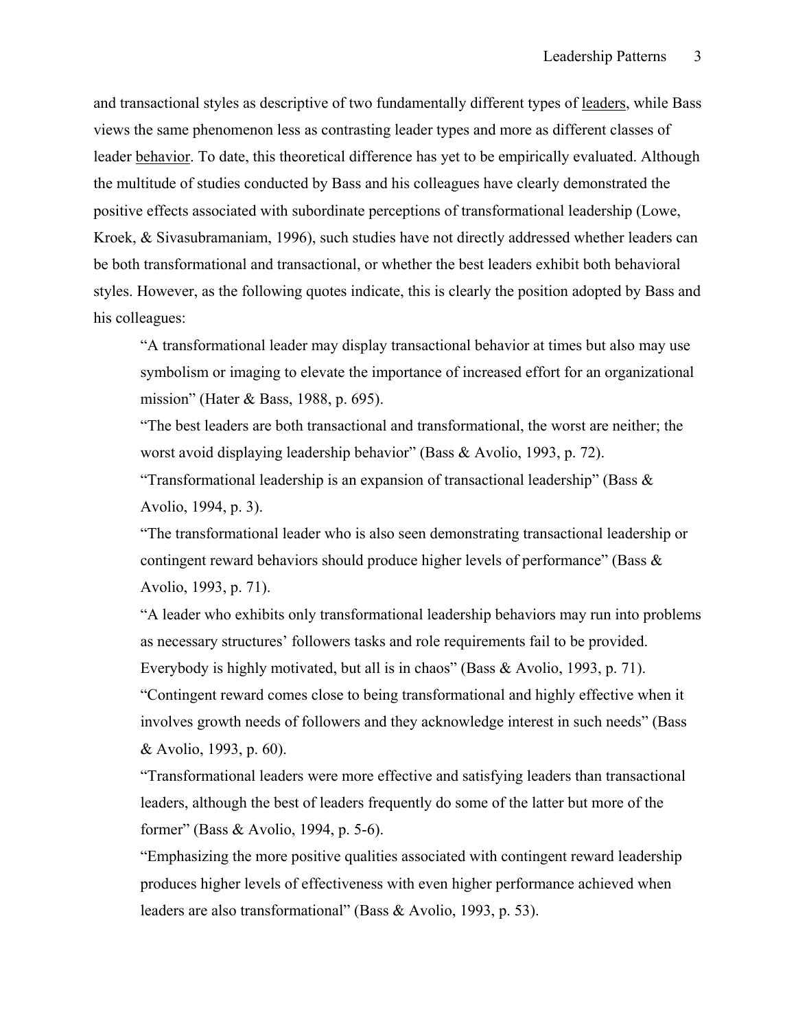and transactional styles as descriptive of two fundamentally different types of <u>leaders</u>, while Bass views the same phenomenon less as contrasting leader types and more as different classes of leader <u>behavior</u>. To date, this theoretical difference has yet to be empirically evaluated. Although the multitude of studies conducted by Bass and his colleagues have clearly demonstrated the positive effects associated with subordinate perceptions of transformational leadership (Lowe, Kroek, & Sivasubramaniam, 1996), such studies have not directly addressed whether leaders can be both transformational and transactional, or whether the best leaders exhibit both behavioral styles. However, as the following quotes indicate, this is clearly the position adopted by Bass and his colleagues:

> "A transformational leader may display transactional behavior at times but also may use symbolism or imaging to elevate the importance of increased effort for an organizational mission" (Hater & Bass, 1988, p. 695).
>
> "The best leaders are both transactional and transformational, the worst are neither; the worst avoid displaying leadership behavior" (Bass & Avolio, 1993, p. 72).
>
> "Transformational leadership is an expansion of transactional leadership" (Bass & Avolio, 1994, p. 3).
>
> "The transformational leader who is also seen demonstrating transactional leadership or contingent reward behaviors should produce higher levels of performance" (Bass & Avolio, 1993, p. 71).
>
> "A leader who exhibits only transformational leadership behaviors may run into problems as necessary structures' followers tasks and role requirements fail to be provided. Everybody is highly motivated, but all is in chaos" (Bass & Avolio, 1993, p. 71).
>
> "Contingent reward comes close to being transformational and highly effective when it involves growth needs of followers and they acknowledge interest in such needs" (Bass & Avolio, 1993, p. 60).
>
> "Transformational leaders were more effective and satisfying leaders than transactional leaders, although the best of leaders frequently do some of the latter but more of the former" (Bass & Avolio, 1994, p. 5-6).
>
> "Emphasizing the more positive qualities associated with contingent reward leadership produces higher levels of effectiveness with even higher performance achieved when leaders are also transformational" (Bass & Avolio, 1993, p. 53).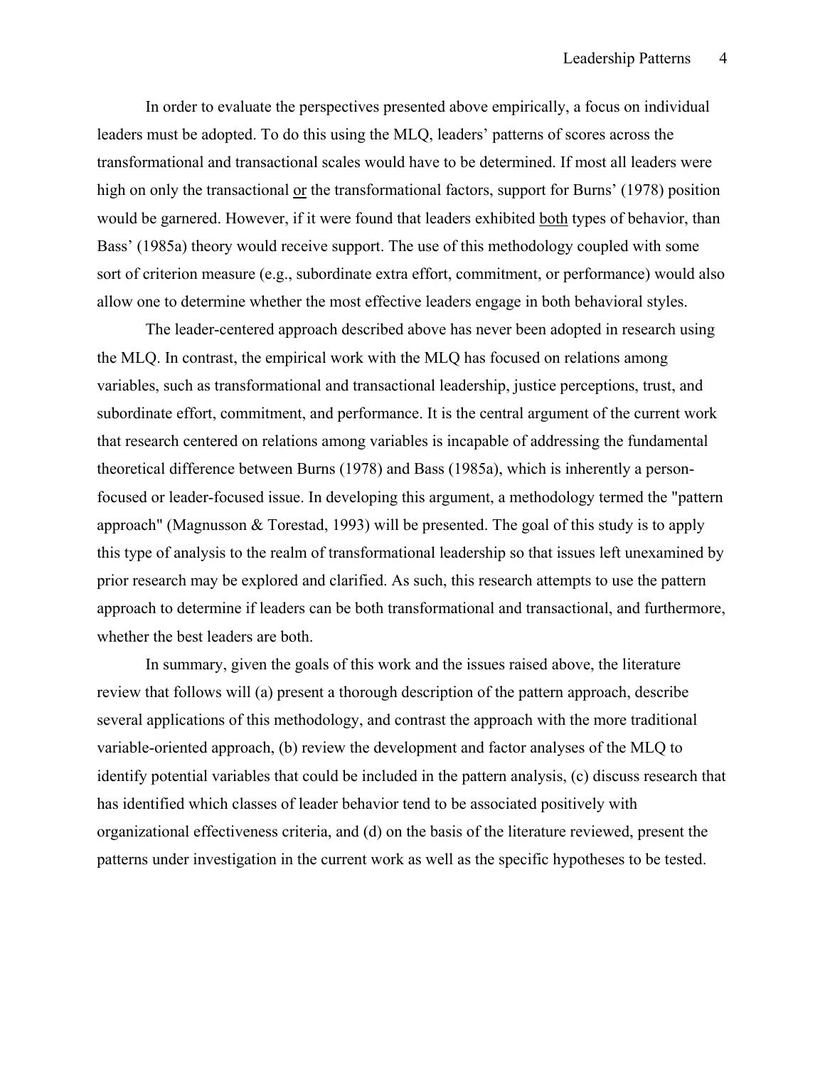In order to evaluate the perspectives presented above empirically, a focus on individual leaders must be adopted. To do this using the MLQ, leaders' patterns of scores across the transformational and transactional scales would have to be determined. If most all leaders were high on only the transactional <u>or</u> the transformational factors, support for Burns' (1978) position would be garnered. However, if it were found that leaders exhibited <u>both</u> types of behavior, than Bass' (1985a) theory would receive support. The use of this methodology coupled with some sort of criterion measure (e.g., subordinate extra effort, commitment, or performance) would also allow one to determine whether the most effective leaders engage in both behavioral styles.

The leader-centered approach described above has never been adopted in research using the MLQ. In contrast, the empirical work with the MLQ has focused on relations among variables, such as transformational and transactional leadership, justice perceptions, trust, and subordinate effort, commitment, and performance. It is the central argument of the current work that research centered on relations among variables is incapable of addressing the fundamental theoretical difference between Burns (1978) and Bass (1985a), which is inherently a person-focused or leader-focused issue. In developing this argument, a methodology termed the "pattern approach" (Magnusson & Torestad, 1993) will be presented. The goal of this study is to apply this type of analysis to the realm of transformational leadership so that issues left unexamined by prior research may be explored and clarified. As such, this research attempts to use the pattern approach to determine if leaders can be both transformational and transactional, and furthermore, whether the best leaders are both.

In summary, given the goals of this work and the issues raised above, the literature review that follows will (a) present a thorough description of the pattern approach, describe several applications of this methodology, and contrast the approach with the more traditional variable-oriented approach, (b) review the development and factor analyses of the MLQ to identify potential variables that could be included in the pattern analysis, (c) discuss research that has identified which classes of leader behavior tend to be associated positively with organizational effectiveness criteria, and (d) on the basis of the literature reviewed, present the patterns under investigation in the current work as well as the specific hypotheses to be tested.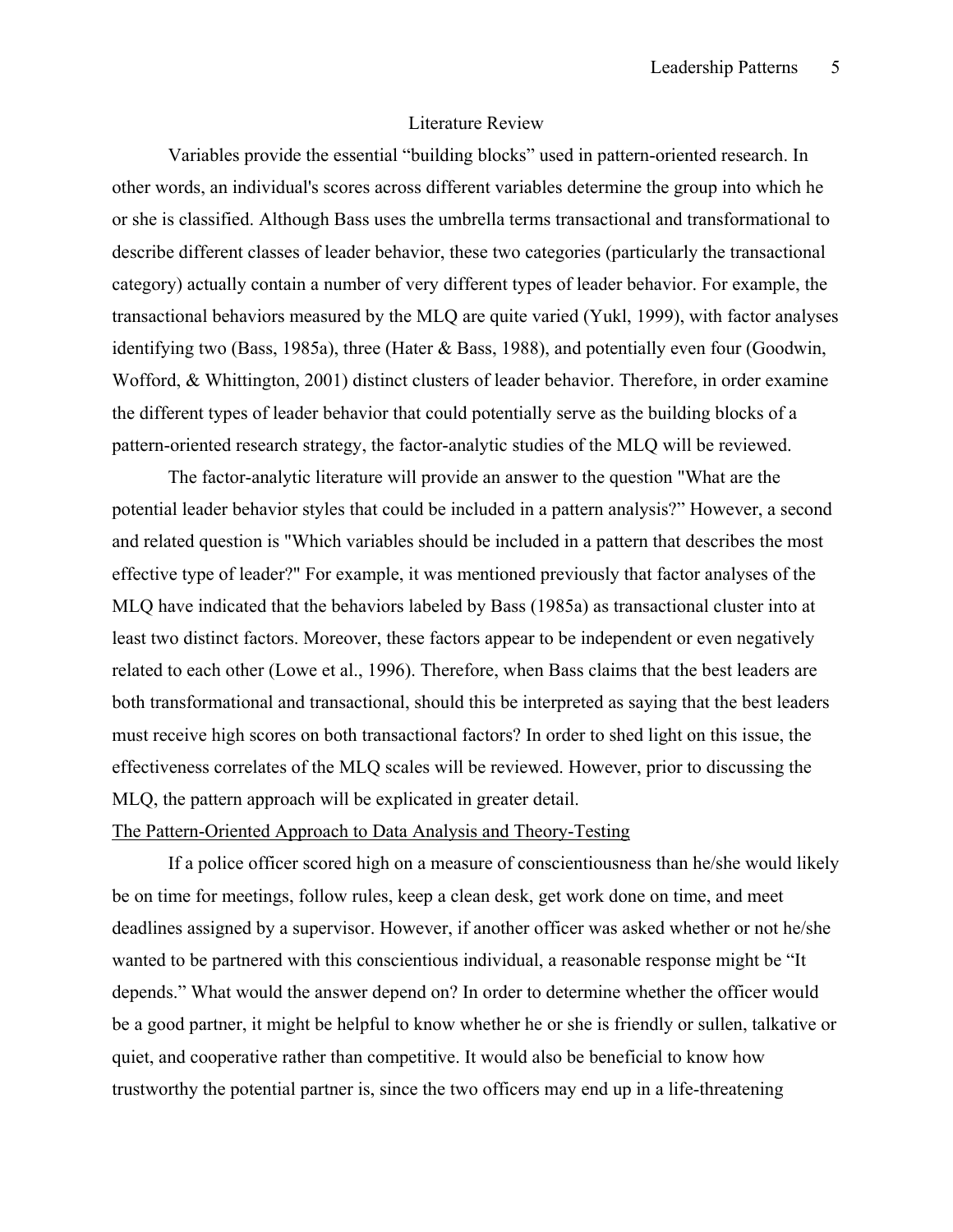# Literature Review

Variables provide the essential "building blocks" used in pattern-oriented research. In other words, an individual's scores across different variables determine the group into which he or she is classified. Although Bass uses the umbrella terms transactional and transformational to describe different classes of leader behavior, these two categories (particularly the transactional category) actually contain a number of very different types of leader behavior. For example, the transactional behaviors measured by the MLQ are quite varied (Yukl, 1999), with factor analyses identifying two (Bass, 1985a), three (Hater & Bass, 1988), and potentially even four (Goodwin, Wofford, & Whittington, 2001) distinct clusters of leader behavior. Therefore, in order examine the different types of leader behavior that could potentially serve as the building blocks of a pattern-oriented research strategy, the factor-analytic studies of the MLQ will be reviewed.

The factor-analytic literature will provide an answer to the question "What are the potential leader behavior styles that could be included in a pattern analysis?" However, a second and related question is "Which variables should be included in a pattern that describes the most effective type of leader?" For example, it was mentioned previously that factor analyses of the MLQ have indicated that the behaviors labeled by Bass (1985a) as transactional cluster into at least two distinct factors. Moreover, these factors appear to be independent or even negatively related to each other (Lowe et al., 1996). Therefore, when Bass claims that the best leaders are both transformational and transactional, should this be interpreted as saying that the best leaders must receive high scores on both transactional factors? In order to shed light on this issue, the effectiveness correlates of the MLQ scales will be reviewed. However, prior to discussing the MLQ, the pattern approach will be explicated in greater detail.

## The Pattern-Oriented Approach to Data Analysis and Theory-Testing

If a police officer scored high on a measure of conscientiousness than he/she would likely be on time for meetings, follow rules, keep a clean desk, get work done on time, and meet deadlines assigned by a supervisor. However, if another officer was asked whether or not he/she wanted to be partnered with this conscientious individual, a reasonable response might be "It depends." What would the answer depend on? In order to determine whether the officer would be a good partner, it might be helpful to know whether he or she is friendly or sullen, talkative or quiet, and cooperative rather than competitive. It would also be beneficial to know how trustworthy the potential partner is, since the two officers may end up in a life-threatening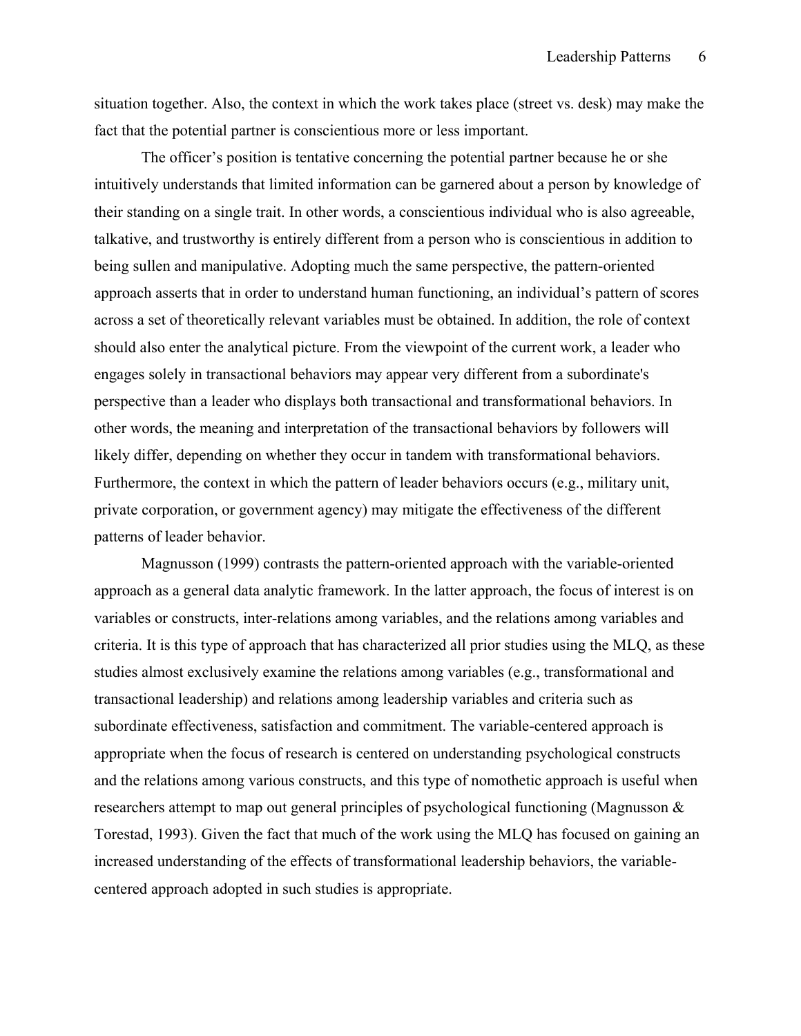situation together. Also, the context in which the work takes place (street vs. desk) may make the fact that the potential partner is conscientious more or less important.

The officer's position is tentative concerning the potential partner because he or she intuitively understands that limited information can be garnered about a person by knowledge of their standing on a single trait. In other words, a conscientious individual who is also agreeable, talkative, and trustworthy is entirely different from a person who is conscientious in addition to being sullen and manipulative. Adopting much the same perspective, the pattern-oriented approach asserts that in order to understand human functioning, an individual's pattern of scores across a set of theoretically relevant variables must be obtained. In addition, the role of context should also enter the analytical picture. From the viewpoint of the current work, a leader who engages solely in transactional behaviors may appear very different from a subordinate's perspective than a leader who displays both transactional and transformational behaviors. In other words, the meaning and interpretation of the transactional behaviors by followers will likely differ, depending on whether they occur in tandem with transformational behaviors. Furthermore, the context in which the pattern of leader behaviors occurs (e.g., military unit, private corporation, or government agency) may mitigate the effectiveness of the different patterns of leader behavior.

Magnusson (1999) contrasts the pattern-oriented approach with the variable-oriented approach as a general data analytic framework. In the latter approach, the focus of interest is on variables or constructs, inter-relations among variables, and the relations among variables and criteria. It is this type of approach that has characterized all prior studies using the MLQ, as these studies almost exclusively examine the relations among variables (e.g., transformational and transactional leadership) and relations among leadership variables and criteria such as subordinate effectiveness, satisfaction and commitment. The variable-centered approach is appropriate when the focus of research is centered on understanding psychological constructs and the relations among various constructs, and this type of nomothetic approach is useful when researchers attempt to map out general principles of psychological functioning (Magnusson & Torestad, 1993). Given the fact that much of the work using the MLQ has focused on gaining an increased understanding of the effects of transformational leadership behaviors, the variable-centered approach adopted in such studies is appropriate.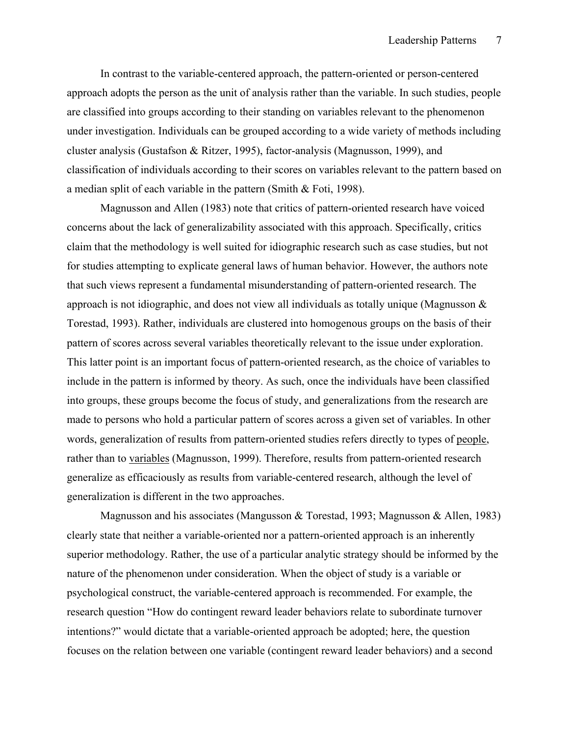In contrast to the variable-centered approach, the pattern-oriented or person-centered approach adopts the person as the unit of analysis rather than the variable. In such studies, people are classified into groups according to their standing on variables relevant to the phenomenon under investigation. Individuals can be grouped according to a wide variety of methods including cluster analysis (Gustafson & Ritzer, 1995), factor-analysis (Magnusson, 1999), and classification of individuals according to their scores on variables relevant to the pattern based on a median split of each variable in the pattern (Smith & Foti, 1998).

Magnusson and Allen (1983) note that critics of pattern-oriented research have voiced concerns about the lack of generalizability associated with this approach. Specifically, critics claim that the methodology is well suited for idiographic research such as case studies, but not for studies attempting to explicate general laws of human behavior. However, the authors note that such views represent a fundamental misunderstanding of pattern-oriented research. The approach is not idiographic, and does not view all individuals as totally unique (Magnusson & Torestad, 1993). Rather, individuals are clustered into homogenous groups on the basis of their pattern of scores across several variables theoretically relevant to the issue under exploration. This latter point is an important focus of pattern-oriented research, as the choice of variables to include in the pattern is informed by theory. As such, once the individuals have been classified into groups, these groups become the focus of study, and generalizations from the research are made to persons who hold a particular pattern of scores across a given set of variables. In other words, generalization of results from pattern-oriented studies refers directly to types of <u>people</u>, rather than to <u>variables</u> (Magnusson, 1999). Therefore, results from pattern-oriented research generalize as efficaciously as results from variable-centered research, although the level of generalization is different in the two approaches.

Magnusson and his associates (Mangusson & Torestad, 1993; Magnusson & Allen, 1983) clearly state that neither a variable-oriented nor a pattern-oriented approach is an inherently superior methodology. Rather, the use of a particular analytic strategy should be informed by the nature of the phenomenon under consideration. When the object of study is a variable or psychological construct, the variable-centered approach is recommended. For example, the research question "How do contingent reward leader behaviors relate to subordinate turnover intentions?" would dictate that a variable-oriented approach be adopted; here, the question focuses on the relation between one variable (contingent reward leader behaviors) and a second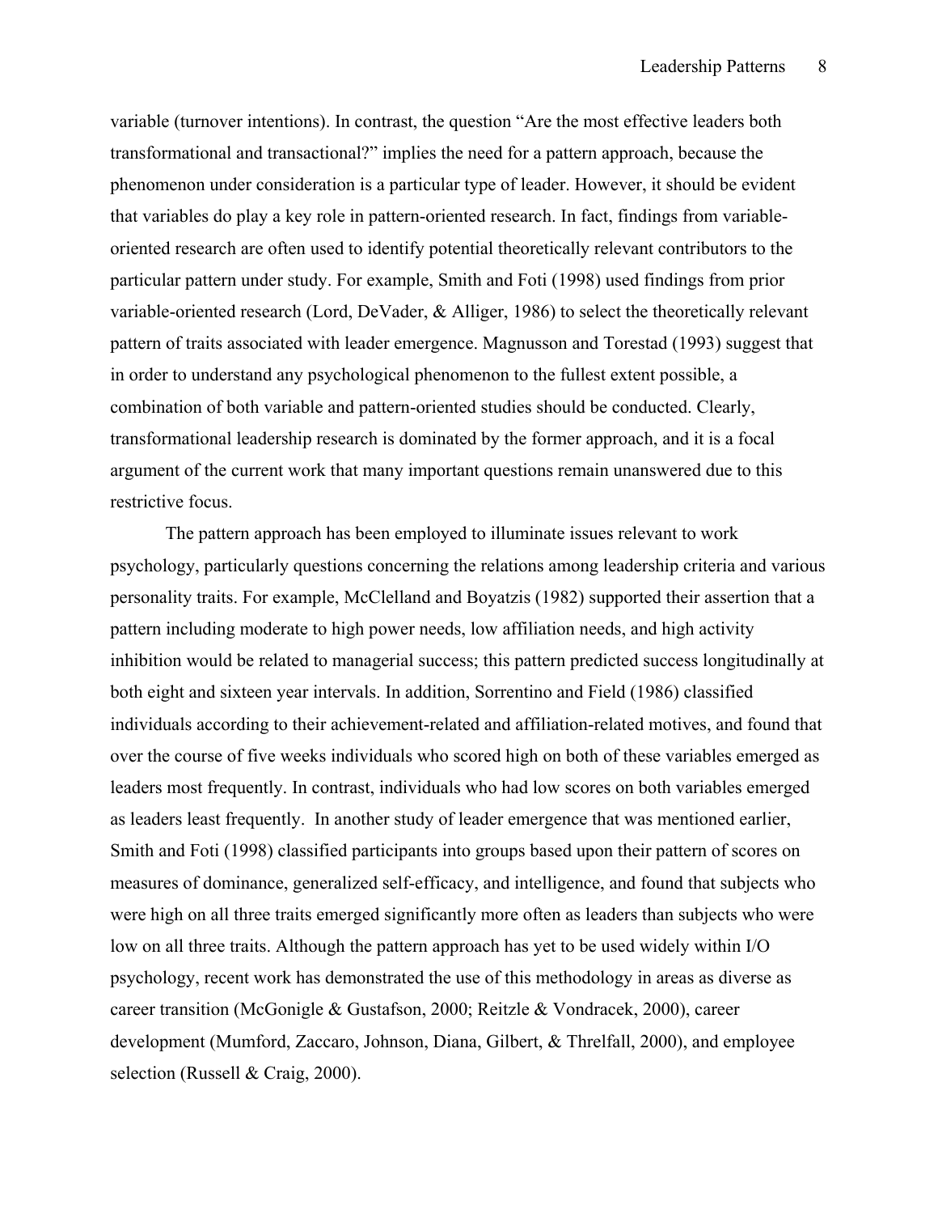variable (turnover intentions). In contrast, the question "Are the most effective leaders both transformational and transactional?" implies the need for a pattern approach, because the phenomenon under consideration is a particular type of leader. However, it should be evident that variables do play a key role in pattern-oriented research. In fact, findings from variable-oriented research are often used to identify potential theoretically relevant contributors to the particular pattern under study. For example, Smith and Foti (1998) used findings from prior variable-oriented research (Lord, DeVader, & Alliger, 1986) to select the theoretically relevant pattern of traits associated with leader emergence. Magnusson and Torestad (1993) suggest that in order to understand any psychological phenomenon to the fullest extent possible, a combination of both variable and pattern-oriented studies should be conducted. Clearly, transformational leadership research is dominated by the former approach, and it is a focal argument of the current work that many important questions remain unanswered due to this restrictive focus.

The pattern approach has been employed to illuminate issues relevant to work psychology, particularly questions concerning the relations among leadership criteria and various personality traits. For example, McClelland and Boyatzis (1982) supported their assertion that a pattern including moderate to high power needs, low affiliation needs, and high activity inhibition would be related to managerial success; this pattern predicted success longitudinally at both eight and sixteen year intervals. In addition, Sorrentino and Field (1986) classified individuals according to their achievement-related and affiliation-related motives, and found that over the course of five weeks individuals who scored high on both of these variables emerged as leaders most frequently. In contrast, individuals who had low scores on both variables emerged as leaders least frequently. In another study of leader emergence that was mentioned earlier, Smith and Foti (1998) classified participants into groups based upon their pattern of scores on measures of dominance, generalized self-efficacy, and intelligence, and found that subjects who were high on all three traits emerged significantly more often as leaders than subjects who were low on all three traits. Although the pattern approach has yet to be used widely within I/O psychology, recent work has demonstrated the use of this methodology in areas as diverse as career transition (McGonigle & Gustafson, 2000; Reitzle & Vondracek, 2000), career development (Mumford, Zaccaro, Johnson, Diana, Gilbert, & Threlfall, 2000), and employee selection (Russell & Craig, 2000).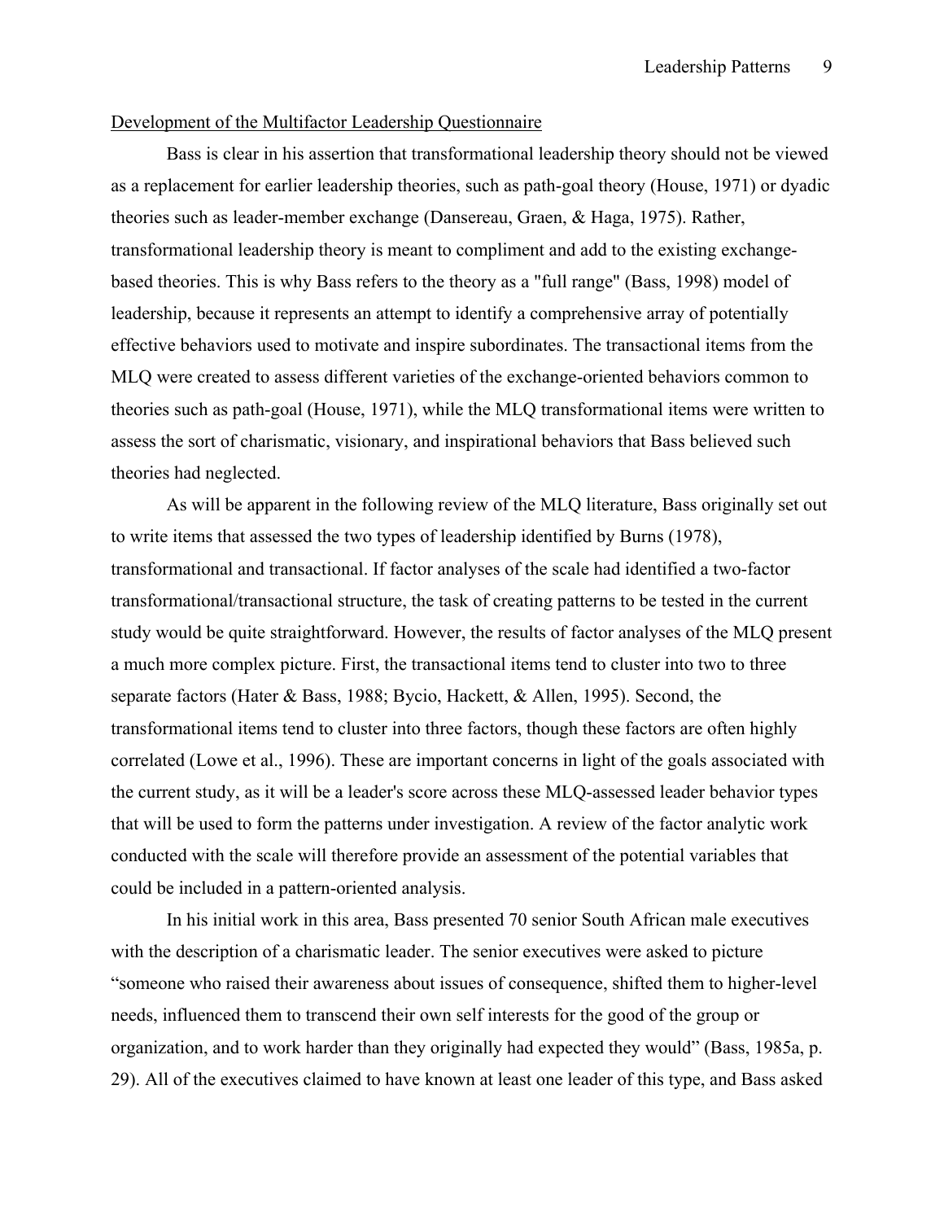Development of the Multifactor Leadership Questionnaire

Bass is clear in his assertion that transformational leadership theory should not be viewed as a replacement for earlier leadership theories, such as path-goal theory (House, 1971) or dyadic theories such as leader-member exchange (Dansereau, Graen, & Haga, 1975). Rather, transformational leadership theory is meant to compliment and add to the existing exchange-based theories. This is why Bass refers to the theory as a "full range" (Bass, 1998) model of leadership, because it represents an attempt to identify a comprehensive array of potentially effective behaviors used to motivate and inspire subordinates. The transactional items from the MLQ were created to assess different varieties of the exchange-oriented behaviors common to theories such as path-goal (House, 1971), while the MLQ transformational items were written to assess the sort of charismatic, visionary, and inspirational behaviors that Bass believed such theories had neglected.

As will be apparent in the following review of the MLQ literature, Bass originally set out to write items that assessed the two types of leadership identified by Burns (1978), transformational and transactional. If factor analyses of the scale had identified a two-factor transformational/transactional structure, the task of creating patterns to be tested in the current study would be quite straightforward. However, the results of factor analyses of the MLQ present a much more complex picture. First, the transactional items tend to cluster into two to three separate factors (Hater & Bass, 1988; Bycio, Hackett, & Allen, 1995). Second, the transformational items tend to cluster into three factors, though these factors are often highly correlated (Lowe et al., 1996). These are important concerns in light of the goals associated with the current study, as it will be a leader's score across these MLQ-assessed leader behavior types that will be used to form the patterns under investigation. A review of the factor analytic work conducted with the scale will therefore provide an assessment of the potential variables that could be included in a pattern-oriented analysis.

In his initial work in this area, Bass presented 70 senior South African male executives with the description of a charismatic leader. The senior executives were asked to picture "someone who raised their awareness about issues of consequence, shifted them to higher-level needs, influenced them to transcend their own self interests for the good of the group or organization, and to work harder than they originally had expected they would" (Bass, 1985a, p. 29). All of the executives claimed to have known at least one leader of this type, and Bass asked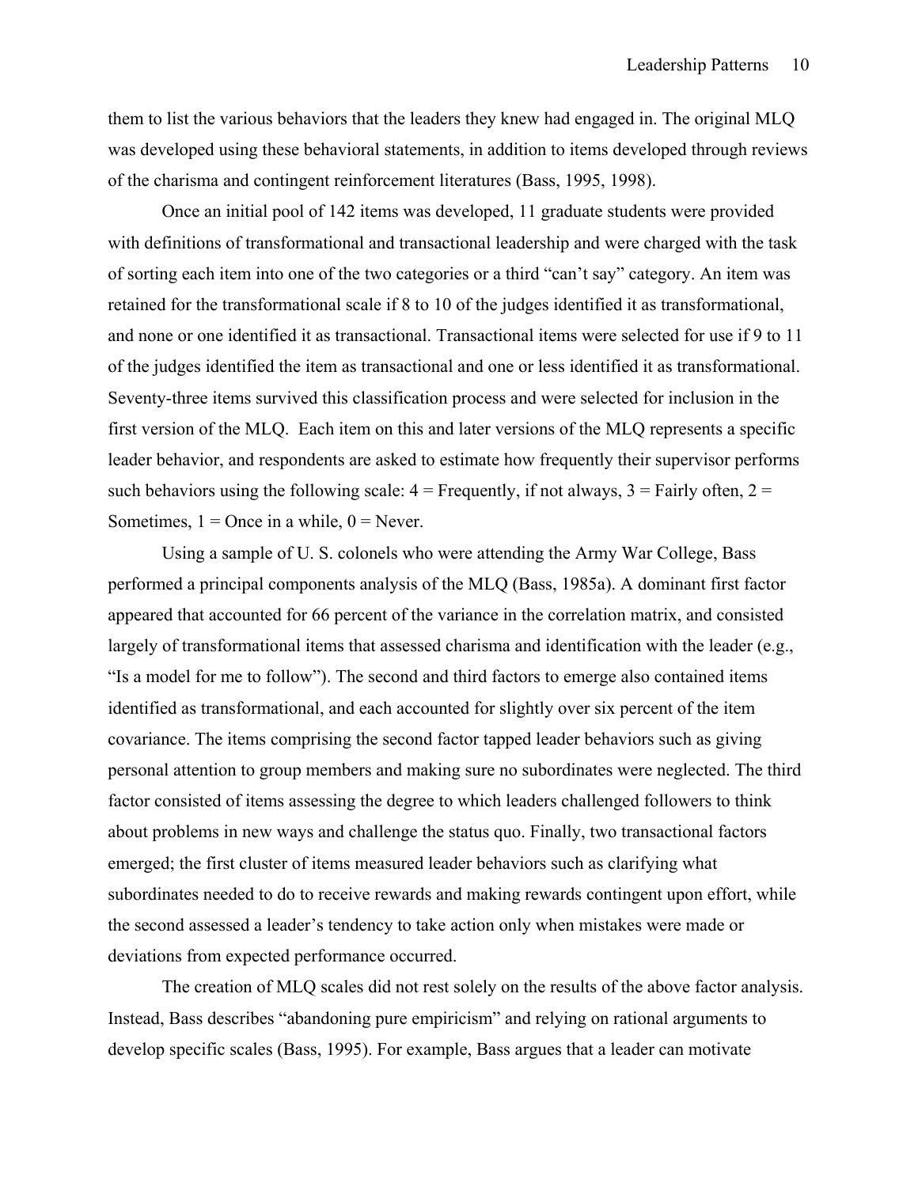them to list the various behaviors that the leaders they knew had engaged in. The original MLQ was developed using these behavioral statements, in addition to items developed through reviews of the charisma and contingent reinforcement literatures (Bass, 1995, 1998).

Once an initial pool of 142 items was developed, 11 graduate students were provided with definitions of transformational and transactional leadership and were charged with the task of sorting each item into one of the two categories or a third "can't say" category. An item was retained for the transformational scale if 8 to 10 of the judges identified it as transformational, and none or one identified it as transactional. Transactional items were selected for use if 9 to 11 of the judges identified the item as transactional and one or less identified it as transformational. Seventy-three items survived this classification process and were selected for inclusion in the first version of the MLQ. Each item on this and later versions of the MLQ represents a specific leader behavior, and respondents are asked to estimate how frequently their supervisor performs such behaviors using the following scale: 4 = Frequently, if not always, 3 = Fairly often, 2 = Sometimes, 1 = Once in a while, 0 = Never.

Using a sample of U. S. colonels who were attending the Army War College, Bass performed a principal components analysis of the MLQ (Bass, 1985a). A dominant first factor appeared that accounted for 66 percent of the variance in the correlation matrix, and consisted largely of transformational items that assessed charisma and identification with the leader (e.g., "Is a model for me to follow"). The second and third factors to emerge also contained items identified as transformational, and each accounted for slightly over six percent of the item covariance. The items comprising the second factor tapped leader behaviors such as giving personal attention to group members and making sure no subordinates were neglected. The third factor consisted of items assessing the degree to which leaders challenged followers to think about problems in new ways and challenge the status quo. Finally, two transactional factors emerged; the first cluster of items measured leader behaviors such as clarifying what subordinates needed to do to receive rewards and making rewards contingent upon effort, while the second assessed a leader's tendency to take action only when mistakes were made or deviations from expected performance occurred.

The creation of MLQ scales did not rest solely on the results of the above factor analysis. Instead, Bass describes "abandoning pure empiricism" and relying on rational arguments to develop specific scales (Bass, 1995). For example, Bass argues that a leader can motivate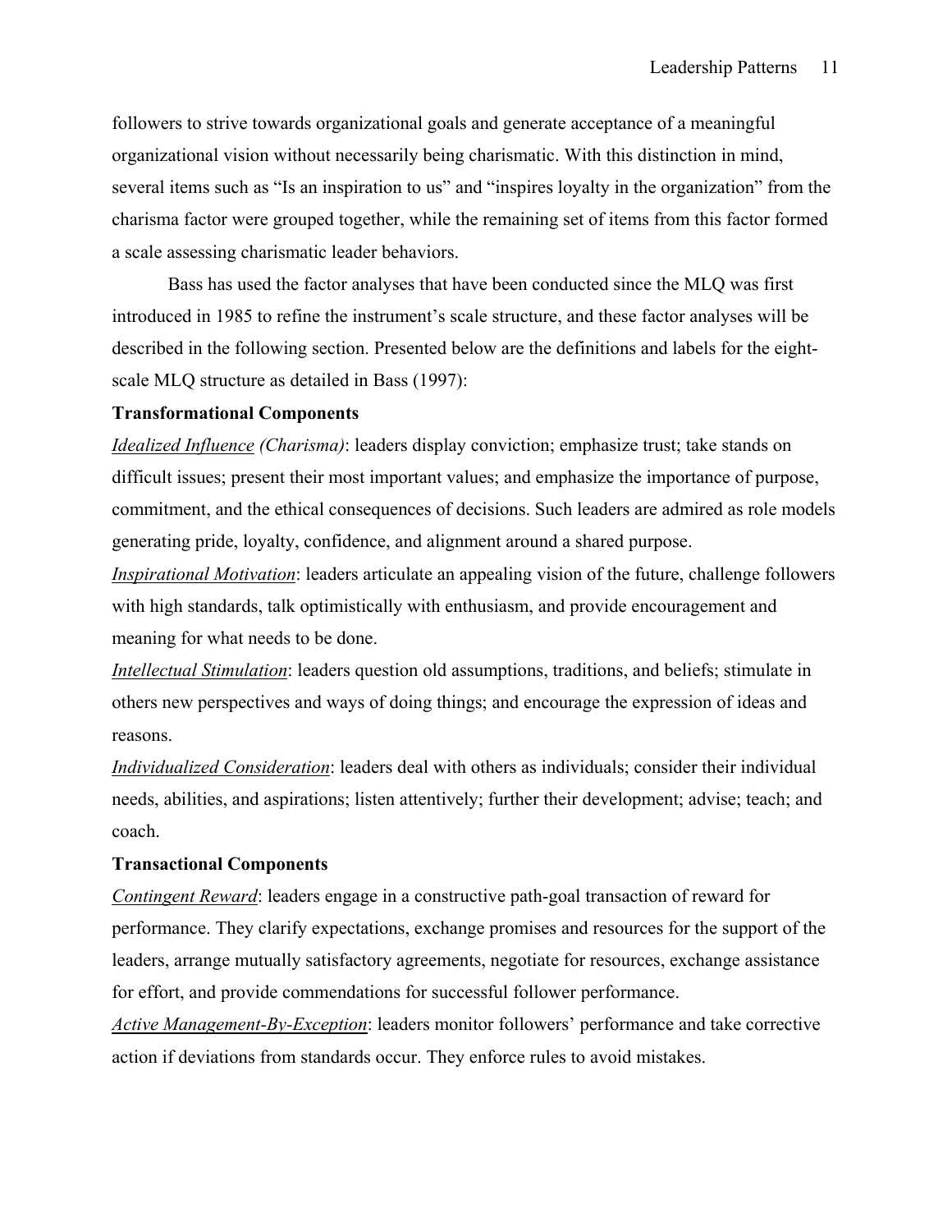followers to strive towards organizational goals and generate acceptance of a meaningful organizational vision without necessarily being charismatic. With this distinction in mind, several items such as "Is an inspiration to us" and "inspires loyalty in the organization" from the charisma factor were grouped together, while the remaining set of items from this factor formed a scale assessing charismatic leader behaviors.

Bass has used the factor analyses that have been conducted since the MLQ was first introduced in 1985 to refine the instrument's scale structure, and these factor analyses will be described in the following section. Presented below are the definitions and labels for the eight-scale MLQ structure as detailed in Bass (1997):

**Transformational Components**

*Idealized Influence (Charisma)*: leaders display conviction; emphasize trust; take stands on difficult issues; present their most important values; and emphasize the importance of purpose, commitment, and the ethical consequences of decisions. Such leaders are admired as role models generating pride, loyalty, confidence, and alignment around a shared purpose.

*Inspirational Motivation*: leaders articulate an appealing vision of the future, challenge followers with high standards, talk optimistically with enthusiasm, and provide encouragement and meaning for what needs to be done.

*Intellectual Stimulation*: leaders question old assumptions, traditions, and beliefs; stimulate in others new perspectives and ways of doing things; and encourage the expression of ideas and reasons.

*Individualized Consideration*: leaders deal with others as individuals; consider their individual needs, abilities, and aspirations; listen attentively; further their development; advise; teach; and coach.

**Transactional Components**

*Contingent Reward*: leaders engage in a constructive path-goal transaction of reward for performance. They clarify expectations, exchange promises and resources for the support of the leaders, arrange mutually satisfactory agreements, negotiate for resources, exchange assistance for effort, and provide commendations for successful follower performance.

*Active Management-By-Exception*: leaders monitor followers' performance and take corrective action if deviations from standards occur. They enforce rules to avoid mistakes.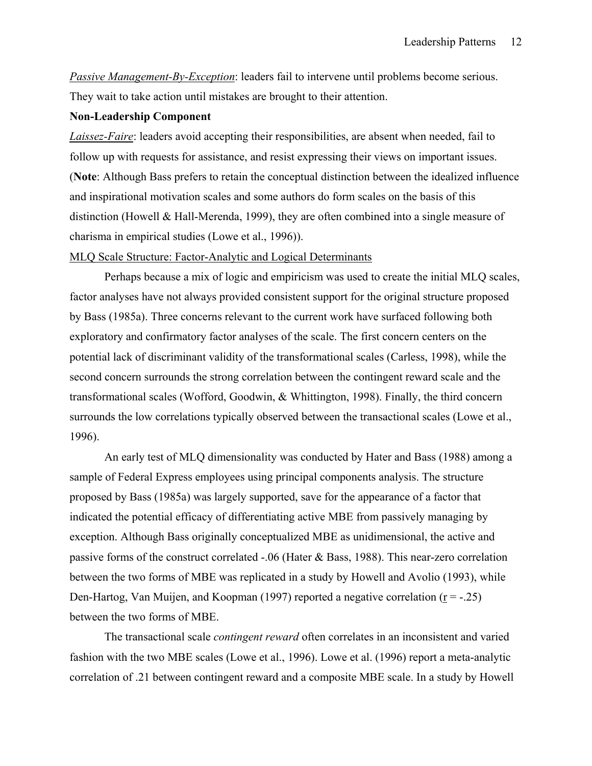*Passive Management-By-Exception*: leaders fail to intervene until problems become serious. They wait to take action until mistakes are brought to their attention.

**Non-Leadership Component**

*Laissez-Faire*: leaders avoid accepting their responsibilities, are absent when needed, fail to follow up with requests for assistance, and resist expressing their views on important issues. (**Note**: Although Bass prefers to retain the conceptual distinction between the idealized influence and inspirational motivation scales and some authors do form scales on the basis of this distinction (Howell & Hall-Merenda, 1999), they are often combined into a single measure of charisma in empirical studies (Lowe et al., 1996)).

MLQ Scale Structure: Factor-Analytic and Logical Determinants

Perhaps because a mix of logic and empiricism was used to create the initial MLQ scales, factor analyses have not always provided consistent support for the original structure proposed by Bass (1985a). Three concerns relevant to the current work have surfaced following both exploratory and confirmatory factor analyses of the scale. The first concern centers on the potential lack of discriminant validity of the transformational scales (Carless, 1998), while the second concern surrounds the strong correlation between the contingent reward scale and the transformational scales (Wofford, Goodwin, & Whittington, 1998). Finally, the third concern surrounds the low correlations typically observed between the transactional scales (Lowe et al., 1996).

An early test of MLQ dimensionality was conducted by Hater and Bass (1988) among a sample of Federal Express employees using principal components analysis. The structure proposed by Bass (1985a) was largely supported, save for the appearance of a factor that indicated the potential efficacy of differentiating active MBE from passively managing by exception. Although Bass originally conceptualized MBE as unidimensional, the active and passive forms of the construct correlated -.06 (Hater & Bass, 1988). This near-zero correlation between the two forms of MBE was replicated in a study by Howell and Avolio (1993), while Den-Hartog, Van Muijen, and Koopman (1997) reported a negative correlation ($r = -.25$) between the two forms of MBE.

The transactional scale *contingent reward* often correlates in an inconsistent and varied fashion with the two MBE scales (Lowe et al., 1996). Lowe et al. (1996) report a meta-analytic correlation of .21 between contingent reward and a composite MBE scale. In a study by Howell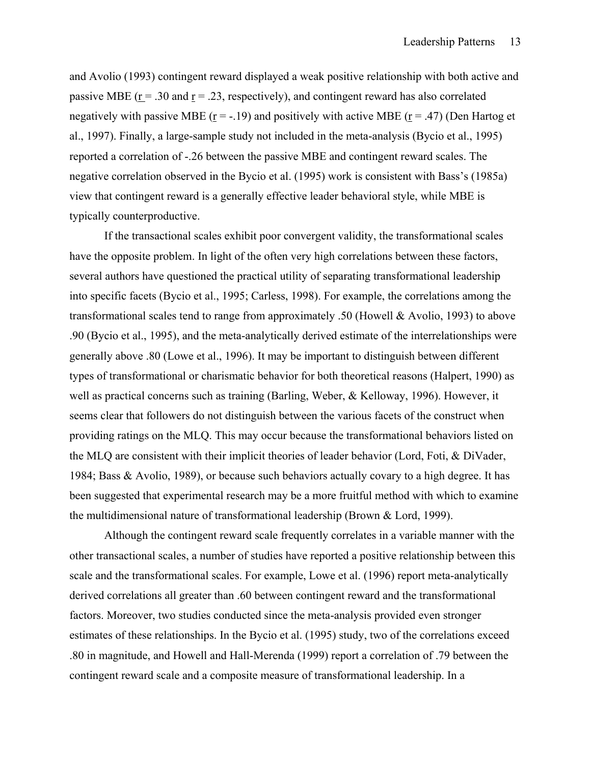and Avolio (1993) contingent reward displayed a weak positive relationship with both active and passive MBE ($r = .30$ and $r = .23$, respectively), and contingent reward has also correlated negatively with passive MBE ($r = -.19$) and positively with active MBE ($r = .47$) (Den Hartog et al., 1997). Finally, a large-sample study not included in the meta-analysis (Bycio et al., 1995) reported a correlation of -.26 between the passive MBE and contingent reward scales. The negative correlation observed in the Bycio et al. (1995) work is consistent with Bass's (1985a) view that contingent reward is a generally effective leader behavioral style, while MBE is typically counterproductive.

If the transactional scales exhibit poor convergent validity, the transformational scales have the opposite problem. In light of the often very high correlations between these factors, several authors have questioned the practical utility of separating transformational leadership into specific facets (Bycio et al., 1995; Carless, 1998). For example, the correlations among the transformational scales tend to range from approximately .50 (Howell & Avolio, 1993) to above .90 (Bycio et al., 1995), and the meta-analytically derived estimate of the interrelationships were generally above .80 (Lowe et al., 1996). It may be important to distinguish between different types of transformational or charismatic behavior for both theoretical reasons (Halpert, 1990) as well as practical concerns such as training (Barling, Weber, & Kelloway, 1996). However, it seems clear that followers do not distinguish between the various facets of the construct when providing ratings on the MLQ. This may occur because the transformational behaviors listed on the MLQ are consistent with their implicit theories of leader behavior (Lord, Foti, & DiVader, 1984; Bass & Avolio, 1989), or because such behaviors actually covary to a high degree. It has been suggested that experimental research may be a more fruitful method with which to examine the multidimensional nature of transformational leadership (Brown & Lord, 1999).

Although the contingent reward scale frequently correlates in a variable manner with the other transactional scales, a number of studies have reported a positive relationship between this scale and the transformational scales. For example, Lowe et al. (1996) report meta-analytically derived correlations all greater than .60 between contingent reward and the transformational factors. Moreover, two studies conducted since the meta-analysis provided even stronger estimates of these relationships. In the Bycio et al. (1995) study, two of the correlations exceed .80 in magnitude, and Howell and Hall-Merenda (1999) report a correlation of .79 between the contingent reward scale and a composite measure of transformational leadership. In a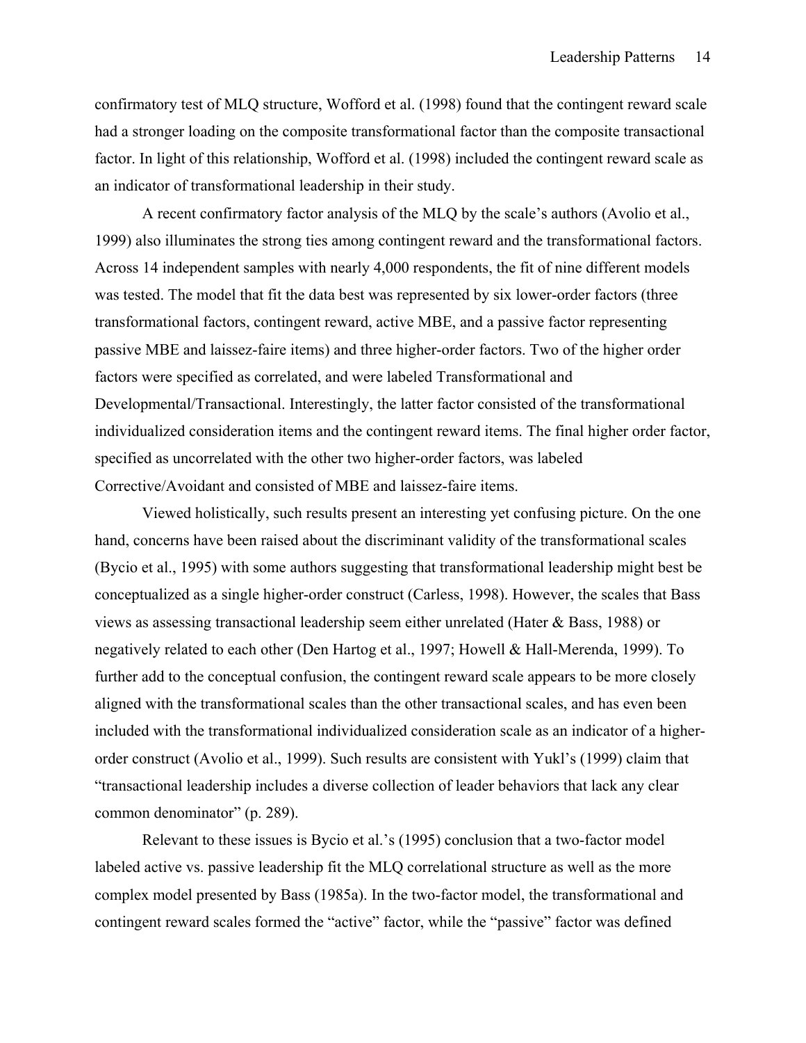confirmatory test of MLQ structure, Wofford et al. (1998) found that the contingent reward scale had a stronger loading on the composite transformational factor than the composite transactional factor. In light of this relationship, Wofford et al. (1998) included the contingent reward scale as an indicator of transformational leadership in their study.

A recent confirmatory factor analysis of the MLQ by the scale's authors (Avolio et al., 1999) also illuminates the strong ties among contingent reward and the transformational factors. Across 14 independent samples with nearly 4,000 respondents, the fit of nine different models was tested. The model that fit the data best was represented by six lower-order factors (three transformational factors, contingent reward, active MBE, and a passive factor representing passive MBE and laissez-faire items) and three higher-order factors. Two of the higher order factors were specified as correlated, and were labeled Transformational and Developmental/Transactional. Interestingly, the latter factor consisted of the transformational individualized consideration items and the contingent reward items. The final higher order factor, specified as uncorrelated with the other two higher-order factors, was labeled Corrective/Avoidant and consisted of MBE and laissez-faire items.

Viewed holistically, such results present an interesting yet confusing picture. On the one hand, concerns have been raised about the discriminant validity of the transformational scales (Bycio et al., 1995) with some authors suggesting that transformational leadership might best be conceptualized as a single higher-order construct (Carless, 1998). However, the scales that Bass views as assessing transactional leadership seem either unrelated (Hater & Bass, 1988) or negatively related to each other (Den Hartog et al., 1997; Howell & Hall-Merenda, 1999). To further add to the conceptual confusion, the contingent reward scale appears to be more closely aligned with the transformational scales than the other transactional scales, and has even been included with the transformational individualized consideration scale as an indicator of a higher-order construct (Avolio et al., 1999). Such results are consistent with Yukl's (1999) claim that "transactional leadership includes a diverse collection of leader behaviors that lack any clear common denominator" (p. 289).

Relevant to these issues is Bycio et al.'s (1995) conclusion that a two-factor model labeled active vs. passive leadership fit the MLQ correlational structure as well as the more complex model presented by Bass (1985a). In the two-factor model, the transformational and contingent reward scales formed the "active" factor, while the "passive" factor was defined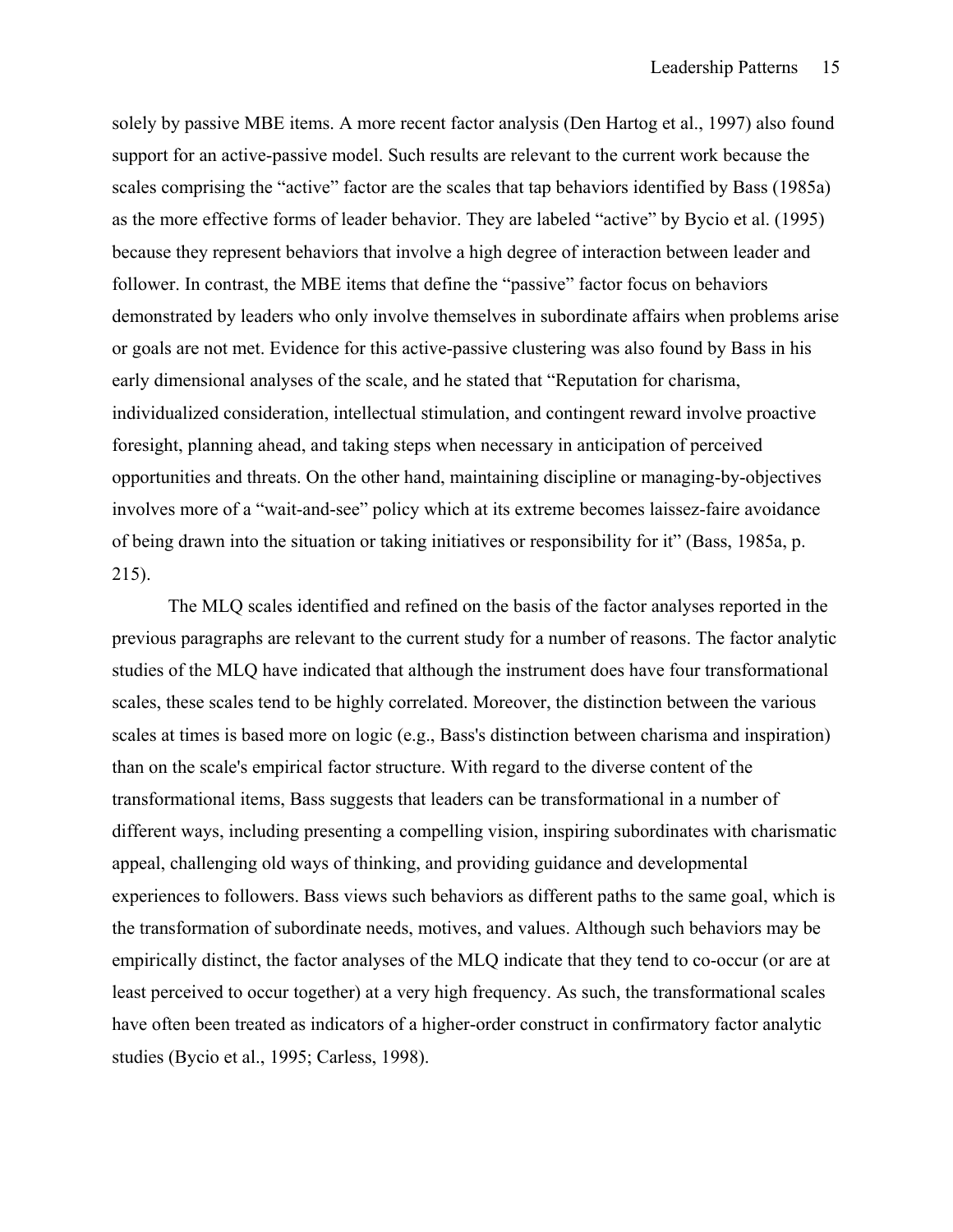solely by passive MBE items. A more recent factor analysis (Den Hartog et al., 1997) also found support for an active-passive model. Such results are relevant to the current work because the scales comprising the "active" factor are the scales that tap behaviors identified by Bass (1985a) as the more effective forms of leader behavior. They are labeled "active" by Bycio et al. (1995) because they represent behaviors that involve a high degree of interaction between leader and follower. In contrast, the MBE items that define the "passive" factor focus on behaviors demonstrated by leaders who only involve themselves in subordinate affairs when problems arise or goals are not met. Evidence for this active-passive clustering was also found by Bass in his early dimensional analyses of the scale, and he stated that "Reputation for charisma, individualized consideration, intellectual stimulation, and contingent reward involve proactive foresight, planning ahead, and taking steps when necessary in anticipation of perceived opportunities and threats. On the other hand, maintaining discipline or managing-by-objectives involves more of a "wait-and-see" policy which at its extreme becomes laissez-faire avoidance of being drawn into the situation or taking initiatives or responsibility for it" (Bass, 1985a, p. 215).

The MLQ scales identified and refined on the basis of the factor analyses reported in the previous paragraphs are relevant to the current study for a number of reasons. The factor analytic studies of the MLQ have indicated that although the instrument does have four transformational scales, these scales tend to be highly correlated. Moreover, the distinction between the various scales at times is based more on logic (e.g., Bass's distinction between charisma and inspiration) than on the scale's empirical factor structure. With regard to the diverse content of the transformational items, Bass suggests that leaders can be transformational in a number of different ways, including presenting a compelling vision, inspiring subordinates with charismatic appeal, challenging old ways of thinking, and providing guidance and developmental experiences to followers. Bass views such behaviors as different paths to the same goal, which is the transformation of subordinate needs, motives, and values. Although such behaviors may be empirically distinct, the factor analyses of the MLQ indicate that they tend to co-occur (or are at least perceived to occur together) at a very high frequency. As such, the transformational scales have often been treated as indicators of a higher-order construct in confirmatory factor analytic studies (Bycio et al., 1995; Carless, 1998).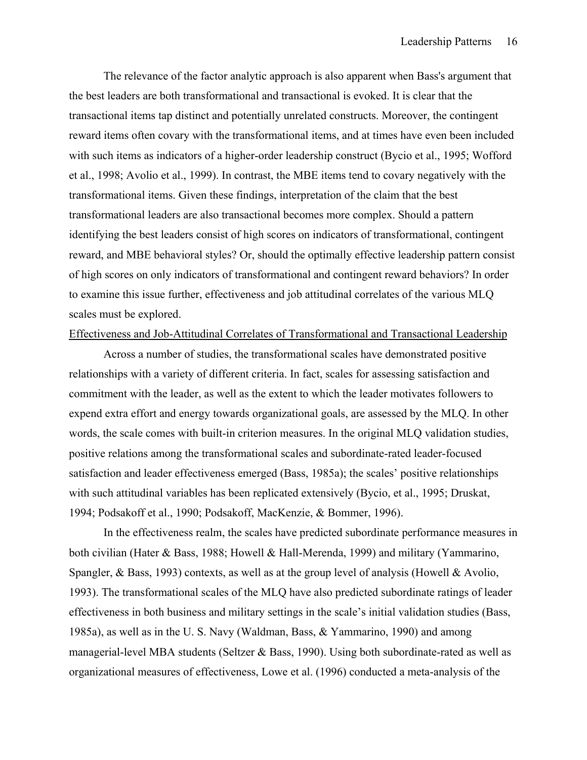The relevance of the factor analytic approach is also apparent when Bass's argument that the best leaders are both transformational and transactional is evoked. It is clear that the transactional items tap distinct and potentially unrelated constructs. Moreover, the contingent reward items often covary with the transformational items, and at times have even been included with such items as indicators of a higher-order leadership construct (Bycio et al., 1995; Wofford et al., 1998; Avolio et al., 1999). In contrast, the MBE items tend to covary negatively with the transformational items. Given these findings, interpretation of the claim that the best transformational leaders are also transactional becomes more complex. Should a pattern identifying the best leaders consist of high scores on indicators of transformational, contingent reward, and MBE behavioral styles? Or, should the optimally effective leadership pattern consist of high scores on only indicators of transformational and contingent reward behaviors? In order to examine this issue further, effectiveness and job attitudinal correlates of the various MLQ scales must be explored.

## Effectiveness and Job-Attitudinal Correlates of Transformational and Transactional Leadership

Across a number of studies, the transformational scales have demonstrated positive relationships with a variety of different criteria. In fact, scales for assessing satisfaction and commitment with the leader, as well as the extent to which the leader motivates followers to expend extra effort and energy towards organizational goals, are assessed by the MLQ. In other words, the scale comes with built-in criterion measures. In the original MLQ validation studies, positive relations among the transformational scales and subordinate-rated leader-focused satisfaction and leader effectiveness emerged (Bass, 1985a); the scales' positive relationships with such attitudinal variables has been replicated extensively (Bycio, et al., 1995; Druskat, 1994; Podsakoff et al., 1990; Podsakoff, MacKenzie, & Bommer, 1996).

In the effectiveness realm, the scales have predicted subordinate performance measures in both civilian (Hater & Bass, 1988; Howell & Hall-Merenda, 1999) and military (Yammarino, Spangler, & Bass, 1993) contexts, as well as at the group level of analysis (Howell & Avolio, 1993). The transformational scales of the MLQ have also predicted subordinate ratings of leader effectiveness in both business and military settings in the scale's initial validation studies (Bass, 1985a), as well as in the U. S. Navy (Waldman, Bass, & Yammarino, 1990) and among managerial-level MBA students (Seltzer & Bass, 1990). Using both subordinate-rated as well as organizational measures of effectiveness, Lowe et al. (1996) conducted a meta-analysis of the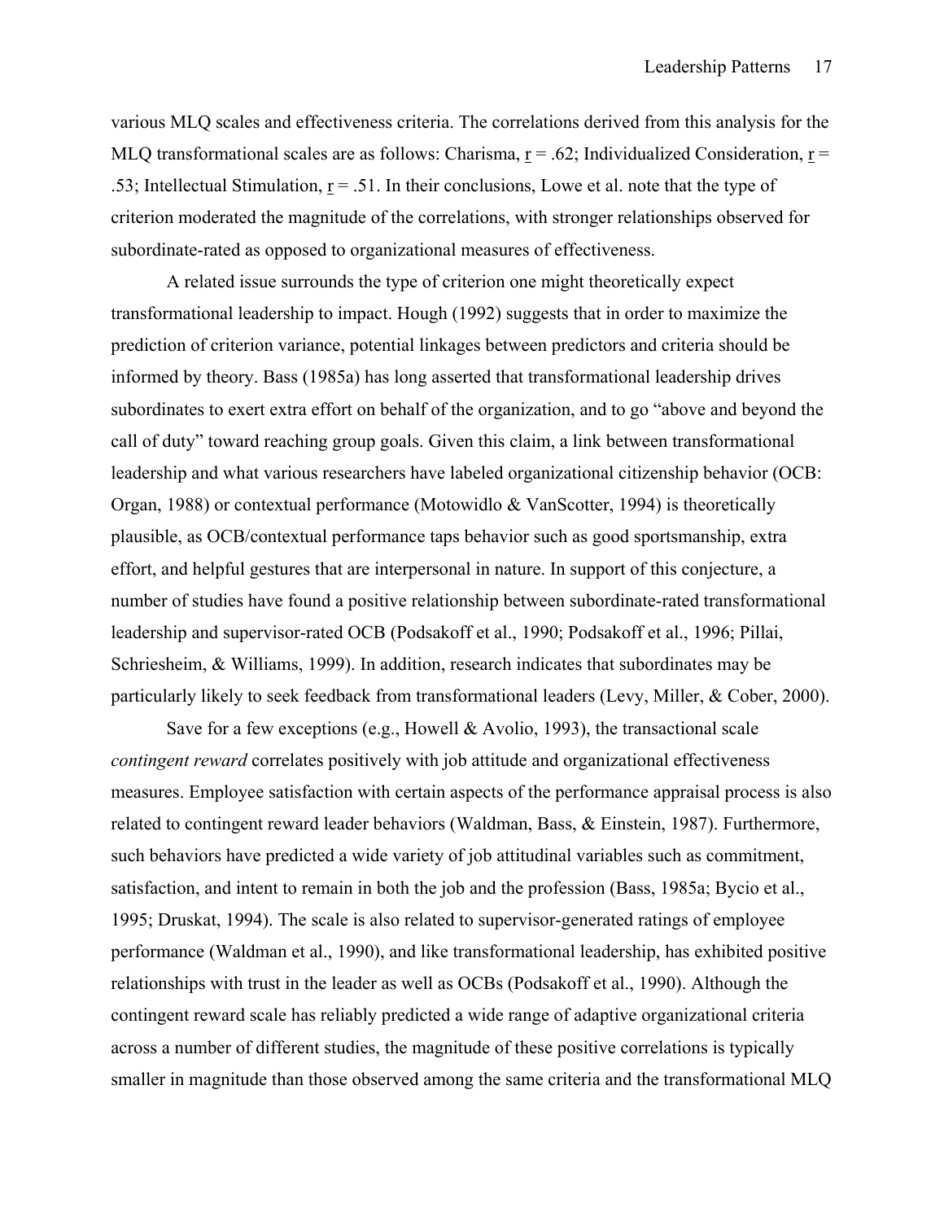various MLQ scales and effectiveness criteria. The correlations derived from this analysis for the MLQ transformational scales are as follows: Charisma, $\underline{r} = .62$; Individualized Consideration, $\underline{r} = .53$; Intellectual Stimulation, $\underline{r} = .51$. In their conclusions, Lowe et al. note that the type of criterion moderated the magnitude of the correlations, with stronger relationships observed for subordinate-rated as opposed to organizational measures of effectiveness.

A related issue surrounds the type of criterion one might theoretically expect transformational leadership to impact. Hough (1992) suggests that in order to maximize the prediction of criterion variance, potential linkages between predictors and criteria should be informed by theory. Bass (1985a) has long asserted that transformational leadership drives subordinates to exert extra effort on behalf of the organization, and to go "above and beyond the call of duty" toward reaching group goals. Given this claim, a link between transformational leadership and what various researchers have labeled organizational citizenship behavior (OCB: Organ, 1988) or contextual performance (Motowidlo & VanScotter, 1994) is theoretically plausible, as OCB/contextual performance taps behavior such as good sportsmanship, extra effort, and helpful gestures that are interpersonal in nature. In support of this conjecture, a number of studies have found a positive relationship between subordinate-rated transformational leadership and supervisor-rated OCB (Podsakoff et al., 1990; Podsakoff et al., 1996; Pillai, Schriesheim, & Williams, 1999). In addition, research indicates that subordinates may be particularly likely to seek feedback from transformational leaders (Levy, Miller, & Cober, 2000).

Save for a few exceptions (e.g., Howell & Avolio, 1993), the transactional scale *contingent reward* correlates positively with job attitude and organizational effectiveness measures. Employee satisfaction with certain aspects of the performance appraisal process is also related to contingent reward leader behaviors (Waldman, Bass, & Einstein, 1987). Furthermore, such behaviors have predicted a wide variety of job attitudinal variables such as commitment, satisfaction, and intent to remain in both the job and the profession (Bass, 1985a; Bycio et al., 1995; Druskat, 1994). The scale is also related to supervisor-generated ratings of employee performance (Waldman et al., 1990), and like transformational leadership, has exhibited positive relationships with trust in the leader as well as OCBs (Podsakoff et al., 1990). Although the contingent reward scale has reliably predicted a wide range of adaptive organizational criteria across a number of different studies, the magnitude of these positive correlations is typically smaller in magnitude than those observed among the same criteria and the transformational MLQ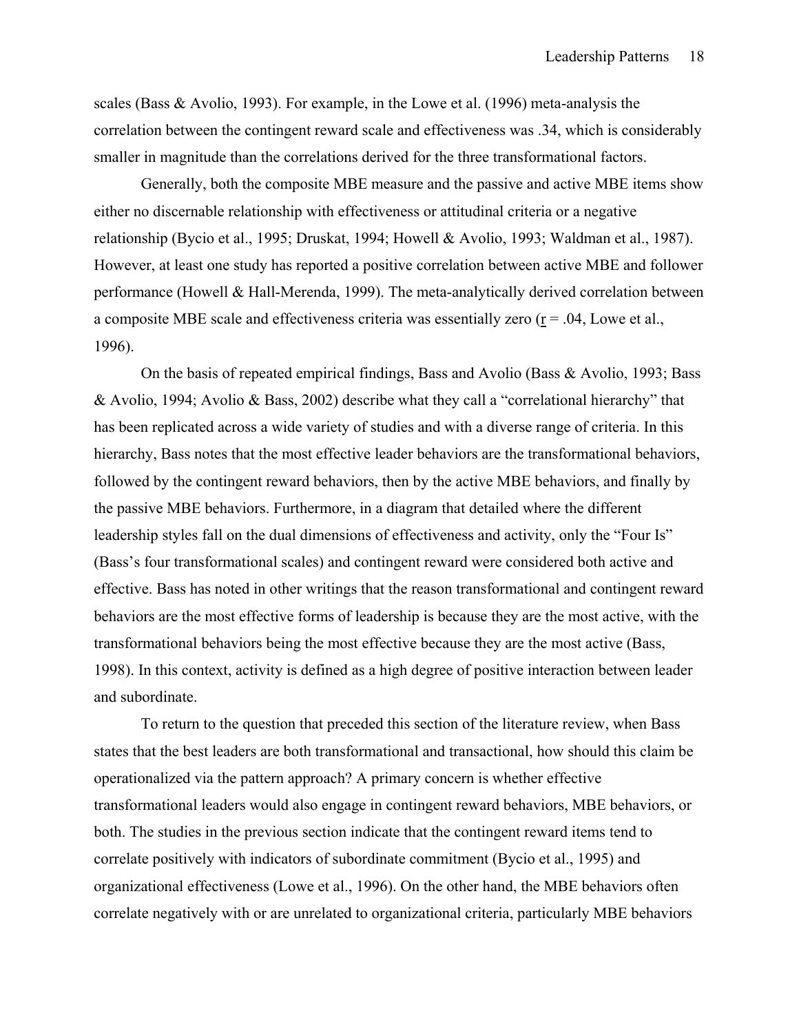scales (Bass & Avolio, 1993). For example, in the Lowe et al. (1996) meta-analysis the correlation between the contingent reward scale and effectiveness was .34, which is considerably smaller in magnitude than the correlations derived for the three transformational factors.

Generally, both the composite MBE measure and the passive and active MBE items show either no discernable relationship with effectiveness or attitudinal criteria or a negative relationship (Bycio et al., 1995; Druskat, 1994; Howell & Avolio, 1993; Waldman et al., 1987). However, at least one study has reported a positive correlation between active MBE and follower performance (Howell & Hall-Merenda, 1999). The meta-analytically derived correlation between a composite MBE scale and effectiveness criteria was essentially zero ($r = .04$, Lowe et al., 1996).

On the basis of repeated empirical findings, Bass and Avolio (Bass & Avolio, 1993; Bass & Avolio, 1994; Avolio & Bass, 2002) describe what they call a "correlational hierarchy" that has been replicated across a wide variety of studies and with a diverse range of criteria. In this hierarchy, Bass notes that the most effective leader behaviors are the transformational behaviors, followed by the contingent reward behaviors, then by the active MBE behaviors, and finally by the passive MBE behaviors. Furthermore, in a diagram that detailed where the different leadership styles fall on the dual dimensions of effectiveness and activity, only the "Four Is" (Bass's four transformational scales) and contingent reward were considered both active and effective. Bass has noted in other writings that the reason transformational and contingent reward behaviors are the most effective forms of leadership is because they are the most active, with the transformational behaviors being the most effective because they are the most active (Bass, 1998). In this context, activity is defined as a high degree of positive interaction between leader and subordinate.

To return to the question that preceded this section of the literature review, when Bass states that the best leaders are both transformational and transactional, how should this claim be operationalized via the pattern approach? A primary concern is whether effective transformational leaders would also engage in contingent reward behaviors, MBE behaviors, or both. The studies in the previous section indicate that the contingent reward items tend to correlate positively with indicators of subordinate commitment (Bycio et al., 1995) and organizational effectiveness (Lowe et al., 1996). On the other hand, the MBE behaviors often correlate negatively with or are unrelated to organizational criteria, particularly MBE behaviors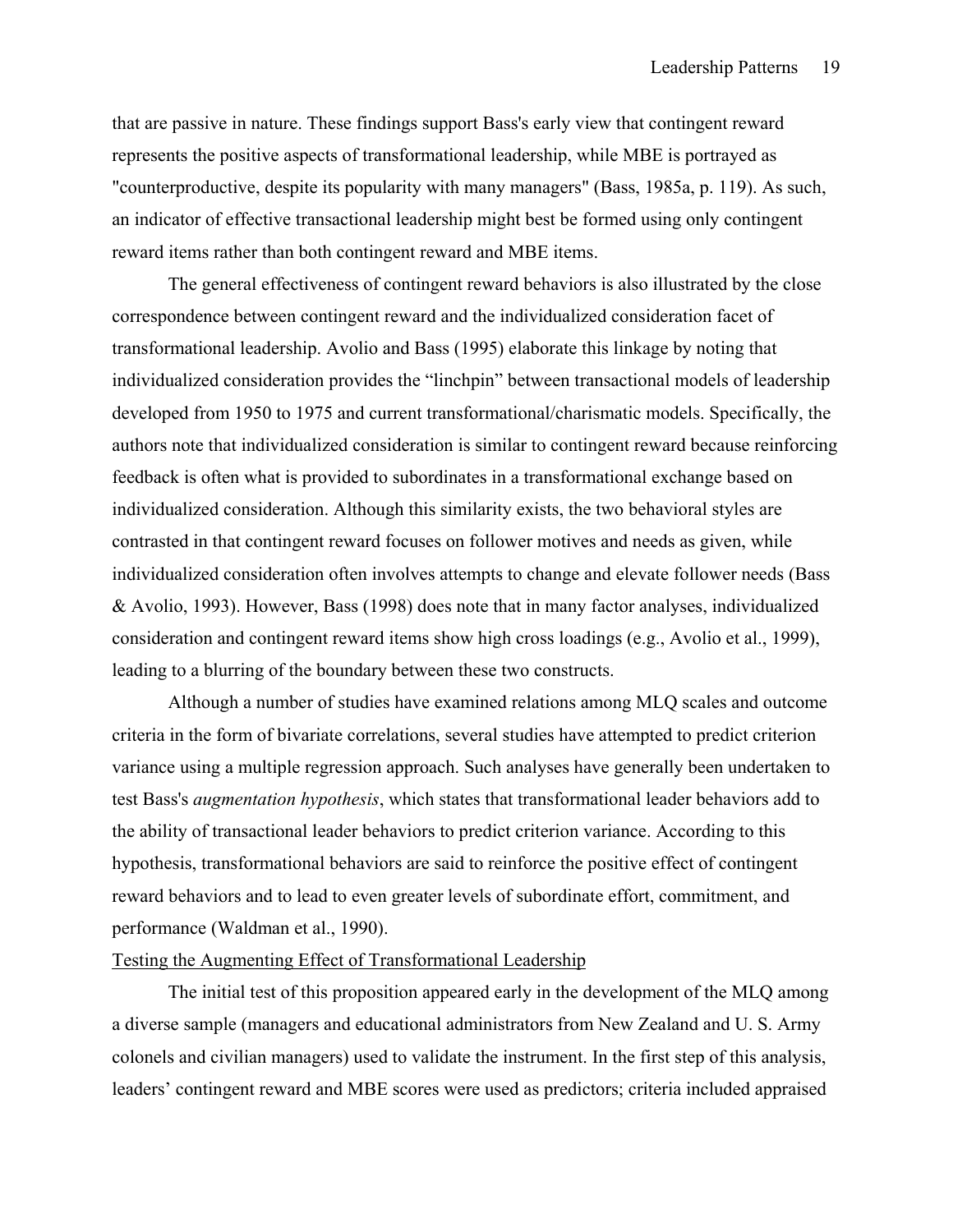that are passive in nature. These findings support Bass's early view that contingent reward represents the positive aspects of transformational leadership, while MBE is portrayed as "counterproductive, despite its popularity with many managers" (Bass, 1985a, p. 119). As such, an indicator of effective transactional leadership might best be formed using only contingent reward items rather than both contingent reward and MBE items.

The general effectiveness of contingent reward behaviors is also illustrated by the close correspondence between contingent reward and the individualized consideration facet of transformational leadership. Avolio and Bass (1995) elaborate this linkage by noting that individualized consideration provides the "linchpin" between transactional models of leadership developed from 1950 to 1975 and current transformational/charismatic models. Specifically, the authors note that individualized consideration is similar to contingent reward because reinforcing feedback is often what is provided to subordinates in a transformational exchange based on individualized consideration. Although this similarity exists, the two behavioral styles are contrasted in that contingent reward focuses on follower motives and needs as given, while individualized consideration often involves attempts to change and elevate follower needs (Bass & Avolio, 1993). However, Bass (1998) does note that in many factor analyses, individualized consideration and contingent reward items show high cross loadings (e.g., Avolio et al., 1999), leading to a blurring of the boundary between these two constructs.

Although a number of studies have examined relations among MLQ scales and outcome criteria in the form of bivariate correlations, several studies have attempted to predict criterion variance using a multiple regression approach. Such analyses have generally been undertaken to test Bass's *augmentation hypothesis*, which states that transformational leader behaviors add to the ability of transactional leader behaviors to predict criterion variance. According to this hypothesis, transformational behaviors are said to reinforce the positive effect of contingent reward behaviors and to lead to even greater levels of subordinate effort, commitment, and performance (Waldman et al., 1990).

<u>Testing the Augmenting Effect of Transformational Leadership</u>

The initial test of this proposition appeared early in the development of the MLQ among a diverse sample (managers and educational administrators from New Zealand and U. S. Army colonels and civilian managers) used to validate the instrument. In the first step of this analysis, leaders' contingent reward and MBE scores were used as predictors; criteria included appraised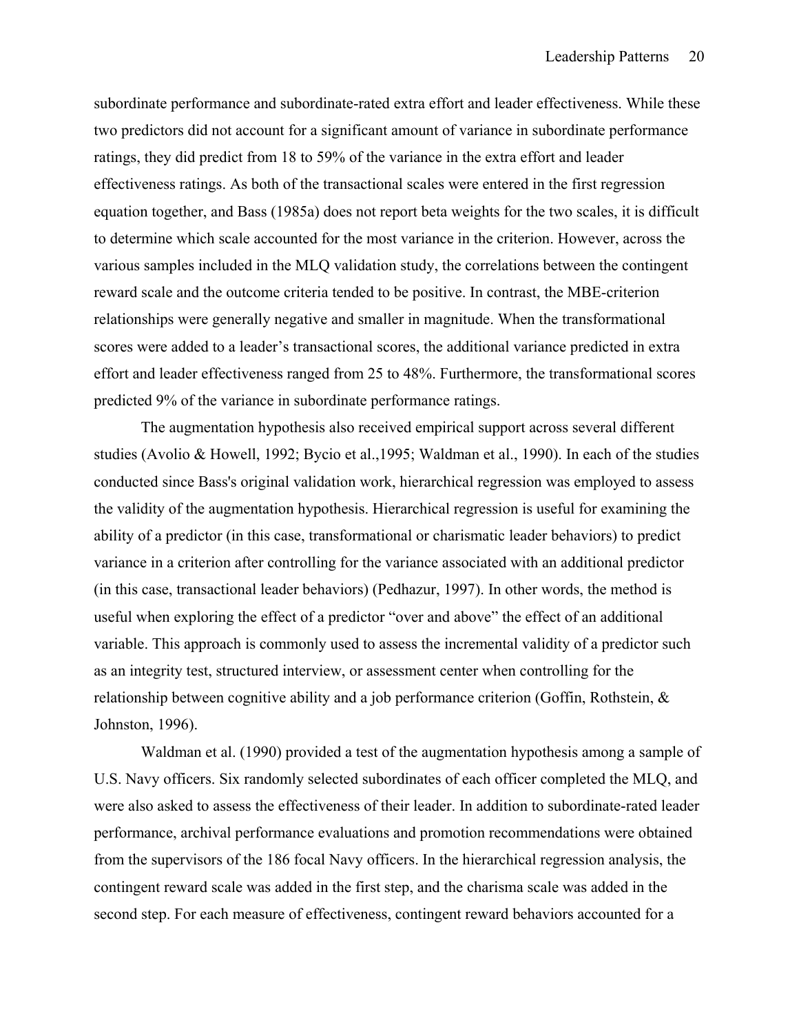subordinate performance and subordinate-rated extra effort and leader effectiveness. While these two predictors did not account for a significant amount of variance in subordinate performance ratings, they did predict from 18 to 59% of the variance in the extra effort and leader effectiveness ratings. As both of the transactional scales were entered in the first regression equation together, and Bass (1985a) does not report beta weights for the two scales, it is difficult to determine which scale accounted for the most variance in the criterion. However, across the various samples included in the MLQ validation study, the correlations between the contingent reward scale and the outcome criteria tended to be positive. In contrast, the MBE-criterion relationships were generally negative and smaller in magnitude. When the transformational scores were added to a leader's transactional scores, the additional variance predicted in extra effort and leader effectiveness ranged from 25 to 48%. Furthermore, the transformational scores predicted 9% of the variance in subordinate performance ratings.

The augmentation hypothesis also received empirical support across several different studies (Avolio & Howell, 1992; Bycio et al.,1995; Waldman et al., 1990). In each of the studies conducted since Bass's original validation work, hierarchical regression was employed to assess the validity of the augmentation hypothesis. Hierarchical regression is useful for examining the ability of a predictor (in this case, transformational or charismatic leader behaviors) to predict variance in a criterion after controlling for the variance associated with an additional predictor (in this case, transactional leader behaviors) (Pedhazur, 1997). In other words, the method is useful when exploring the effect of a predictor "over and above" the effect of an additional variable. This approach is commonly used to assess the incremental validity of a predictor such as an integrity test, structured interview, or assessment center when controlling for the relationship between cognitive ability and a job performance criterion (Goffin, Rothstein, & Johnston, 1996).

Waldman et al. (1990) provided a test of the augmentation hypothesis among a sample of U.S. Navy officers. Six randomly selected subordinates of each officer completed the MLQ, and were also asked to assess the effectiveness of their leader. In addition to subordinate-rated leader performance, archival performance evaluations and promotion recommendations were obtained from the supervisors of the 186 focal Navy officers. In the hierarchical regression analysis, the contingent reward scale was added in the first step, and the charisma scale was added in the second step. For each measure of effectiveness, contingent reward behaviors accounted for a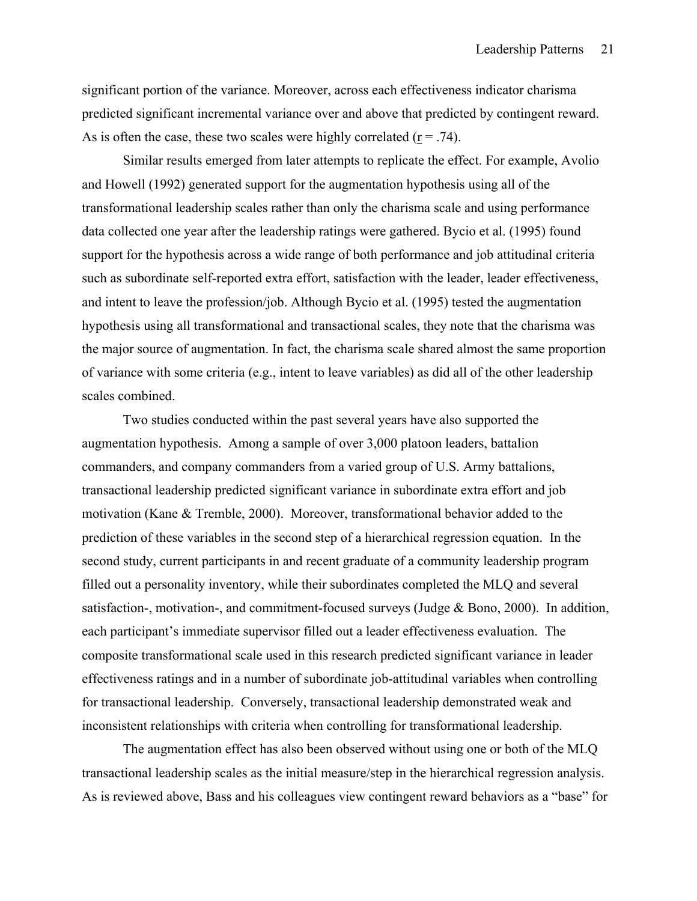significant portion of the variance. Moreover, across each effectiveness indicator charisma predicted significant incremental variance over and above that predicted by contingent reward. As is often the case, these two scales were highly correlated ($r = .74$).

Similar results emerged from later attempts to replicate the effect. For example, Avolio and Howell (1992) generated support for the augmentation hypothesis using all of the transformational leadership scales rather than only the charisma scale and using performance data collected one year after the leadership ratings were gathered. Bycio et al. (1995) found support for the hypothesis across a wide range of both performance and job attitudinal criteria such as subordinate self-reported extra effort, satisfaction with the leader, leader effectiveness, and intent to leave the profession/job. Although Bycio et al. (1995) tested the augmentation hypothesis using all transformational and transactional scales, they note that the charisma was the major source of augmentation. In fact, the charisma scale shared almost the same proportion of variance with some criteria (e.g., intent to leave variables) as did all of the other leadership scales combined.

Two studies conducted within the past several years have also supported the augmentation hypothesis. Among a sample of over 3,000 platoon leaders, battalion commanders, and company commanders from a varied group of U.S. Army battalions, transactional leadership predicted significant variance in subordinate extra effort and job motivation (Kane & Tremble, 2000). Moreover, transformational behavior added to the prediction of these variables in the second step of a hierarchical regression equation. In the second study, current participants in and recent graduate of a community leadership program filled out a personality inventory, while their subordinates completed the MLQ and several satisfaction-, motivation-, and commitment-focused surveys (Judge & Bono, 2000). In addition, each participant's immediate supervisor filled out a leader effectiveness evaluation. The composite transformational scale used in this research predicted significant variance in leader effectiveness ratings and in a number of subordinate job-attitudinal variables when controlling for transactional leadership. Conversely, transactional leadership demonstrated weak and inconsistent relationships with criteria when controlling for transformational leadership.

The augmentation effect has also been observed without using one or both of the MLQ transactional leadership scales as the initial measure/step in the hierarchical regression analysis. As is reviewed above, Bass and his colleagues view contingent reward behaviors as a "base" for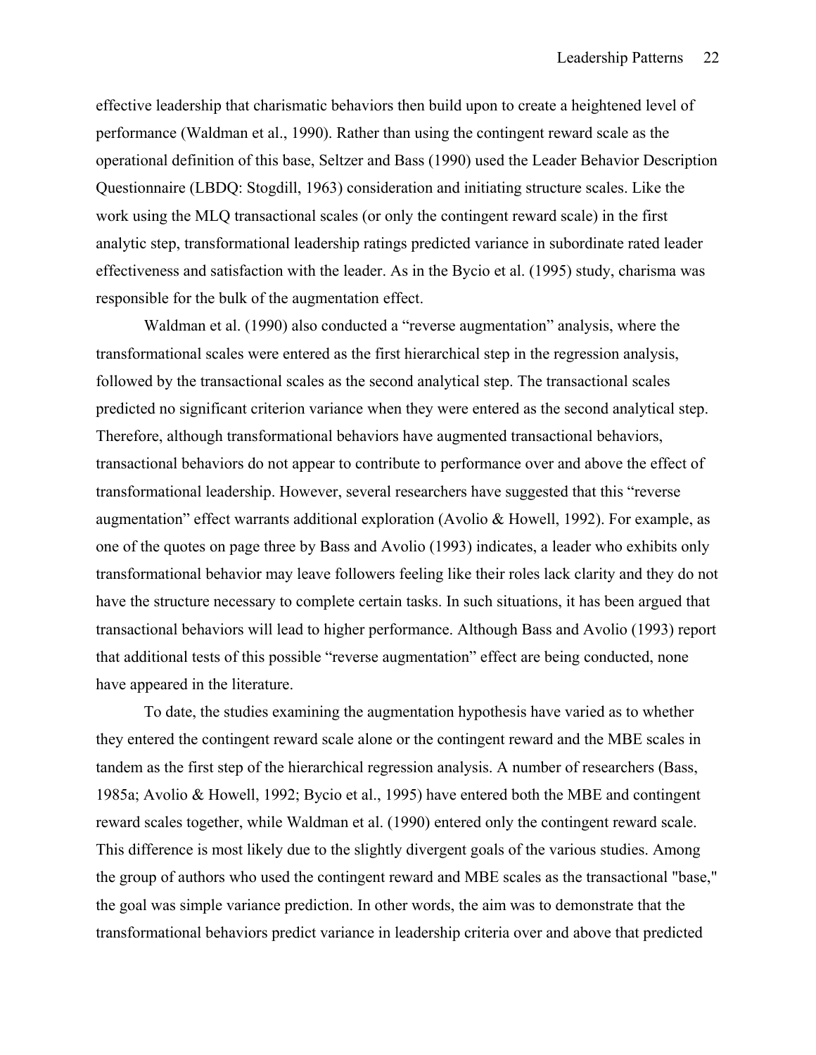effective leadership that charismatic behaviors then build upon to create a heightened level of performance (Waldman et al., 1990). Rather than using the contingent reward scale as the operational definition of this base, Seltzer and Bass (1990) used the Leader Behavior Description Questionnaire (LBDQ: Stogdill, 1963) consideration and initiating structure scales. Like the work using the MLQ transactional scales (or only the contingent reward scale) in the first analytic step, transformational leadership ratings predicted variance in subordinate rated leader effectiveness and satisfaction with the leader. As in the Bycio et al. (1995) study, charisma was responsible for the bulk of the augmentation effect.

Waldman et al. (1990) also conducted a "reverse augmentation" analysis, where the transformational scales were entered as the first hierarchical step in the regression analysis, followed by the transactional scales as the second analytical step. The transactional scales predicted no significant criterion variance when they were entered as the second analytical step. Therefore, although transformational behaviors have augmented transactional behaviors, transactional behaviors do not appear to contribute to performance over and above the effect of transformational leadership. However, several researchers have suggested that this "reverse augmentation" effect warrants additional exploration (Avolio & Howell, 1992). For example, as one of the quotes on page three by Bass and Avolio (1993) indicates, a leader who exhibits only transformational behavior may leave followers feeling like their roles lack clarity and they do not have the structure necessary to complete certain tasks. In such situations, it has been argued that transactional behaviors will lead to higher performance. Although Bass and Avolio (1993) report that additional tests of this possible "reverse augmentation" effect are being conducted, none have appeared in the literature.

To date, the studies examining the augmentation hypothesis have varied as to whether they entered the contingent reward scale alone or the contingent reward and the MBE scales in tandem as the first step of the hierarchical regression analysis. A number of researchers (Bass, 1985a; Avolio & Howell, 1992; Bycio et al., 1995) have entered both the MBE and contingent reward scales together, while Waldman et al. (1990) entered only the contingent reward scale. This difference is most likely due to the slightly divergent goals of the various studies. Among the group of authors who used the contingent reward and MBE scales as the transactional "base," the goal was simple variance prediction. In other words, the aim was to demonstrate that the transformational behaviors predict variance in leadership criteria over and above that predicted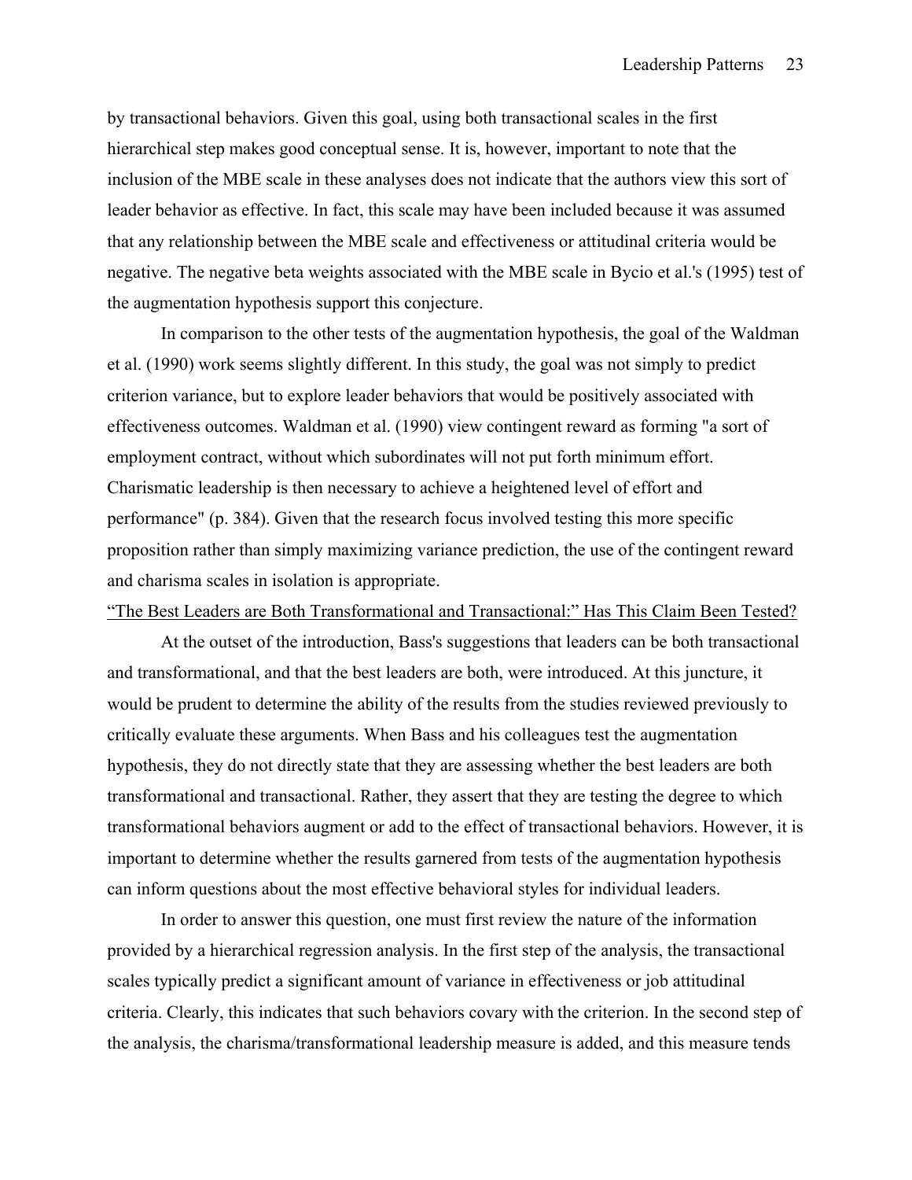by transactional behaviors. Given this goal, using both transactional scales in the first hierarchical step makes good conceptual sense. It is, however, important to note that the inclusion of the MBE scale in these analyses does not indicate that the authors view this sort of leader behavior as effective. In fact, this scale may have been included because it was assumed that any relationship between the MBE scale and effectiveness or attitudinal criteria would be negative. The negative beta weights associated with the MBE scale in Bycio et al.'s (1995) test of the augmentation hypothesis support this conjecture.

In comparison to the other tests of the augmentation hypothesis, the goal of the Waldman et al. (1990) work seems slightly different. In this study, the goal was not simply to predict criterion variance, but to explore leader behaviors that would be positively associated with effectiveness outcomes. Waldman et al. (1990) view contingent reward as forming "a sort of employment contract, without which subordinates will not put forth minimum effort. Charismatic leadership is then necessary to achieve a heightened level of effort and performance" (p. 384). Given that the research focus involved testing this more specific proposition rather than simply maximizing variance prediction, the use of the contingent reward and charisma scales in isolation is appropriate.

## "The Best Leaders are Both Transformational and Transactional:" Has This Claim Been Tested?

At the outset of the introduction, Bass's suggestions that leaders can be both transactional and transformational, and that the best leaders are both, were introduced. At this juncture, it would be prudent to determine the ability of the results from the studies reviewed previously to critically evaluate these arguments. When Bass and his colleagues test the augmentation hypothesis, they do not directly state that they are assessing whether the best leaders are both transformational and transactional. Rather, they assert that they are testing the degree to which transformational behaviors augment or add to the effect of transactional behaviors. However, it is important to determine whether the results garnered from tests of the augmentation hypothesis can inform questions about the most effective behavioral styles for individual leaders.

In order to answer this question, one must first review the nature of the information provided by a hierarchical regression analysis. In the first step of the analysis, the transactional scales typically predict a significant amount of variance in effectiveness or job attitudinal criteria. Clearly, this indicates that such behaviors covary with the criterion. In the second step of the analysis, the charisma/transformational leadership measure is added, and this measure tends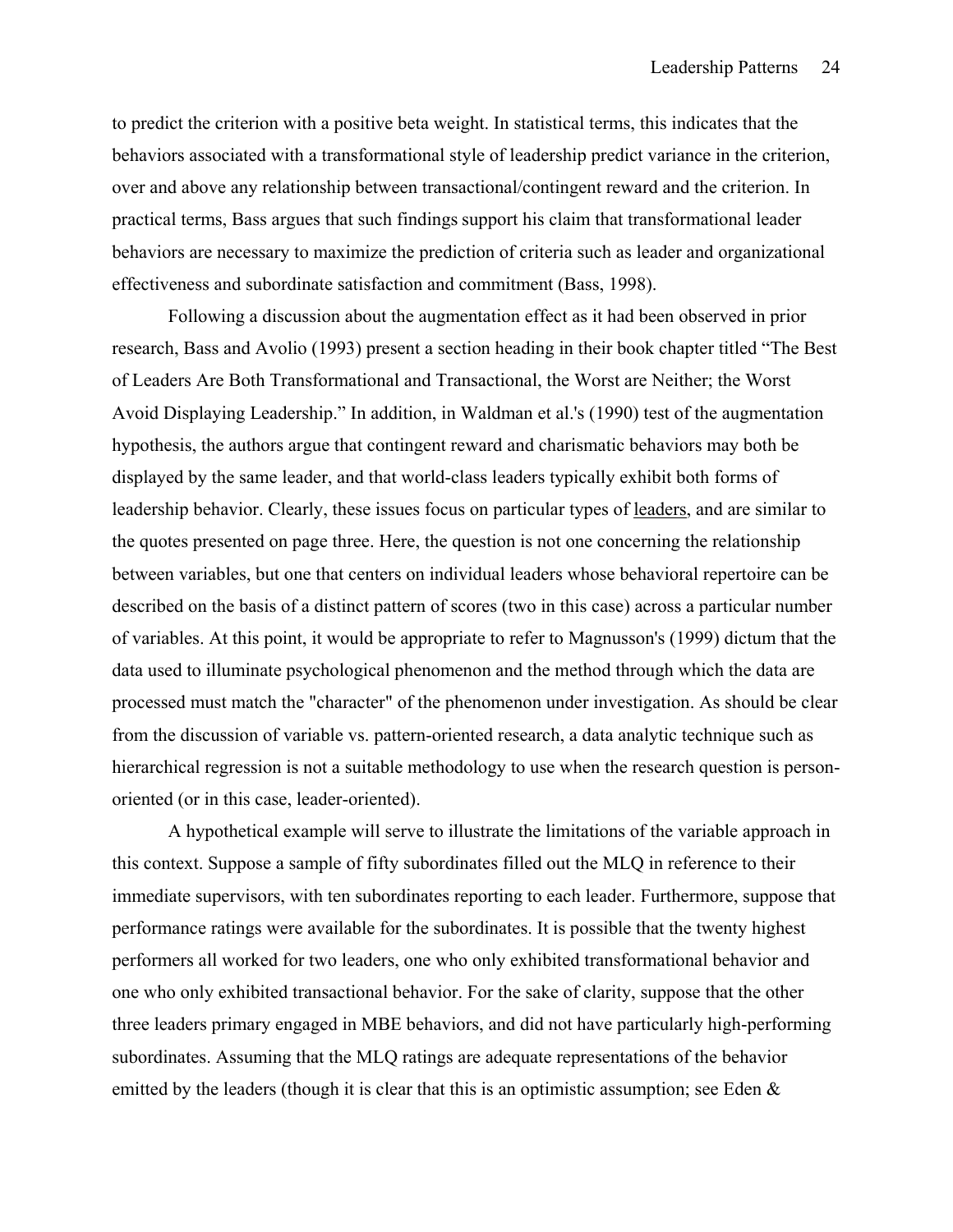to predict the criterion with a positive beta weight. In statistical terms, this indicates that the behaviors associated with a transformational style of leadership predict variance in the criterion, over and above any relationship between transactional/contingent reward and the criterion. In practical terms, Bass argues that such findings support his claim that transformational leader behaviors are necessary to maximize the prediction of criteria such as leader and organizational effectiveness and subordinate satisfaction and commitment (Bass, 1998).

Following a discussion about the augmentation effect as it had been observed in prior research, Bass and Avolio (1993) present a section heading in their book chapter titled "The Best of Leaders Are Both Transformational and Transactional, the Worst are Neither; the Worst Avoid Displaying Leadership." In addition, in Waldman et al.'s (1990) test of the augmentation hypothesis, the authors argue that contingent reward and charismatic behaviors may both be displayed by the same leader, and that world-class leaders typically exhibit both forms of leadership behavior. Clearly, these issues focus on particular types of <u>leaders</u>, and are similar to the quotes presented on page three. Here, the question is not one concerning the relationship between variables, but one that centers on individual leaders whose behavioral repertoire can be described on the basis of a distinct pattern of scores (two in this case) across a particular number of variables. At this point, it would be appropriate to refer to Magnusson's (1999) dictum that the data used to illuminate psychological phenomenon and the method through which the data are processed must match the "character" of the phenomenon under investigation. As should be clear from the discussion of variable vs. pattern-oriented research, a data analytic technique such as hierarchical regression is not a suitable methodology to use when the research question is person-oriented (or in this case, leader-oriented).

A hypothetical example will serve to illustrate the limitations of the variable approach in this context. Suppose a sample of fifty subordinates filled out the MLQ in reference to their immediate supervisors, with ten subordinates reporting to each leader. Furthermore, suppose that performance ratings were available for the subordinates. It is possible that the twenty highest performers all worked for two leaders, one who only exhibited transformational behavior and one who only exhibited transactional behavior. For the sake of clarity, suppose that the other three leaders primary engaged in MBE behaviors, and did not have particularly high-performing subordinates. Assuming that the MLQ ratings are adequate representations of the behavior emitted by the leaders (though it is clear that this is an optimistic assumption; see Eden &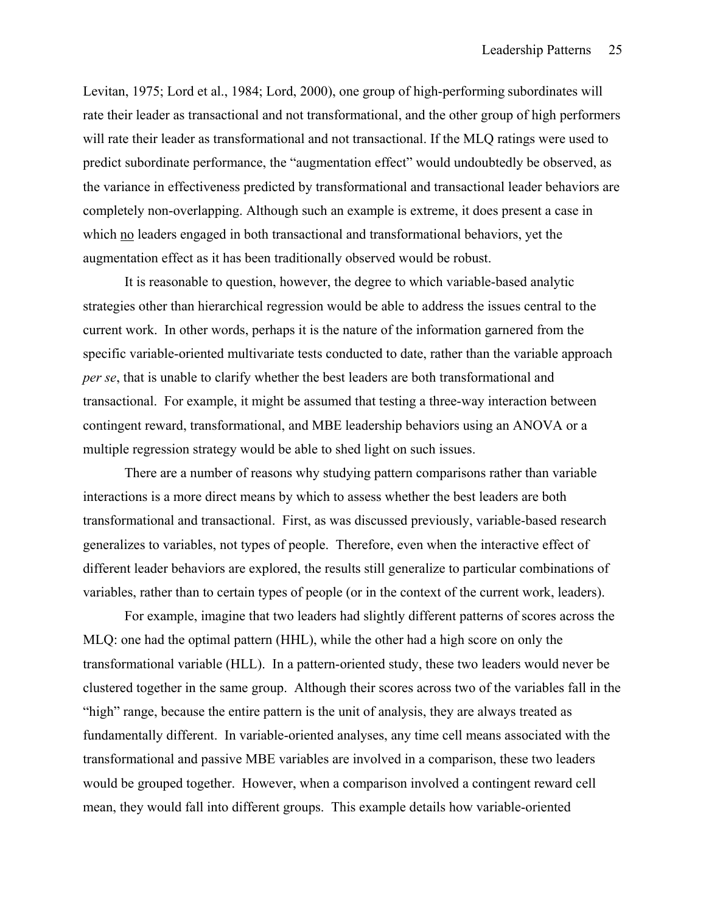Levitan, 1975; Lord et al., 1984; Lord, 2000), one group of high-performing subordinates will rate their leader as transactional and not transformational, and the other group of high performers will rate their leader as transformational and not transactional. If the MLQ ratings were used to predict subordinate performance, the "augmentation effect" would undoubtedly be observed, as the variance in effectiveness predicted by transformational and transactional leader behaviors are completely non-overlapping. Although such an example is extreme, it does present a case in which no leaders engaged in both transactional and transformational behaviors, yet the augmentation effect as it has been traditionally observed would be robust.

It is reasonable to question, however, the degree to which variable-based analytic strategies other than hierarchical regression would be able to address the issues central to the current work. In other words, perhaps it is the nature of the information garnered from the specific variable-oriented multivariate tests conducted to date, rather than the variable approach *per se*, that is unable to clarify whether the best leaders are both transformational and transactional. For example, it might be assumed that testing a three-way interaction between contingent reward, transformational, and MBE leadership behaviors using an ANOVA or a multiple regression strategy would be able to shed light on such issues.

There are a number of reasons why studying pattern comparisons rather than variable interactions is a more direct means by which to assess whether the best leaders are both transformational and transactional. First, as was discussed previously, variable-based research generalizes to variables, not types of people. Therefore, even when the interactive effect of different leader behaviors are explored, the results still generalize to particular combinations of variables, rather than to certain types of people (or in the context of the current work, leaders).

For example, imagine that two leaders had slightly different patterns of scores across the MLQ: one had the optimal pattern (HHL), while the other had a high score on only the transformational variable (HLL). In a pattern-oriented study, these two leaders would never be clustered together in the same group. Although their scores across two of the variables fall in the "high" range, because the entire pattern is the unit of analysis, they are always treated as fundamentally different. In variable-oriented analyses, any time cell means associated with the transformational and passive MBE variables are involved in a comparison, these two leaders would be grouped together. However, when a comparison involved a contingent reward cell mean, they would fall into different groups. This example details how variable-oriented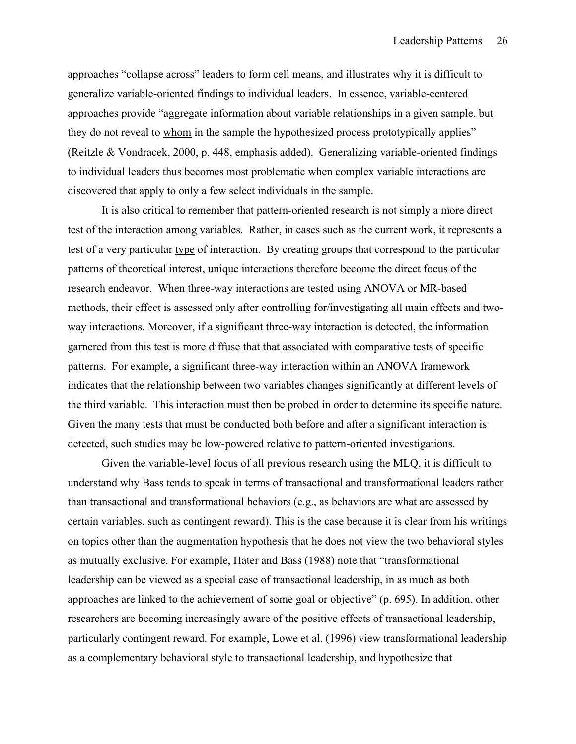approaches "collapse across" leaders to form cell means, and illustrates why it is difficult to generalize variable-oriented findings to individual leaders. In essence, variable-centered approaches provide "aggregate information about variable relationships in a given sample, but they do not reveal to <u>whom</u> in the sample the hypothesized process prototypically applies" (Reitzle & Vondracek, 2000, p. 448, emphasis added). Generalizing variable-oriented findings to individual leaders thus becomes most problematic when complex variable interactions are discovered that apply to only a few select individuals in the sample.

It is also critical to remember that pattern-oriented research is not simply a more direct test of the interaction among variables. Rather, in cases such as the current work, it represents a test of a very particular <u>type</u> of interaction. By creating groups that correspond to the particular patterns of theoretical interest, unique interactions therefore become the direct focus of the research endeavor. When three-way interactions are tested using ANOVA or MR-based methods, their effect is assessed only after controlling for/investigating all main effects and two-way interactions. Moreover, if a significant three-way interaction is detected, the information garnered from this test is more diffuse that that associated with comparative tests of specific patterns. For example, a significant three-way interaction within an ANOVA framework indicates that the relationship between two variables changes significantly at different levels of the third variable. This interaction must then be probed in order to determine its specific nature. Given the many tests that must be conducted both before and after a significant interaction is detected, such studies may be low-powered relative to pattern-oriented investigations.

Given the variable-level focus of all previous research using the MLQ, it is difficult to understand why Bass tends to speak in terms of transactional and transformational <u>leaders</u> rather than transactional and transformational <u>behaviors</u> (e.g., as behaviors are what are assessed by certain variables, such as contingent reward). This is the case because it is clear from his writings on topics other than the augmentation hypothesis that he does not view the two behavioral styles as mutually exclusive. For example, Hater and Bass (1988) note that "transformational leadership can be viewed as a special case of transactional leadership, in as much as both approaches are linked to the achievement of some goal or objective" (p. 695). In addition, other researchers are becoming increasingly aware of the positive effects of transactional leadership, particularly contingent reward. For example, Lowe et al. (1996) view transformational leadership as a complementary behavioral style to transactional leadership, and hypothesize that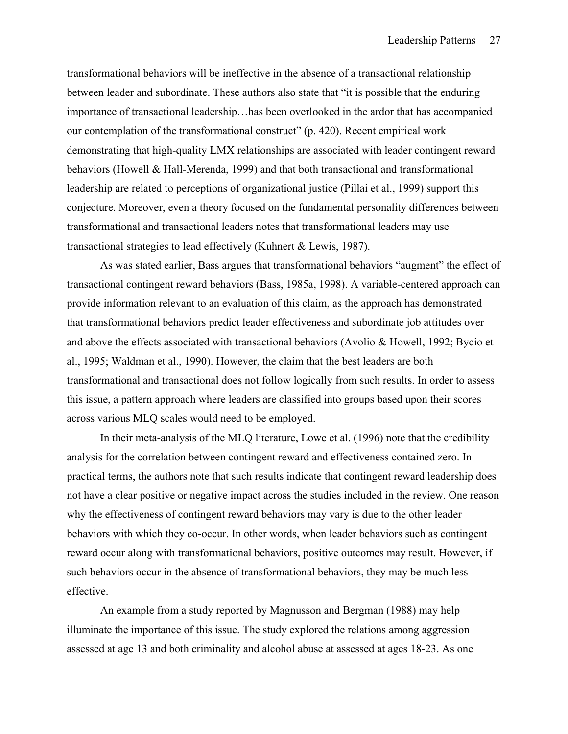transformational behaviors will be ineffective in the absence of a transactional relationship between leader and subordinate. These authors also state that "it is possible that the enduring importance of transactional leadership…has been overlooked in the ardor that has accompanied our contemplation of the transformational construct" (p. 420). Recent empirical work demonstrating that high-quality LMX relationships are associated with leader contingent reward behaviors (Howell & Hall-Merenda, 1999) and that both transactional and transformational leadership are related to perceptions of organizational justice (Pillai et al., 1999) support this conjecture. Moreover, even a theory focused on the fundamental personality differences between transformational and transactional leaders notes that transformational leaders may use transactional strategies to lead effectively (Kuhnert & Lewis, 1987).

As was stated earlier, Bass argues that transformational behaviors "augment" the effect of transactional contingent reward behaviors (Bass, 1985a, 1998). A variable-centered approach can provide information relevant to an evaluation of this claim, as the approach has demonstrated that transformational behaviors predict leader effectiveness and subordinate job attitudes over and above the effects associated with transactional behaviors (Avolio & Howell, 1992; Bycio et al., 1995; Waldman et al., 1990). However, the claim that the best leaders are both transformational and transactional does not follow logically from such results. In order to assess this issue, a pattern approach where leaders are classified into groups based upon their scores across various MLQ scales would need to be employed.

In their meta-analysis of the MLQ literature, Lowe et al. (1996) note that the credibility analysis for the correlation between contingent reward and effectiveness contained zero. In practical terms, the authors note that such results indicate that contingent reward leadership does not have a clear positive or negative impact across the studies included in the review. One reason why the effectiveness of contingent reward behaviors may vary is due to the other leader behaviors with which they co-occur. In other words, when leader behaviors such as contingent reward occur along with transformational behaviors, positive outcomes may result. However, if such behaviors occur in the absence of transformational behaviors, they may be much less effective.

An example from a study reported by Magnusson and Bergman (1988) may help illuminate the importance of this issue. The study explored the relations among aggression assessed at age 13 and both criminality and alcohol abuse at assessed at ages 18-23. As one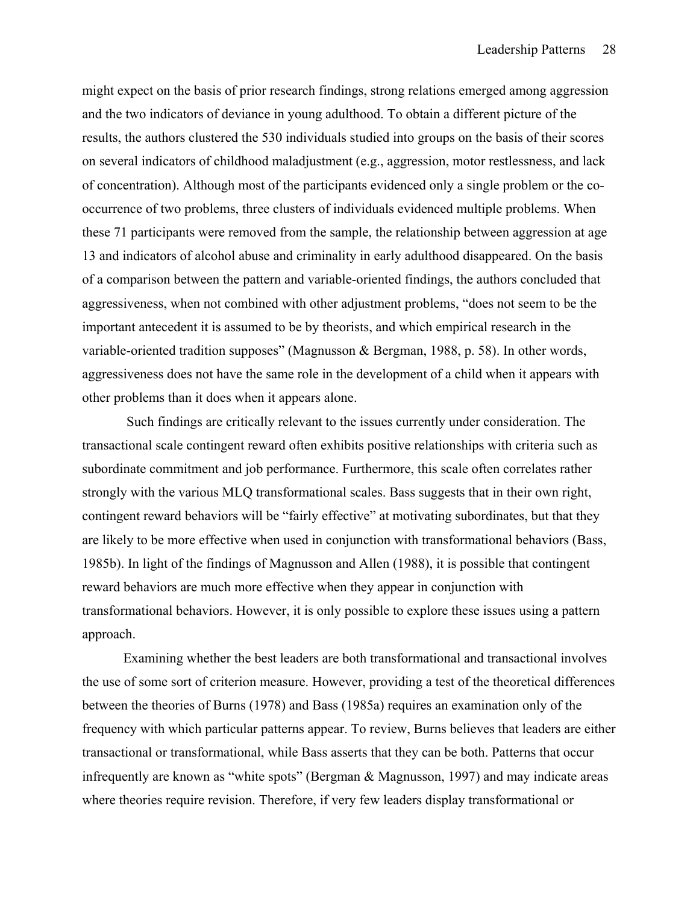might expect on the basis of prior research findings, strong relations emerged among aggression and the two indicators of deviance in young adulthood. To obtain a different picture of the results, the authors clustered the 530 individuals studied into groups on the basis of their scores on several indicators of childhood maladjustment (e.g., aggression, motor restlessness, and lack of concentration). Although most of the participants evidenced only a single problem or the co-occurrence of two problems, three clusters of individuals evidenced multiple problems. When these 71 participants were removed from the sample, the relationship between aggression at age 13 and indicators of alcohol abuse and criminality in early adulthood disappeared. On the basis of a comparison between the pattern and variable-oriented findings, the authors concluded that aggressiveness, when not combined with other adjustment problems, "does not seem to be the important antecedent it is assumed to be by theorists, and which empirical research in the variable-oriented tradition supposes" (Magnusson & Bergman, 1988, p. 58). In other words, aggressiveness does not have the same role in the development of a child when it appears with other problems than it does when it appears alone.

Such findings are critically relevant to the issues currently under consideration. The transactional scale contingent reward often exhibits positive relationships with criteria such as subordinate commitment and job performance. Furthermore, this scale often correlates rather strongly with the various MLQ transformational scales. Bass suggests that in their own right, contingent reward behaviors will be "fairly effective" at motivating subordinates, but that they are likely to be more effective when used in conjunction with transformational behaviors (Bass, 1985b). In light of the findings of Magnusson and Allen (1988), it is possible that contingent reward behaviors are much more effective when they appear in conjunction with transformational behaviors. However, it is only possible to explore these issues using a pattern approach.

Examining whether the best leaders are both transformational and transactional involves the use of some sort of criterion measure. However, providing a test of the theoretical differences between the theories of Burns (1978) and Bass (1985a) requires an examination only of the frequency with which particular patterns appear. To review, Burns believes that leaders are either transactional or transformational, while Bass asserts that they can be both. Patterns that occur infrequently are known as "white spots" (Bergman & Magnusson, 1997) and may indicate areas where theories require revision. Therefore, if very few leaders display transformational or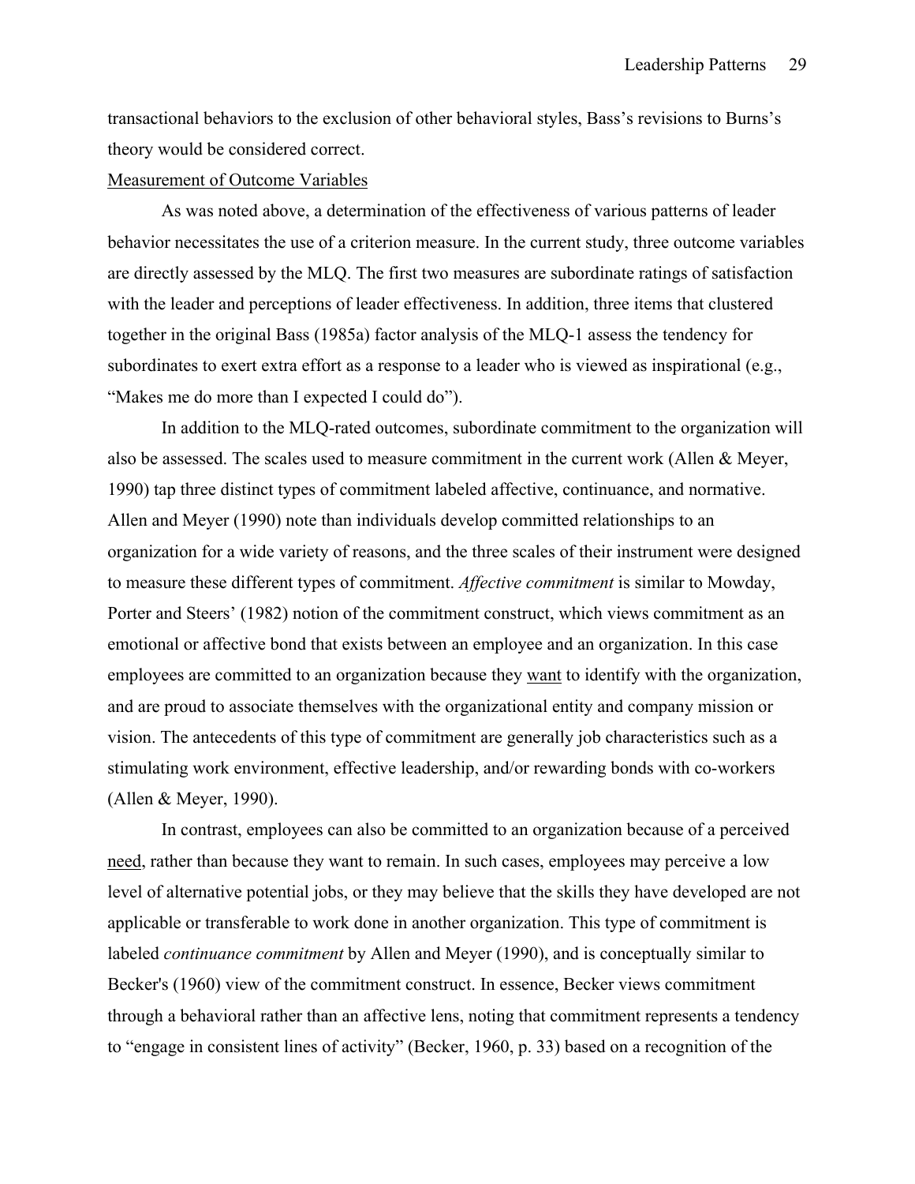transactional behaviors to the exclusion of other behavioral styles, Bass's revisions to Burns's theory would be considered correct.

<u>Measurement of Outcome Variables</u>

As was noted above, a determination of the effectiveness of various patterns of leader behavior necessitates the use of a criterion measure. In the current study, three outcome variables are directly assessed by the MLQ. The first two measures are subordinate ratings of satisfaction with the leader and perceptions of leader effectiveness. In addition, three items that clustered together in the original Bass (1985a) factor analysis of the MLQ-1 assess the tendency for subordinates to exert extra effort as a response to a leader who is viewed as inspirational (e.g., "Makes me do more than I expected I could do").

In addition to the MLQ-rated outcomes, subordinate commitment to the organization will also be assessed. The scales used to measure commitment in the current work (Allen & Meyer, 1990) tap three distinct types of commitment labeled affective, continuance, and normative. Allen and Meyer (1990) note than individuals develop committed relationships to an organization for a wide variety of reasons, and the three scales of their instrument were designed to measure these different types of commitment. *Affective commitment* is similar to Mowday, Porter and Steers' (1982) notion of the commitment construct, which views commitment as an emotional or affective bond that exists between an employee and an organization. In this case employees are committed to an organization because they <u>want</u> to identify with the organization, and are proud to associate themselves with the organizational entity and company mission or vision. The antecedents of this type of commitment are generally job characteristics such as a stimulating work environment, effective leadership, and/or rewarding bonds with co-workers (Allen & Meyer, 1990).

In contrast, employees can also be committed to an organization because of a perceived <u>need</u>, rather than because they want to remain. In such cases, employees may perceive a low level of alternative potential jobs, or they may believe that the skills they have developed are not applicable or transferable to work done in another organization. This type of commitment is labeled *continuance commitment* by Allen and Meyer (1990), and is conceptually similar to Becker's (1960) view of the commitment construct. In essence, Becker views commitment through a behavioral rather than an affective lens, noting that commitment represents a tendency to "engage in consistent lines of activity" (Becker, 1960, p. 33) based on a recognition of the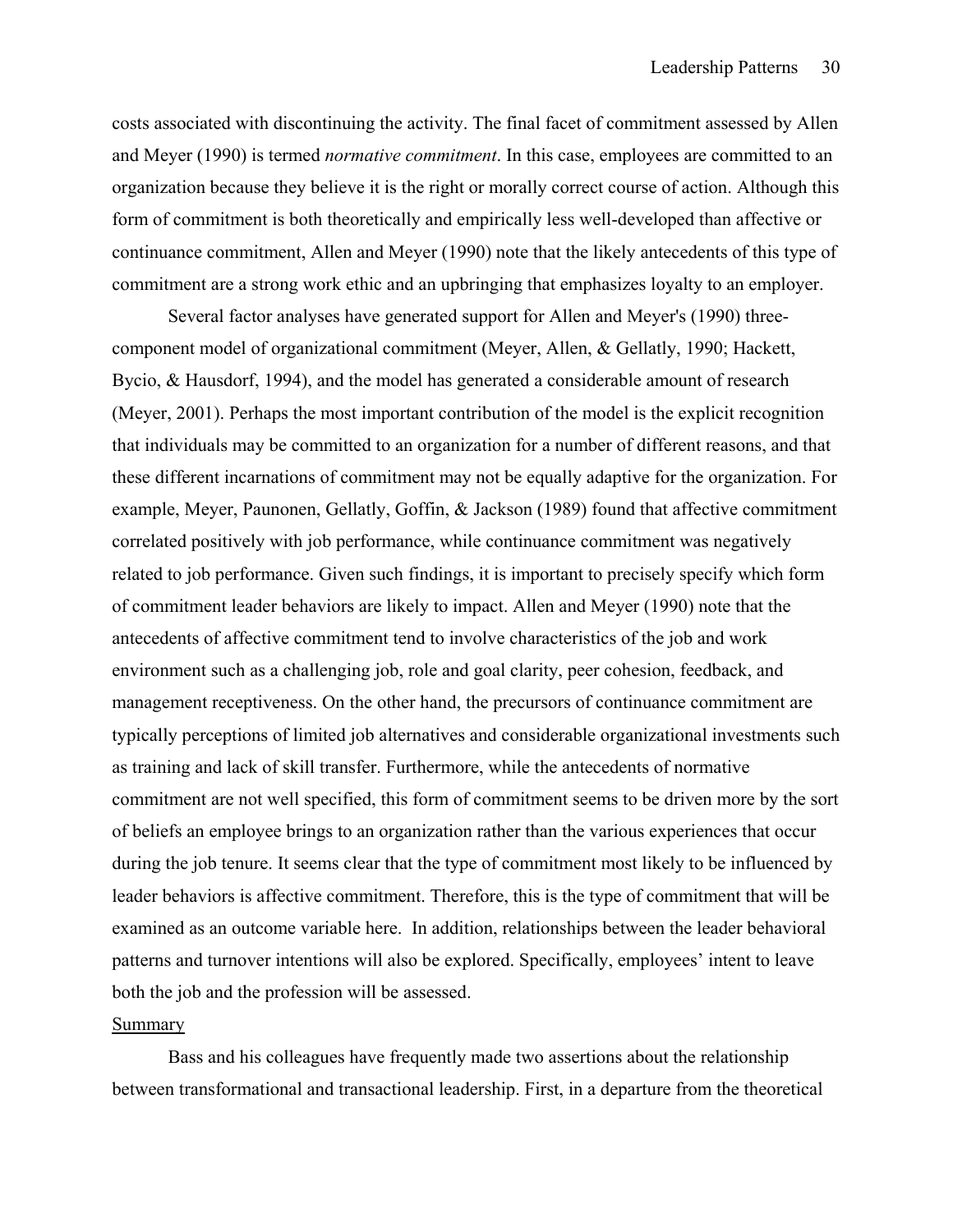costs associated with discontinuing the activity. The final facet of commitment assessed by Allen and Meyer (1990) is termed *normative commitment*. In this case, employees are committed to an organization because they believe it is the right or morally correct course of action. Although this form of commitment is both theoretically and empirically less well-developed than affective or continuance commitment, Allen and Meyer (1990) note that the likely antecedents of this type of commitment are a strong work ethic and an upbringing that emphasizes loyalty to an employer.

Several factor analyses have generated support for Allen and Meyer's (1990) three-component model of organizational commitment (Meyer, Allen, & Gellatly, 1990; Hackett, Bycio, & Hausdorf, 1994), and the model has generated a considerable amount of research (Meyer, 2001). Perhaps the most important contribution of the model is the explicit recognition that individuals may be committed to an organization for a number of different reasons, and that these different incarnations of commitment may not be equally adaptive for the organization. For example, Meyer, Paunonen, Gellatly, Goffin, & Jackson (1989) found that affective commitment correlated positively with job performance, while continuance commitment was negatively related to job performance. Given such findings, it is important to precisely specify which form of commitment leader behaviors are likely to impact. Allen and Meyer (1990) note that the antecedents of affective commitment tend to involve characteristics of the job and work environment such as a challenging job, role and goal clarity, peer cohesion, feedback, and management receptiveness. On the other hand, the precursors of continuance commitment are typically perceptions of limited job alternatives and considerable organizational investments such as training and lack of skill transfer. Furthermore, while the antecedents of normative commitment are not well specified, this form of commitment seems to be driven more by the sort of beliefs an employee brings to an organization rather than the various experiences that occur during the job tenure. It seems clear that the type of commitment most likely to be influenced by leader behaviors is affective commitment. Therefore, this is the type of commitment that will be examined as an outcome variable here. In addition, relationships between the leader behavioral patterns and turnover intentions will also be explored. Specifically, employees' intent to leave both the job and the profession will be assessed.

## Summary

Bass and his colleagues have frequently made two assertions about the relationship between transformational and transactional leadership. First, in a departure from the theoretical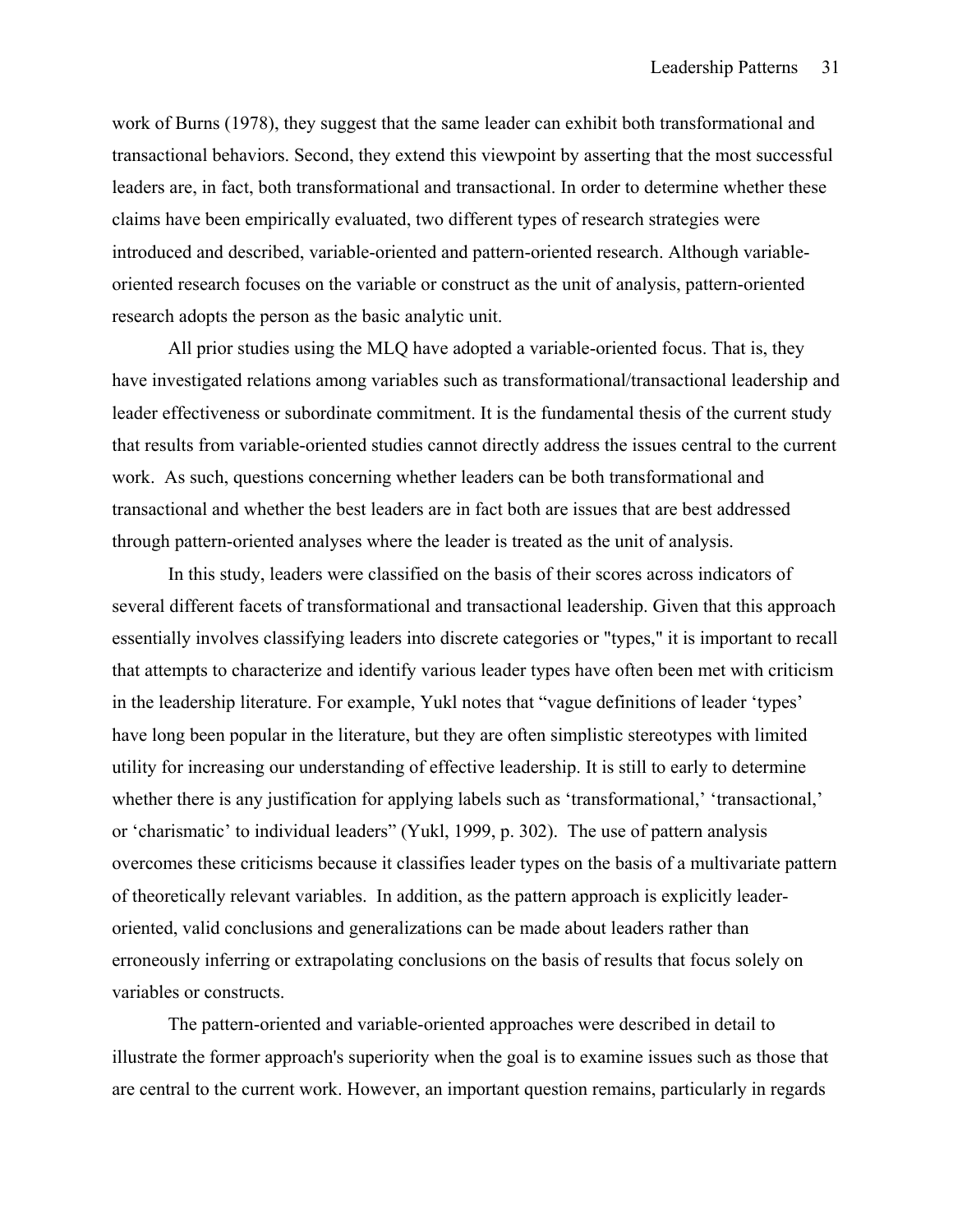work of Burns (1978), they suggest that the same leader can exhibit both transformational and transactional behaviors. Second, they extend this viewpoint by asserting that the most successful leaders are, in fact, both transformational and transactional. In order to determine whether these claims have been empirically evaluated, two different types of research strategies were introduced and described, variable-oriented and pattern-oriented research. Although variable-oriented research focuses on the variable or construct as the unit of analysis, pattern-oriented research adopts the person as the basic analytic unit.

All prior studies using the MLQ have adopted a variable-oriented focus. That is, they have investigated relations among variables such as transformational/transactional leadership and leader effectiveness or subordinate commitment. It is the fundamental thesis of the current study that results from variable-oriented studies cannot directly address the issues central to the current work. As such, questions concerning whether leaders can be both transformational and transactional and whether the best leaders are in fact both are issues that are best addressed through pattern-oriented analyses where the leader is treated as the unit of analysis.

In this study, leaders were classified on the basis of their scores across indicators of several different facets of transformational and transactional leadership. Given that this approach essentially involves classifying leaders into discrete categories or "types," it is important to recall that attempts to characterize and identify various leader types have often been met with criticism in the leadership literature. For example, Yukl notes that "vague definitions of leader 'types' have long been popular in the literature, but they are often simplistic stereotypes with limited utility for increasing our understanding of effective leadership. It is still to early to determine whether there is any justification for applying labels such as 'transformational,' 'transactional,' or 'charismatic' to individual leaders" (Yukl, 1999, p. 302). The use of pattern analysis overcomes these criticisms because it classifies leader types on the basis of a multivariate pattern of theoretically relevant variables. In addition, as the pattern approach is explicitly leader-oriented, valid conclusions and generalizations can be made about leaders rather than erroneously inferring or extrapolating conclusions on the basis of results that focus solely on variables or constructs.

The pattern-oriented and variable-oriented approaches were described in detail to illustrate the former approach's superiority when the goal is to examine issues such as those that are central to the current work. However, an important question remains, particularly in regards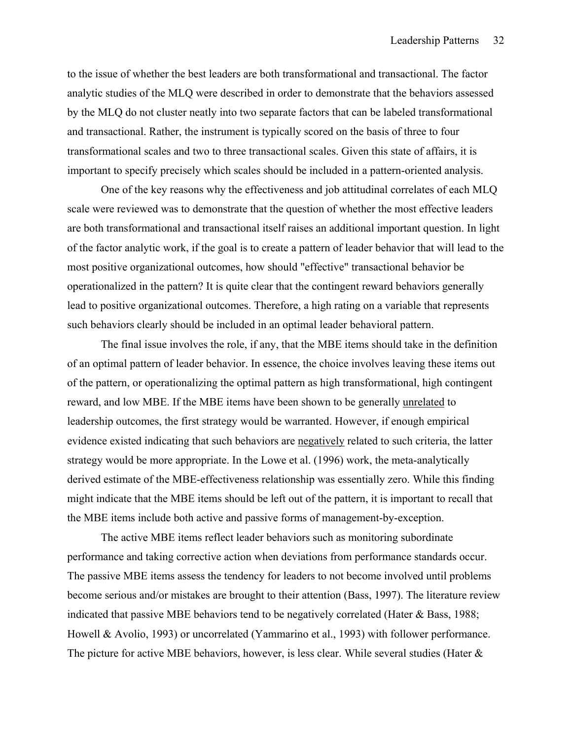to the issue of whether the best leaders are both transformational and transactional. The factor analytic studies of the MLQ were described in order to demonstrate that the behaviors assessed by the MLQ do not cluster neatly into two separate factors that can be labeled transformational and transactional. Rather, the instrument is typically scored on the basis of three to four transformational scales and two to three transactional scales. Given this state of affairs, it is important to specify precisely which scales should be included in a pattern-oriented analysis.

One of the key reasons why the effectiveness and job attitudinal correlates of each MLQ scale were reviewed was to demonstrate that the question of whether the most effective leaders are both transformational and transactional itself raises an additional important question. In light of the factor analytic work, if the goal is to create a pattern of leader behavior that will lead to the most positive organizational outcomes, how should "effective" transactional behavior be operationalized in the pattern? It is quite clear that the contingent reward behaviors generally lead to positive organizational outcomes. Therefore, a high rating on a variable that represents such behaviors clearly should be included in an optimal leader behavioral pattern.

The final issue involves the role, if any, that the MBE items should take in the definition of an optimal pattern of leader behavior. In essence, the choice involves leaving these items out of the pattern, or operationalizing the optimal pattern as high transformational, high contingent reward, and low MBE. If the MBE items have been shown to be generally <u>unrelated</u> to leadership outcomes, the first strategy would be warranted. However, if enough empirical evidence existed indicating that such behaviors are <u>negatively</u> related to such criteria, the latter strategy would be more appropriate. In the Lowe et al. (1996) work, the meta-analytically derived estimate of the MBE-effectiveness relationship was essentially zero. While this finding might indicate that the MBE items should be left out of the pattern, it is important to recall that the MBE items include both active and passive forms of management-by-exception.

The active MBE items reflect leader behaviors such as monitoring subordinate performance and taking corrective action when deviations from performance standards occur. The passive MBE items assess the tendency for leaders to not become involved until problems become serious and/or mistakes are brought to their attention (Bass, 1997). The literature review indicated that passive MBE behaviors tend to be negatively correlated (Hater & Bass, 1988; Howell & Avolio, 1993) or uncorrelated (Yammarino et al., 1993) with follower performance. The picture for active MBE behaviors, however, is less clear. While several studies (Hater &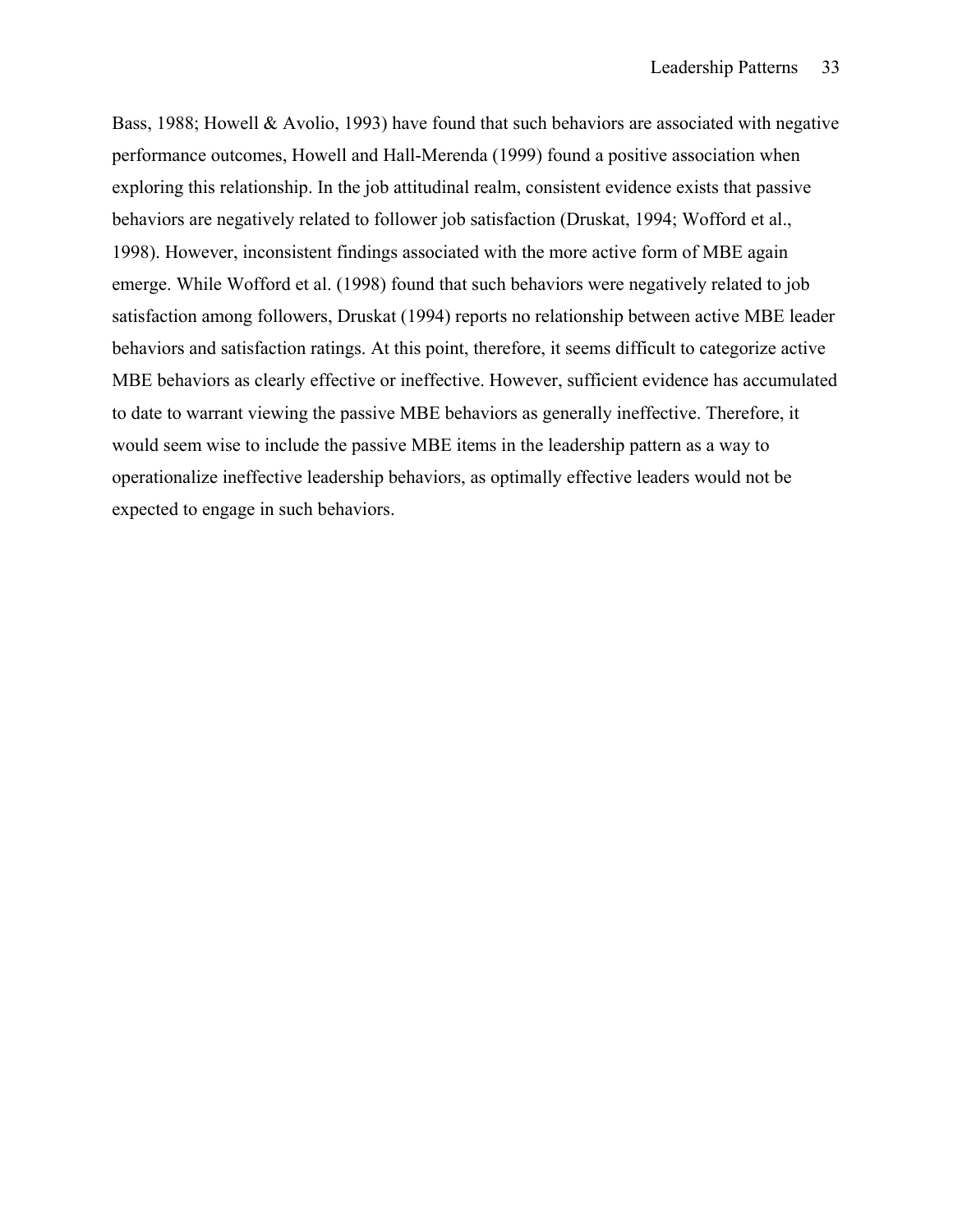Bass, 1988; Howell & Avolio, 1993) have found that such behaviors are associated with negative performance outcomes, Howell and Hall-Merenda (1999) found a positive association when exploring this relationship. In the job attitudinal realm, consistent evidence exists that passive behaviors are negatively related to follower job satisfaction (Druskat, 1994; Wofford et al., 1998). However, inconsistent findings associated with the more active form of MBE again emerge. While Wofford et al. (1998) found that such behaviors were negatively related to job satisfaction among followers, Druskat (1994) reports no relationship between active MBE leader behaviors and satisfaction ratings. At this point, therefore, it seems difficult to categorize active MBE behaviors as clearly effective or ineffective. However, sufficient evidence has accumulated to date to warrant viewing the passive MBE behaviors as generally ineffective. Therefore, it would seem wise to include the passive MBE items in the leadership pattern as a way to operationalize ineffective leadership behaviors, as optimally effective leaders would not be expected to engage in such behaviors.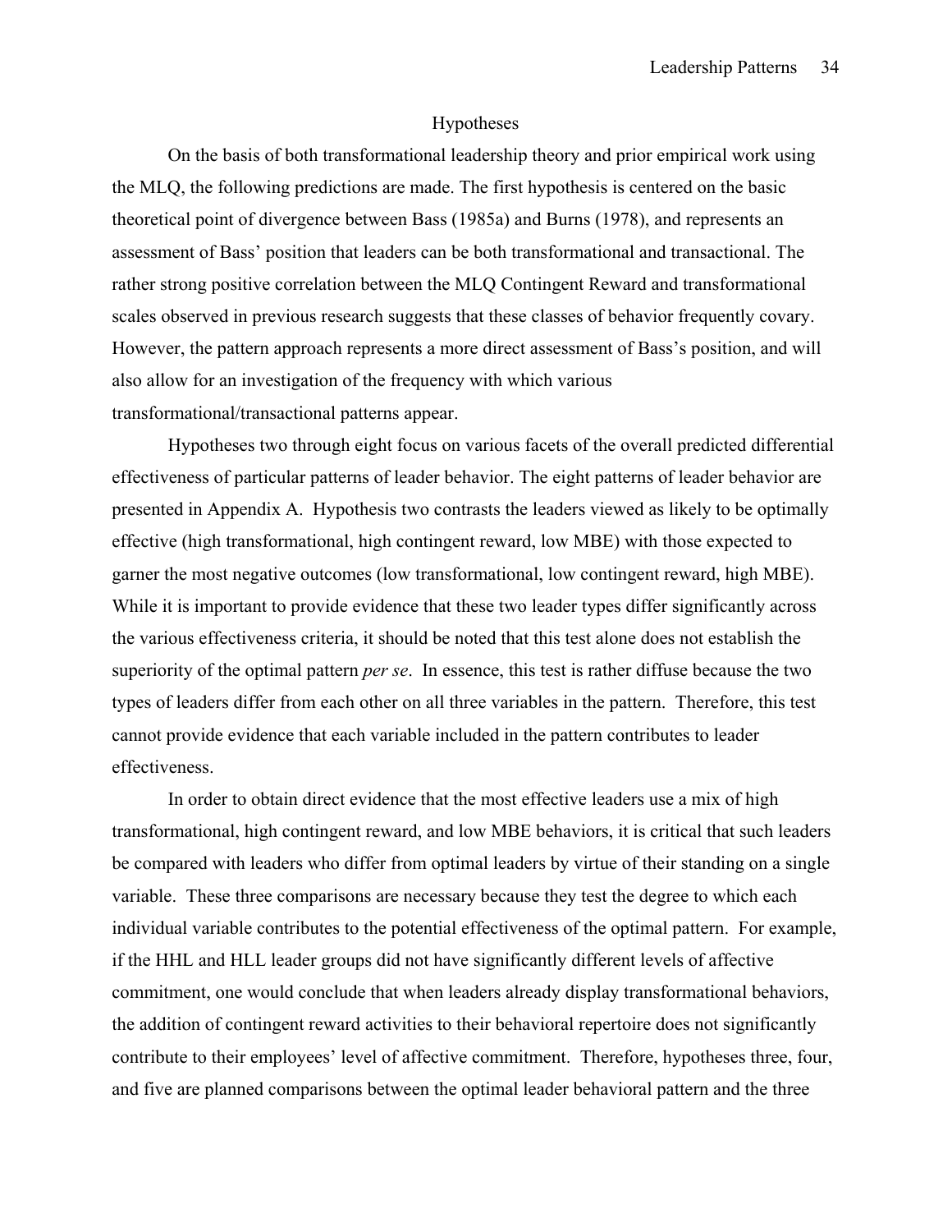## Hypotheses

On the basis of both transformational leadership theory and prior empirical work using the MLQ, the following predictions are made. The first hypothesis is centered on the basic theoretical point of divergence between Bass (1985a) and Burns (1978), and represents an assessment of Bass' position that leaders can be both transformational and transactional. The rather strong positive correlation between the MLQ Contingent Reward and transformational scales observed in previous research suggests that these classes of behavior frequently covary. However, the pattern approach represents a more direct assessment of Bass's position, and will also allow for an investigation of the frequency with which various transformational/transactional patterns appear.

Hypotheses two through eight focus on various facets of the overall predicted differential effectiveness of particular patterns of leader behavior. The eight patterns of leader behavior are presented in Appendix A. Hypothesis two contrasts the leaders viewed as likely to be optimally effective (high transformational, high contingent reward, low MBE) with those expected to garner the most negative outcomes (low transformational, low contingent reward, high MBE). While it is important to provide evidence that these two leader types differ significantly across the various effectiveness criteria, it should be noted that this test alone does not establish the superiority of the optimal pattern *per se*. In essence, this test is rather diffuse because the two types of leaders differ from each other on all three variables in the pattern. Therefore, this test cannot provide evidence that each variable included in the pattern contributes to leader effectiveness.

In order to obtain direct evidence that the most effective leaders use a mix of high transformational, high contingent reward, and low MBE behaviors, it is critical that such leaders be compared with leaders who differ from optimal leaders by virtue of their standing on a single variable. These three comparisons are necessary because they test the degree to which each individual variable contributes to the potential effectiveness of the optimal pattern. For example, if the HHL and HLL leader groups did not have significantly different levels of affective commitment, one would conclude that when leaders already display transformational behaviors, the addition of contingent reward activities to their behavioral repertoire does not significantly contribute to their employees' level of affective commitment. Therefore, hypotheses three, four, and five are planned comparisons between the optimal leader behavioral pattern and the three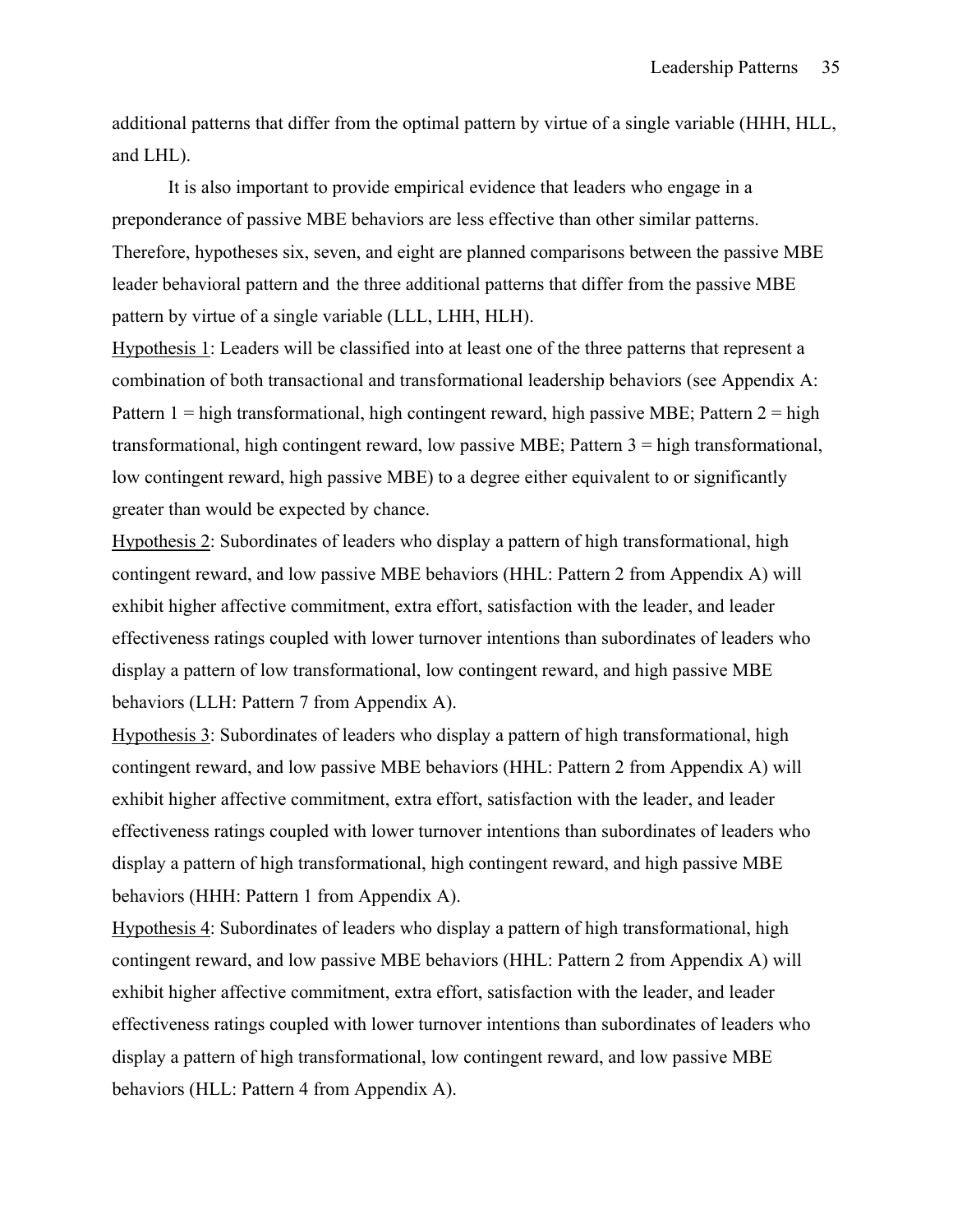additional patterns that differ from the optimal pattern by virtue of a single variable (HHH, HLL, and LHL).

It is also important to provide empirical evidence that leaders who engage in a preponderance of passive MBE behaviors are less effective than other similar patterns. Therefore, hypotheses six, seven, and eight are planned comparisons between the passive MBE leader behavioral pattern and the three additional patterns that differ from the passive MBE pattern by virtue of a single variable (LLL, LHH, HLH).

<u>Hypothesis 1</u>: Leaders will be classified into at least one of the three patterns that represent a combination of both transactional and transformational leadership behaviors (see Appendix A: Pattern 1 = high transformational, high contingent reward, high passive MBE; Pattern 2 = high transformational, high contingent reward, low passive MBE; Pattern 3 = high transformational, low contingent reward, high passive MBE) to a degree either equivalent to or significantly greater than would be expected by chance.

<u>Hypothesis 2</u>: Subordinates of leaders who display a pattern of high transformational, high contingent reward, and low passive MBE behaviors (HHL: Pattern 2 from Appendix A) will exhibit higher affective commitment, extra effort, satisfaction with the leader, and leader effectiveness ratings coupled with lower turnover intentions than subordinates of leaders who display a pattern of low transformational, low contingent reward, and high passive MBE behaviors (LLH: Pattern 7 from Appendix A).

<u>Hypothesis 3</u>: Subordinates of leaders who display a pattern of high transformational, high contingent reward, and low passive MBE behaviors (HHL: Pattern 2 from Appendix A) will exhibit higher affective commitment, extra effort, satisfaction with the leader, and leader effectiveness ratings coupled with lower turnover intentions than subordinates of leaders who display a pattern of high transformational, high contingent reward, and high passive MBE behaviors (HHH: Pattern 1 from Appendix A).

<u>Hypothesis 4</u>: Subordinates of leaders who display a pattern of high transformational, high contingent reward, and low passive MBE behaviors (HHL: Pattern 2 from Appendix A) will exhibit higher affective commitment, extra effort, satisfaction with the leader, and leader effectiveness ratings coupled with lower turnover intentions than subordinates of leaders who display a pattern of high transformational, low contingent reward, and low passive MBE behaviors (HLL: Pattern 4 from Appendix A).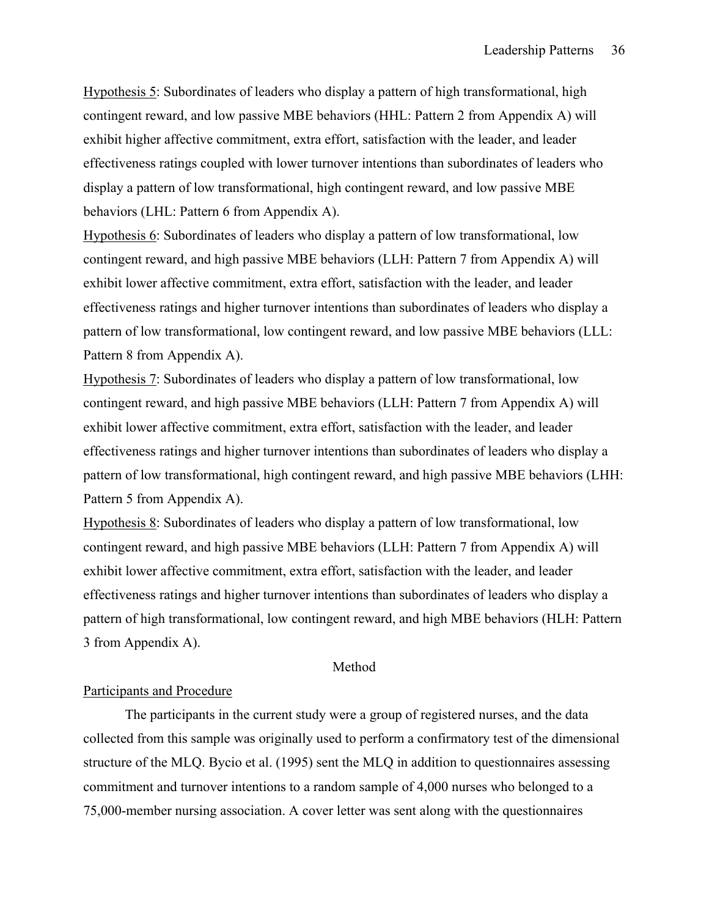Hypothesis 5: Subordinates of leaders who display a pattern of high transformational, high contingent reward, and low passive MBE behaviors (HHL: Pattern 2 from Appendix A) will exhibit higher affective commitment, extra effort, satisfaction with the leader, and leader effectiveness ratings coupled with lower turnover intentions than subordinates of leaders who display a pattern of low transformational, high contingent reward, and low passive MBE behaviors (LHL: Pattern 6 from Appendix A).

Hypothesis 6: Subordinates of leaders who display a pattern of low transformational, low contingent reward, and high passive MBE behaviors (LLH: Pattern 7 from Appendix A) will exhibit lower affective commitment, extra effort, satisfaction with the leader, and leader effectiveness ratings and higher turnover intentions than subordinates of leaders who display a pattern of low transformational, low contingent reward, and low passive MBE behaviors (LLL: Pattern 8 from Appendix A).

Hypothesis 7: Subordinates of leaders who display a pattern of low transformational, low contingent reward, and high passive MBE behaviors (LLH: Pattern 7 from Appendix A) will exhibit lower affective commitment, extra effort, satisfaction with the leader, and leader effectiveness ratings and higher turnover intentions than subordinates of leaders who display a pattern of low transformational, high contingent reward, and high passive MBE behaviors (LHH: Pattern 5 from Appendix A).

Hypothesis 8: Subordinates of leaders who display a pattern of low transformational, low contingent reward, and high passive MBE behaviors (LLH: Pattern 7 from Appendix A) will exhibit lower affective commitment, extra effort, satisfaction with the leader, and leader effectiveness ratings and higher turnover intentions than subordinates of leaders who display a pattern of high transformational, low contingent reward, and high MBE behaviors (HLH: Pattern 3 from Appendix A).

## Method

### Participants and Procedure

The participants in the current study were a group of registered nurses, and the data collected from this sample was originally used to perform a confirmatory test of the dimensional structure of the MLQ. Bycio et al. (1995) sent the MLQ in addition to questionnaires assessing commitment and turnover intentions to a random sample of 4,000 nurses who belonged to a 75,000-member nursing association. A cover letter was sent along with the questionnaires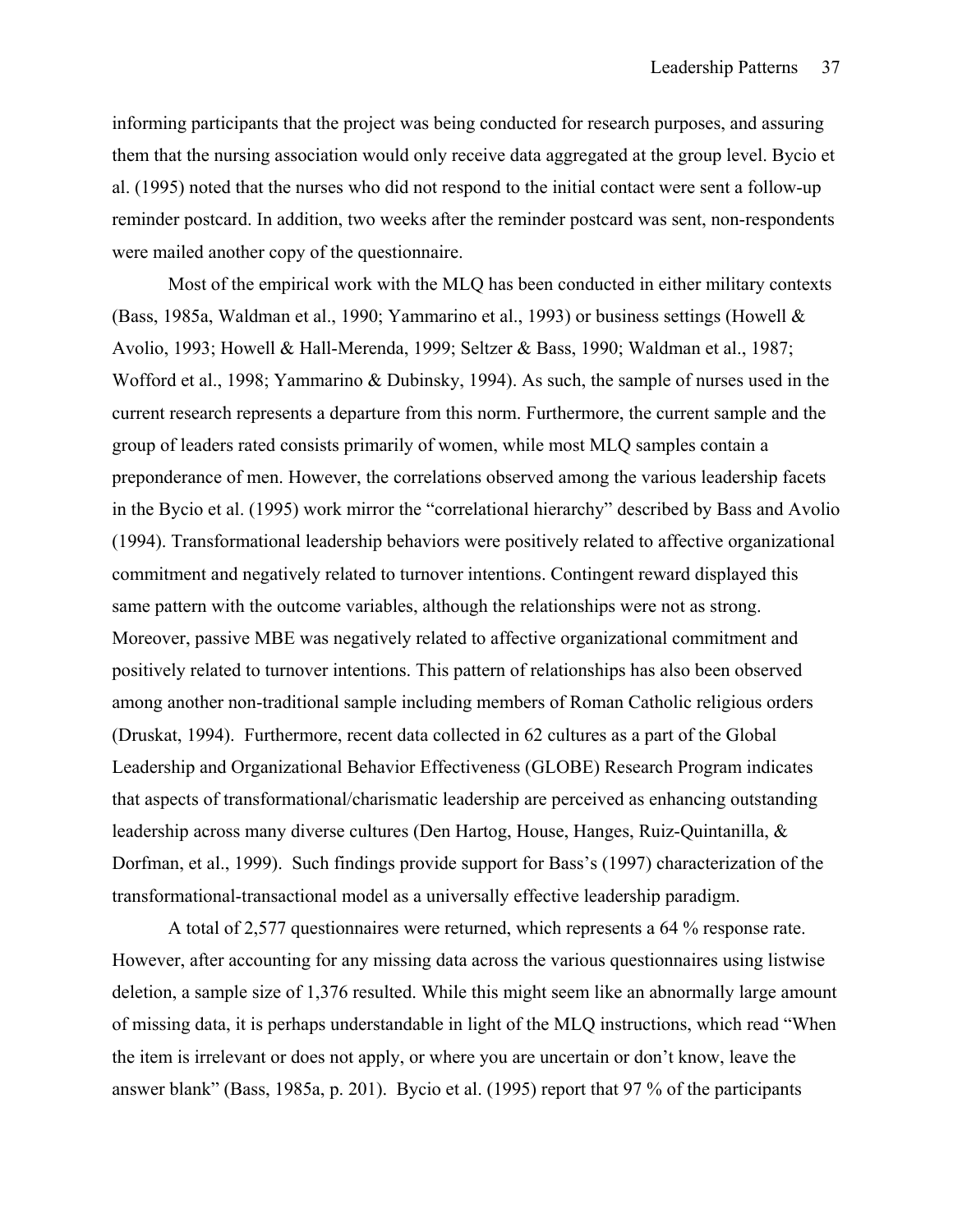informing participants that the project was being conducted for research purposes, and assuring them that the nursing association would only receive data aggregated at the group level. Bycio et al. (1995) noted that the nurses who did not respond to the initial contact were sent a follow-up reminder postcard. In addition, two weeks after the reminder postcard was sent, non-respondents were mailed another copy of the questionnaire.

Most of the empirical work with the MLQ has been conducted in either military contexts (Bass, 1985a, Waldman et al., 1990; Yammarino et al., 1993) or business settings (Howell & Avolio, 1993; Howell & Hall-Merenda, 1999; Seltzer & Bass, 1990; Waldman et al., 1987; Wofford et al., 1998; Yammarino & Dubinsky, 1994). As such, the sample of nurses used in the current research represents a departure from this norm. Furthermore, the current sample and the group of leaders rated consists primarily of women, while most MLQ samples contain a preponderance of men. However, the correlations observed among the various leadership facets in the Bycio et al. (1995) work mirror the "correlational hierarchy" described by Bass and Avolio (1994). Transformational leadership behaviors were positively related to affective organizational commitment and negatively related to turnover intentions. Contingent reward displayed this same pattern with the outcome variables, although the relationships were not as strong. Moreover, passive MBE was negatively related to affective organizational commitment and positively related to turnover intentions. This pattern of relationships has also been observed among another non-traditional sample including members of Roman Catholic religious orders (Druskat, 1994). Furthermore, recent data collected in 62 cultures as a part of the Global Leadership and Organizational Behavior Effectiveness (GLOBE) Research Program indicates that aspects of transformational/charismatic leadership are perceived as enhancing outstanding leadership across many diverse cultures (Den Hartog, House, Hanges, Ruiz-Quintanilla, & Dorfman, et al., 1999). Such findings provide support for Bass's (1997) characterization of the transformational-transactional model as a universally effective leadership paradigm.

A total of 2,577 questionnaires were returned, which represents a 64 % response rate. However, after accounting for any missing data across the various questionnaires using listwise deletion, a sample size of 1,376 resulted. While this might seem like an abnormally large amount of missing data, it is perhaps understandable in light of the MLQ instructions, which read "When the item is irrelevant or does not apply, or where you are uncertain or don't know, leave the answer blank" (Bass, 1985a, p. 201). Bycio et al. (1995) report that 97 % of the participants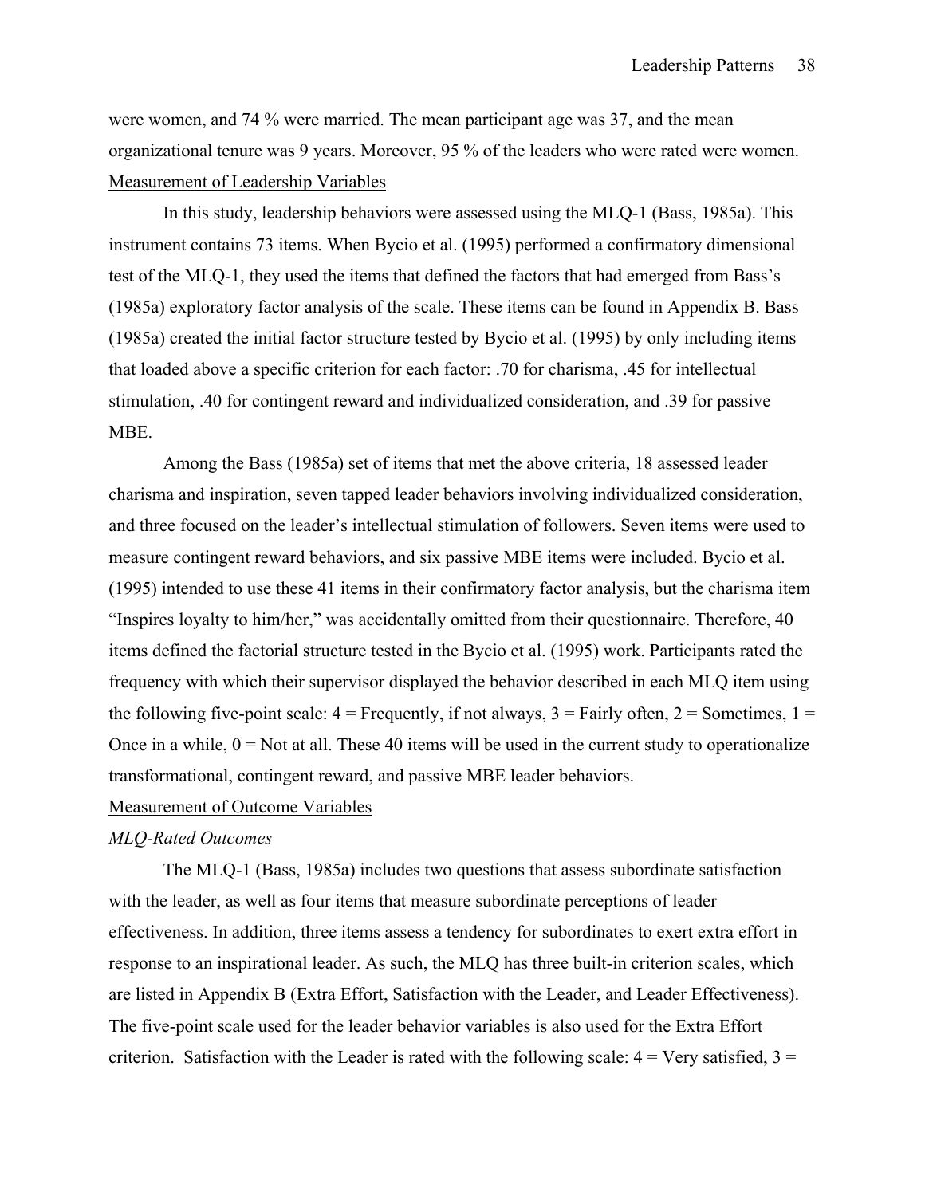were women, and 74 % were married. The mean participant age was 37, and the mean organizational tenure was 9 years. Moreover, 95 % of the leaders who were rated were women.

## Measurement of Leadership Variables

In this study, leadership behaviors were assessed using the MLQ-1 (Bass, 1985a). This instrument contains 73 items. When Bycio et al. (1995) performed a confirmatory dimensional test of the MLQ-1, they used the items that defined the factors that had emerged from Bass's (1985a) exploratory factor analysis of the scale. These items can be found in Appendix B. Bass (1985a) created the initial factor structure tested by Bycio et al. (1995) by only including items that loaded above a specific criterion for each factor: .70 for charisma, .45 for intellectual stimulation, .40 for contingent reward and individualized consideration, and .39 for passive MBE.

Among the Bass (1985a) set of items that met the above criteria, 18 assessed leader charisma and inspiration, seven tapped leader behaviors involving individualized consideration, and three focused on the leader's intellectual stimulation of followers. Seven items were used to measure contingent reward behaviors, and six passive MBE items were included. Bycio et al. (1995) intended to use these 41 items in their confirmatory factor analysis, but the charisma item "Inspires loyalty to him/her," was accidentally omitted from their questionnaire. Therefore, 40 items defined the factorial structure tested in the Bycio et al. (1995) work. Participants rated the frequency with which their supervisor displayed the behavior described in each MLQ item using the following five-point scale: 4 = Frequently, if not always, 3 = Fairly often, 2 = Sometimes, 1 = Once in a while, 0 = Not at all. These 40 items will be used in the current study to operationalize transformational, contingent reward, and passive MBE leader behaviors.

## Measurement of Outcome Variables

### *MLQ-Rated Outcomes*

The MLQ-1 (Bass, 1985a) includes two questions that assess subordinate satisfaction with the leader, as well as four items that measure subordinate perceptions of leader effectiveness. In addition, three items assess a tendency for subordinates to exert extra effort in response to an inspirational leader. As such, the MLQ has three built-in criterion scales, which are listed in Appendix B (Extra Effort, Satisfaction with the Leader, and Leader Effectiveness). The five-point scale used for the leader behavior variables is also used for the Extra Effort criterion. Satisfaction with the Leader is rated with the following scale: 4 = Very satisfied, 3 =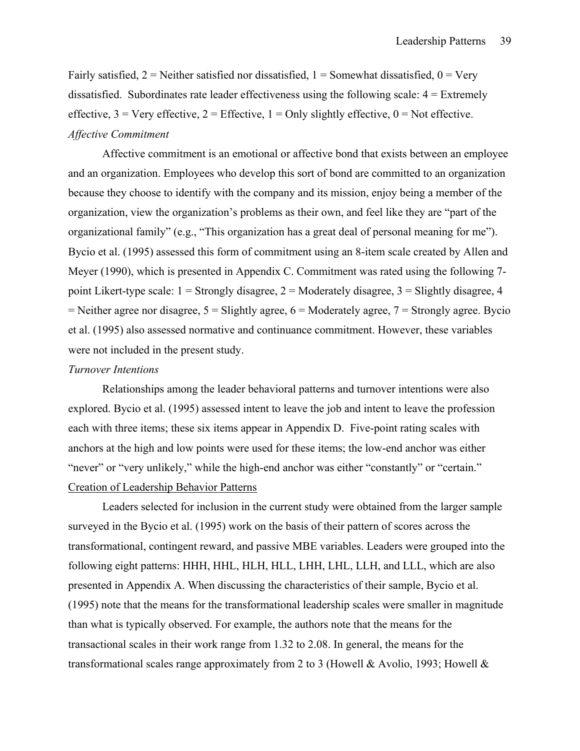Fairly satisfied, 2 = Neither satisfied nor dissatisfied, 1 = Somewhat dissatisfied, 0 = Very dissatisfied. Subordinates rate leader effectiveness using the following scale: 4 = Extremely effective, 3 = Very effective, 2 = Effective, 1 = Only slightly effective, 0 = Not effective.

*Affective Commitment*

Affective commitment is an emotional or affective bond that exists between an employee and an organization. Employees who develop this sort of bond are committed to an organization because they choose to identify with the company and its mission, enjoy being a member of the organization, view the organization's problems as their own, and feel like they are "part of the organizational family" (e.g., "This organization has a great deal of personal meaning for me"). Bycio et al. (1995) assessed this form of commitment using an 8-item scale created by Allen and Meyer (1990), which is presented in Appendix C. Commitment was rated using the following 7-point Likert-type scale: 1 = Strongly disagree, 2 = Moderately disagree, 3 = Slightly disagree, 4 = Neither agree nor disagree, 5 = Slightly agree, 6 = Moderately agree, 7 = Strongly agree. Bycio et al. (1995) also assessed normative and continuance commitment. However, these variables were not included in the present study.

*Turnover Intentions*

Relationships among the leader behavioral patterns and turnover intentions were also explored. Bycio et al. (1995) assessed intent to leave the job and intent to leave the profession each with three items; these six items appear in Appendix D. Five-point rating scales with anchors at the high and low points were used for these items; the low-end anchor was either "never" or "very unlikely," while the high-end anchor was either "constantly" or "certain."

<u>Creation of Leadership Behavior Patterns</u>

Leaders selected for inclusion in the current study were obtained from the larger sample surveyed in the Bycio et al. (1995) work on the basis of their pattern of scores across the transformational, contingent reward, and passive MBE variables. Leaders were grouped into the following eight patterns: HHH, HHL, HLH, HLL, LHH, LHL, LLH, and LLL, which are also presented in Appendix A. When discussing the characteristics of their sample, Bycio et al. (1995) note that the means for the transformational leadership scales were smaller in magnitude than what is typically observed. For example, the authors note that the means for the transactional scales in their work range from 1.32 to 2.08. In general, the means for the transformational scales range approximately from 2 to 3 (Howell & Avolio, 1993; Howell &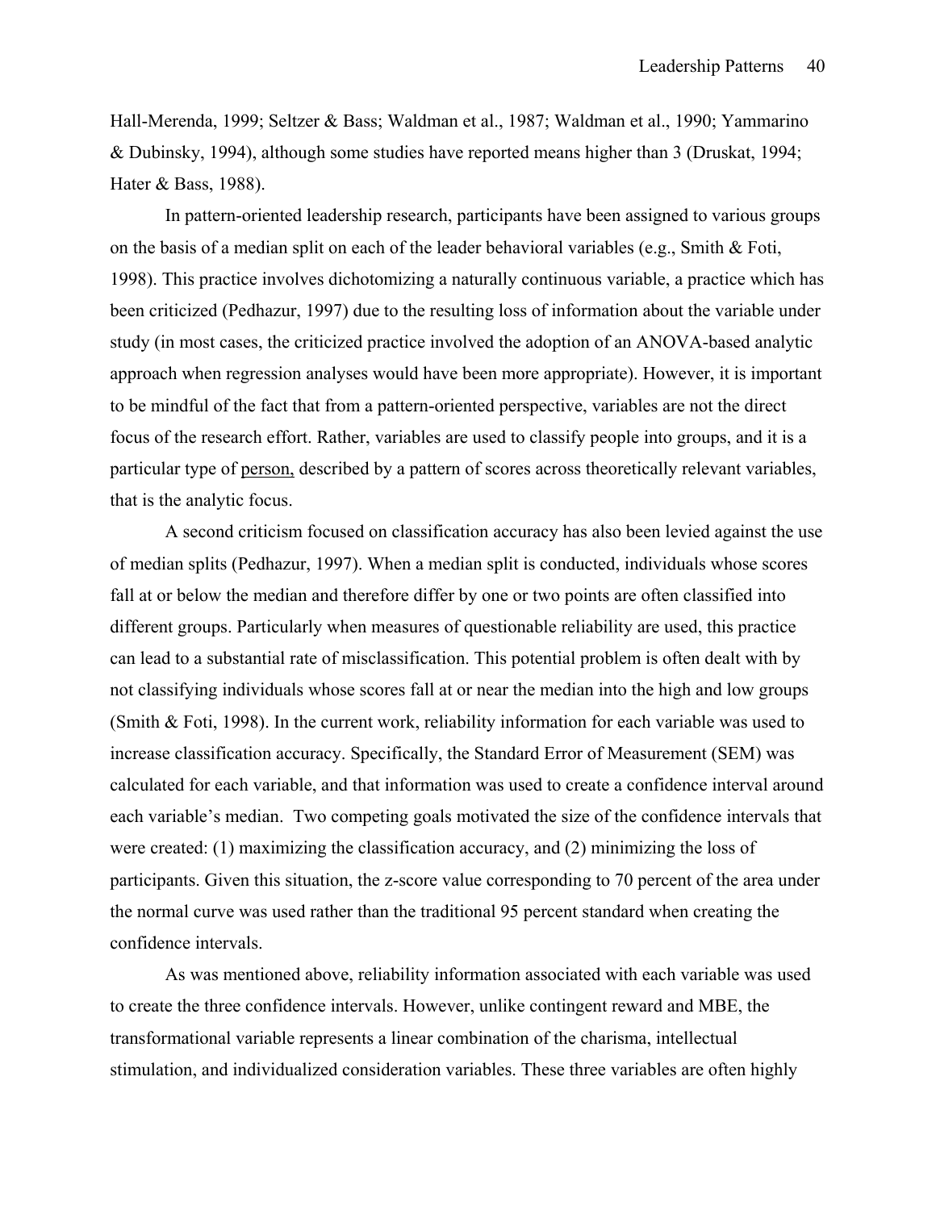Hall-Merenda, 1999; Seltzer & Bass; Waldman et al., 1987; Waldman et al., 1990; Yammarino & Dubinsky, 1994), although some studies have reported means higher than 3 (Druskat, 1994; Hater & Bass, 1988).

In pattern-oriented leadership research, participants have been assigned to various groups on the basis of a median split on each of the leader behavioral variables (e.g., Smith & Foti, 1998). This practice involves dichotomizing a naturally continuous variable, a practice which has been criticized (Pedhazur, 1997) due to the resulting loss of information about the variable under study (in most cases, the criticized practice involved the adoption of an ANOVA-based analytic approach when regression analyses would have been more appropriate). However, it is important to be mindful of the fact that from a pattern-oriented perspective, variables are not the direct focus of the research effort. Rather, variables are used to classify people into groups, and it is a particular type of person, described by a pattern of scores across theoretically relevant variables, that is the analytic focus.

A second criticism focused on classification accuracy has also been levied against the use of median splits (Pedhazur, 1997). When a median split is conducted, individuals whose scores fall at or below the median and therefore differ by one or two points are often classified into different groups. Particularly when measures of questionable reliability are used, this practice can lead to a substantial rate of misclassification. This potential problem is often dealt with by not classifying individuals whose scores fall at or near the median into the high and low groups (Smith & Foti, 1998). In the current work, reliability information for each variable was used to increase classification accuracy. Specifically, the Standard Error of Measurement (SEM) was calculated for each variable, and that information was used to create a confidence interval around each variable's median. Two competing goals motivated the size of the confidence intervals that were created: (1) maximizing the classification accuracy, and (2) minimizing the loss of participants. Given this situation, the z-score value corresponding to 70 percent of the area under the normal curve was used rather than the traditional 95 percent standard when creating the confidence intervals.

As was mentioned above, reliability information associated with each variable was used to create the three confidence intervals. However, unlike contingent reward and MBE, the transformational variable represents a linear combination of the charisma, intellectual stimulation, and individualized consideration variables. These three variables are often highly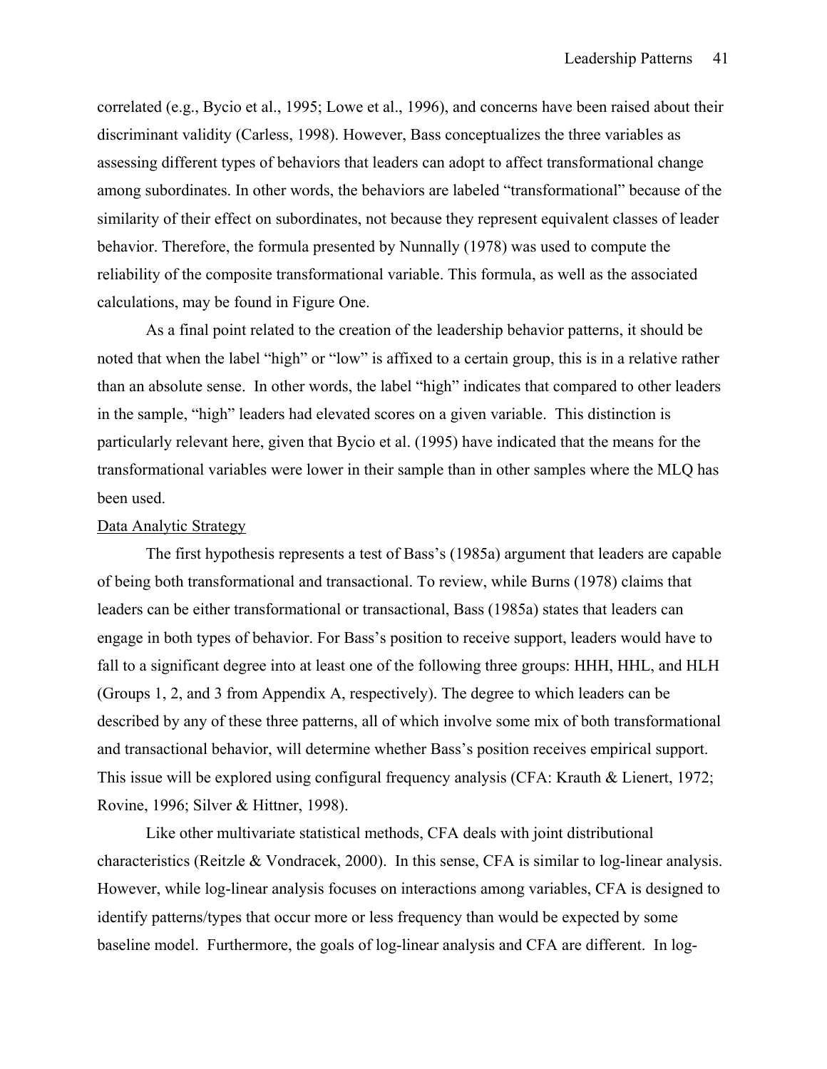correlated (e.g., Bycio et al., 1995; Lowe et al., 1996), and concerns have been raised about their discriminant validity (Carless, 1998). However, Bass conceptualizes the three variables as assessing different types of behaviors that leaders can adopt to affect transformational change among subordinates. In other words, the behaviors are labeled "transformational" because of the similarity of their effect on subordinates, not because they represent equivalent classes of leader behavior. Therefore, the formula presented by Nunnally (1978) was used to compute the reliability of the composite transformational variable. This formula, as well as the associated calculations, may be found in Figure One.

As a final point related to the creation of the leadership behavior patterns, it should be noted that when the label "high" or "low" is affixed to a certain group, this is in a relative rather than an absolute sense. In other words, the label "high" indicates that compared to other leaders in the sample, "high" leaders had elevated scores on a given variable. This distinction is particularly relevant here, given that Bycio et al. (1995) have indicated that the means for the transformational variables were lower in their sample than in other samples where the MLQ has been used.

<u>Data Analytic Strategy</u>

The first hypothesis represents a test of Bass's (1985a) argument that leaders are capable of being both transformational and transactional. To review, while Burns (1978) claims that leaders can be either transformational or transactional, Bass (1985a) states that leaders can engage in both types of behavior. For Bass's position to receive support, leaders would have to fall to a significant degree into at least one of the following three groups: HHH, HHL, and HLH (Groups 1, 2, and 3 from Appendix A, respectively). The degree to which leaders can be described by any of these three patterns, all of which involve some mix of both transformational and transactional behavior, will determine whether Bass's position receives empirical support. This issue will be explored using configural frequency analysis (CFA: Krauth & Lienert, 1972; Rovine, 1996; Silver & Hittner, 1998).

Like other multivariate statistical methods, CFA deals with joint distributional characteristics (Reitzle & Vondracek, 2000). In this sense, CFA is similar to log-linear analysis. However, while log-linear analysis focuses on interactions among variables, CFA is designed to identify patterns/types that occur more or less frequency than would be expected by some baseline model. Furthermore, the goals of log-linear analysis and CFA are different. In log-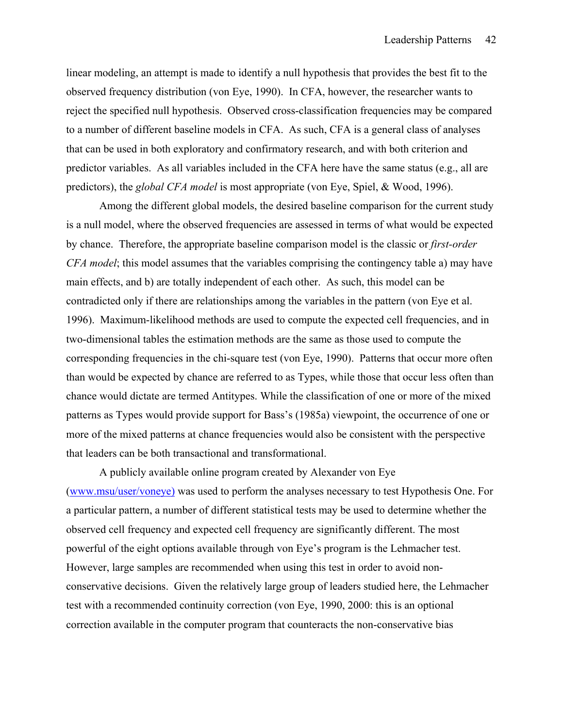linear modeling, an attempt is made to identify a null hypothesis that provides the best fit to the observed frequency distribution (von Eye, 1990). In CFA, however, the researcher wants to reject the specified null hypothesis. Observed cross-classification frequencies may be compared to a number of different baseline models in CFA. As such, CFA is a general class of analyses that can be used in both exploratory and confirmatory research, and with both criterion and predictor variables. As all variables included in the CFA here have the same status (e.g., all are predictors), the *global CFA model* is most appropriate (von Eye, Spiel, & Wood, 1996).

Among the different global models, the desired baseline comparison for the current study is a null model, where the observed frequencies are assessed in terms of what would be expected by chance. Therefore, the appropriate baseline comparison model is the classic or *first-order CFA model*; this model assumes that the variables comprising the contingency table a) may have main effects, and b) are totally independent of each other. As such, this model can be contradicted only if there are relationships among the variables in the pattern (von Eye et al. 1996). Maximum-likelihood methods are used to compute the expected cell frequencies, and in two-dimensional tables the estimation methods are the same as those used to compute the corresponding frequencies in the chi-square test (von Eye, 1990). Patterns that occur more often than would be expected by chance are referred to as Types, while those that occur less often than chance would dictate are termed Antitypes. While the classification of one or more of the mixed patterns as Types would provide support for Bass's (1985a) viewpoint, the occurrence of one or more of the mixed patterns at chance frequencies would also be consistent with the perspective that leaders can be both transactional and transformational.

A publicly available online program created by Alexander von Eye (www.msu/user/voneye) was used to perform the analyses necessary to test Hypothesis One. For a particular pattern, a number of different statistical tests may be used to determine whether the observed cell frequency and expected cell frequency are significantly different. The most powerful of the eight options available through von Eye's program is the Lehmacher test. However, large samples are recommended when using this test in order to avoid non-conservative decisions. Given the relatively large group of leaders studied here, the Lehmacher test with a recommended continuity correction (von Eye, 1990, 2000: this is an optional correction available in the computer program that counteracts the non-conservative bias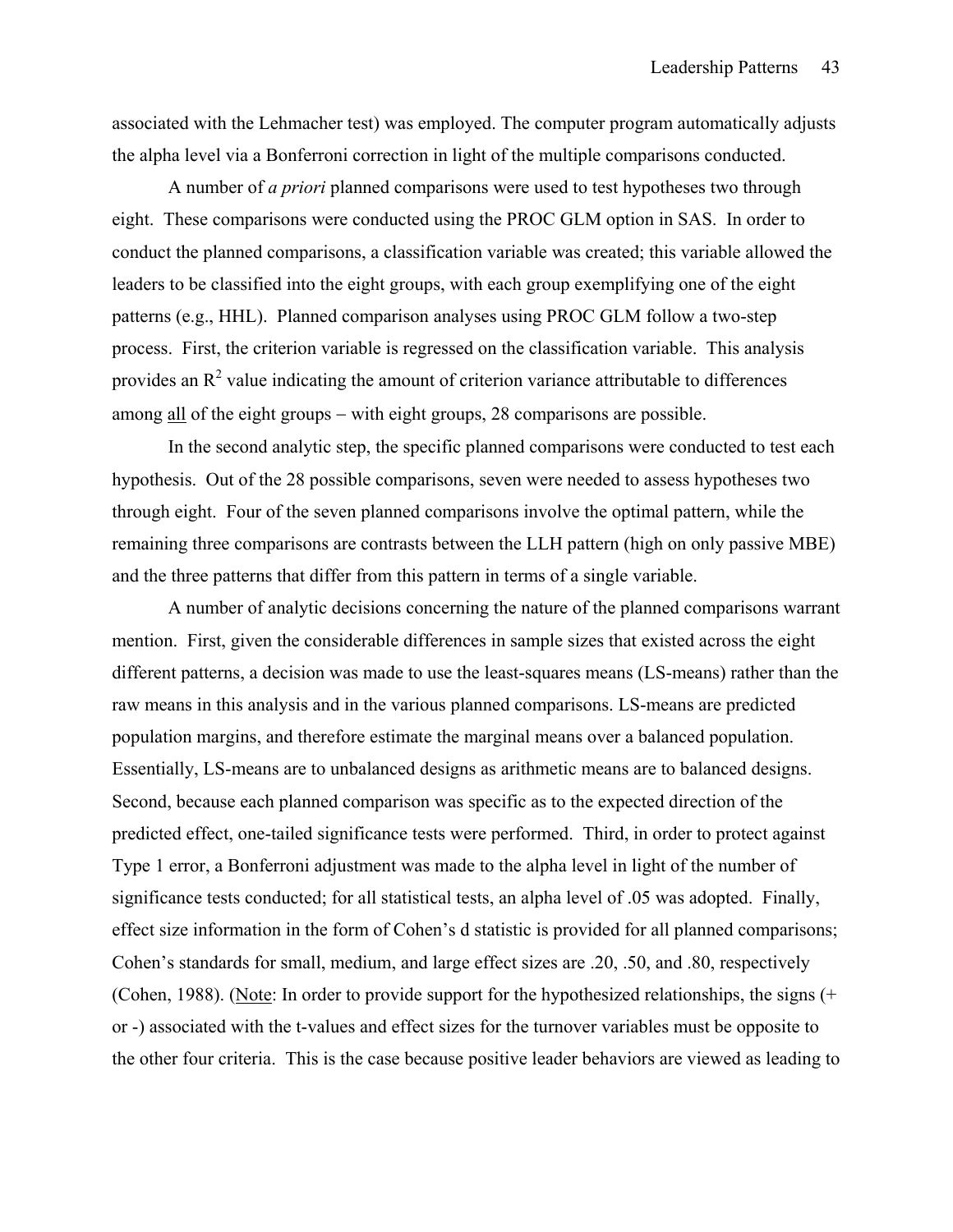associated with the Lehmacher test) was employed. The computer program automatically adjusts the alpha level via a Bonferroni correction in light of the multiple comparisons conducted.

A number of *a priori* planned comparisons were used to test hypotheses two through eight. These comparisons were conducted using the PROC GLM option in SAS. In order to conduct the planned comparisons, a classification variable was created; this variable allowed the leaders to be classified into the eight groups, with each group exemplifying one of the eight patterns (e.g., HHL). Planned comparison analyses using PROC GLM follow a two-step process. First, the criterion variable is regressed on the classification variable. This analysis provides an $R^2$ value indicating the amount of criterion variance attributable to differences among <u>all</u> of the eight groups – with eight groups, 28 comparisons are possible.

In the second analytic step, the specific planned comparisons were conducted to test each hypothesis. Out of the 28 possible comparisons, seven were needed to assess hypotheses two through eight. Four of the seven planned comparisons involve the optimal pattern, while the remaining three comparisons are contrasts between the LLH pattern (high on only passive MBE) and the three patterns that differ from this pattern in terms of a single variable.

A number of analytic decisions concerning the nature of the planned comparisons warrant mention. First, given the considerable differences in sample sizes that existed across the eight different patterns, a decision was made to use the least-squares means (LS-means) rather than the raw means in this analysis and in the various planned comparisons. LS-means are predicted population margins, and therefore estimate the marginal means over a balanced population. Essentially, LS-means are to unbalanced designs as arithmetic means are to balanced designs. Second, because each planned comparison was specific as to the expected direction of the predicted effect, one-tailed significance tests were performed. Third, in order to protect against Type 1 error, a Bonferroni adjustment was made to the alpha level in light of the number of significance tests conducted; for all statistical tests, an alpha level of .05 was adopted. Finally, effect size information in the form of Cohen's d statistic is provided for all planned comparisons; Cohen's standards for small, medium, and large effect sizes are .20, .50, and .80, respectively (Cohen, 1988). (<u>Note</u>: In order to provide support for the hypothesized relationships, the signs (+ or -) associated with the t-values and effect sizes for the turnover variables must be opposite to the other four criteria. This is the case because positive leader behaviors are viewed as leading to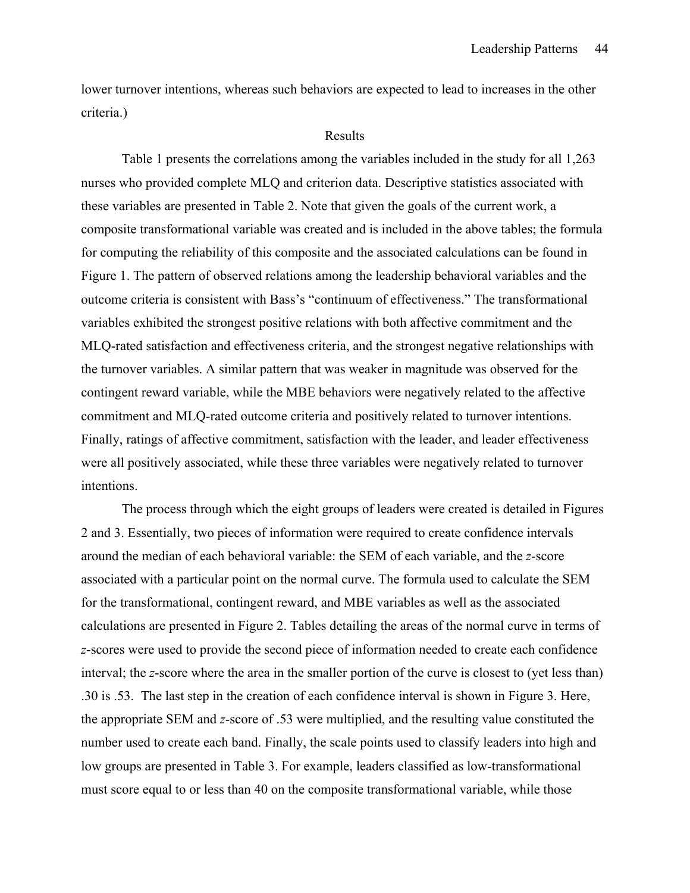lower turnover intentions, whereas such behaviors are expected to lead to increases in the other criteria.)

## Results

Table 1 presents the correlations among the variables included in the study for all 1,263 nurses who provided complete MLQ and criterion data. Descriptive statistics associated with these variables are presented in Table 2. Note that given the goals of the current work, a composite transformational variable was created and is included in the above tables; the formula for computing the reliability of this composite and the associated calculations can be found in Figure 1. The pattern of observed relations among the leadership behavioral variables and the outcome criteria is consistent with Bass's "continuum of effectiveness." The transformational variables exhibited the strongest positive relations with both affective commitment and the MLQ-rated satisfaction and effectiveness criteria, and the strongest negative relationships with the turnover variables. A similar pattern that was weaker in magnitude was observed for the contingent reward variable, while the MBE behaviors were negatively related to the affective commitment and MLQ-rated outcome criteria and positively related to turnover intentions. Finally, ratings of affective commitment, satisfaction with the leader, and leader effectiveness were all positively associated, while these three variables were negatively related to turnover intentions.

The process through which the eight groups of leaders were created is detailed in Figures 2 and 3. Essentially, two pieces of information were required to create confidence intervals around the median of each behavioral variable: the SEM of each variable, and the *z*-score associated with a particular point on the normal curve. The formula used to calculate the SEM for the transformational, contingent reward, and MBE variables as well as the associated calculations are presented in Figure 2. Tables detailing the areas of the normal curve in terms of *z*-scores were used to provide the second piece of information needed to create each confidence interval; the *z*-score where the area in the smaller portion of the curve is closest to (yet less than) .30 is .53. The last step in the creation of each confidence interval is shown in Figure 3. Here, the appropriate SEM and *z*-score of .53 were multiplied, and the resulting value constituted the number used to create each band. Finally, the scale points used to classify leaders into high and low groups are presented in Table 3. For example, leaders classified as low-transformational must score equal to or less than 40 on the composite transformational variable, while those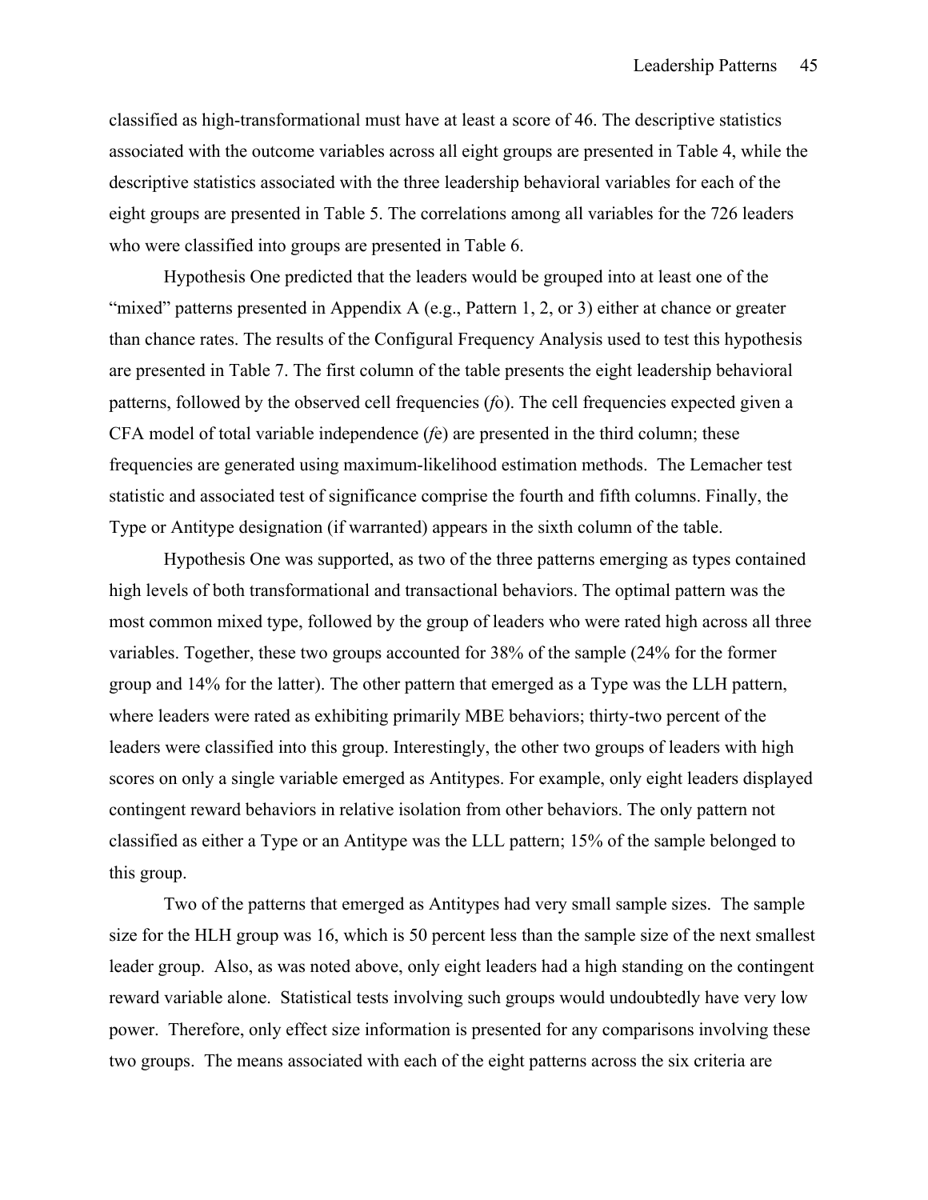classified as high-transformational must have at least a score of 46. The descriptive statistics associated with the outcome variables across all eight groups are presented in Table 4, while the descriptive statistics associated with the three leadership behavioral variables for each of the eight groups are presented in Table 5. The correlations among all variables for the 726 leaders who were classified into groups are presented in Table 6.

Hypothesis One predicted that the leaders would be grouped into at least one of the "mixed" patterns presented in Appendix A (e.g., Pattern 1, 2, or 3) either at chance or greater than chance rates. The results of the Configural Frequency Analysis used to test this hypothesis are presented in Table 7. The first column of the table presents the eight leadership behavioral patterns, followed by the observed cell frequencies (*f*o). The cell frequencies expected given a CFA model of total variable independence (*f*e) are presented in the third column; these frequencies are generated using maximum-likelihood estimation methods. The Lemacher test statistic and associated test of significance comprise the fourth and fifth columns. Finally, the Type or Antitype designation (if warranted) appears in the sixth column of the table.

Hypothesis One was supported, as two of the three patterns emerging as types contained high levels of both transformational and transactional behaviors. The optimal pattern was the most common mixed type, followed by the group of leaders who were rated high across all three variables. Together, these two groups accounted for 38% of the sample (24% for the former group and 14% for the latter). The other pattern that emerged as a Type was the LLH pattern, where leaders were rated as exhibiting primarily MBE behaviors; thirty-two percent of the leaders were classified into this group. Interestingly, the other two groups of leaders with high scores on only a single variable emerged as Antitypes. For example, only eight leaders displayed contingent reward behaviors in relative isolation from other behaviors. The only pattern not classified as either a Type or an Antitype was the LLL pattern; 15% of the sample belonged to this group.

Two of the patterns that emerged as Antitypes had very small sample sizes. The sample size for the HLH group was 16, which is 50 percent less than the sample size of the next smallest leader group. Also, as was noted above, only eight leaders had a high standing on the contingent reward variable alone. Statistical tests involving such groups would undoubtedly have very low power. Therefore, only effect size information is presented for any comparisons involving these two groups. The means associated with each of the eight patterns across the six criteria are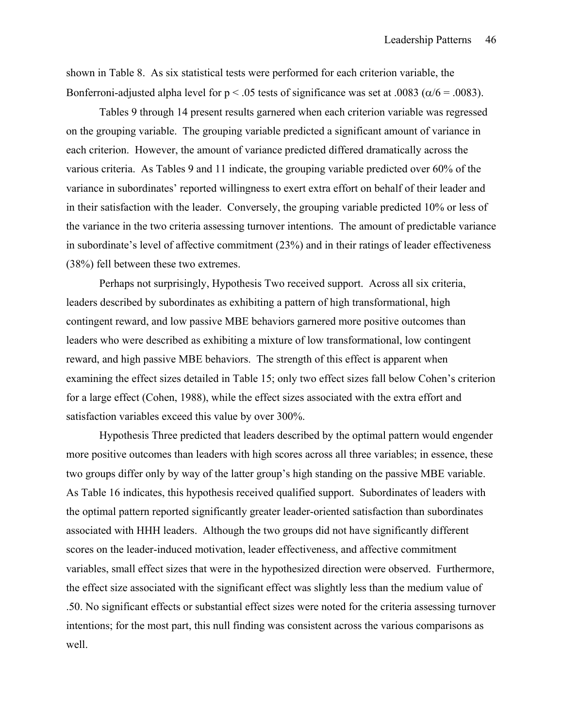shown in Table 8. As six statistical tests were performed for each criterion variable, the Bonferroni-adjusted alpha level for $p < .05$ tests of significance was set at .0083 ($\alpha/6 = .0083$).

Tables 9 through 14 present results garnered when each criterion variable was regressed on the grouping variable. The grouping variable predicted a significant amount of variance in each criterion. However, the amount of variance predicted differed dramatically across the various criteria. As Tables 9 and 11 indicate, the grouping variable predicted over 60% of the variance in subordinates' reported willingness to exert extra effort on behalf of their leader and in their satisfaction with the leader. Conversely, the grouping variable predicted 10% or less of the variance in the two criteria assessing turnover intentions. The amount of predictable variance in subordinate's level of affective commitment (23%) and in their ratings of leader effectiveness (38%) fell between these two extremes.

Perhaps not surprisingly, Hypothesis Two received support. Across all six criteria, leaders described by subordinates as exhibiting a pattern of high transformational, high contingent reward, and low passive MBE behaviors garnered more positive outcomes than leaders who were described as exhibiting a mixture of low transformational, low contingent reward, and high passive MBE behaviors. The strength of this effect is apparent when examining the effect sizes detailed in Table 15; only two effect sizes fall below Cohen's criterion for a large effect (Cohen, 1988), while the effect sizes associated with the extra effort and satisfaction variables exceed this value by over 300%.

Hypothesis Three predicted that leaders described by the optimal pattern would engender more positive outcomes than leaders with high scores across all three variables; in essence, these two groups differ only by way of the latter group's high standing on the passive MBE variable. As Table 16 indicates, this hypothesis received qualified support. Subordinates of leaders with the optimal pattern reported significantly greater leader-oriented satisfaction than subordinates associated with HHH leaders. Although the two groups did not have significantly different scores on the leader-induced motivation, leader effectiveness, and affective commitment variables, small effect sizes that were in the hypothesized direction were observed. Furthermore, the effect size associated with the significant effect was slightly less than the medium value of .50. No significant effects or substantial effect sizes were noted for the criteria assessing turnover intentions; for the most part, this null finding was consistent across the various comparisons as well.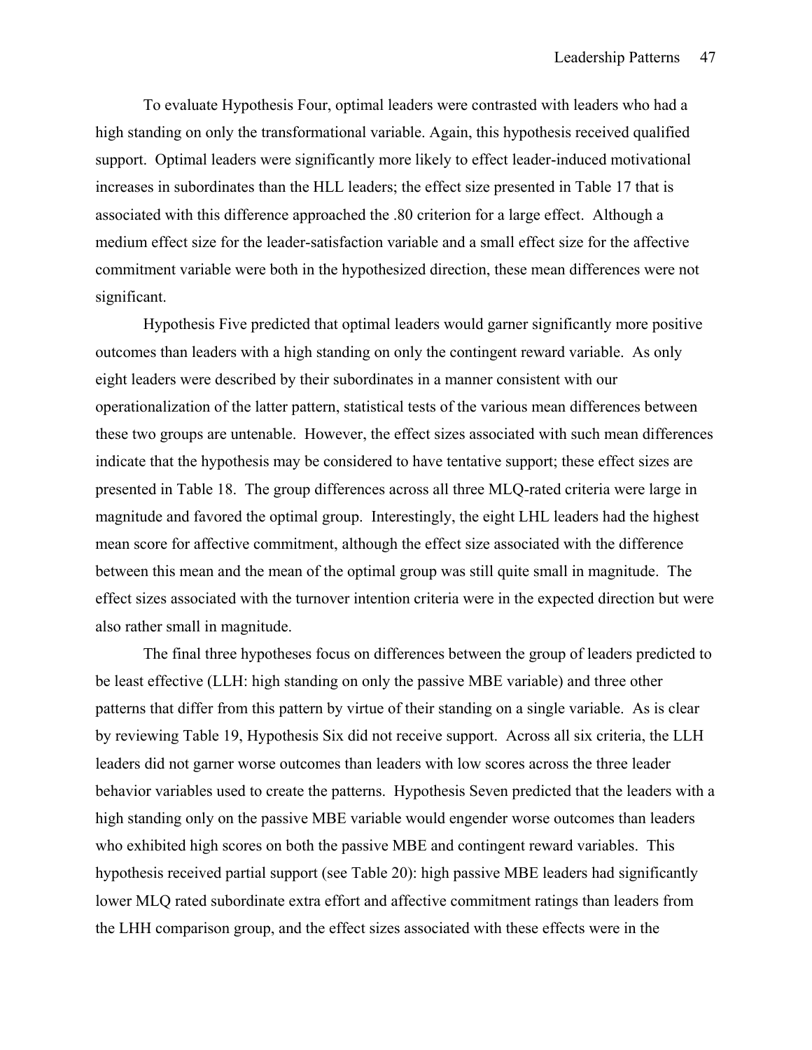To evaluate Hypothesis Four, optimal leaders were contrasted with leaders who had a high standing on only the transformational variable. Again, this hypothesis received qualified support. Optimal leaders were significantly more likely to effect leader-induced motivational increases in subordinates than the HLL leaders; the effect size presented in Table 17 that is associated with this difference approached the .80 criterion for a large effect. Although a medium effect size for the leader-satisfaction variable and a small effect size for the affective commitment variable were both in the hypothesized direction, these mean differences were not significant.

Hypothesis Five predicted that optimal leaders would garner significantly more positive outcomes than leaders with a high standing on only the contingent reward variable. As only eight leaders were described by their subordinates in a manner consistent with our operationalization of the latter pattern, statistical tests of the various mean differences between these two groups are untenable. However, the effect sizes associated with such mean differences indicate that the hypothesis may be considered to have tentative support; these effect sizes are presented in Table 18. The group differences across all three MLQ-rated criteria were large in magnitude and favored the optimal group. Interestingly, the eight LHL leaders had the highest mean score for affective commitment, although the effect size associated with the difference between this mean and the mean of the optimal group was still quite small in magnitude. The effect sizes associated with the turnover intention criteria were in the expected direction but were also rather small in magnitude.

The final three hypotheses focus on differences between the group of leaders predicted to be least effective (LLH: high standing on only the passive MBE variable) and three other patterns that differ from this pattern by virtue of their standing on a single variable. As is clear by reviewing Table 19, Hypothesis Six did not receive support. Across all six criteria, the LLH leaders did not garner worse outcomes than leaders with low scores across the three leader behavior variables used to create the patterns. Hypothesis Seven predicted that the leaders with a high standing only on the passive MBE variable would engender worse outcomes than leaders who exhibited high scores on both the passive MBE and contingent reward variables. This hypothesis received partial support (see Table 20): high passive MBE leaders had significantly lower MLQ rated subordinate extra effort and affective commitment ratings than leaders from the LHH comparison group, and the effect sizes associated with these effects were in the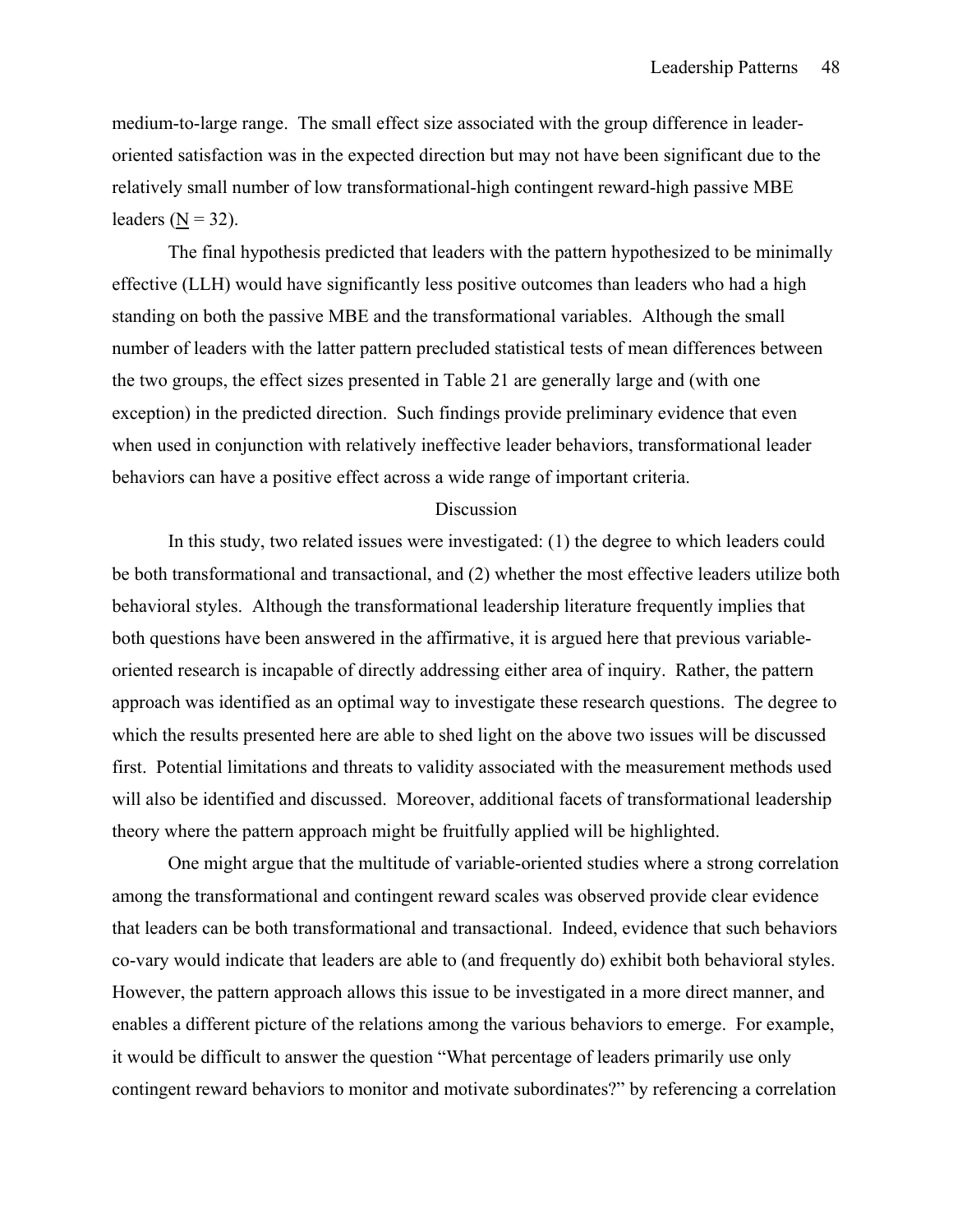medium-to-large range. The small effect size associated with the group difference in leader-oriented satisfaction was in the expected direction but may not have been significant due to the relatively small number of low transformational-high contingent reward-high passive MBE leaders ($N = 32$).

The final hypothesis predicted that leaders with the pattern hypothesized to be minimally effective (LLH) would have significantly less positive outcomes than leaders who had a high standing on both the passive MBE and the transformational variables. Although the small number of leaders with the latter pattern precluded statistical tests of mean differences between the two groups, the effect sizes presented in Table 21 are generally large and (with one exception) in the predicted direction. Such findings provide preliminary evidence that even when used in conjunction with relatively ineffective leader behaviors, transformational leader behaviors can have a positive effect across a wide range of important criteria.

## Discussion

In this study, two related issues were investigated: (1) the degree to which leaders could be both transformational and transactional, and (2) whether the most effective leaders utilize both behavioral styles. Although the transformational leadership literature frequently implies that both questions have been answered in the affirmative, it is argued here that previous variable-oriented research is incapable of directly addressing either area of inquiry. Rather, the pattern approach was identified as an optimal way to investigate these research questions. The degree to which the results presented here are able to shed light on the above two issues will be discussed first. Potential limitations and threats to validity associated with the measurement methods used will also be identified and discussed. Moreover, additional facets of transformational leadership theory where the pattern approach might be fruitfully applied will be highlighted.

One might argue that the multitude of variable-oriented studies where a strong correlation among the transformational and contingent reward scales was observed provide clear evidence that leaders can be both transformational and transactional. Indeed, evidence that such behaviors co-vary would indicate that leaders are able to (and frequently do) exhibit both behavioral styles. However, the pattern approach allows this issue to be investigated in a more direct manner, and enables a different picture of the relations among the various behaviors to emerge. For example, it would be difficult to answer the question "What percentage of leaders primarily use only contingent reward behaviors to monitor and motivate subordinates?" by referencing a correlation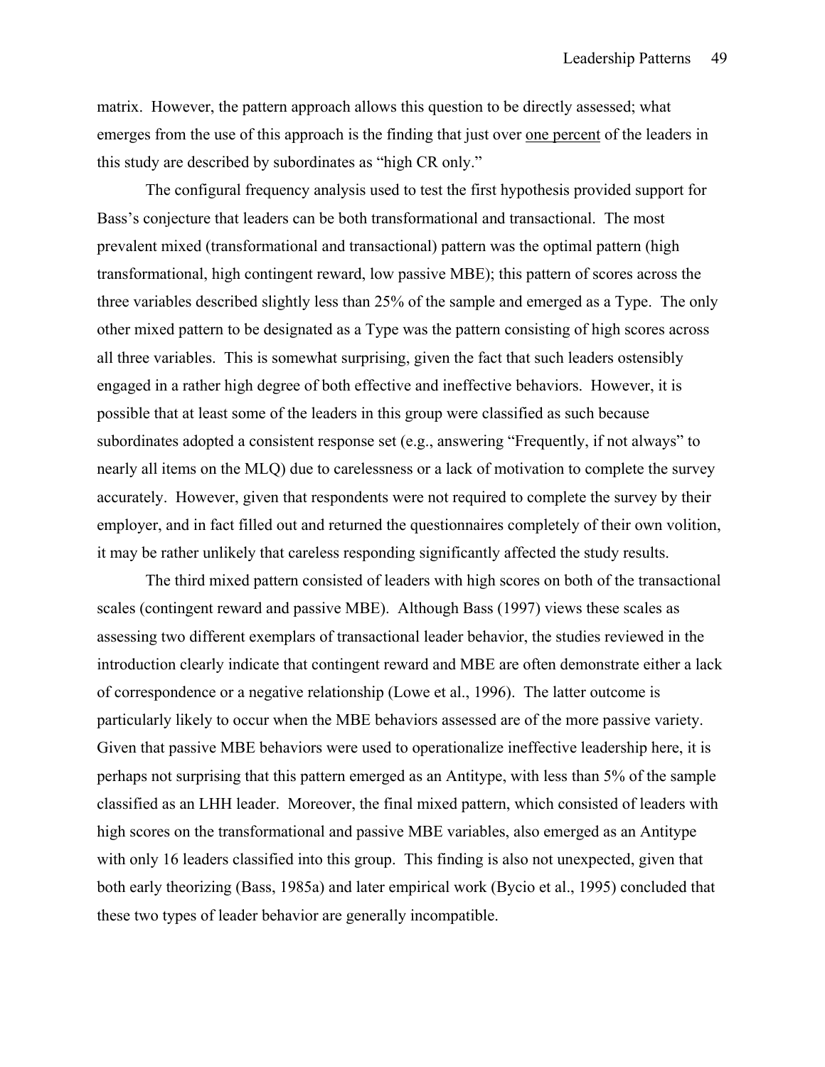matrix. However, the pattern approach allows this question to be directly assessed; what emerges from the use of this approach is the finding that just over <u>one percent</u> of the leaders in this study are described by subordinates as "high CR only."

The configural frequency analysis used to test the first hypothesis provided support for Bass's conjecture that leaders can be both transformational and transactional. The most prevalent mixed (transformational and transactional) pattern was the optimal pattern (high transformational, high contingent reward, low passive MBE); this pattern of scores across the three variables described slightly less than 25% of the sample and emerged as a Type. The only other mixed pattern to be designated as a Type was the pattern consisting of high scores across all three variables. This is somewhat surprising, given the fact that such leaders ostensibly engaged in a rather high degree of both effective and ineffective behaviors. However, it is possible that at least some of the leaders in this group were classified as such because subordinates adopted a consistent response set (e.g., answering "Frequently, if not always" to nearly all items on the MLQ) due to carelessness or a lack of motivation to complete the survey accurately. However, given that respondents were not required to complete the survey by their employer, and in fact filled out and returned the questionnaires completely of their own volition, it may be rather unlikely that careless responding significantly affected the study results.

The third mixed pattern consisted of leaders with high scores on both of the transactional scales (contingent reward and passive MBE). Although Bass (1997) views these scales as assessing two different exemplars of transactional leader behavior, the studies reviewed in the introduction clearly indicate that contingent reward and MBE are often demonstrate either a lack of correspondence or a negative relationship (Lowe et al., 1996). The latter outcome is particularly likely to occur when the MBE behaviors assessed are of the more passive variety. Given that passive MBE behaviors were used to operationalize ineffective leadership here, it is perhaps not surprising that this pattern emerged as an Antitype, with less than 5% of the sample classified as an LHH leader. Moreover, the final mixed pattern, which consisted of leaders with high scores on the transformational and passive MBE variables, also emerged as an Antitype with only 16 leaders classified into this group. This finding is also not unexpected, given that both early theorizing (Bass, 1985a) and later empirical work (Bycio et al., 1995) concluded that these two types of leader behavior are generally incompatible.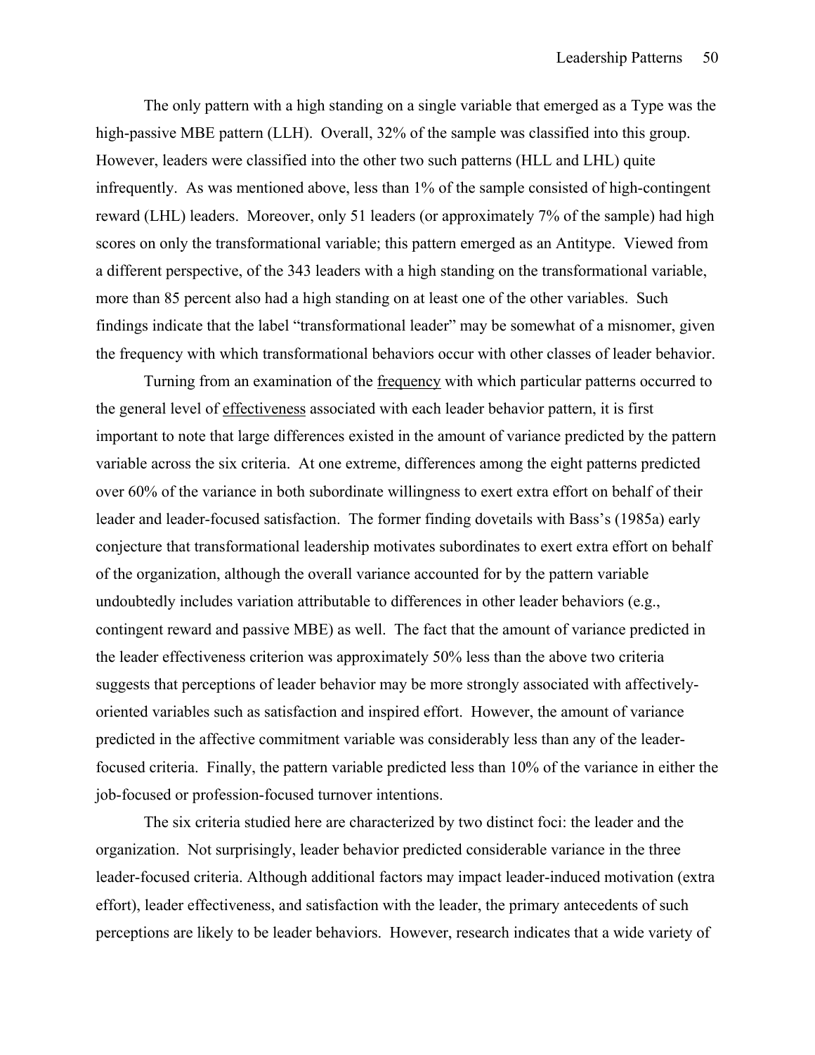The only pattern with a high standing on a single variable that emerged as a Type was the high-passive MBE pattern (LLH). Overall, 32% of the sample was classified into this group. However, leaders were classified into the other two such patterns (HLL and LHL) quite infrequently. As was mentioned above, less than 1% of the sample consisted of high-contingent reward (LHL) leaders. Moreover, only 51 leaders (or approximately 7% of the sample) had high scores on only the transformational variable; this pattern emerged as an Antitype. Viewed from a different perspective, of the 343 leaders with a high standing on the transformational variable, more than 85 percent also had a high standing on at least one of the other variables. Such findings indicate that the label "transformational leader" may be somewhat of a misnomer, given the frequency with which transformational behaviors occur with other classes of leader behavior.

Turning from an examination of the frequency with which particular patterns occurred to the general level of effectiveness associated with each leader behavior pattern, it is first important to note that large differences existed in the amount of variance predicted by the pattern variable across the six criteria. At one extreme, differences among the eight patterns predicted over 60% of the variance in both subordinate willingness to exert extra effort on behalf of their leader and leader-focused satisfaction. The former finding dovetails with Bass's (1985a) early conjecture that transformational leadership motivates subordinates to exert extra effort on behalf of the organization, although the overall variance accounted for by the pattern variable undoubtedly includes variation attributable to differences in other leader behaviors (e.g., contingent reward and passive MBE) as well. The fact that the amount of variance predicted in the leader effectiveness criterion was approximately 50% less than the above two criteria suggests that perceptions of leader behavior may be more strongly associated with affectively-oriented variables such as satisfaction and inspired effort. However, the amount of variance predicted in the affective commitment variable was considerably less than any of the leader-focused criteria. Finally, the pattern variable predicted less than 10% of the variance in either the job-focused or profession-focused turnover intentions.

The six criteria studied here are characterized by two distinct foci: the leader and the organization. Not surprisingly, leader behavior predicted considerable variance in the three leader-focused criteria. Although additional factors may impact leader-induced motivation (extra effort), leader effectiveness, and satisfaction with the leader, the primary antecedents of such perceptions are likely to be leader behaviors. However, research indicates that a wide variety of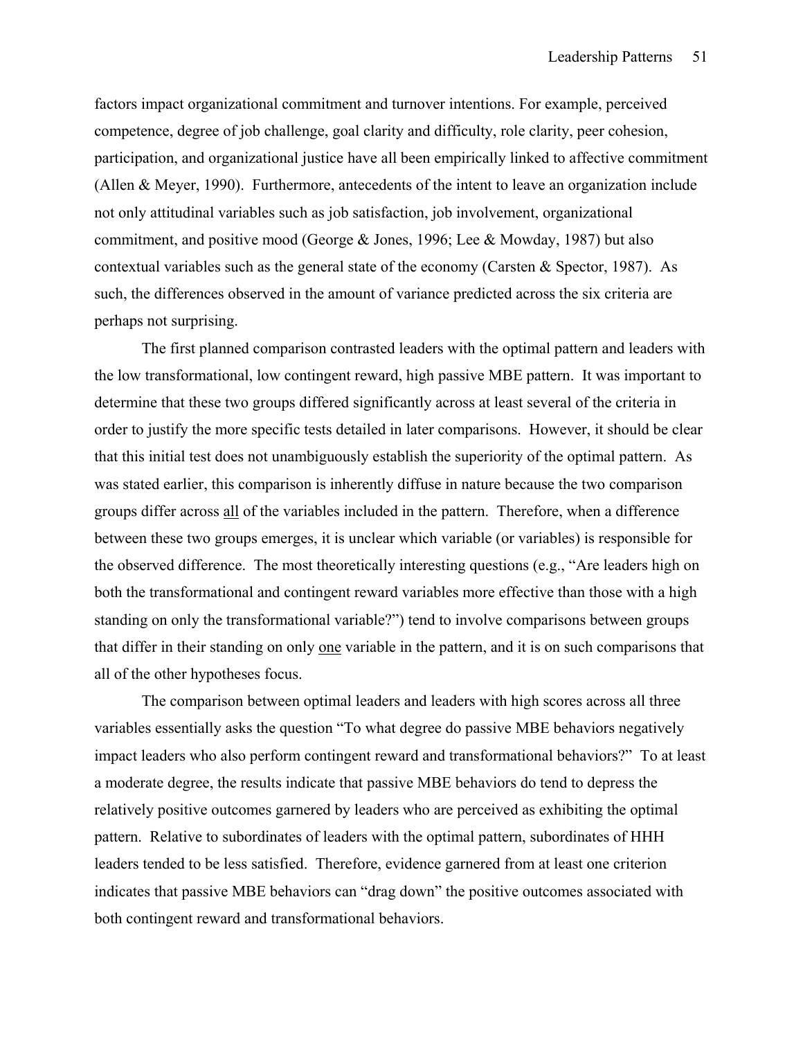factors impact organizational commitment and turnover intentions. For example, perceived competence, degree of job challenge, goal clarity and difficulty, role clarity, peer cohesion, participation, and organizational justice have all been empirically linked to affective commitment (Allen & Meyer, 1990). Furthermore, antecedents of the intent to leave an organization include not only attitudinal variables such as job satisfaction, job involvement, organizational commitment, and positive mood (George & Jones, 1996; Lee & Mowday, 1987) but also contextual variables such as the general state of the economy (Carsten & Spector, 1987). As such, the differences observed in the amount of variance predicted across the six criteria are perhaps not surprising.

The first planned comparison contrasted leaders with the optimal pattern and leaders with the low transformational, low contingent reward, high passive MBE pattern. It was important to determine that these two groups differed significantly across at least several of the criteria in order to justify the more specific tests detailed in later comparisons. However, it should be clear that this initial test does not unambiguously establish the superiority of the optimal pattern. As was stated earlier, this comparison is inherently diffuse in nature because the two comparison groups differ across <u>all</u> of the variables included in the pattern. Therefore, when a difference between these two groups emerges, it is unclear which variable (or variables) is responsible for the observed difference. The most theoretically interesting questions (e.g., "Are leaders high on both the transformational and contingent reward variables more effective than those with a high standing on only the transformational variable?") tend to involve comparisons between groups that differ in their standing on only <u>one</u> variable in the pattern, and it is on such comparisons that all of the other hypotheses focus.

The comparison between optimal leaders and leaders with high scores across all three variables essentially asks the question "To what degree do passive MBE behaviors negatively impact leaders who also perform contingent reward and transformational behaviors?" To at least a moderate degree, the results indicate that passive MBE behaviors do tend to depress the relatively positive outcomes garnered by leaders who are perceived as exhibiting the optimal pattern. Relative to subordinates of leaders with the optimal pattern, subordinates of HHH leaders tended to be less satisfied. Therefore, evidence garnered from at least one criterion indicates that passive MBE behaviors can "drag down" the positive outcomes associated with both contingent reward and transformational behaviors.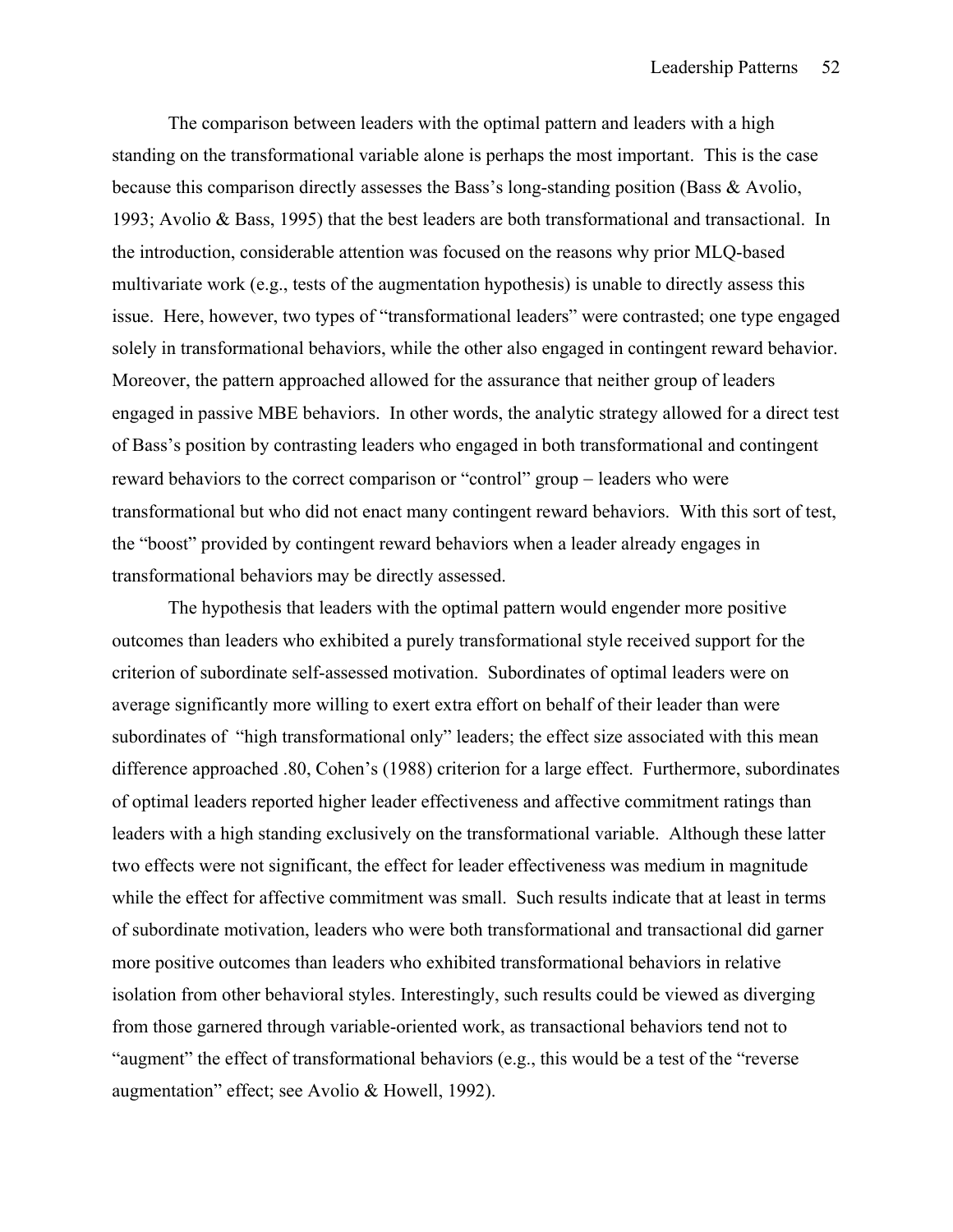The comparison between leaders with the optimal pattern and leaders with a high standing on the transformational variable alone is perhaps the most important. This is the case because this comparison directly assesses the Bass's long-standing position (Bass & Avolio, 1993; Avolio & Bass, 1995) that the best leaders are both transformational and transactional. In the introduction, considerable attention was focused on the reasons why prior MLQ-based multivariate work (e.g., tests of the augmentation hypothesis) is unable to directly assess this issue. Here, however, two types of "transformational leaders" were contrasted; one type engaged solely in transformational behaviors, while the other also engaged in contingent reward behavior. Moreover, the pattern approached allowed for the assurance that neither group of leaders engaged in passive MBE behaviors. In other words, the analytic strategy allowed for a direct test of Bass's position by contrasting leaders who engaged in both transformational and contingent reward behaviors to the correct comparison or "control" group – leaders who were transformational but who did not enact many contingent reward behaviors. With this sort of test, the "boost" provided by contingent reward behaviors when a leader already engages in transformational behaviors may be directly assessed.

The hypothesis that leaders with the optimal pattern would engender more positive outcomes than leaders who exhibited a purely transformational style received support for the criterion of subordinate self-assessed motivation. Subordinates of optimal leaders were on average significantly more willing to exert extra effort on behalf of their leader than were subordinates of "high transformational only" leaders; the effect size associated with this mean difference approached .80, Cohen's (1988) criterion for a large effect. Furthermore, subordinates of optimal leaders reported higher leader effectiveness and affective commitment ratings than leaders with a high standing exclusively on the transformational variable. Although these latter two effects were not significant, the effect for leader effectiveness was medium in magnitude while the effect for affective commitment was small. Such results indicate that at least in terms of subordinate motivation, leaders who were both transformational and transactional did garner more positive outcomes than leaders who exhibited transformational behaviors in relative isolation from other behavioral styles. Interestingly, such results could be viewed as diverging from those garnered through variable-oriented work, as transactional behaviors tend not to "augment" the effect of transformational behaviors (e.g., this would be a test of the "reverse augmentation" effect; see Avolio & Howell, 1992).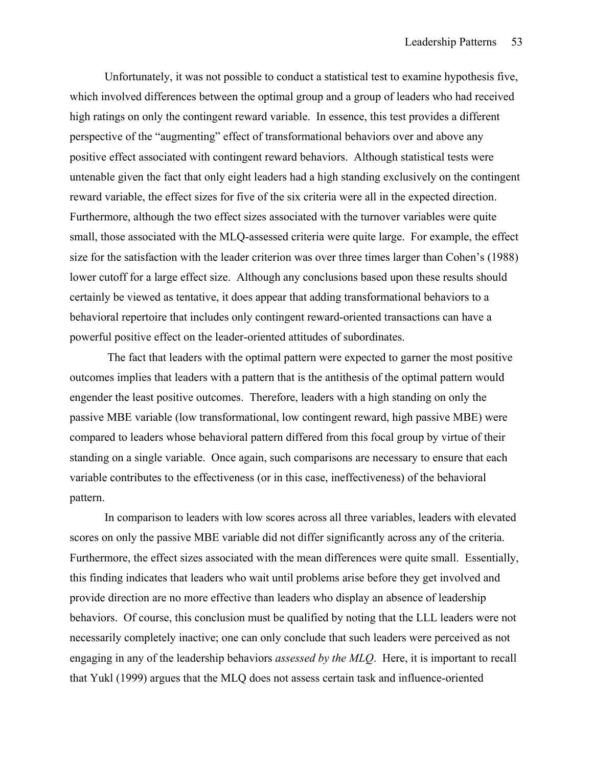Unfortunately, it was not possible to conduct a statistical test to examine hypothesis five, which involved differences between the optimal group and a group of leaders who had received high ratings on only the contingent reward variable. In essence, this test provides a different perspective of the "augmenting" effect of transformational behaviors over and above any positive effect associated with contingent reward behaviors. Although statistical tests were untenable given the fact that only eight leaders had a high standing exclusively on the contingent reward variable, the effect sizes for five of the six criteria were all in the expected direction. Furthermore, although the two effect sizes associated with the turnover variables were quite small, those associated with the MLQ-assessed criteria were quite large. For example, the effect size for the satisfaction with the leader criterion was over three times larger than Cohen's (1988) lower cutoff for a large effect size. Although any conclusions based upon these results should certainly be viewed as tentative, it does appear that adding transformational behaviors to a behavioral repertoire that includes only contingent reward-oriented transactions can have a powerful positive effect on the leader-oriented attitudes of subordinates.

The fact that leaders with the optimal pattern were expected to garner the most positive outcomes implies that leaders with a pattern that is the antithesis of the optimal pattern would engender the least positive outcomes. Therefore, leaders with a high standing on only the passive MBE variable (low transformational, low contingent reward, high passive MBE) were compared to leaders whose behavioral pattern differed from this focal group by virtue of their standing on a single variable. Once again, such comparisons are necessary to ensure that each variable contributes to the effectiveness (or in this case, ineffectiveness) of the behavioral pattern.

In comparison to leaders with low scores across all three variables, leaders with elevated scores on only the passive MBE variable did not differ significantly across any of the criteria. Furthermore, the effect sizes associated with the mean differences were quite small. Essentially, this finding indicates that leaders who wait until problems arise before they get involved and provide direction are no more effective than leaders who display an absence of leadership behaviors. Of course, this conclusion must be qualified by noting that the LLL leaders were not necessarily completely inactive; one can only conclude that such leaders were perceived as not engaging in any of the leadership behaviors *assessed by the MLQ*. Here, it is important to recall that Yukl (1999) argues that the MLQ does not assess certain task and influence-oriented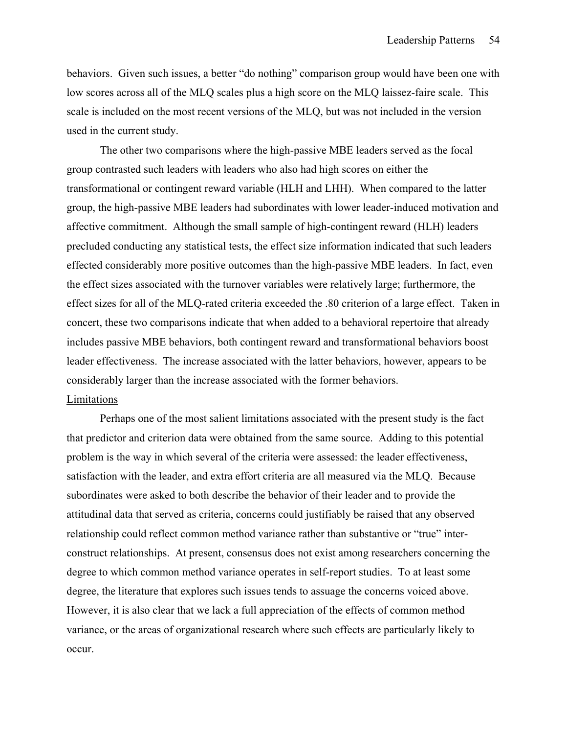behaviors. Given such issues, a better "do nothing" comparison group would have been one with low scores across all of the MLQ scales plus a high score on the MLQ laissez-faire scale. This scale is included on the most recent versions of the MLQ, but was not included in the version used in the current study.

The other two comparisons where the high-passive MBE leaders served as the focal group contrasted such leaders with leaders who also had high scores on either the transformational or contingent reward variable (HLH and LHH). When compared to the latter group, the high-passive MBE leaders had subordinates with lower leader-induced motivation and affective commitment. Although the small sample of high-contingent reward (HLH) leaders precluded conducting any statistical tests, the effect size information indicated that such leaders effected considerably more positive outcomes than the high-passive MBE leaders. In fact, even the effect sizes associated with the turnover variables were relatively large; furthermore, the effect sizes for all of the MLQ-rated criteria exceeded the .80 criterion of a large effect. Taken in concert, these two comparisons indicate that when added to a behavioral repertoire that already includes passive MBE behaviors, both contingent reward and transformational behaviors boost leader effectiveness. The increase associated with the latter behaviors, however, appears to be considerably larger than the increase associated with the former behaviors.

<u>Limitations</u>

Perhaps one of the most salient limitations associated with the present study is the fact that predictor and criterion data were obtained from the same source. Adding to this potential problem is the way in which several of the criteria were assessed: the leader effectiveness, satisfaction with the leader, and extra effort criteria are all measured via the MLQ. Because subordinates were asked to both describe the behavior of their leader and to provide the attitudinal data that served as criteria, concerns could justifiably be raised that any observed relationship could reflect common method variance rather than substantive or "true" inter-construct relationships. At present, consensus does not exist among researchers concerning the degree to which common method variance operates in self-report studies. To at least some degree, the literature that explores such issues tends to assuage the concerns voiced above. However, it is also clear that we lack a full appreciation of the effects of common method variance, or the areas of organizational research where such effects are particularly likely to occur.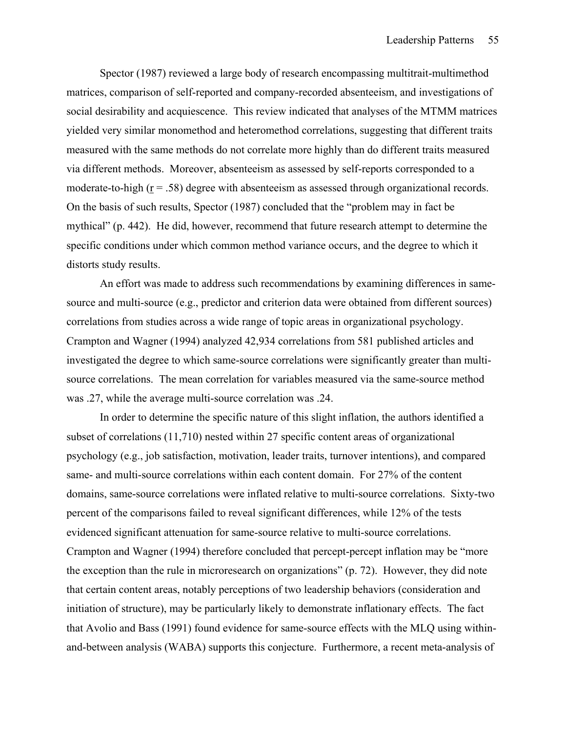Spector (1987) reviewed a large body of research encompassing multitrait-multimethod matrices, comparison of self-reported and company-recorded absenteeism, and investigations of social desirability and acquiescence. This review indicated that analyses of the MTMM matrices yielded very similar monomethod and heteromethod correlations, suggesting that different traits measured with the same methods do not correlate more highly than do different traits measured via different methods. Moreover, absenteeism as assessed by self-reports corresponded to a moderate-to-high ($r = .58$) degree with absenteeism as assessed through organizational records. On the basis of such results, Spector (1987) concluded that the "problem may in fact be mythical" (p. 442). He did, however, recommend that future research attempt to determine the specific conditions under which common method variance occurs, and the degree to which it distorts study results.

An effort was made to address such recommendations by examining differences in same-source and multi-source (e.g., predictor and criterion data were obtained from different sources) correlations from studies across a wide range of topic areas in organizational psychology. Crampton and Wagner (1994) analyzed 42,934 correlations from 581 published articles and investigated the degree to which same-source correlations were significantly greater than multi-source correlations. The mean correlation for variables measured via the same-source method was .27, while the average multi-source correlation was .24.

In order to determine the specific nature of this slight inflation, the authors identified a subset of correlations (11,710) nested within 27 specific content areas of organizational psychology (e.g., job satisfaction, motivation, leader traits, turnover intentions), and compared same- and multi-source correlations within each content domain. For 27% of the content domains, same-source correlations were inflated relative to multi-source correlations. Sixty-two percent of the comparisons failed to reveal significant differences, while 12% of the tests evidenced significant attenuation for same-source relative to multi-source correlations. Crampton and Wagner (1994) therefore concluded that percept-percept inflation may be "more the exception than the rule in microresearch on organizations" (p. 72). However, they did note that certain content areas, notably perceptions of two leadership behaviors (consideration and initiation of structure), may be particularly likely to demonstrate inflationary effects. The fact that Avolio and Bass (1991) found evidence for same-source effects with the MLQ using within-and-between analysis (WABA) supports this conjecture. Furthermore, a recent meta-analysis of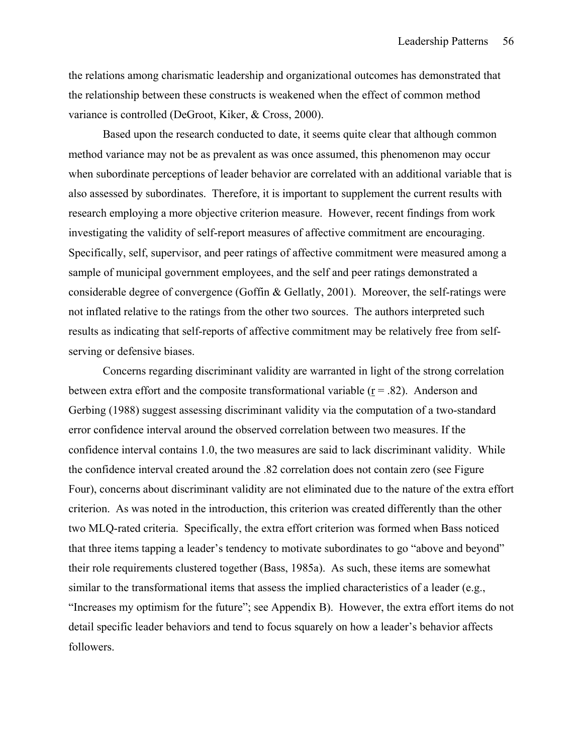the relations among charismatic leadership and organizational outcomes has demonstrated that the relationship between these constructs is weakened when the effect of common method variance is controlled (DeGroot, Kiker, & Cross, 2000).

Based upon the research conducted to date, it seems quite clear that although common method variance may not be as prevalent as was once assumed, this phenomenon may occur when subordinate perceptions of leader behavior are correlated with an additional variable that is also assessed by subordinates. Therefore, it is important to supplement the current results with research employing a more objective criterion measure. However, recent findings from work investigating the validity of self-report measures of affective commitment are encouraging. Specifically, self, supervisor, and peer ratings of affective commitment were measured among a sample of municipal government employees, and the self and peer ratings demonstrated a considerable degree of convergence (Goffin & Gellatly, 2001). Moreover, the self-ratings were not inflated relative to the ratings from the other two sources. The authors interpreted such results as indicating that self-reports of affective commitment may be relatively free from self-serving or defensive biases.

Concerns regarding discriminant validity are warranted in light of the strong correlation between extra effort and the composite transformational variable ($r = .82$). Anderson and Gerbing (1988) suggest assessing discriminant validity via the computation of a two-standard error confidence interval around the observed correlation between two measures. If the confidence interval contains 1.0, the two measures are said to lack discriminant validity. While the confidence interval created around the .82 correlation does not contain zero (see Figure Four), concerns about discriminant validity are not eliminated due to the nature of the extra effort criterion. As was noted in the introduction, this criterion was created differently than the other two MLQ-rated criteria. Specifically, the extra effort criterion was formed when Bass noticed that three items tapping a leader's tendency to motivate subordinates to go "above and beyond" their role requirements clustered together (Bass, 1985a). As such, these items are somewhat similar to the transformational items that assess the implied characteristics of a leader (e.g., "Increases my optimism for the future"; see Appendix B). However, the extra effort items do not detail specific leader behaviors and tend to focus squarely on how a leader's behavior affects followers.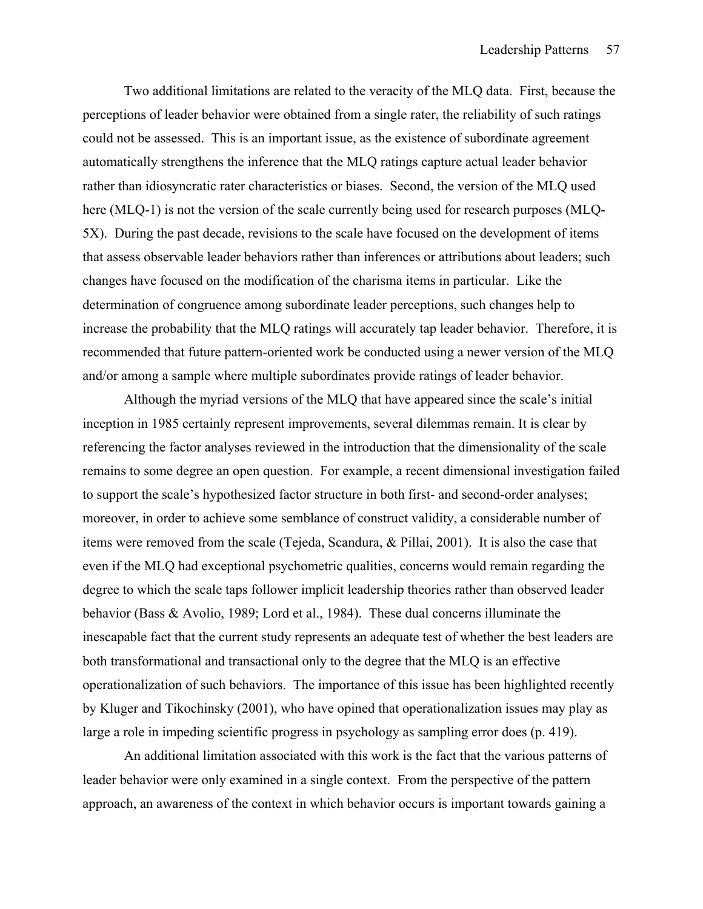Two additional limitations are related to the veracity of the MLQ data. First, because the perceptions of leader behavior were obtained from a single rater, the reliability of such ratings could not be assessed. This is an important issue, as the existence of subordinate agreement automatically strengthens the inference that the MLQ ratings capture actual leader behavior rather than idiosyncratic rater characteristics or biases. Second, the version of the MLQ used here (MLQ-1) is not the version of the scale currently being used for research purposes (MLQ-5X). During the past decade, revisions to the scale have focused on the development of items that assess observable leader behaviors rather than inferences or attributions about leaders; such changes have focused on the modification of the charisma items in particular. Like the determination of congruence among subordinate leader perceptions, such changes help to increase the probability that the MLQ ratings will accurately tap leader behavior. Therefore, it is recommended that future pattern-oriented work be conducted using a newer version of the MLQ and/or among a sample where multiple subordinates provide ratings of leader behavior.

Although the myriad versions of the MLQ that have appeared since the scale's initial inception in 1985 certainly represent improvements, several dilemmas remain. It is clear by referencing the factor analyses reviewed in the introduction that the dimensionality of the scale remains to some degree an open question. For example, a recent dimensional investigation failed to support the scale's hypothesized factor structure in both first- and second-order analyses; moreover, in order to achieve some semblance of construct validity, a considerable number of items were removed from the scale (Tejeda, Scandura, & Pillai, 2001). It is also the case that even if the MLQ had exceptional psychometric qualities, concerns would remain regarding the degree to which the scale taps follower implicit leadership theories rather than observed leader behavior (Bass & Avolio, 1989; Lord et al., 1984). These dual concerns illuminate the inescapable fact that the current study represents an adequate test of whether the best leaders are both transformational and transactional only to the degree that the MLQ is an effective operationalization of such behaviors. The importance of this issue has been highlighted recently by Kluger and Tikochinsky (2001), who have opined that operationalization issues may play as large a role in impeding scientific progress in psychology as sampling error does (p. 419).

An additional limitation associated with this work is the fact that the various patterns of leader behavior were only examined in a single context. From the perspective of the pattern approach, an awareness of the context in which behavior occurs is important towards gaining a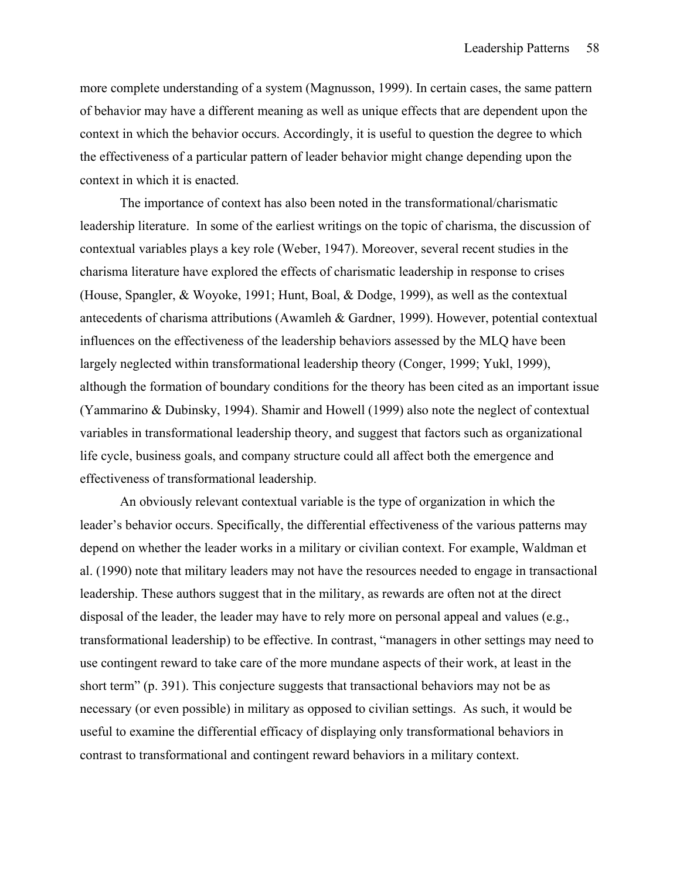more complete understanding of a system (Magnusson, 1999). In certain cases, the same pattern of behavior may have a different meaning as well as unique effects that are dependent upon the context in which the behavior occurs. Accordingly, it is useful to question the degree to which the effectiveness of a particular pattern of leader behavior might change depending upon the context in which it is enacted.

The importance of context has also been noted in the transformational/charismatic leadership literature. In some of the earliest writings on the topic of charisma, the discussion of contextual variables plays a key role (Weber, 1947). Moreover, several recent studies in the charisma literature have explored the effects of charismatic leadership in response to crises (House, Spangler, & Woyoke, 1991; Hunt, Boal, & Dodge, 1999), as well as the contextual antecedents of charisma attributions (Awamleh & Gardner, 1999). However, potential contextual influences on the effectiveness of the leadership behaviors assessed by the MLQ have been largely neglected within transformational leadership theory (Conger, 1999; Yukl, 1999), although the formation of boundary conditions for the theory has been cited as an important issue (Yammarino & Dubinsky, 1994). Shamir and Howell (1999) also note the neglect of contextual variables in transformational leadership theory, and suggest that factors such as organizational life cycle, business goals, and company structure could all affect both the emergence and effectiveness of transformational leadership.

An obviously relevant contextual variable is the type of organization in which the leader's behavior occurs. Specifically, the differential effectiveness of the various patterns may depend on whether the leader works in a military or civilian context. For example, Waldman et al. (1990) note that military leaders may not have the resources needed to engage in transactional leadership. These authors suggest that in the military, as rewards are often not at the direct disposal of the leader, the leader may have to rely more on personal appeal and values (e.g., transformational leadership) to be effective. In contrast, "managers in other settings may need to use contingent reward to take care of the more mundane aspects of their work, at least in the short term" (p. 391). This conjecture suggests that transactional behaviors may not be as necessary (or even possible) in military as opposed to civilian settings. As such, it would be useful to examine the differential efficacy of displaying only transformational behaviors in contrast to transformational and contingent reward behaviors in a military context.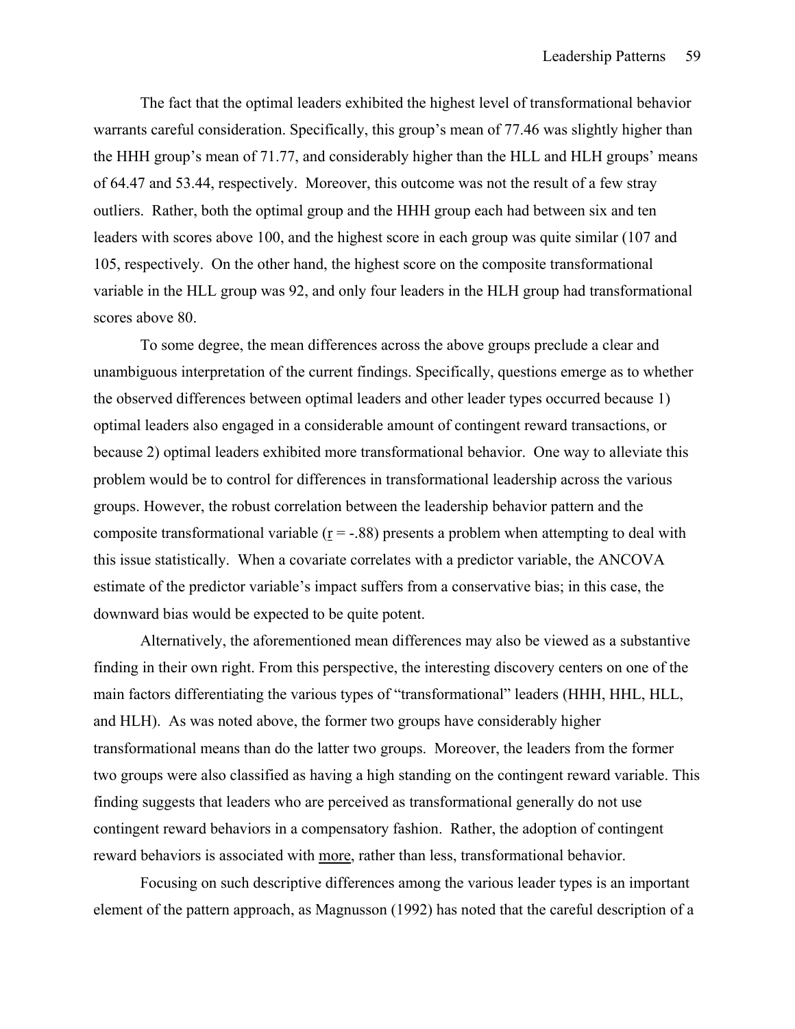The fact that the optimal leaders exhibited the highest level of transformational behavior warrants careful consideration. Specifically, this group's mean of 77.46 was slightly higher than the HHH group's mean of 71.77, and considerably higher than the HLL and HLH groups' means of 64.47 and 53.44, respectively. Moreover, this outcome was not the result of a few stray outliers. Rather, both the optimal group and the HHH group each had between six and ten leaders with scores above 100, and the highest score in each group was quite similar (107 and 105, respectively. On the other hand, the highest score on the composite transformational variable in the HLL group was 92, and only four leaders in the HLH group had transformational scores above 80.

To some degree, the mean differences across the above groups preclude a clear and unambiguous interpretation of the current findings. Specifically, questions emerge as to whether the observed differences between optimal leaders and other leader types occurred because 1) optimal leaders also engaged in a considerable amount of contingent reward transactions, or because 2) optimal leaders exhibited more transformational behavior. One way to alleviate this problem would be to control for differences in transformational leadership across the various groups. However, the robust correlation between the leadership behavior pattern and the composite transformational variable ($r$ = -.88) presents a problem when attempting to deal with this issue statistically. When a covariate correlates with a predictor variable, the ANCOVA estimate of the predictor variable's impact suffers from a conservative bias; in this case, the downward bias would be expected to be quite potent.

Alternatively, the aforementioned mean differences may also be viewed as a substantive finding in their own right. From this perspective, the interesting discovery centers on one of the main factors differentiating the various types of "transformational" leaders (HHH, HHL, HLL, and HLH). As was noted above, the former two groups have considerably higher transformational means than do the latter two groups. Moreover, the leaders from the former two groups were also classified as having a high standing on the contingent reward variable. This finding suggests that leaders who are perceived as transformational generally do not use contingent reward behaviors in a compensatory fashion. Rather, the adoption of contingent reward behaviors is associated with more, rather than less, transformational behavior.

Focusing on such descriptive differences among the various leader types is an important element of the pattern approach, as Magnusson (1992) has noted that the careful description of a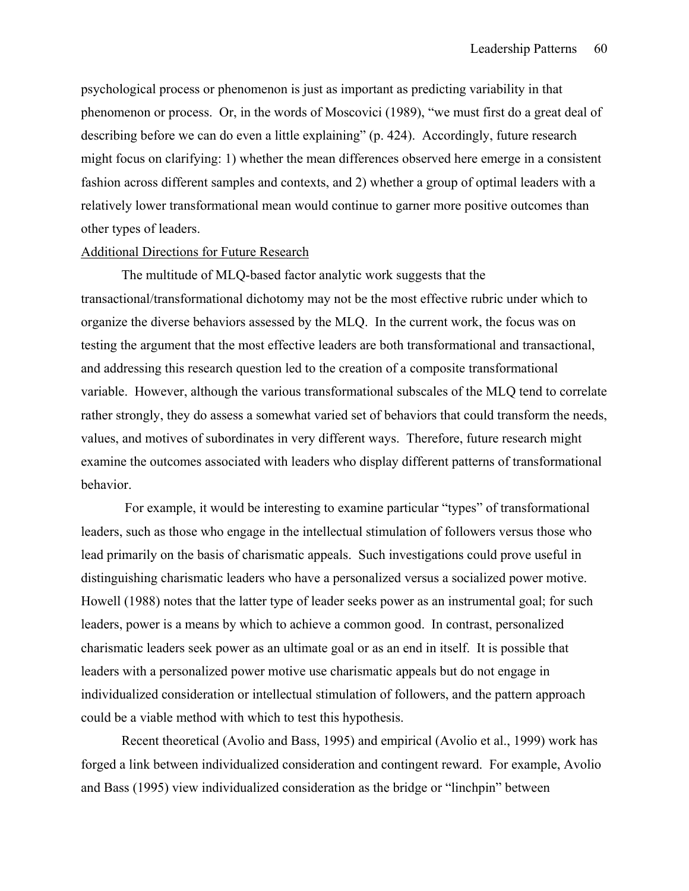psychological process or phenomenon is just as important as predicting variability in that phenomenon or process. Or, in the words of Moscovici (1989), "we must first do a great deal of describing before we can do even a little explaining" (p. 424). Accordingly, future research might focus on clarifying: 1) whether the mean differences observed here emerge in a consistent fashion across different samples and contexts, and 2) whether a group of optimal leaders with a relatively lower transformational mean would continue to garner more positive outcomes than other types of leaders.

<u>Additional Directions for Future Research</u>

The multitude of MLQ-based factor analytic work suggests that the transactional/transformational dichotomy may not be the most effective rubric under which to organize the diverse behaviors assessed by the MLQ. In the current work, the focus was on testing the argument that the most effective leaders are both transformational and transactional, and addressing this research question led to the creation of a composite transformational variable. However, although the various transformational subscales of the MLQ tend to correlate rather strongly, they do assess a somewhat varied set of behaviors that could transform the needs, values, and motives of subordinates in very different ways. Therefore, future research might examine the outcomes associated with leaders who display different patterns of transformational behavior.

For example, it would be interesting to examine particular "types" of transformational leaders, such as those who engage in the intellectual stimulation of followers versus those who lead primarily on the basis of charismatic appeals. Such investigations could prove useful in distinguishing charismatic leaders who have a personalized versus a socialized power motive. Howell (1988) notes that the latter type of leader seeks power as an instrumental goal; for such leaders, power is a means by which to achieve a common good. In contrast, personalized charismatic leaders seek power as an ultimate goal or as an end in itself. It is possible that leaders with a personalized power motive use charismatic appeals but do not engage in individualized consideration or intellectual stimulation of followers, and the pattern approach could be a viable method with which to test this hypothesis.

Recent theoretical (Avolio and Bass, 1995) and empirical (Avolio et al., 1999) work has forged a link between individualized consideration and contingent reward. For example, Avolio and Bass (1995) view individualized consideration as the bridge or "linchpin" between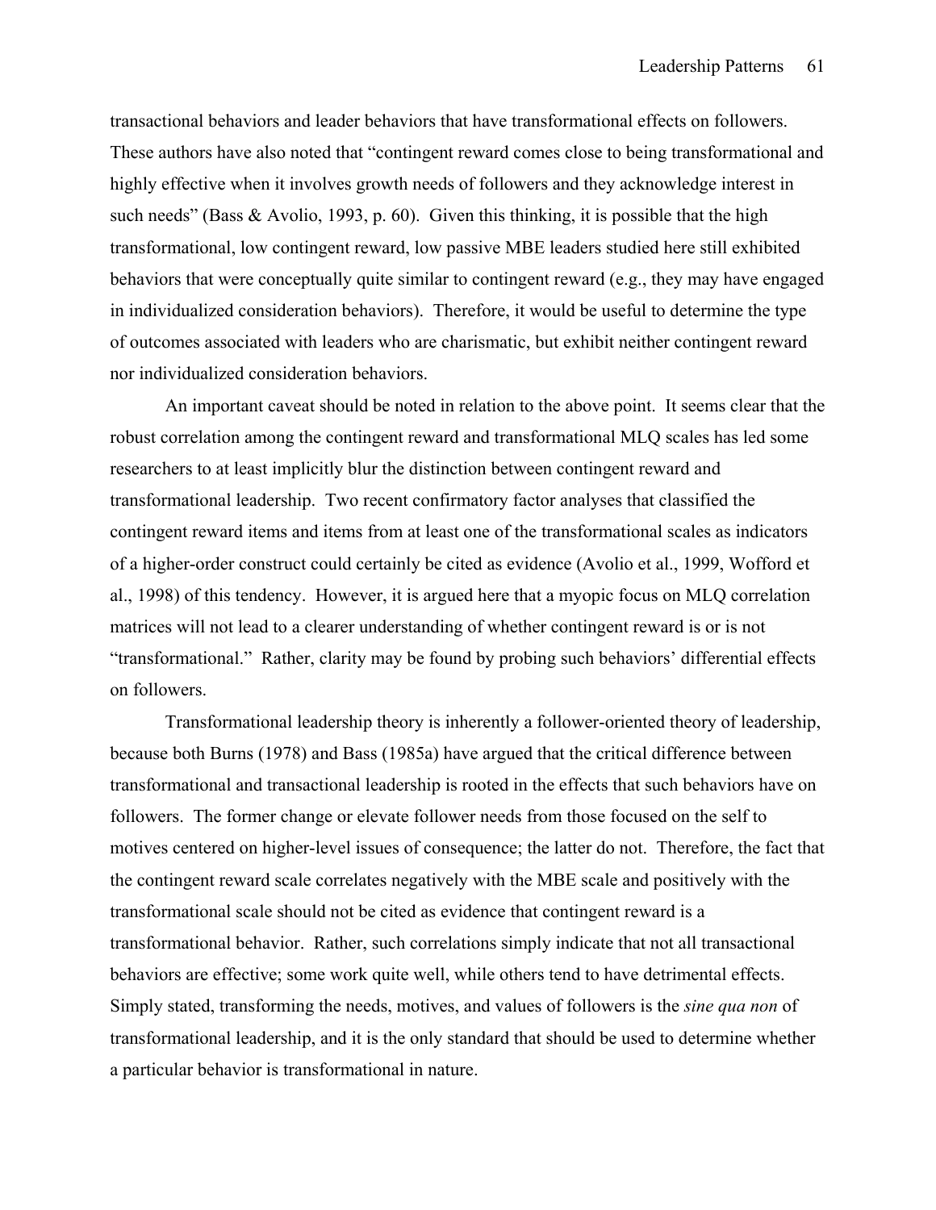transactional behaviors and leader behaviors that have transformational effects on followers. These authors have also noted that "contingent reward comes close to being transformational and highly effective when it involves growth needs of followers and they acknowledge interest in such needs" (Bass & Avolio, 1993, p. 60). Given this thinking, it is possible that the high transformational, low contingent reward, low passive MBE leaders studied here still exhibited behaviors that were conceptually quite similar to contingent reward (e.g., they may have engaged in individualized consideration behaviors). Therefore, it would be useful to determine the type of outcomes associated with leaders who are charismatic, but exhibit neither contingent reward nor individualized consideration behaviors.

An important caveat should be noted in relation to the above point. It seems clear that the robust correlation among the contingent reward and transformational MLQ scales has led some researchers to at least implicitly blur the distinction between contingent reward and transformational leadership. Two recent confirmatory factor analyses that classified the contingent reward items and items from at least one of the transformational scales as indicators of a higher-order construct could certainly be cited as evidence (Avolio et al., 1999, Wofford et al., 1998) of this tendency. However, it is argued here that a myopic focus on MLQ correlation matrices will not lead to a clearer understanding of whether contingent reward is or is not "transformational." Rather, clarity may be found by probing such behaviors' differential effects on followers.

Transformational leadership theory is inherently a follower-oriented theory of leadership, because both Burns (1978) and Bass (1985a) have argued that the critical difference between transformational and transactional leadership is rooted in the effects that such behaviors have on followers. The former change or elevate follower needs from those focused on the self to motives centered on higher-level issues of consequence; the latter do not. Therefore, the fact that the contingent reward scale correlates negatively with the MBE scale and positively with the transformational scale should not be cited as evidence that contingent reward is a transformational behavior. Rather, such correlations simply indicate that not all transactional behaviors are effective; some work quite well, while others tend to have detrimental effects. Simply stated, transforming the needs, motives, and values of followers is the *sine qua non* of transformational leadership, and it is the only standard that should be used to determine whether a particular behavior is transformational in nature.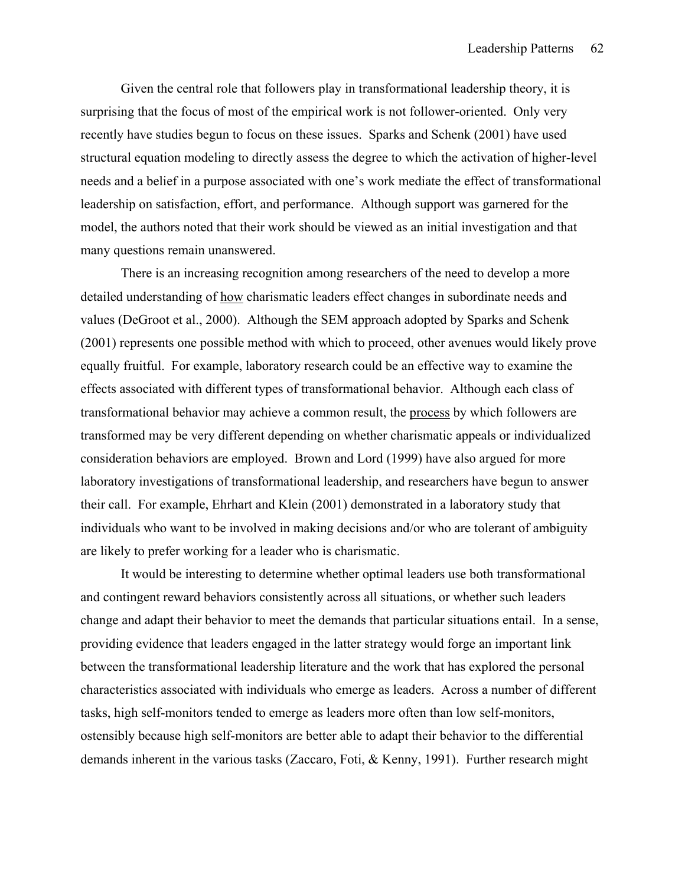Given the central role that followers play in transformational leadership theory, it is surprising that the focus of most of the empirical work is not follower-oriented. Only very recently have studies begun to focus on these issues. Sparks and Schenk (2001) have used structural equation modeling to directly assess the degree to which the activation of higher-level needs and a belief in a purpose associated with one's work mediate the effect of transformational leadership on satisfaction, effort, and performance. Although support was garnered for the model, the authors noted that their work should be viewed as an initial investigation and that many questions remain unanswered.

There is an increasing recognition among researchers of the need to develop a more detailed understanding of <u>how</u> charismatic leaders effect changes in subordinate needs and values (DeGroot et al., 2000). Although the SEM approach adopted by Sparks and Schenk (2001) represents one possible method with which to proceed, other avenues would likely prove equally fruitful. For example, laboratory research could be an effective way to examine the effects associated with different types of transformational behavior. Although each class of transformational behavior may achieve a common result, the <u>process</u> by which followers are transformed may be very different depending on whether charismatic appeals or individualized consideration behaviors are employed. Brown and Lord (1999) have also argued for more laboratory investigations of transformational leadership, and researchers have begun to answer their call. For example, Ehrhart and Klein (2001) demonstrated in a laboratory study that individuals who want to be involved in making decisions and/or who are tolerant of ambiguity are likely to prefer working for a leader who is charismatic.

It would be interesting to determine whether optimal leaders use both transformational and contingent reward behaviors consistently across all situations, or whether such leaders change and adapt their behavior to meet the demands that particular situations entail. In a sense, providing evidence that leaders engaged in the latter strategy would forge an important link between the transformational leadership literature and the work that has explored the personal characteristics associated with individuals who emerge as leaders. Across a number of different tasks, high self-monitors tended to emerge as leaders more often than low self-monitors, ostensibly because high self-monitors are better able to adapt their behavior to the differential demands inherent in the various tasks (Zaccaro, Foti, & Kenny, 1991). Further research might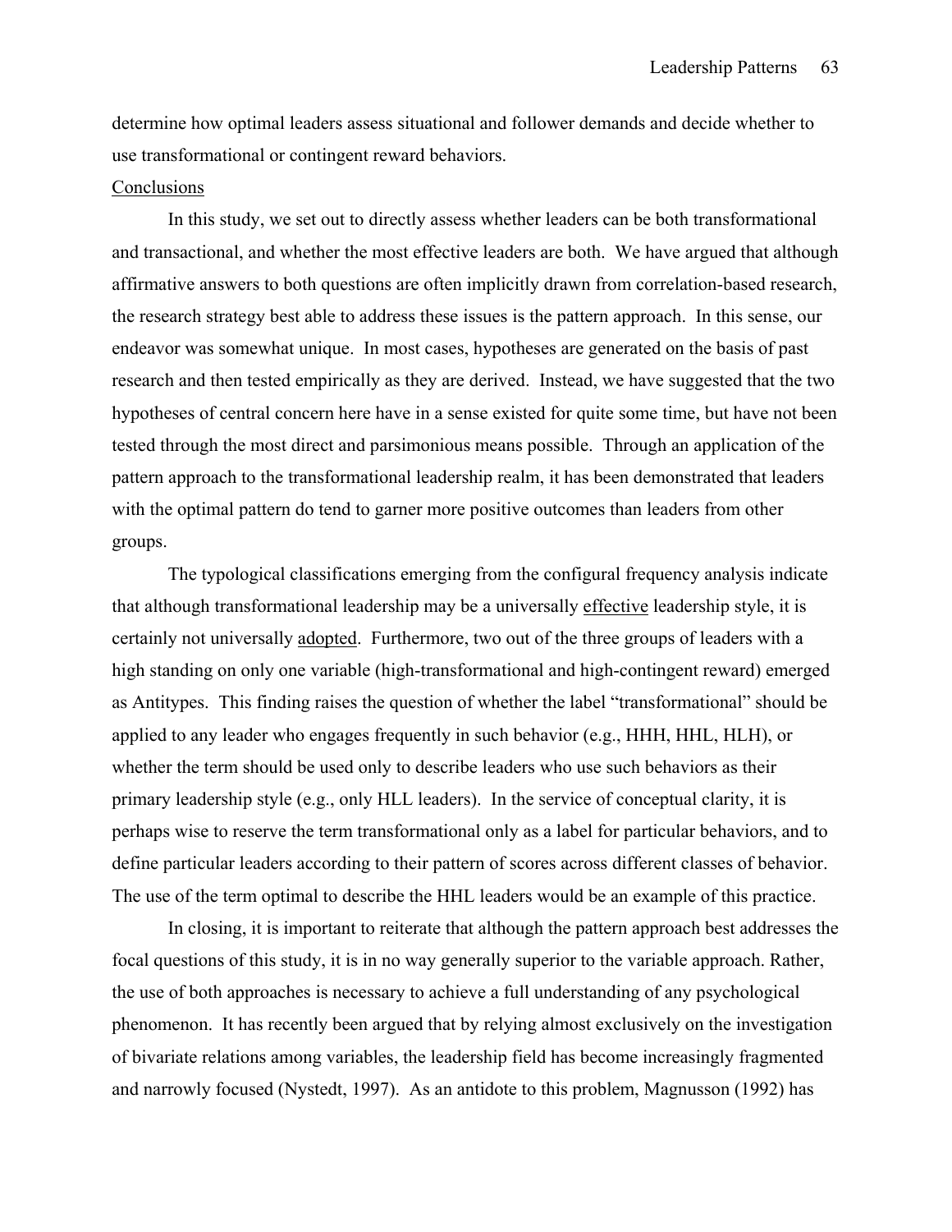determine how optimal leaders assess situational and follower demands and decide whether to use transformational or contingent reward behaviors.

Conclusions

In this study, we set out to directly assess whether leaders can be both transformational and transactional, and whether the most effective leaders are both. We have argued that although affirmative answers to both questions are often implicitly drawn from correlation-based research, the research strategy best able to address these issues is the pattern approach. In this sense, our endeavor was somewhat unique. In most cases, hypotheses are generated on the basis of past research and then tested empirically as they are derived. Instead, we have suggested that the two hypotheses of central concern here have in a sense existed for quite some time, but have not been tested through the most direct and parsimonious means possible. Through an application of the pattern approach to the transformational leadership realm, it has been demonstrated that leaders with the optimal pattern do tend to garner more positive outcomes than leaders from other groups.

The typological classifications emerging from the configural frequency analysis indicate that although transformational leadership may be a universally effective leadership style, it is certainly not universally adopted. Furthermore, two out of the three groups of leaders with a high standing on only one variable (high-transformational and high-contingent reward) emerged as Antitypes. This finding raises the question of whether the label "transformational" should be applied to any leader who engages frequently in such behavior (e.g., HHH, HHL, HLH), or whether the term should be used only to describe leaders who use such behaviors as their primary leadership style (e.g., only HLL leaders). In the service of conceptual clarity, it is perhaps wise to reserve the term transformational only as a label for particular behaviors, and to define particular leaders according to their pattern of scores across different classes of behavior. The use of the term optimal to describe the HHL leaders would be an example of this practice.

In closing, it is important to reiterate that although the pattern approach best addresses the focal questions of this study, it is in no way generally superior to the variable approach. Rather, the use of both approaches is necessary to achieve a full understanding of any psychological phenomenon. It has recently been argued that by relying almost exclusively on the investigation of bivariate relations among variables, the leadership field has become increasingly fragmented and narrowly focused (Nystedt, 1997). As an antidote to this problem, Magnusson (1992) has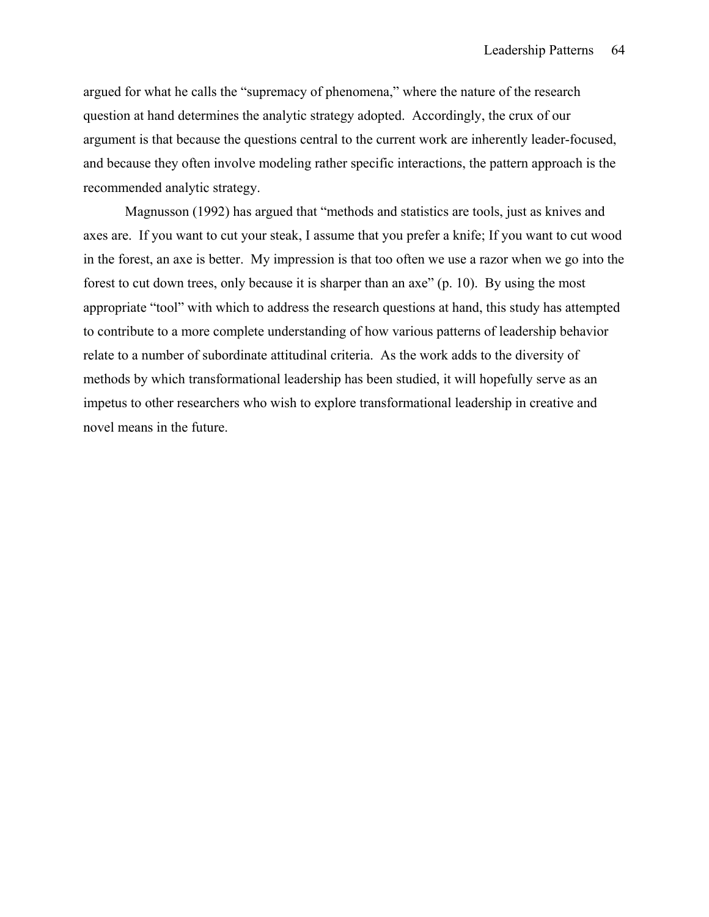argued for what he calls the "supremacy of phenomena," where the nature of the research question at hand determines the analytic strategy adopted. Accordingly, the crux of our argument is that because the questions central to the current work are inherently leader-focused, and because they often involve modeling rather specific interactions, the pattern approach is the recommended analytic strategy.

Magnusson (1992) has argued that "methods and statistics are tools, just as knives and axes are. If you want to cut your steak, I assume that you prefer a knife; If you want to cut wood in the forest, an axe is better. My impression is that too often we use a razor when we go into the forest to cut down trees, only because it is sharper than an axe" (p. 10). By using the most appropriate "tool" with which to address the research questions at hand, this study has attempted to contribute to a more complete understanding of how various patterns of leadership behavior relate to a number of subordinate attitudinal criteria. As the work adds to the diversity of methods by which transformational leadership has been studied, it will hopefully serve as an impetus to other researchers who wish to explore transformational leadership in creative and novel means in the future.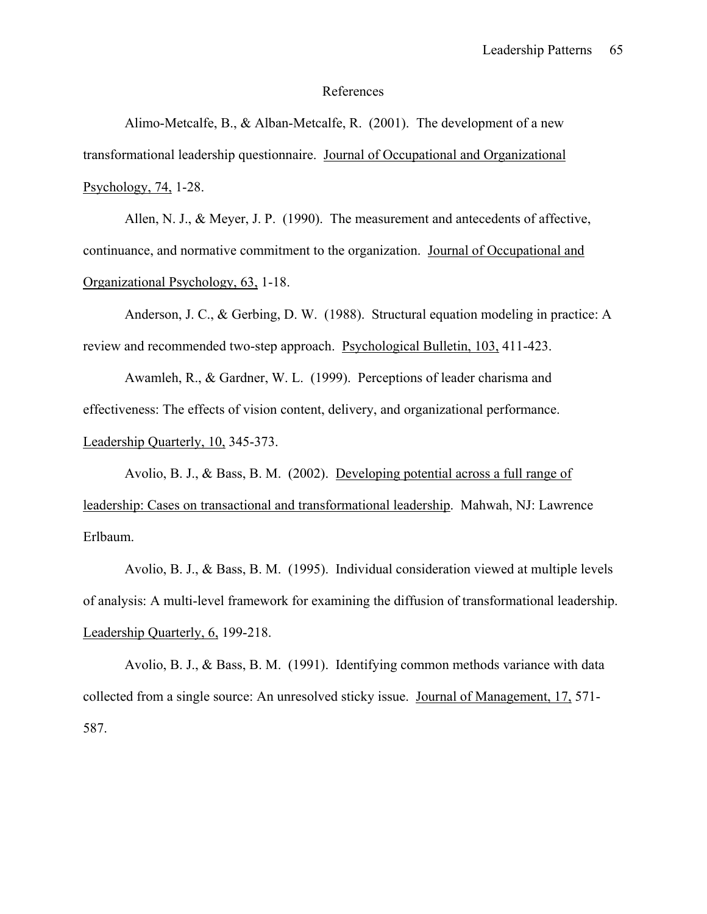## References

Alimo-Metcalfe, B., & Alban-Metcalfe, R. (2001). The development of a new transformational leadership questionnaire. Journal of Occupational and Organizational Psychology, 74, 1-28.

Allen, N. J., & Meyer, J. P. (1990). The measurement and antecedents of affective, continuance, and normative commitment to the organization. Journal of Occupational and Organizational Psychology, 63, 1-18.

Anderson, J. C., & Gerbing, D. W. (1988). Structural equation modeling in practice: A review and recommended two-step approach. Psychological Bulletin, 103, 411-423.

Awamleh, R., & Gardner, W. L. (1999). Perceptions of leader charisma and effectiveness: The effects of vision content, delivery, and organizational performance. Leadership Quarterly, 10, 345-373.

Avolio, B. J., & Bass, B. M. (2002). Developing potential across a full range of leadership: Cases on transactional and transformational leadership. Mahwah, NJ: Lawrence Erlbaum.

Avolio, B. J., & Bass, B. M. (1995). Individual consideration viewed at multiple levels of analysis: A multi-level framework for examining the diffusion of transformational leadership. Leadership Quarterly, 6, 199-218.

Avolio, B. J., & Bass, B. M. (1991). Identifying common methods variance with data collected from a single source: An unresolved sticky issue. Journal of Management, 17, 571-587.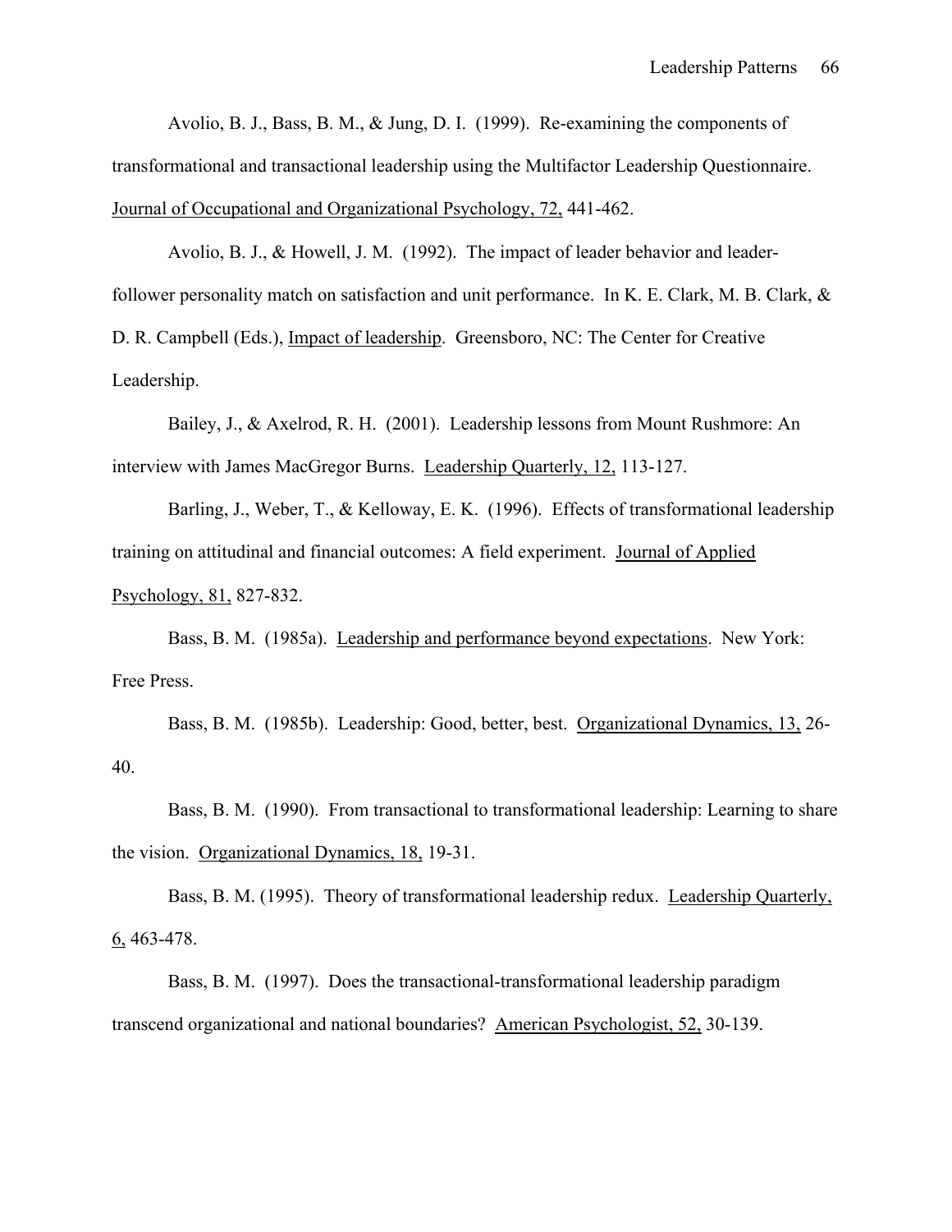Avolio, B. J., Bass, B. M., & Jung, D. I. (1999). Re-examining the components of transformational and transactional leadership using the Multifactor Leadership Questionnaire. Journal of Occupational and Organizational Psychology, 72, 441-462.

Avolio, B. J., & Howell, J. M. (1992). The impact of leader behavior and leader-follower personality match on satisfaction and unit performance. In K. E. Clark, M. B. Clark, & D. R. Campbell (Eds.), Impact of leadership. Greensboro, NC: The Center for Creative Leadership.

Bailey, J., & Axelrod, R. H. (2001). Leadership lessons from Mount Rushmore: An interview with James MacGregor Burns. Leadership Quarterly, 12, 113-127.

Barling, J., Weber, T., & Kelloway, E. K. (1996). Effects of transformational leadership training on attitudinal and financial outcomes: A field experiment. Journal of Applied Psychology, 81, 827-832.

Bass, B. M. (1985a). Leadership and performance beyond expectations. New York: Free Press.

Bass, B. M. (1985b). Leadership: Good, better, best. Organizational Dynamics, 13, 26-40.

Bass, B. M. (1990). From transactional to transformational leadership: Learning to share the vision. Organizational Dynamics, 18, 19-31.

Bass, B. M. (1995). Theory of transformational leadership redux. Leadership Quarterly, 6, 463-478.

Bass, B. M. (1997). Does the transactional-transformational leadership paradigm transcend organizational and national boundaries? American Psychologist, 52, 30-139.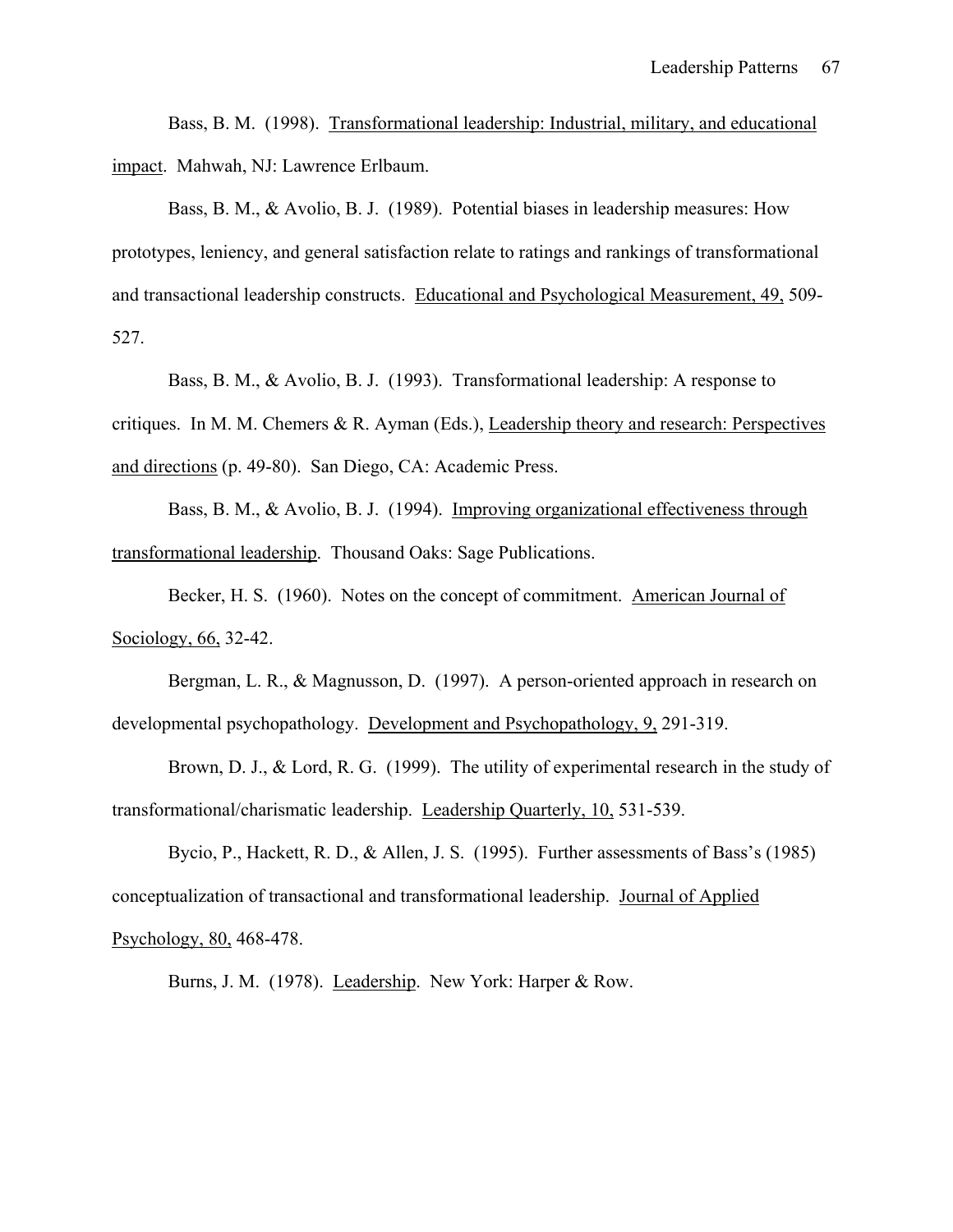Bass, B. M. (1998). Transformational leadership: Industrial, military, and educational impact. Mahwah, NJ: Lawrence Erlbaum.

Bass, B. M., & Avolio, B. J. (1989). Potential biases in leadership measures: How prototypes, leniency, and general satisfaction relate to ratings and rankings of transformational and transactional leadership constructs. Educational and Psychological Measurement, 49, 509-527.

Bass, B. M., & Avolio, B. J. (1993). Transformational leadership: A response to critiques. In M. M. Chemers & R. Ayman (Eds.), Leadership theory and research: Perspectives and directions (p. 49-80). San Diego, CA: Academic Press.

Bass, B. M., & Avolio, B. J. (1994). Improving organizational effectiveness through transformational leadership. Thousand Oaks: Sage Publications.

Becker, H. S. (1960). Notes on the concept of commitment. American Journal of Sociology, 66, 32-42.

Bergman, L. R., & Magnusson, D. (1997). A person-oriented approach in research on developmental psychopathology. Development and Psychopathology, 9, 291-319.

Brown, D. J., & Lord, R. G. (1999). The utility of experimental research in the study of transformational/charismatic leadership. Leadership Quarterly, 10, 531-539.

Bycio, P., Hackett, R. D., & Allen, J. S. (1995). Further assessments of Bass's (1985) conceptualization of transactional and transformational leadership. Journal of Applied Psychology, 80, 468-478.

Burns, J. M. (1978). Leadership. New York: Harper & Row.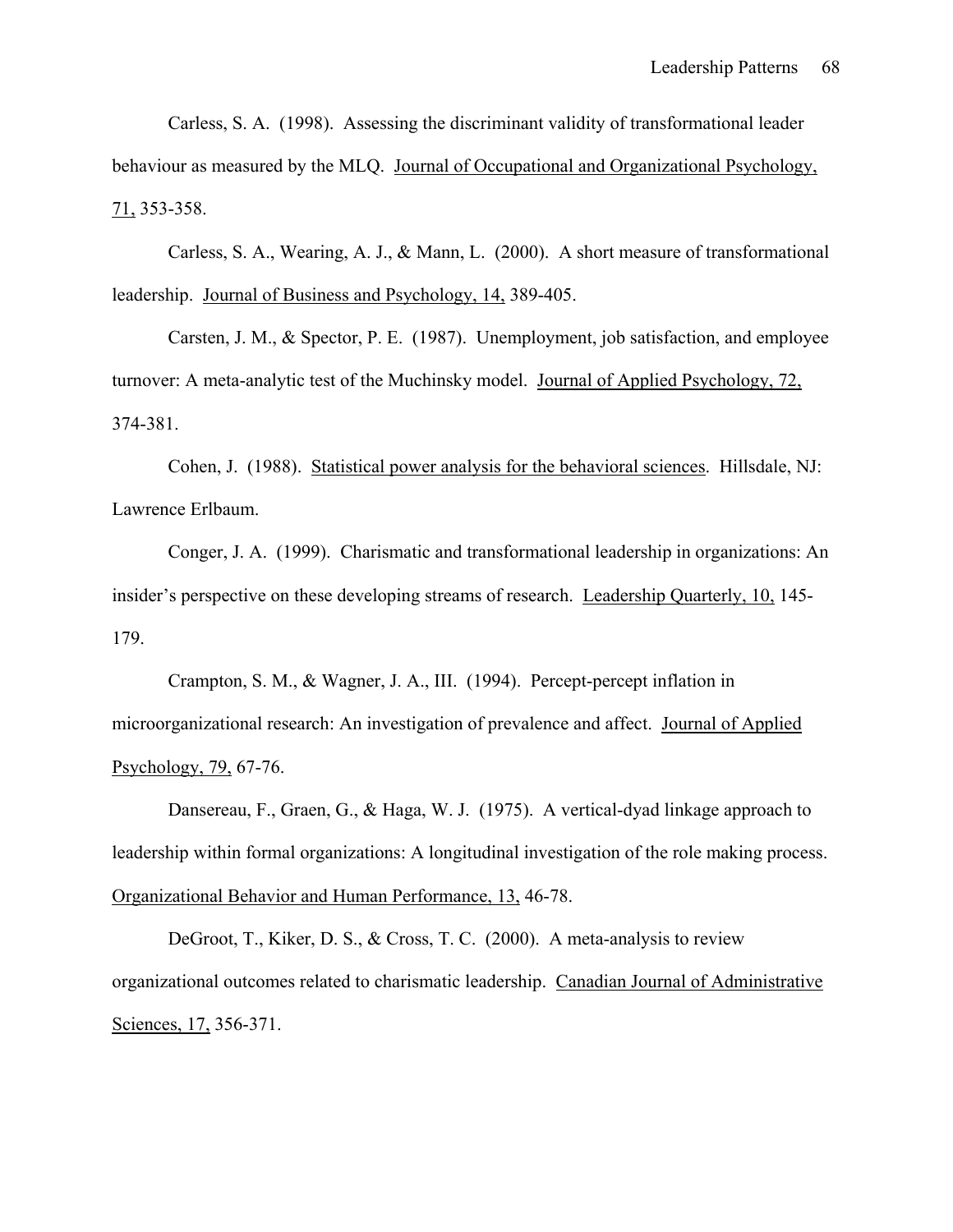Carless, S. A. (1998). Assessing the discriminant validity of transformational leader behaviour as measured by the MLQ. Journal of Occupational and Organizational Psychology, 71, 353-358.

Carless, S. A., Wearing, A. J., & Mann, L. (2000). A short measure of transformational leadership. Journal of Business and Psychology, 14, 389-405.

Carsten, J. M., & Spector, P. E. (1987). Unemployment, job satisfaction, and employee turnover: A meta-analytic test of the Muchinsky model. Journal of Applied Psychology, 72, 374-381.

Cohen, J. (1988). Statistical power analysis for the behavioral sciences. Hillsdale, NJ: Lawrence Erlbaum.

Conger, J. A. (1999). Charismatic and transformational leadership in organizations: An insider's perspective on these developing streams of research. Leadership Quarterly, 10, 145-179.

Crampton, S. M., & Wagner, J. A., III. (1994). Percept-percept inflation in microorganizational research: An investigation of prevalence and affect. Journal of Applied Psychology, 79, 67-76.

Dansereau, F., Graen, G., & Haga, W. J. (1975). A vertical-dyad linkage approach to leadership within formal organizations: A longitudinal investigation of the role making process. Organizational Behavior and Human Performance, 13, 46-78.

DeGroot, T., Kiker, D. S., & Cross, T. C. (2000). A meta-analysis to review organizational outcomes related to charismatic leadership. Canadian Journal of Administrative Sciences, 17, 356-371.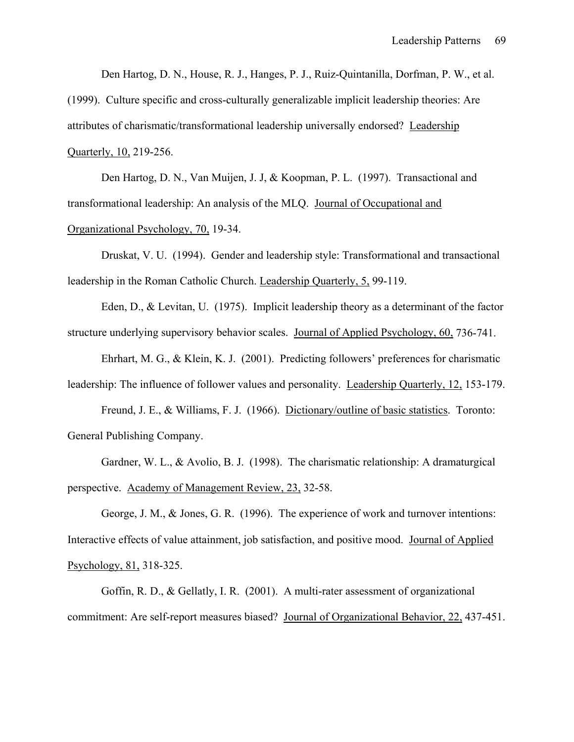Den Hartog, D. N., House, R. J., Hanges, P. J., Ruiz-Quintanilla, Dorfman, P. W., et al. (1999). Culture specific and cross-culturally generalizable implicit leadership theories: Are attributes of charismatic/transformational leadership universally endorsed? Leadership Quarterly, 10, 219-256.

Den Hartog, D. N., Van Muijen, J. J, & Koopman, P. L. (1997). Transactional and transformational leadership: An analysis of the MLQ. Journal of Occupational and Organizational Psychology, 70, 19-34.

Druskat, V. U. (1994). Gender and leadership style: Transformational and transactional leadership in the Roman Catholic Church. Leadership Quarterly, 5, 99-119.

Eden, D., & Levitan, U. (1975). Implicit leadership theory as a determinant of the factor structure underlying supervisory behavior scales. Journal of Applied Psychology, 60, 736-741.

Ehrhart, M. G., & Klein, K. J. (2001). Predicting followers' preferences for charismatic leadership: The influence of follower values and personality. Leadership Quarterly, 12, 153-179.

Freund, J. E., & Williams, F. J. (1966). Dictionary/outline of basic statistics. Toronto: General Publishing Company.

Gardner, W. L., & Avolio, B. J. (1998). The charismatic relationship: A dramaturgical perspective. Academy of Management Review, 23, 32-58.

George, J. M., & Jones, G. R. (1996). The experience of work and turnover intentions: Interactive effects of value attainment, job satisfaction, and positive mood. Journal of Applied Psychology, 81, 318-325.

Goffin, R. D., & Gellatly, I. R. (2001). A multi-rater assessment of organizational commitment: Are self-report measures biased? Journal of Organizational Behavior, 22, 437-451.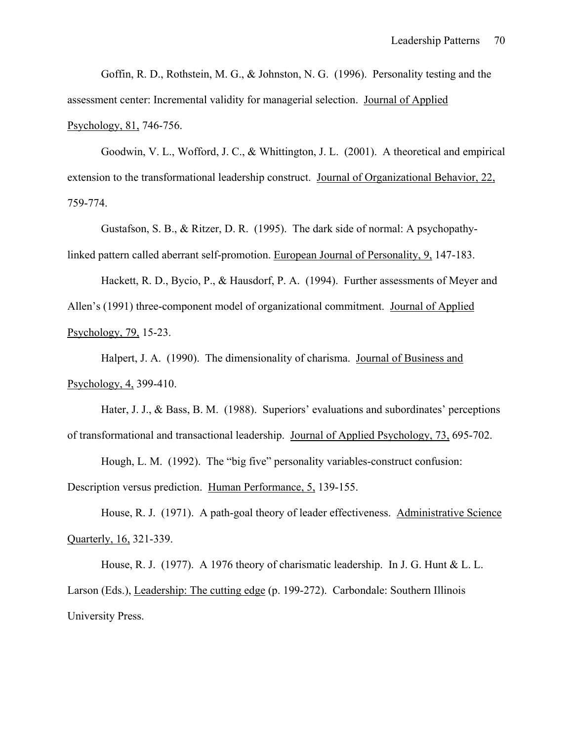Goffin, R. D., Rothstein, M. G., & Johnston, N. G. (1996). Personality testing and the assessment center: Incremental validity for managerial selection. Journal of Applied Psychology, 81, 746-756.

Goodwin, V. L., Wofford, J. C., & Whittington, J. L. (2001). A theoretical and empirical extension to the transformational leadership construct. Journal of Organizational Behavior, 22, 759-774.

Gustafson, S. B., & Ritzer, D. R. (1995). The dark side of normal: A psychopathy-linked pattern called aberrant self-promotion. European Journal of Personality, 9, 147-183.

Hackett, R. D., Bycio, P., & Hausdorf, P. A. (1994). Further assessments of Meyer and Allen's (1991) three-component model of organizational commitment. Journal of Applied Psychology, 79, 15-23.

Halpert, J. A. (1990). The dimensionality of charisma. Journal of Business and Psychology, 4, 399-410.

Hater, J. J., & Bass, B. M. (1988). Superiors' evaluations and subordinates' perceptions of transformational and transactional leadership. Journal of Applied Psychology, 73, 695-702.

Hough, L. M. (1992). The "big five" personality variables-construct confusion: Description versus prediction. Human Performance, 5, 139-155.

House, R. J. (1971). A path-goal theory of leader effectiveness. Administrative Science Quarterly, 16, 321-339.

House, R. J. (1977). A 1976 theory of charismatic leadership. In J. G. Hunt & L. L. Larson (Eds.), Leadership: The cutting edge (p. 199-272). Carbondale: Southern Illinois University Press.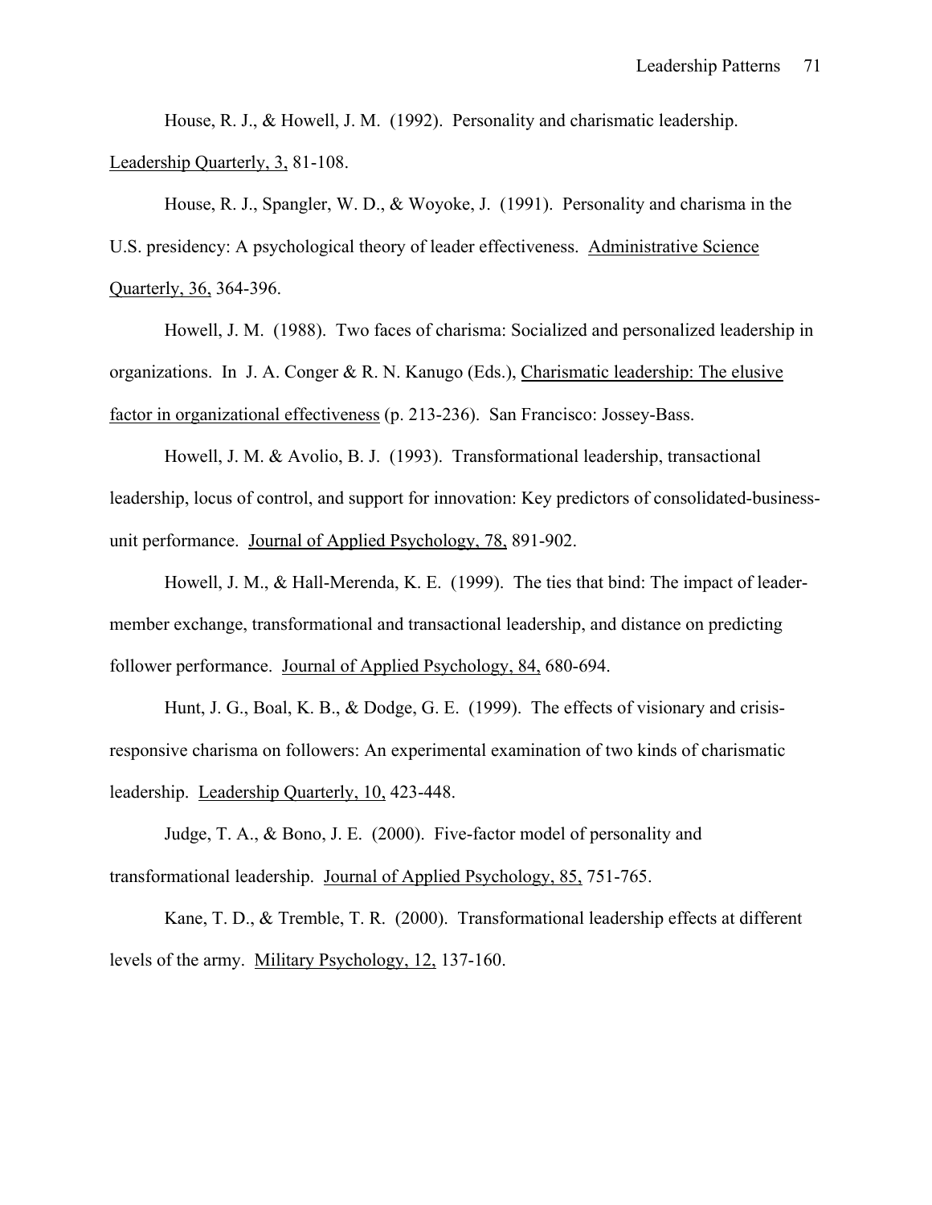House, R. J., & Howell, J. M. (1992). Personality and charismatic leadership. Leadership Quarterly, 3, 81-108.

House, R. J., Spangler, W. D., & Woyoke, J. (1991). Personality and charisma in the U.S. presidency: A psychological theory of leader effectiveness. Administrative Science Quarterly, 36, 364-396.

Howell, J. M. (1988). Two faces of charisma: Socialized and personalized leadership in organizations. In J. A. Conger & R. N. Kanugo (Eds.), Charismatic leadership: The elusive factor in organizational effectiveness (p. 213-236). San Francisco: Jossey-Bass.

Howell, J. M. & Avolio, B. J. (1993). Transformational leadership, transactional leadership, locus of control, and support for innovation: Key predictors of consolidated-business-unit performance. Journal of Applied Psychology, 78, 891-902.

Howell, J. M., & Hall-Merenda, K. E. (1999). The ties that bind: The impact of leader-member exchange, transformational and transactional leadership, and distance on predicting follower performance. Journal of Applied Psychology, 84, 680-694.

Hunt, J. G., Boal, K. B., & Dodge, G. E. (1999). The effects of visionary and crisis-responsive charisma on followers: An experimental examination of two kinds of charismatic leadership. Leadership Quarterly, 10, 423-448.

Judge, T. A., & Bono, J. E. (2000). Five-factor model of personality and transformational leadership. Journal of Applied Psychology, 85, 751-765.

Kane, T. D., & Tremble, T. R. (2000). Transformational leadership effects at different levels of the army. Military Psychology, 12, 137-160.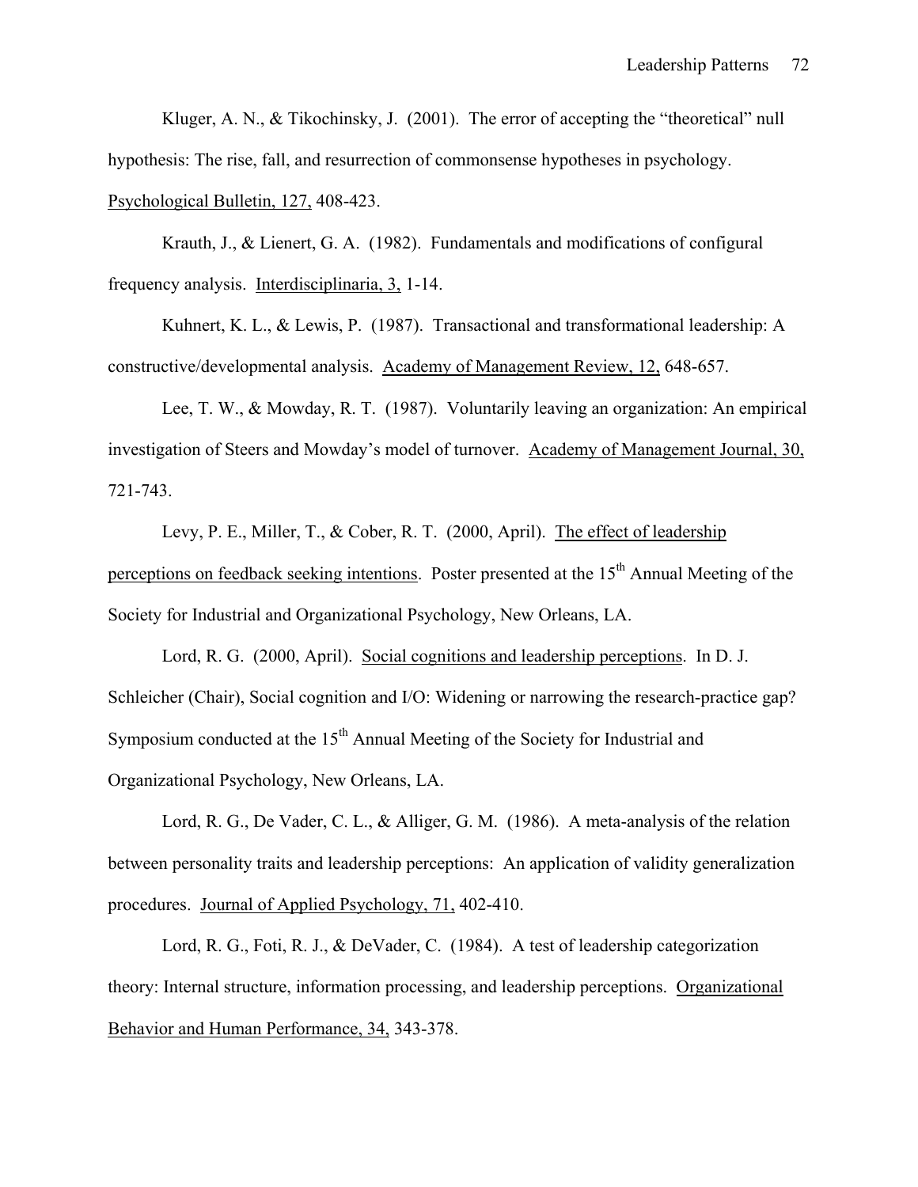Kluger, A. N., & Tikochinsky, J. (2001). The error of accepting the "theoretical" null hypothesis: The rise, fall, and resurrection of commonsense hypotheses in psychology. Psychological Bulletin, 127, 408-423.

Krauth, J., & Lienert, G. A. (1982). Fundamentals and modifications of configural frequency analysis. Interdisciplinaria, 3, 1-14.

Kuhnert, K. L., & Lewis, P. (1987). Transactional and transformational leadership: A constructive/developmental analysis. Academy of Management Review, 12, 648-657.

Lee, T. W., & Mowday, R. T. (1987). Voluntarily leaving an organization: An empirical investigation of Steers and Mowday's model of turnover. Academy of Management Journal, 30, 721-743.

Levy, P. E., Miller, T., & Cober, R. T. (2000, April). The effect of leadership perceptions on feedback seeking intentions. Poster presented at the 15th Annual Meeting of the Society for Industrial and Organizational Psychology, New Orleans, LA.

Lord, R. G. (2000, April). Social cognitions and leadership perceptions. In D. J. Schleicher (Chair), Social cognition and I/O: Widening or narrowing the research-practice gap? Symposium conducted at the 15th Annual Meeting of the Society for Industrial and Organizational Psychology, New Orleans, LA.

Lord, R. G., De Vader, C. L., & Alliger, G. M. (1986). A meta-analysis of the relation between personality traits and leadership perceptions: An application of validity generalization procedures. Journal of Applied Psychology, 71, 402-410.

Lord, R. G., Foti, R. J., & DeVader, C. (1984). A test of leadership categorization theory: Internal structure, information processing, and leadership perceptions. Organizational Behavior and Human Performance, 34, 343-378.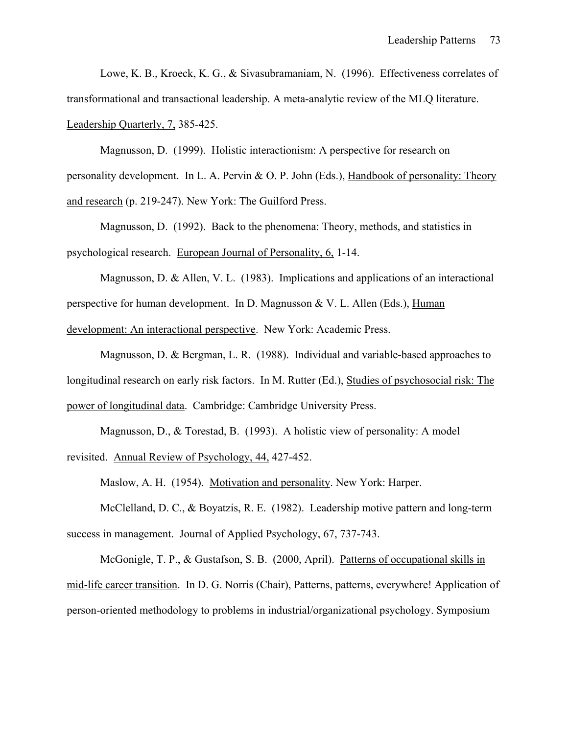Lowe, K. B., Kroeck, K. G., & Sivasubramaniam, N. (1996). Effectiveness correlates of transformational and transactional leadership. A meta-analytic review of the MLQ literature. Leadership Quarterly, 7, 385-425.

Magnusson, D. (1999). Holistic interactionism: A perspective for research on personality development. In L. A. Pervin & O. P. John (Eds.), Handbook of personality: Theory and research (p. 219-247). New York: The Guilford Press.

Magnusson, D. (1992). Back to the phenomena: Theory, methods, and statistics in psychological research. European Journal of Personality, 6, 1-14.

Magnusson, D. & Allen, V. L. (1983). Implications and applications of an interactional perspective for human development. In D. Magnusson & V. L. Allen (Eds.), Human development: An interactional perspective. New York: Academic Press.

Magnusson, D. & Bergman, L. R. (1988). Individual and variable-based approaches to longitudinal research on early risk factors. In M. Rutter (Ed.), Studies of psychosocial risk: The power of longitudinal data. Cambridge: Cambridge University Press.

Magnusson, D., & Torestad, B. (1993). A holistic view of personality: A model revisited. Annual Review of Psychology, 44, 427-452.

Maslow, A. H. (1954). Motivation and personality. New York: Harper.

McClelland, D. C., & Boyatzis, R. E. (1982). Leadership motive pattern and long-term success in management. Journal of Applied Psychology, 67, 737-743.

McGonigle, T. P., & Gustafson, S. B. (2000, April). Patterns of occupational skills in mid-life career transition. In D. G. Norris (Chair), Patterns, patterns, everywhere! Application of person-oriented methodology to problems in industrial/organizational psychology. Symposium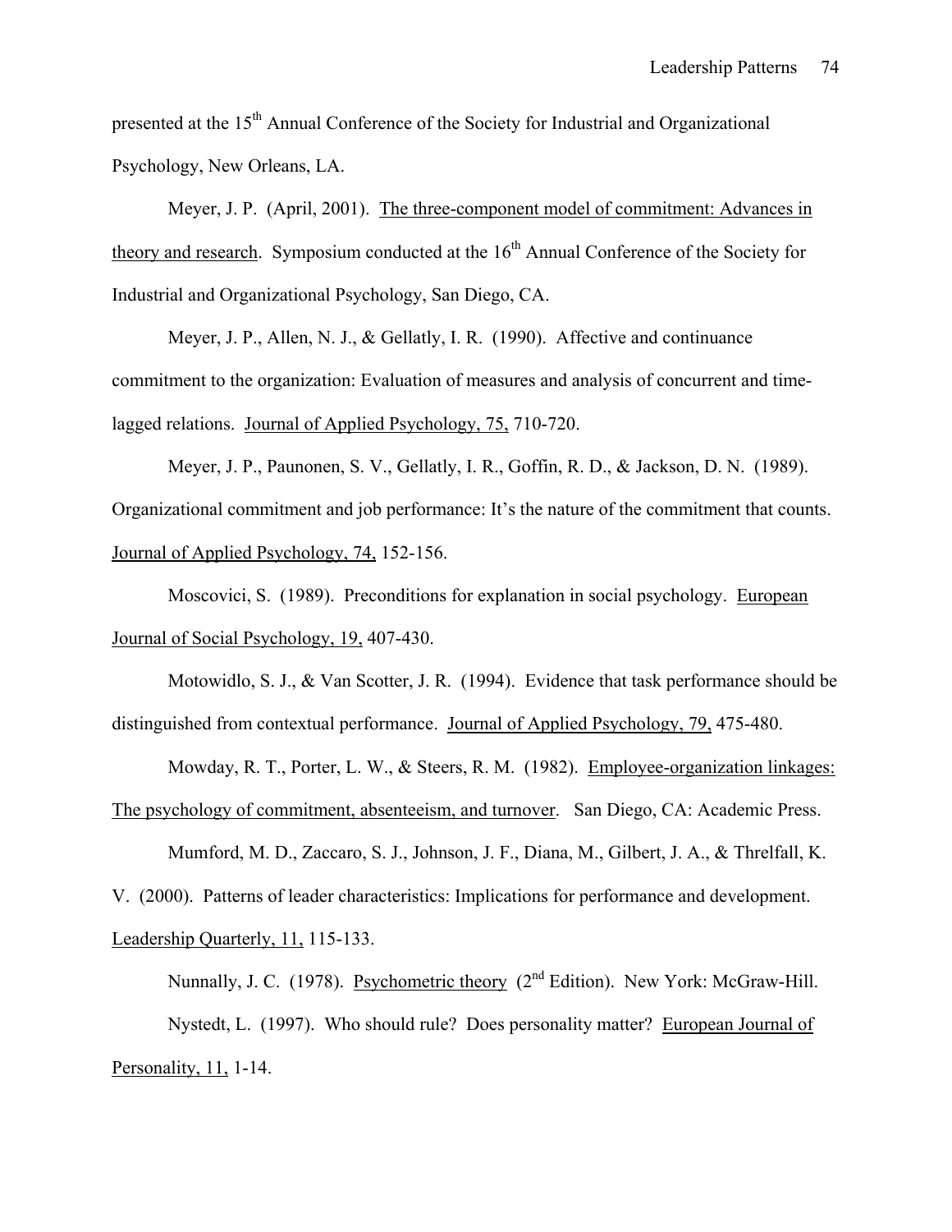presented at the 15th Annual Conference of the Society for Industrial and Organizational Psychology, New Orleans, LA.

Meyer, J. P. (April, 2001). The three-component model of commitment: Advances in theory and research. Symposium conducted at the 16th Annual Conference of the Society for Industrial and Organizational Psychology, San Diego, CA.

Meyer, J. P., Allen, N. J., & Gellatly, I. R. (1990). Affective and continuance commitment to the organization: Evaluation of measures and analysis of concurrent and time-lagged relations. Journal of Applied Psychology, 75, 710-720.

Meyer, J. P., Paunonen, S. V., Gellatly, I. R., Goffin, R. D., & Jackson, D. N. (1989). Organizational commitment and job performance: It's the nature of the commitment that counts. Journal of Applied Psychology, 74, 152-156.

Moscovici, S. (1989). Preconditions for explanation in social psychology. European Journal of Social Psychology, 19, 407-430.

Motowidlo, S. J., & Van Scotter, J. R. (1994). Evidence that task performance should be distinguished from contextual performance. Journal of Applied Psychology, 79, 475-480.

Mowday, R. T., Porter, L. W., & Steers, R. M. (1982). Employee-organization linkages: The psychology of commitment, absenteeism, and turnover. San Diego, CA: Academic Press.

Mumford, M. D., Zaccaro, S. J., Johnson, J. F., Diana, M., Gilbert, J. A., & Threlfall, K. V. (2000). Patterns of leader characteristics: Implications for performance and development. Leadership Quarterly, 11, 115-133.

Nunnally, J. C. (1978). Psychometric theory (2nd Edition). New York: McGraw-Hill.

Nystedt, L. (1997). Who should rule? Does personality matter? European Journal of Personality, 11, 1-14.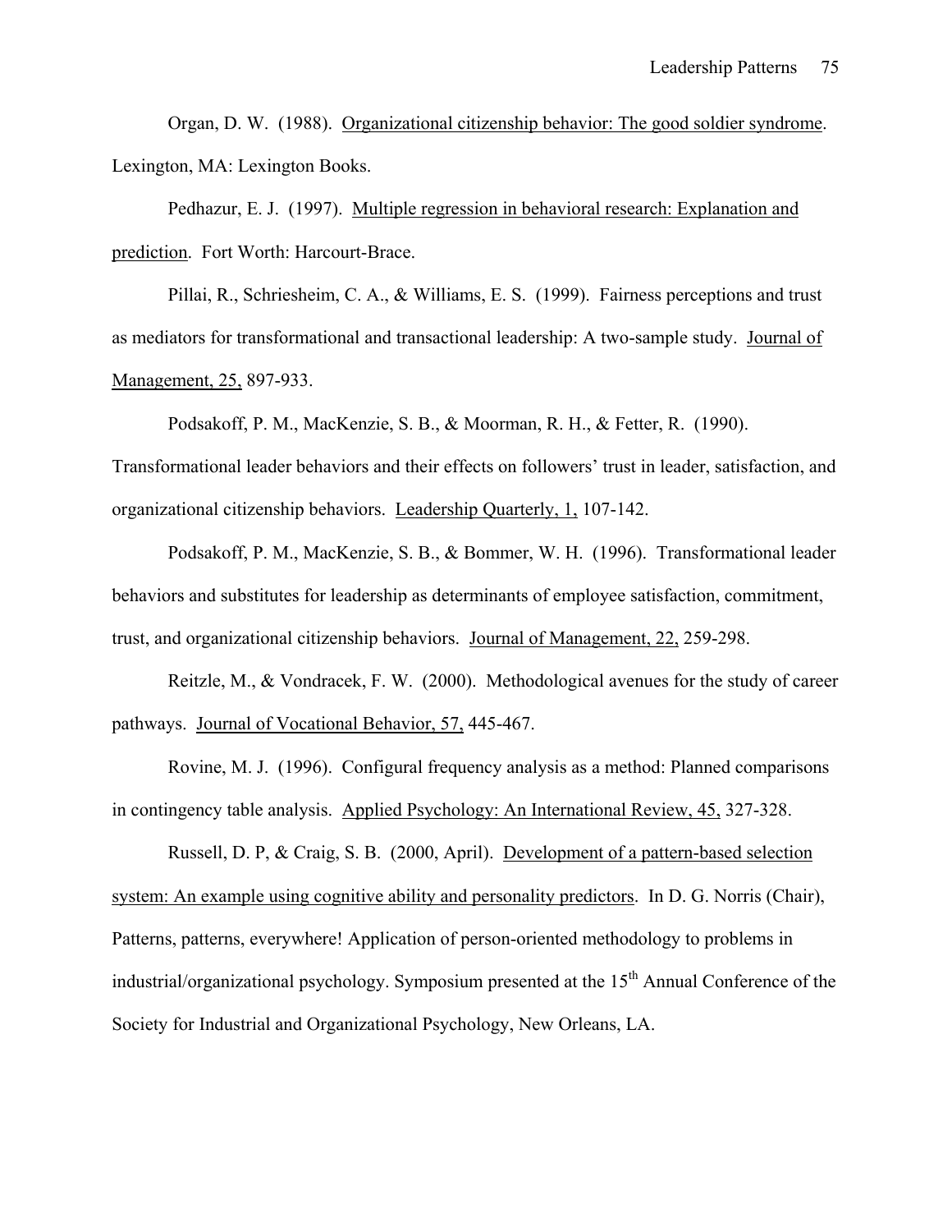Organ, D. W. (1988). <u>Organizational citizenship behavior: The good soldier syndrome</u>. Lexington, MA: Lexington Books.

Pedhazur, E. J. (1997). <u>Multiple regression in behavioral research: Explanation and prediction</u>. Fort Worth: Harcourt-Brace.

Pillai, R., Schriesheim, C. A., & Williams, E. S. (1999). Fairness perceptions and trust as mediators for transformational and transactional leadership: A two-sample study. <u>Journal of Management, 25,</u> 897-933.

Podsakoff, P. M., MacKenzie, S. B., & Moorman, R. H., & Fetter, R. (1990). Transformational leader behaviors and their effects on followers' trust in leader, satisfaction, and organizational citizenship behaviors. <u>Leadership Quarterly, 1,</u> 107-142.

Podsakoff, P. M., MacKenzie, S. B., & Bommer, W. H. (1996). Transformational leader behaviors and substitutes for leadership as determinants of employee satisfaction, commitment, trust, and organizational citizenship behaviors. <u>Journal of Management, 22,</u> 259-298.

Reitzle, M., & Vondracek, F. W. (2000). Methodological avenues for the study of career pathways. <u>Journal of Vocational Behavior, 57,</u> 445-467.

Rovine, M. J. (1996). Configural frequency analysis as a method: Planned comparisons in contingency table analysis. <u>Applied Psychology: An International Review, 45,</u> 327-328.

Russell, D. P, & Craig, S. B. (2000, April). <u>Development of a pattern-based selection system: An example using cognitive ability and personality predictors</u>. In D. G. Norris (Chair), Patterns, patterns, everywhere! Application of person-oriented methodology to problems in industrial/organizational psychology. Symposium presented at the 15th Annual Conference of the Society for Industrial and Organizational Psychology, New Orleans, LA.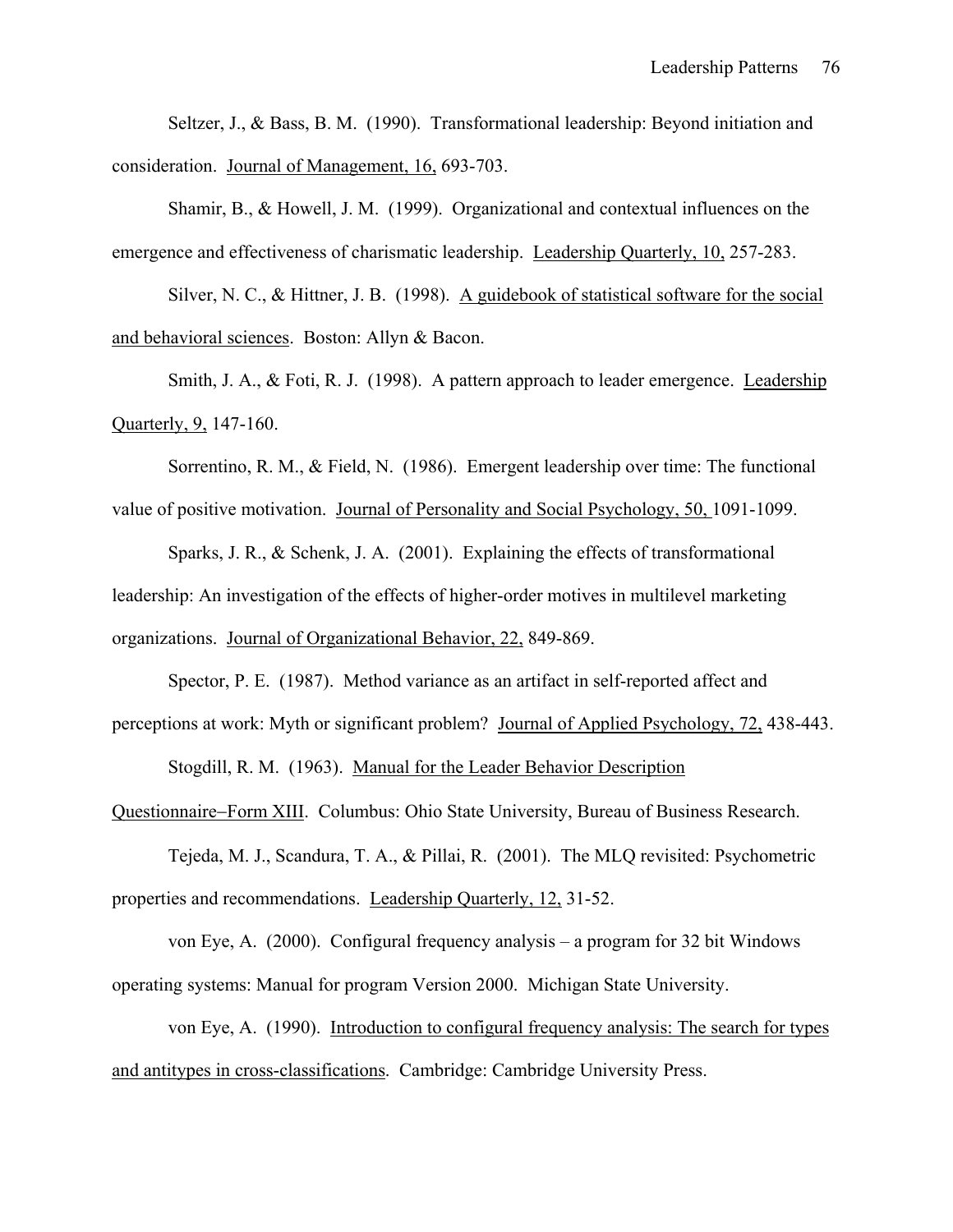Seltzer, J., & Bass, B. M. (1990). Transformational leadership: Beyond initiation and consideration. Journal of Management, 16, 693-703.

Shamir, B., & Howell, J. M. (1999). Organizational and contextual influences on the emergence and effectiveness of charismatic leadership. Leadership Quarterly, 10, 257-283.

Silver, N. C., & Hittner, J. B. (1998). A guidebook of statistical software for the social and behavioral sciences. Boston: Allyn & Bacon.

Smith, J. A., & Foti, R. J. (1998). A pattern approach to leader emergence. Leadership Quarterly, 9, 147-160.

Sorrentino, R. M., & Field, N. (1986). Emergent leadership over time: The functional value of positive motivation. Journal of Personality and Social Psychology, 50, 1091-1099.

Sparks, J. R., & Schenk, J. A. (2001). Explaining the effects of transformational leadership: An investigation of the effects of higher-order motives in multilevel marketing organizations. Journal of Organizational Behavior, 22, 849-869.

Spector, P. E. (1987). Method variance as an artifact in self-reported affect and perceptions at work: Myth or significant problem? Journal of Applied Psychology, 72, 438-443.

Stogdill, R. M. (1963). Manual for the Leader Behavior Description Questionnaire−Form XIII. Columbus: Ohio State University, Bureau of Business Research.

Tejeda, M. J., Scandura, T. A., & Pillai, R. (2001). The MLQ revisited: Psychometric properties and recommendations. Leadership Quarterly, 12, 31-52.

von Eye, A. (2000). Configural frequency analysis – a program for 32 bit Windows operating systems: Manual for program Version 2000. Michigan State University.

von Eye, A. (1990). Introduction to configural frequency analysis: The search for types and antitypes in cross-classifications. Cambridge: Cambridge University Press.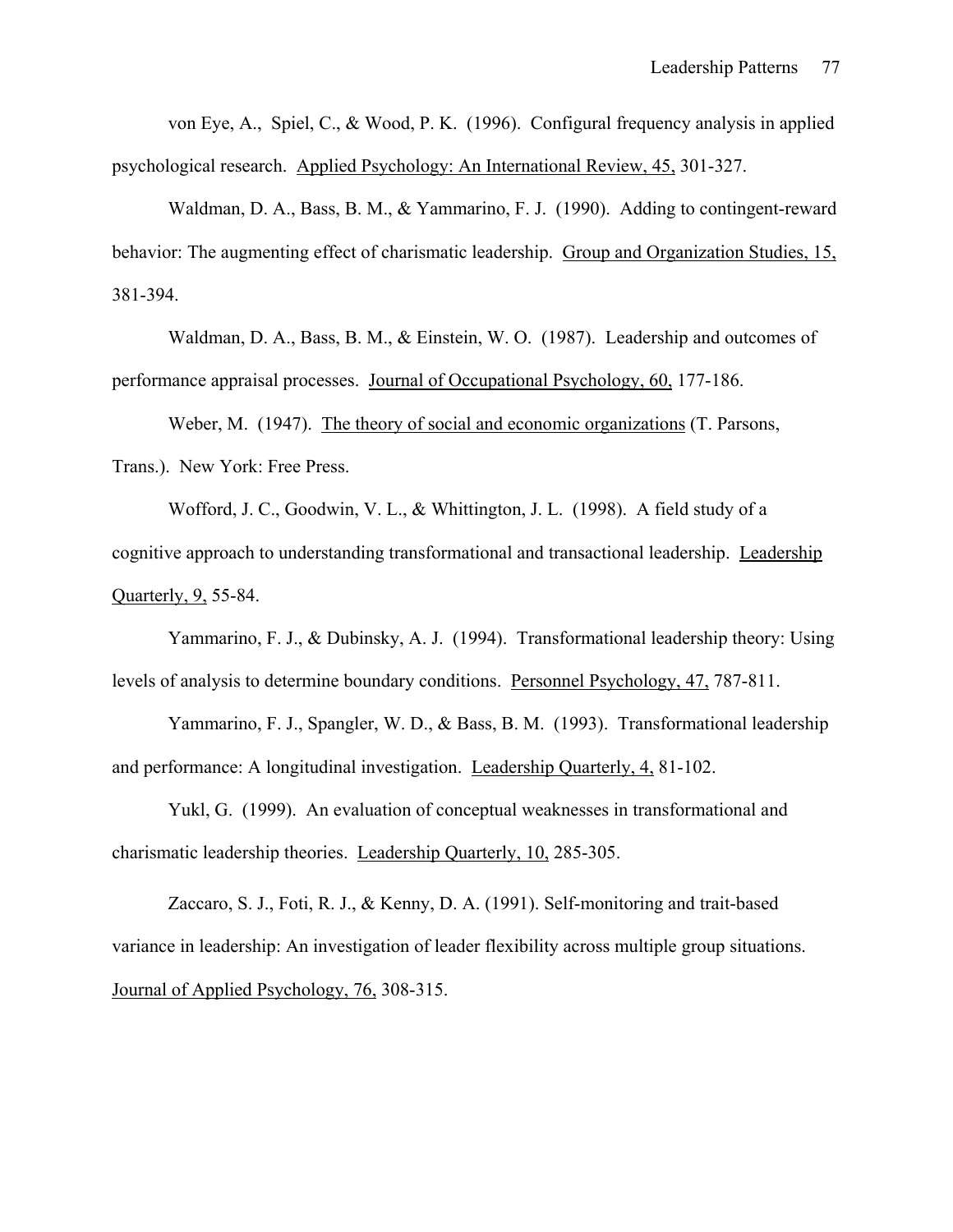von Eye, A., Spiel, C., & Wood, P. K. (1996). Configural frequency analysis in applied psychological research. Applied Psychology: An International Review, 45, 301-327.

Waldman, D. A., Bass, B. M., & Yammarino, F. J. (1990). Adding to contingent-reward behavior: The augmenting effect of charismatic leadership. Group and Organization Studies, 15, 381-394.

Waldman, D. A., Bass, B. M., & Einstein, W. O. (1987). Leadership and outcomes of performance appraisal processes. Journal of Occupational Psychology, 60, 177-186.

Weber, M. (1947). The theory of social and economic organizations (T. Parsons, Trans.). New York: Free Press.

Wofford, J. C., Goodwin, V. L., & Whittington, J. L. (1998). A field study of a cognitive approach to understanding transformational and transactional leadership. Leadership Quarterly, 9, 55-84.

Yammarino, F. J., & Dubinsky, A. J. (1994). Transformational leadership theory: Using levels of analysis to determine boundary conditions. Personnel Psychology, 47, 787-811.

Yammarino, F. J., Spangler, W. D., & Bass, B. M. (1993). Transformational leadership and performance: A longitudinal investigation. Leadership Quarterly, 4, 81-102.

Yukl, G. (1999). An evaluation of conceptual weaknesses in transformational and charismatic leadership theories. Leadership Quarterly, 10, 285-305.

Zaccaro, S. J., Foti, R. J., & Kenny, D. A. (1991). Self-monitoring and trait-based variance in leadership: An investigation of leader flexibility across multiple group situations. Journal of Applied Psychology, 76, 308-315.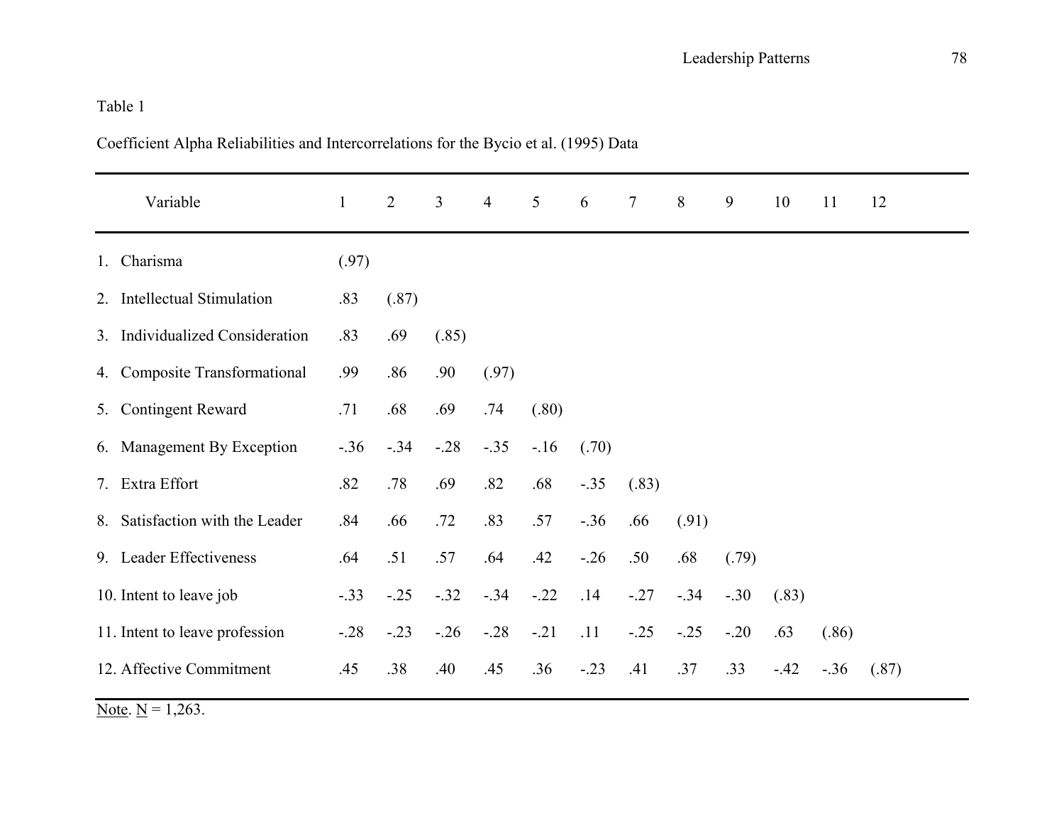Table 1

Coefficient Alpha Reliabilities and Intercorrelations for the Bycio et al. (1995) Data

| Variable | 1 | 2 | 3 | 4 | 5 | 6 | 7 | 8 | 9 | 10 | 11 | 12 |
|---|---|---|---|---|---|---|---|---|---|---|---|---|
| 1. Charisma | (.97) | | | | | | | | | | | |
| 2. Intellectual Stimulation | .83 | (.87) | | | | | | | | | | |
| 3. Individualized Consideration | .83 | .69 | (.85) | | | | | | | | | |
| 4. Composite Transformational | .99 | .86 | .90 | (.97) | | | | | | | | |
| 5. Contingent Reward | .71 | .68 | .69 | .74 | (.80) | | | | | | | |
| 6. Management By Exception | -.36 | -.34 | -.28 | -.35 | -.16 | (.70) | | | | | | |
| 7. Extra Effort | .82 | .78 | .69 | .82 | .68 | -.35 | (.83) | | | | | |
| 8. Satisfaction with the Leader | .84 | .66 | .72 | .83 | .57 | -.36 | .66 | (.91) | | | | |
| 9. Leader Effectiveness | .64 | .51 | .57 | .64 | .42 | -.26 | .50 | .68 | (.79) | | | |
| 10. Intent to leave job | -.33 | -.25 | -.32 | -.34 | -.22 | .14 | -.27 | -.34 | -.30 | (.83) | | |
| 11. Intent to leave profession | -.28 | -.23 | -.26 | -.28 | -.21 | .11 | -.25 | -.25 | -.20 | .63 | (.86) | |
| 12. Affective Commitment | .45 | .38 | .40 | .45 | .36 | -.23 | .41 | .37 | .33 | -.42 | -.36 | (.87) |

Note. N = 1,263.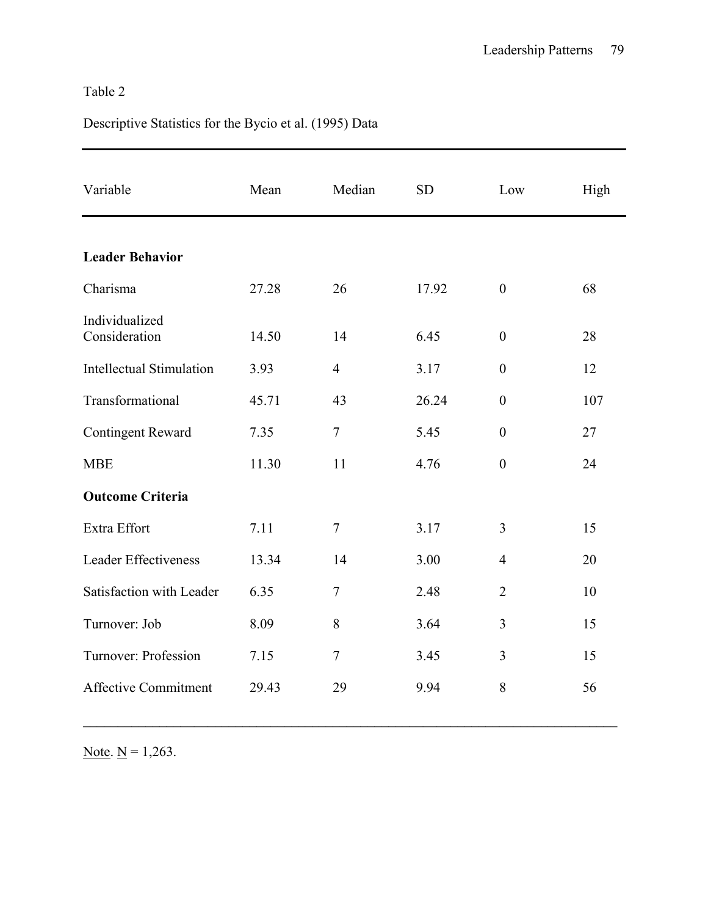Table 2

Descriptive Statistics for the Bycio et al. (1995) Data

| Variable | Mean | Median | SD | Low | High |
|---|---|---|---|---|---|
| **Leader Behavior** | | | | | |
| Charisma | 27.28 | 26 | 17.92 | 0 | 68 |
| Individualized Consideration | 14.50 | 14 | 6.45 | 0 | 28 |
| Intellectual Stimulation | 3.93 | 4 | 3.17 | 0 | 12 |
| Transformational | 45.71 | 43 | 26.24 | 0 | 107 |
| Contingent Reward | 7.35 | 7 | 5.45 | 0 | 27 |
| MBE | 11.30 | 11 | 4.76 | 0 | 24 |
| **Outcome Criteria** | | | | | |
| Extra Effort | 7.11 | 7 | 3.17 | 3 | 15 |
| Leader Effectiveness | 13.34 | 14 | 3.00 | 4 | 20 |
| Satisfaction with Leader | 6.35 | 7 | 2.48 | 2 | 10 |
| Turnover: Job | 8.09 | 8 | 3.64 | 3 | 15 |
| Turnover: Profession | 7.15 | 7 | 3.45 | 3 | 15 |
| Affective Commitment | 29.43 | 29 | 9.94 | 8 | 56 |

Note. N = 1,263.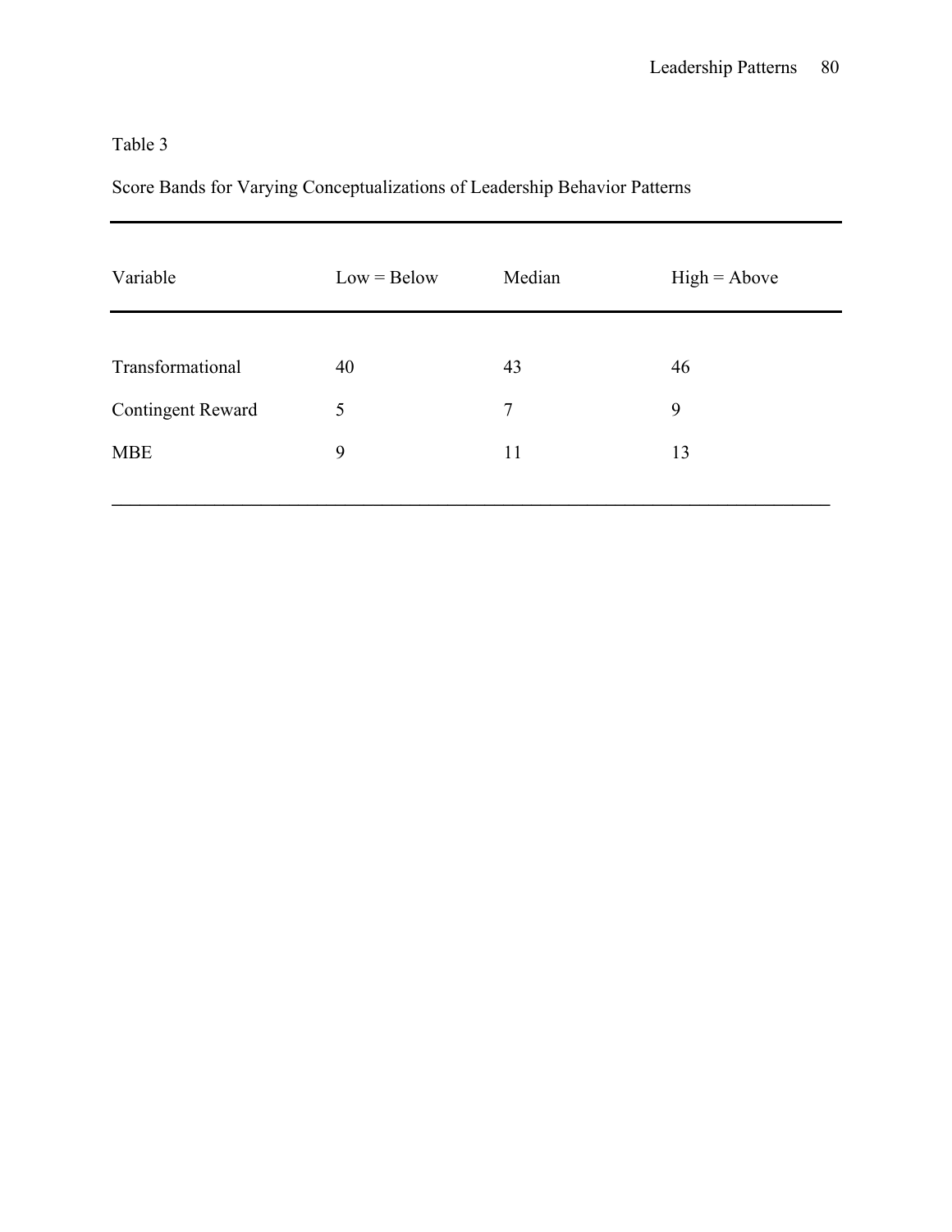Table 3

Score Bands for Varying Conceptualizations of Leadership Behavior Patterns

| Variable | Low = Below | Median | High = Above |
|---|---|---|---|
| Transformational | 40 | 43 | 46 |
| Contingent Reward | 5 | 7 | 9 |
| MBE | 9 | 11 | 13 |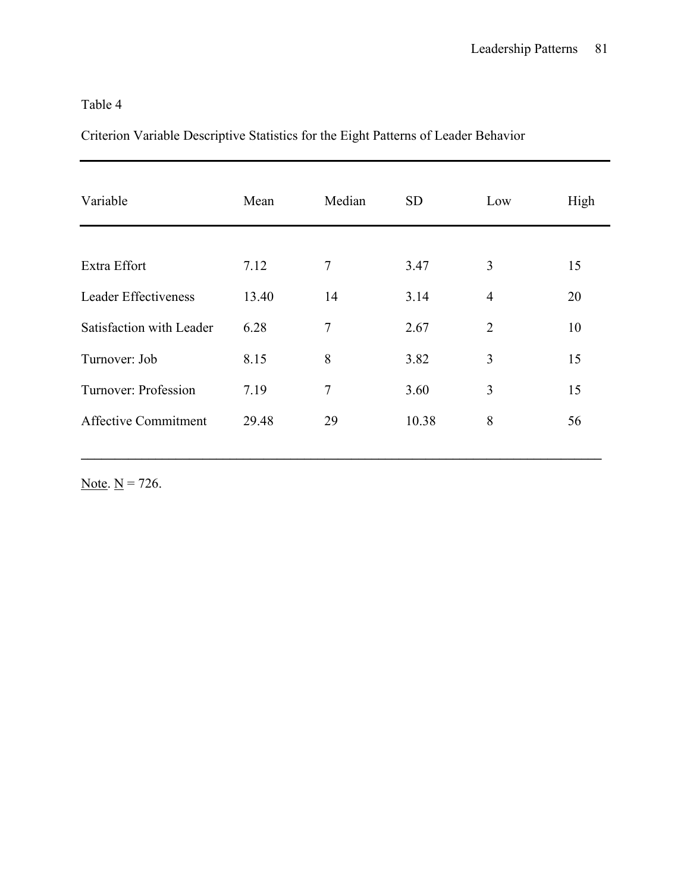Table 4

Criterion Variable Descriptive Statistics for the Eight Patterns of Leader Behavior

| Variable | Mean | Median | SD | Low | High |
|---|---|---|---|---|---|
| Extra Effort | 7.12 | 7 | 3.47 | 3 | 15 |
| Leader Effectiveness | 13.40 | 14 | 3.14 | 4 | 20 |
| Satisfaction with Leader | 6.28 | 7 | 2.67 | 2 | 10 |
| Turnover: Job | 8.15 | 8 | 3.82 | 3 | 15 |
| Turnover: Profession | 7.19 | 7 | 3.60 | 3 | 15 |
| Affective Commitment | 29.48 | 29 | 10.38 | 8 | 56 |

Note. N = 726.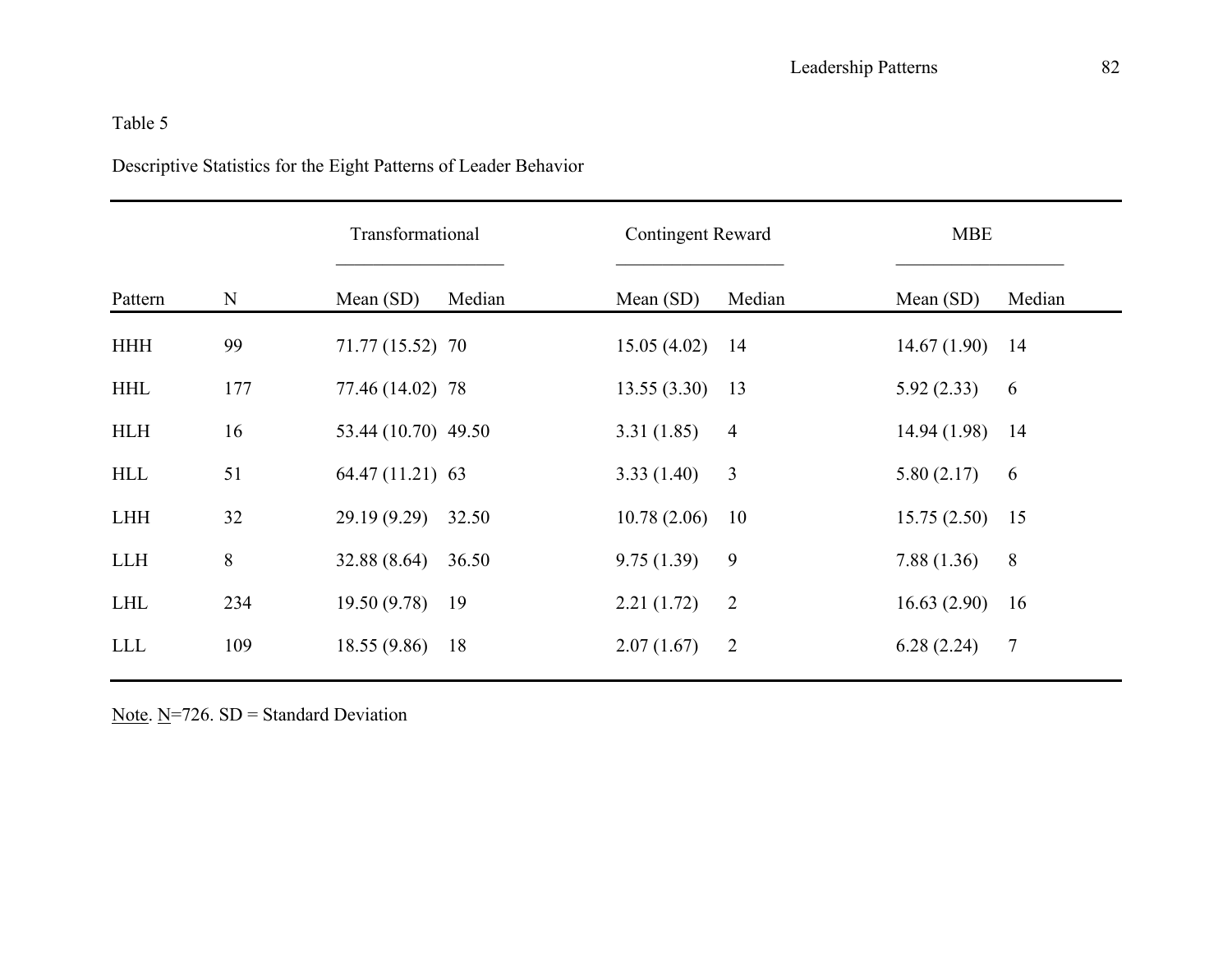Table 5

Descriptive Statistics for the Eight Patterns of Leader Behavior

| | | Transformational | | Contingent Reward | | MBE | |
|---|---|---|---|---|---|---|---|
| Pattern | N | Mean (SD) | Median | Mean (SD) | Median | Mean (SD) | Median |
| HHH | 99 | 71.77 (15.52) | 70 | 15.05 (4.02) | 14 | 14.67 (1.90) | 14 |
| HHL | 177 | 77.46 (14.02) | 78 | 13.55 (3.30) | 13 | 5.92 (2.33) | 6 |
| HLH | 16 | 53.44 (10.70) | 49.50 | 3.31 (1.85) | 4 | 14.94 (1.98) | 14 |
| HLL | 51 | 64.47 (11.21) | 63 | 3.33 (1.40) | 3 | 5.80 (2.17) | 6 |
| LHH | 32 | 29.19 (9.29) | 32.50 | 10.78 (2.06) | 10 | 15.75 (2.50) | 15 |
| LLH | 8 | 32.88 (8.64) | 36.50 | 9.75 (1.39) | 9 | 7.88 (1.36) | 8 |
| LHL | 234 | 19.50 (9.78) | 19 | 2.21 (1.72) | 2 | 16.63 (2.90) | 16 |
| LLL | 109 | 18.55 (9.86) | 18 | 2.07 (1.67) | 2 | 6.28 (2.24) | 7 |

Note. N=726. SD = Standard Deviation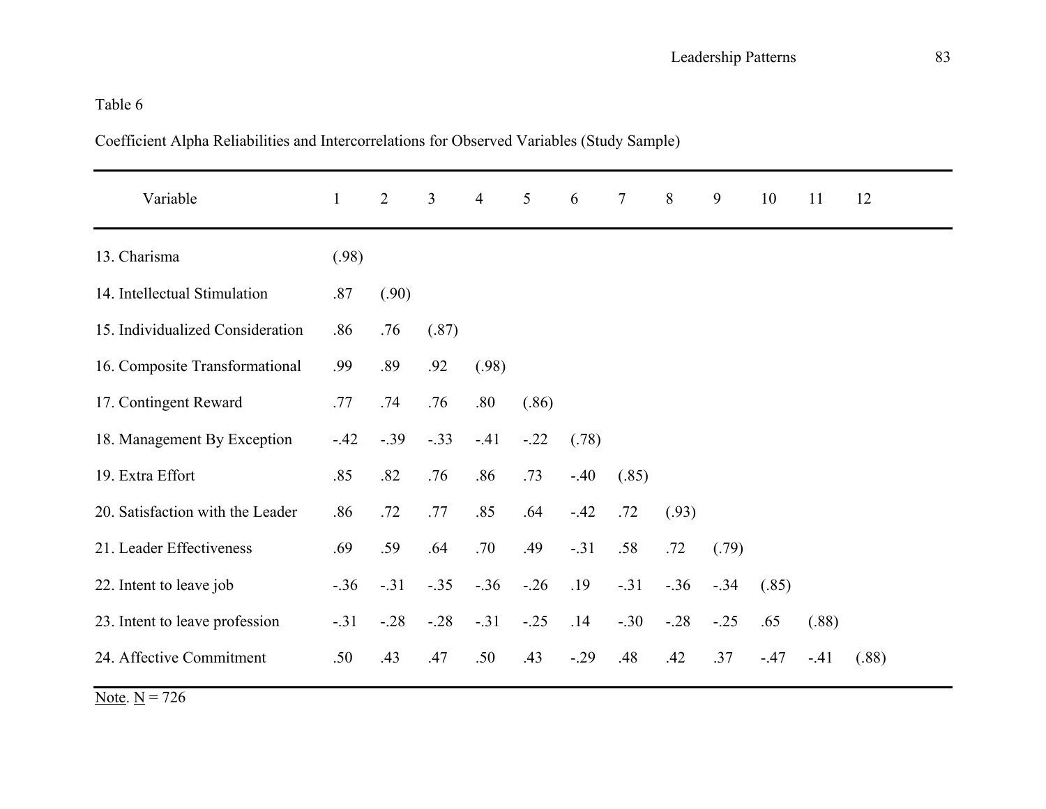Table 6

Coefficient Alpha Reliabilities and Intercorrelations for Observed Variables (Study Sample)

| Variable | 1 | 2 | 3 | 4 | 5 | 6 | 7 | 8 | 9 | 10 | 11 | 12 |
|---|---|---|---|---|---|---|---|---|---|---|---|---|
| 13. Charisma | (.98) | | | | | | | | | | | |
| 14. Intellectual Stimulation | .87 | (.90) | | | | | | | | | | |
| 15. Individualized Consideration | .86 | .76 | (.87) | | | | | | | | | |
| 16. Composite Transformational | .99 | .89 | .92 | (.98) | | | | | | | | |
| 17. Contingent Reward | .77 | .74 | .76 | .80 | (.86) | | | | | | | |
| 18. Management By Exception | -.42 | -.39 | -.33 | -.41 | -.22 | (.78) | | | | | | |
| 19. Extra Effort | .85 | .82 | .76 | .86 | .73 | -.40 | (.85) | | | | | |
| 20. Satisfaction with the Leader | .86 | .72 | .77 | .85 | .64 | -.42 | .72 | (.93) | | | | |
| 21. Leader Effectiveness | .69 | .59 | .64 | .70 | .49 | -.31 | .58 | .72 | (.79) | | | |
| 22. Intent to leave job | -.36 | -.31 | -.35 | -.36 | -.26 | .19 | -.31 | -.36 | -.34 | (.85) | | |
| 23. Intent to leave profession | -.31 | -.28 | -.28 | -.31 | -.25 | .14 | -.30 | -.28 | -.25 | .65 | (.88) | |
| 24. Affective Commitment | .50 | .43 | .47 | .50 | .43 | -.29 | .48 | .42 | .37 | -.47 | -.41 | (.88) |

Note. N = 726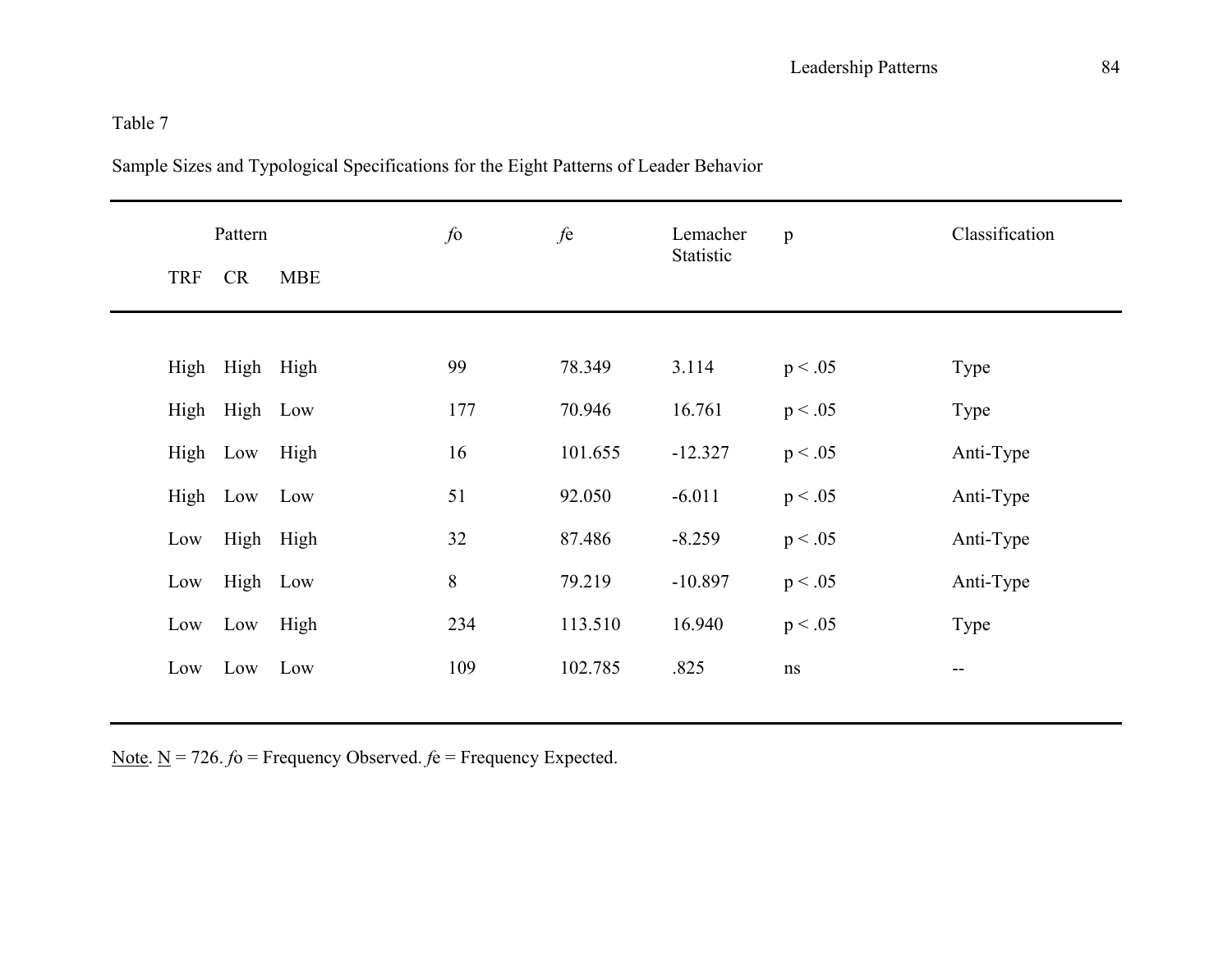Table 7

Sample Sizes and Typological Specifications for the Eight Patterns of Leader Behavior

| Pattern | | | *f*o | *f*e | Lemacher Statistic | p | Classification |
|---|---|---|---|---|---|---|---|
| TRF | CR | MBE | | | | | |
| High | High | High | 99 | 78.349 | 3.114 | $p < .05$ | Type |
| High | High | Low | 177 | 70.946 | 16.761 | $p < .05$ | Type |
| High | Low | High | 16 | 101.655 | -12.327 | $p < .05$ | Anti-Type |
| High | Low | Low | 51 | 92.050 | -6.011 | $p < .05$ | Anti-Type |
| Low | High | High | 32 | 87.486 | -8.259 | $p < .05$ | Anti-Type |
| Low | High | Low | 8 | 79.219 | -10.897 | $p < .05$ | Anti-Type |
| Low | Low | High | 234 | 113.510 | 16.940 | $p < .05$ | Type |
| Low | Low | Low | 109 | 102.785 | .825 | ns | -- |

Note. N = 726. *f*o = Frequency Observed. *f*e = Frequency Expected.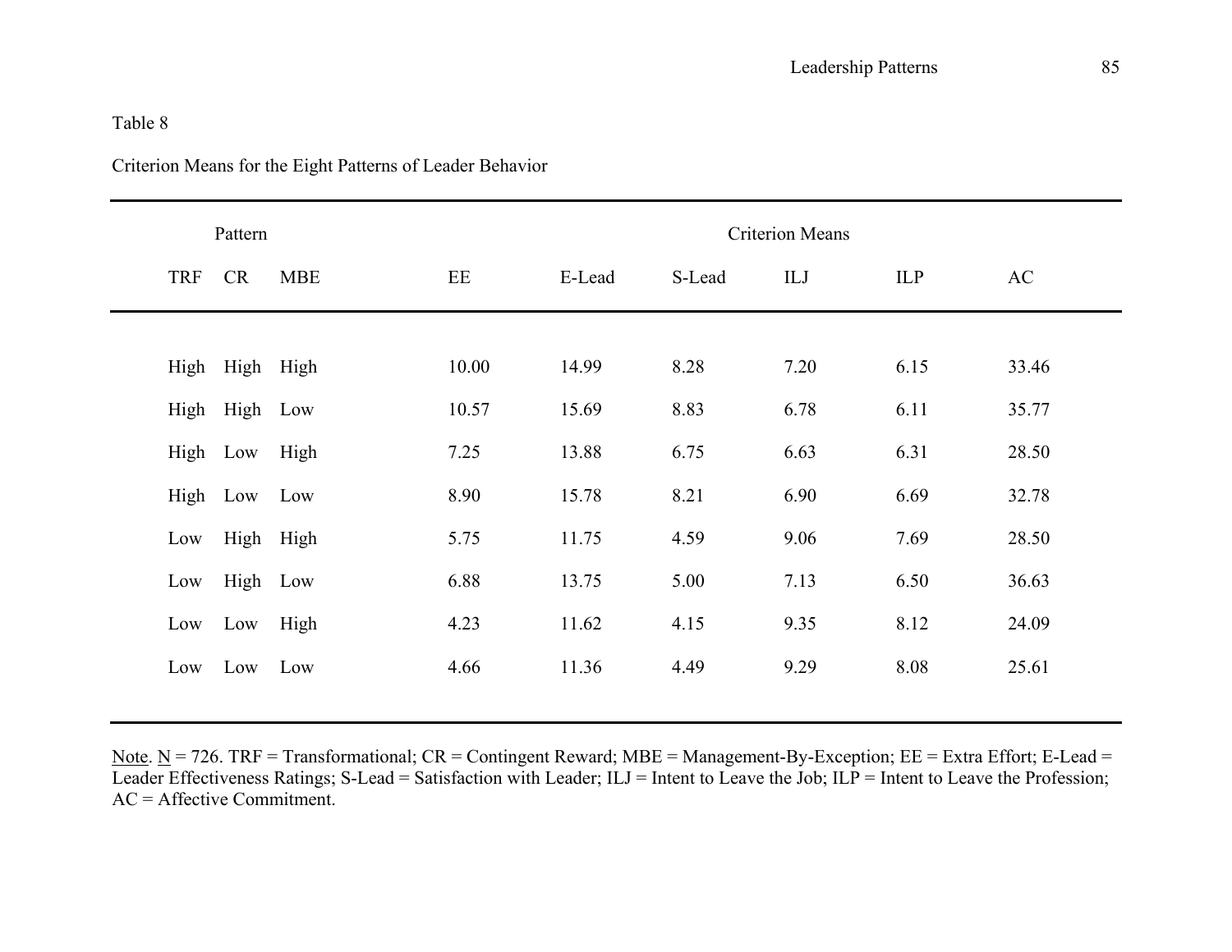Table 8

Criterion Means for the Eight Patterns of Leader Behavior

| Pattern | | | Criterion Means | | | | | |
|---|---|---|---|---|---|---|---|---|
| TRF | CR | MBE | EE | E-Lead | S-Lead | ILJ | ILP | AC |
| High | High | High | 10.00 | 14.99 | 8.28 | 7.20 | 6.15 | 33.46 |
| High | High | Low | 10.57 | 15.69 | 8.83 | 6.78 | 6.11 | 35.77 |
| High | Low | High | 7.25 | 13.88 | 6.75 | 6.63 | 6.31 | 28.50 |
| High | Low | Low | 8.90 | 15.78 | 8.21 | 6.90 | 6.69 | 32.78 |
| Low | High | High | 5.75 | 11.75 | 4.59 | 9.06 | 7.69 | 28.50 |
| Low | High | Low | 6.88 | 13.75 | 5.00 | 7.13 | 6.50 | 36.63 |
| Low | Low | High | 4.23 | 11.62 | 4.15 | 9.35 | 8.12 | 24.09 |
| Low | Low | Low | 4.66 | 11.36 | 4.49 | 9.29 | 8.08 | 25.61 |

Note. N = 726. TRF = Transformational; CR = Contingent Reward; MBE = Management-By-Exception; EE = Extra Effort; E-Lead = Leader Effectiveness Ratings; S-Lead = Satisfaction with Leader; ILJ = Intent to Leave the Job; ILP = Intent to Leave the Profession; AC = Affective Commitment.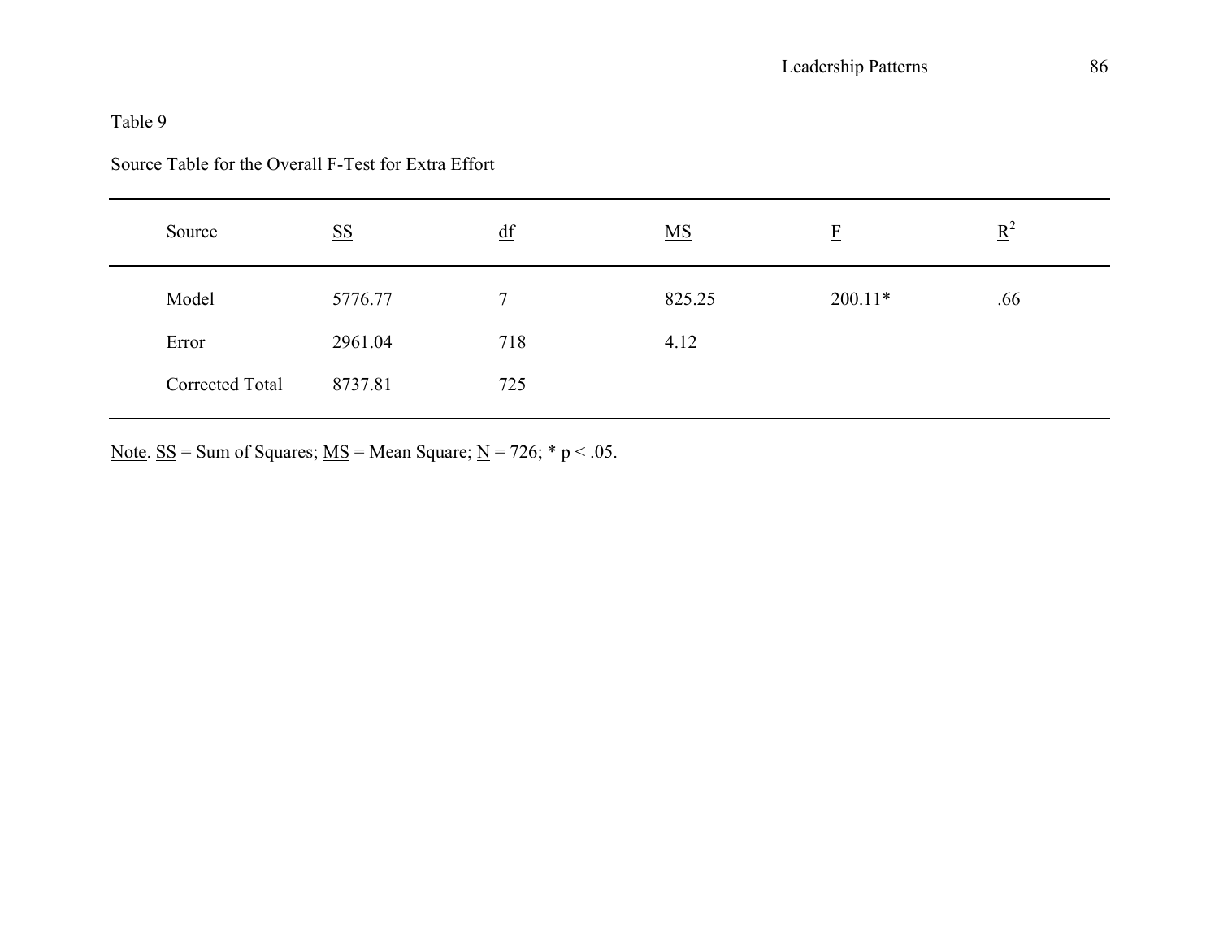Table 9

Source Table for the Overall F-Test for Extra Effort

| Source | SS | df | MS | F | $R^2$ |
|---|---|---|---|---|---|
| Model | 5776.77 | 7 | 825.25 | 200.11* | .66 |
| Error | 2961.04 | 718 | 4.12 | | |
| Corrected Total | 8737.81 | 725 | | | |

Note. SS = Sum of Squares; MS = Mean Square; N = 726; * $p < .05$.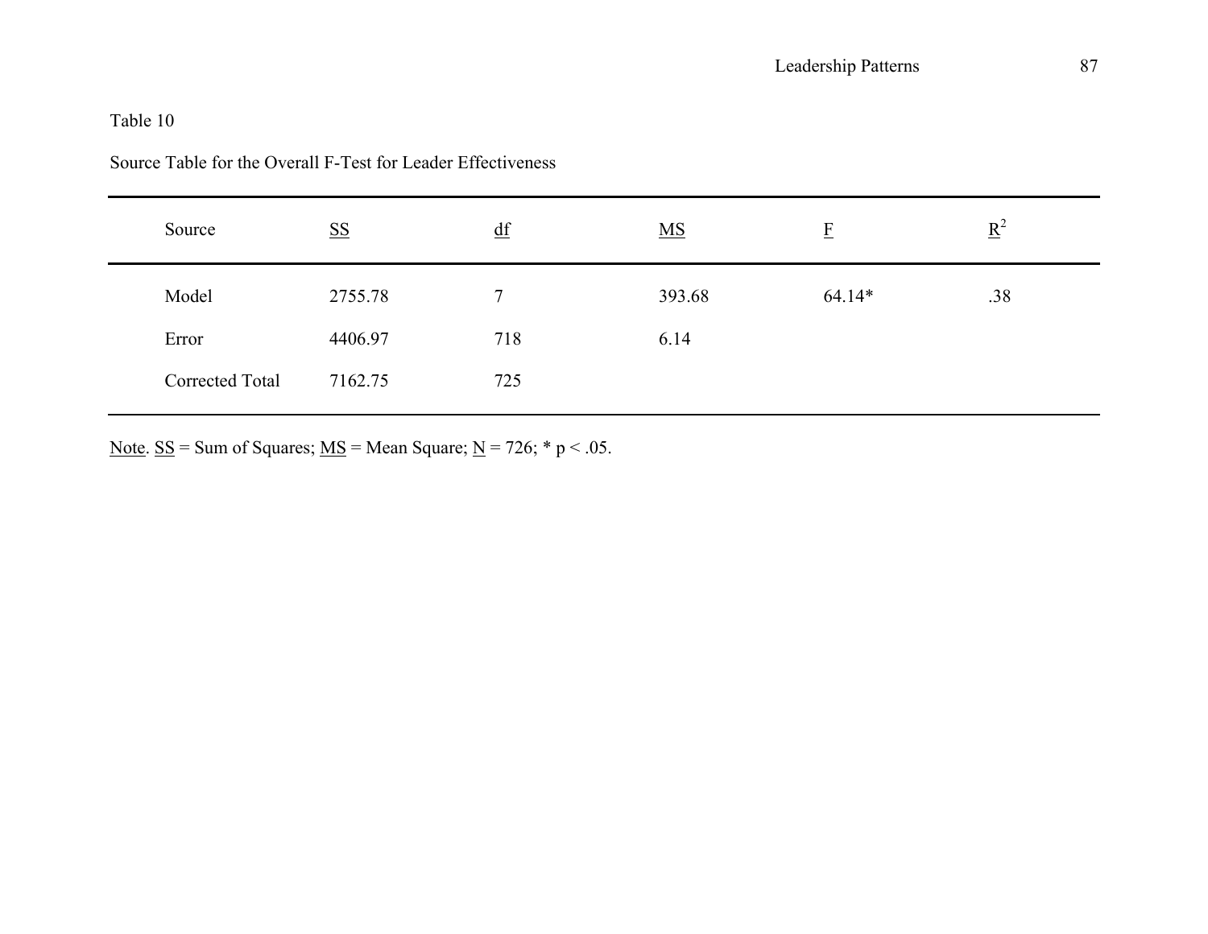Table 10

Source Table for the Overall F-Test for Leader Effectiveness

| Source | SS | df | MS | F | $R^2$ |
|---|---|---|---|---|---|
| Model | 2755.78 | 7 | 393.68 | 64.14* | .38 |
| Error | 4406.97 | 718 | 6.14 | | |
| Corrected Total | 7162.75 | 725 | | | |

Note. SS = Sum of Squares; MS = Mean Square; N = 726; * $p < .05$.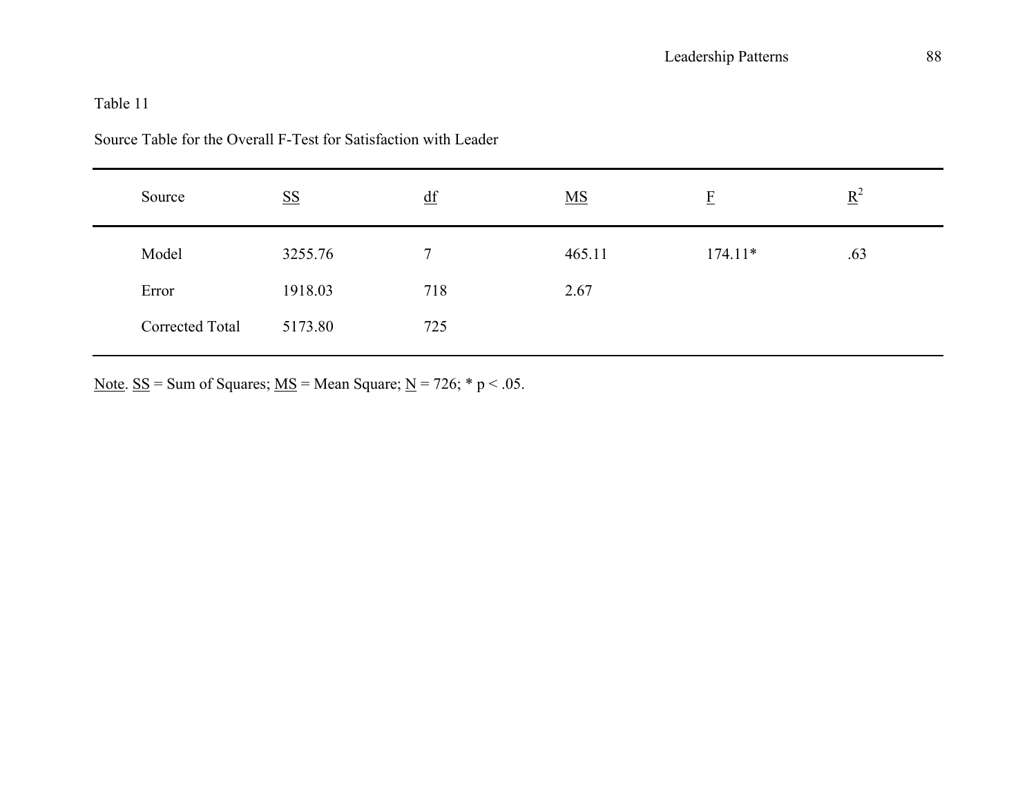Table 11

Source Table for the Overall F-Test for Satisfaction with Leader

| Source | SS | df | MS | F | $R^2$ |
|---|---|---|---|---|---|
| Model | 3255.76 | 7 | 465.11 | 174.11* | .63 |
| Error | 1918.03 | 718 | 2.67 | | |
| Corrected Total | 5173.80 | 725 | | | |

Note. SS = Sum of Squares; MS = Mean Square; N = 726; * $p < .05$.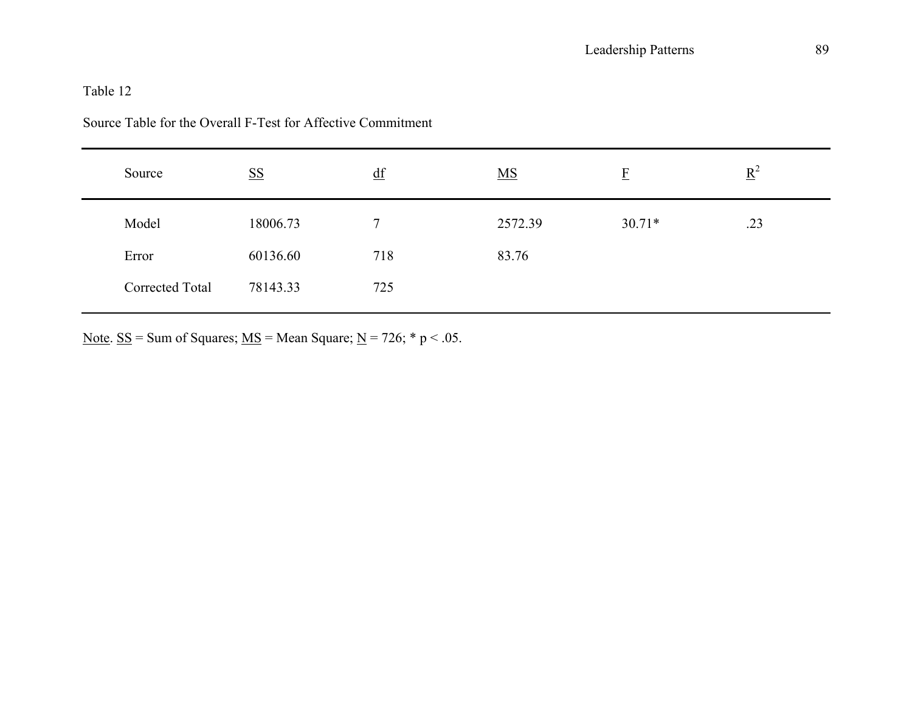Table 12

Source Table for the Overall F-Test for Affective Commitment

| Source | SS | df | MS | F | $R^2$ |
|---|---|---|---|---|---|
| Model | 18006.73 | 7 | 2572.39 | 30.71* | .23 |
| Error | 60136.60 | 718 | 83.76 | | |
| Corrected Total | 78143.33 | 725 | | | |

Note. SS = Sum of Squares; MS = Mean Square; N = 726; * $p < .05$.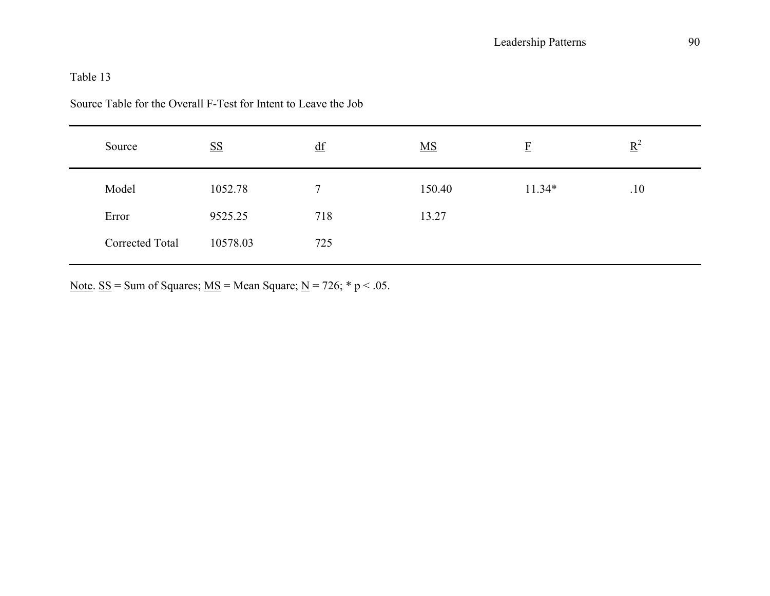Table 13

Source Table for the Overall F-Test for Intent to Leave the Job

| Source | SS | df | MS | F | $R^2$ |
|---|---|---|---|---|---|
| Model | 1052.78 | 7 | 150.40 | 11.34* | .10 |
| Error | 9525.25 | 718 | 13.27 | | |
| Corrected Total | 10578.03 | 725 | | | |

Note. SS = Sum of Squares; MS = Mean Square; N = 726; * $p < .05$.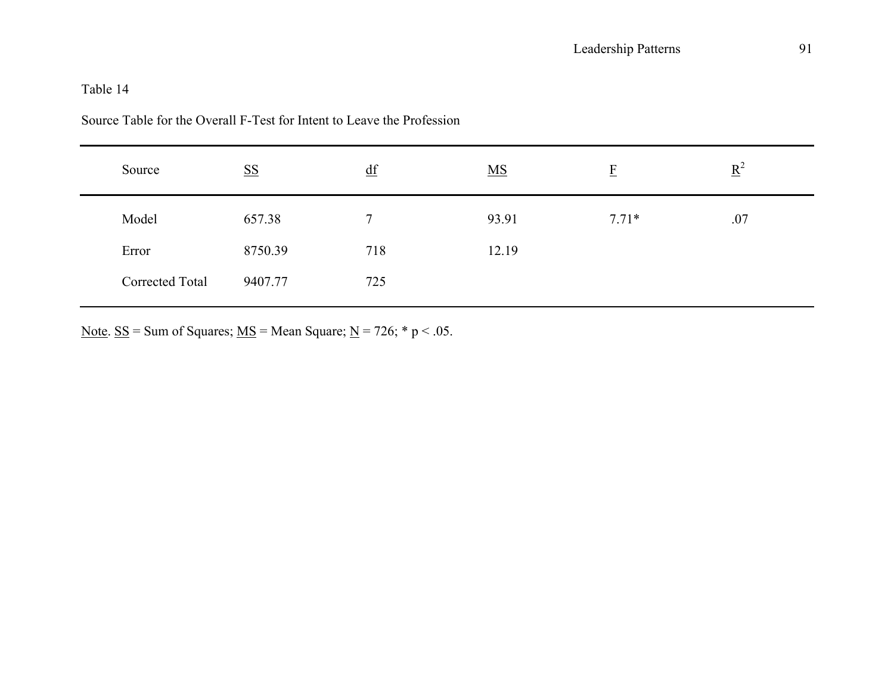Table 14

Source Table for the Overall F-Test for Intent to Leave the Profession

| Source | SS | df | MS | F | $R^2$ |
|---|---|---|---|---|---|
| Model | 657.38 | 7 | 93.91 | 7.71* | .07 |
| Error | 8750.39 | 718 | 12.19 | | |
| Corrected Total | 9407.77 | 725 | | | |

Note. SS = Sum of Squares; MS = Mean Square; N = 726; * $p < .05$.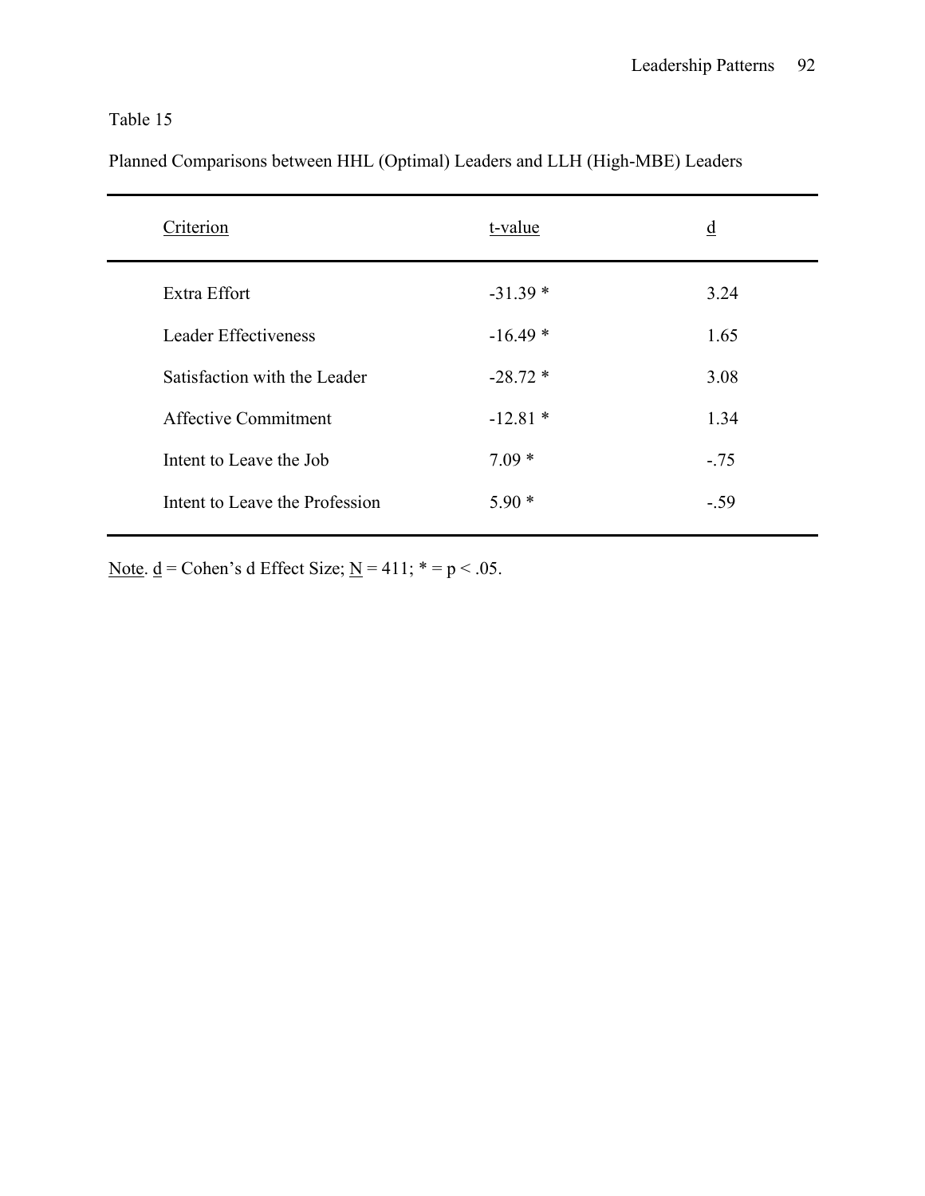Table 15

Planned Comparisons between HHL (Optimal) Leaders and LLH (High-MBE) Leaders

| Criterion | t-value | d |
|---|---|---|
| Extra Effort | -31.39 * | 3.24 |
| Leader Effectiveness | -16.49 * | 1.65 |
| Satisfaction with the Leader | -28.72 * | 3.08 |
| Affective Commitment | -12.81 * | 1.34 |
| Intent to Leave the Job | 7.09 * | -.75 |
| Intent to Leave the Profession | 5.90 * | -.59 |

Note. d = Cohen's d Effect Size; N = 411; * = $p < .05$.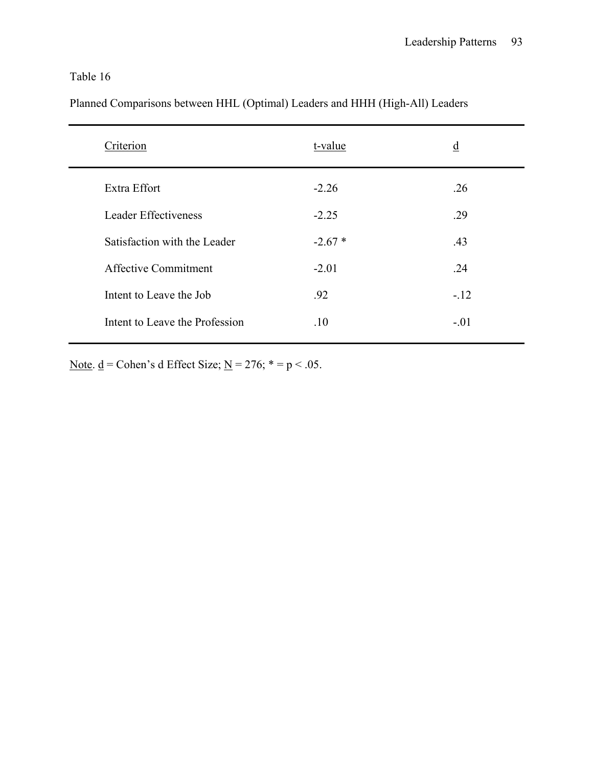Table 16

Planned Comparisons between HHL (Optimal) Leaders and HHH (High-All) Leaders

| Criterion | t-value | d |
|---|---|---|
| Extra Effort | -2.26 | .26 |
| Leader Effectiveness | -2.25 | .29 |
| Satisfaction with the Leader | -2.67 * | .43 |
| Affective Commitment | -2.01 | .24 |
| Intent to Leave the Job | .92 | -.12 |
| Intent to Leave the Profession | .10 | -.01 |

Note. d = Cohen's d Effect Size; N = 276; * = $p < .05$.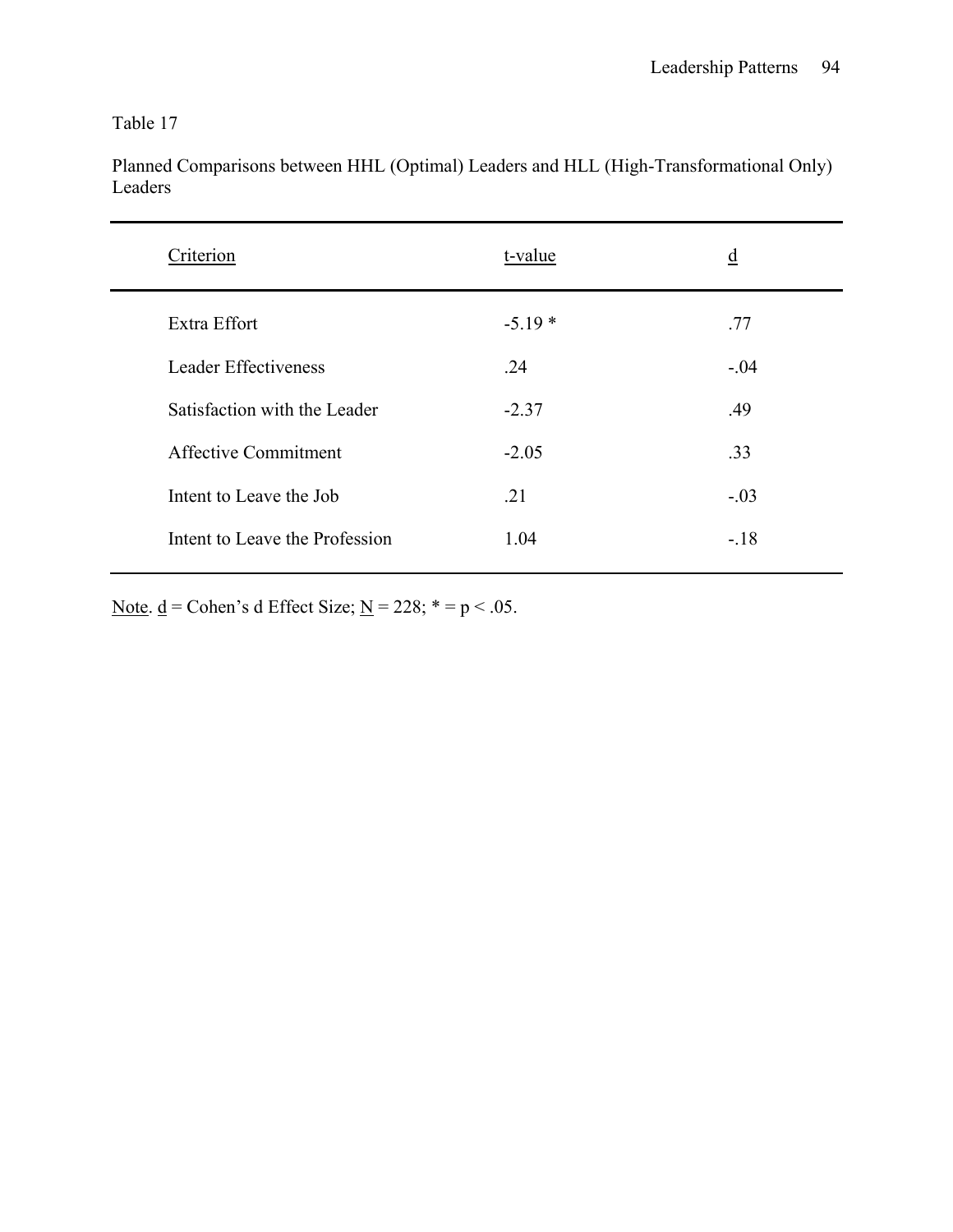Table 17

Planned Comparisons between HHL (Optimal) Leaders and HLL (High-Transformational Only) Leaders

| Criterion | t-value | d |
|---|---|---|
| Extra Effort | -5.19 * | .77 |
| Leader Effectiveness | .24 | -.04 |
| Satisfaction with the Leader | -2.37 | .49 |
| Affective Commitment | -2.05 | .33 |
| Intent to Leave the Job | .21 | -.03 |
| Intent to Leave the Profession | 1.04 | -.18 |

Note. d = Cohen's d Effect Size; N = 228; * = $p < .05$.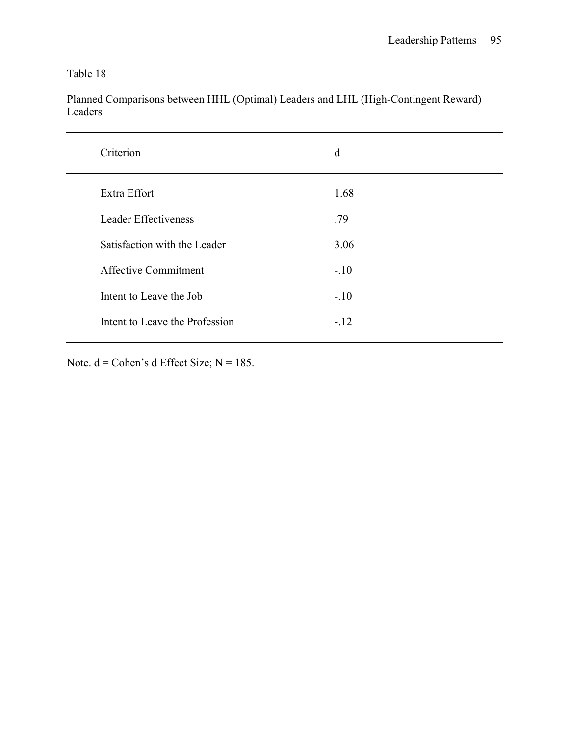Table 18

Planned Comparisons between HHL (Optimal) Leaders and LHL (High-Contingent Reward) Leaders

| Criterion | $d$ |
|---|---|
| Extra Effort | 1.68 |
| Leader Effectiveness | .79 |
| Satisfaction with the Leader | 3.06 |
| Affective Commitment | -.10 |
| Intent to Leave the Job | -.10 |
| Intent to Leave the Profession | -.12 |

Note. $d$ = Cohen's d Effect Size; $N$ = 185.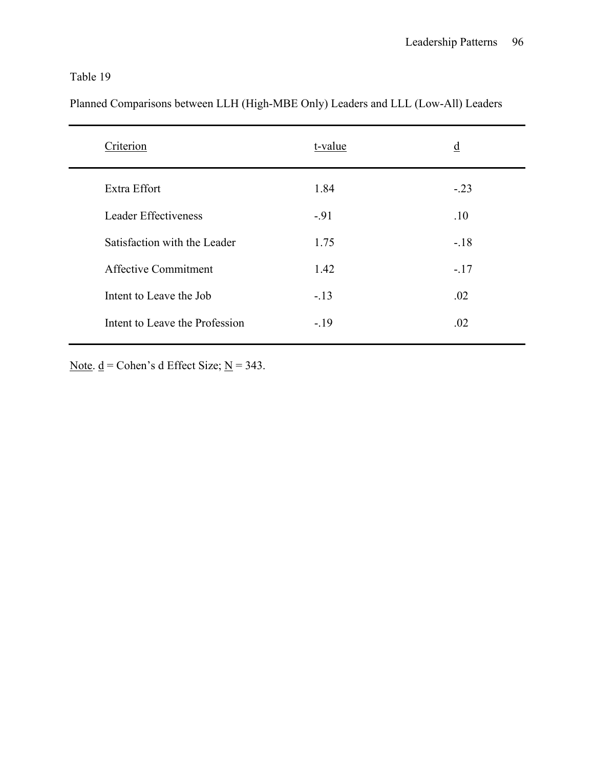Table 19

Planned Comparisons between LLH (High-MBE Only) Leaders and LLL (Low-All) Leaders

| Criterion | t-value | d |
|---|---|---|
| Extra Effort | 1.84 | -.23 |
| Leader Effectiveness | -.91 | .10 |
| Satisfaction with the Leader | 1.75 | -.18 |
| Affective Commitment | 1.42 | -.17 |
| Intent to Leave the Job | -.13 | .02 |
| Intent to Leave the Profession | -.19 | .02 |

Note. d = Cohen's d Effect Size; N = 343.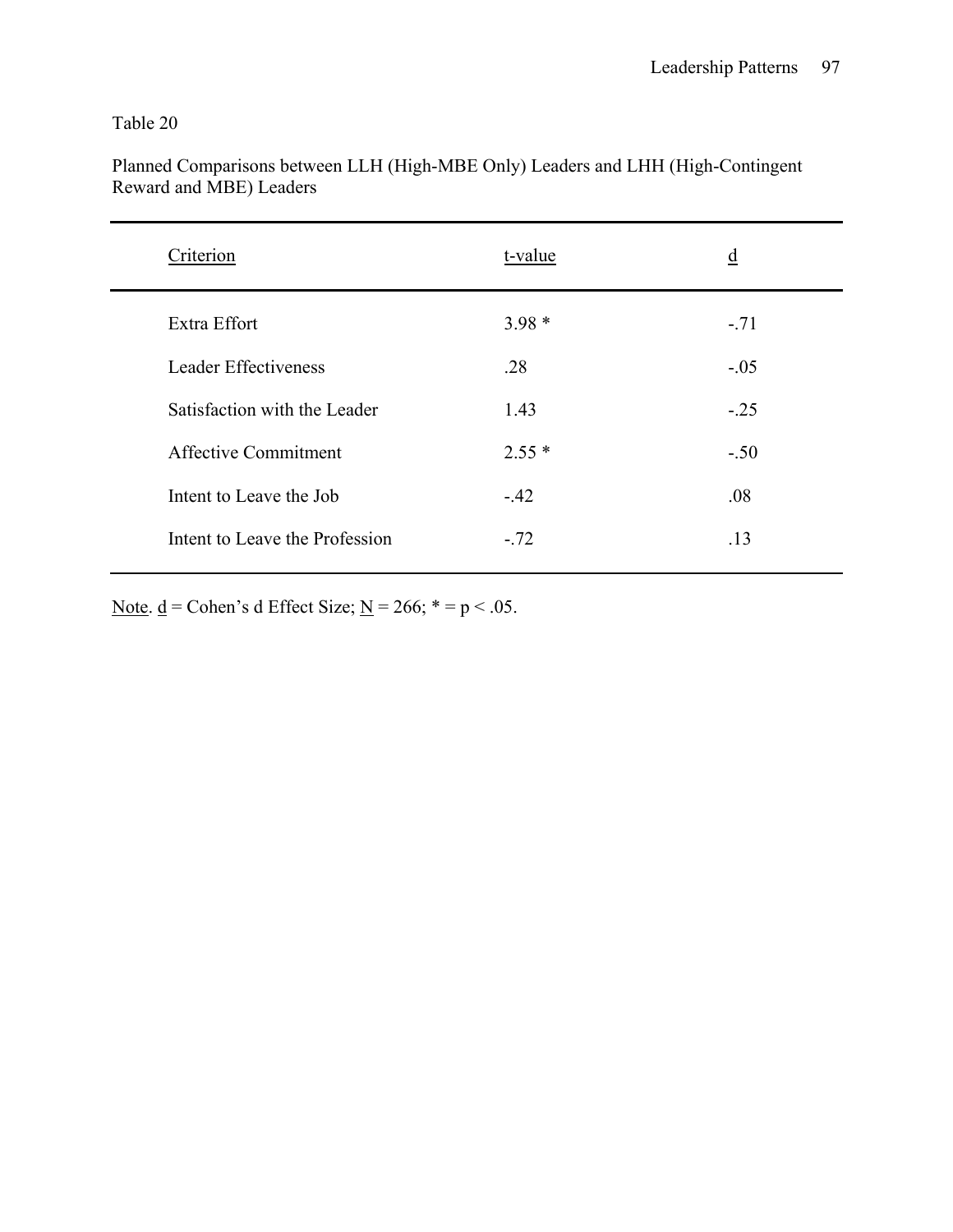Table 20

Planned Comparisons between LLH (High-MBE Only) Leaders and LHH (High-Contingent Reward and MBE) Leaders

| Criterion | t-value | d |
|---|---|---|
| Extra Effort | 3.98 * | -.71 |
| Leader Effectiveness | .28 | -.05 |
| Satisfaction with the Leader | 1.43 | -.25 |
| Affective Commitment | 2.55 * | -.50 |
| Intent to Leave the Job | -.42 | .08 |
| Intent to Leave the Profession | -.72 | .13 |

Note. d = Cohen's d Effect Size; N = 266; * = $p < .05$.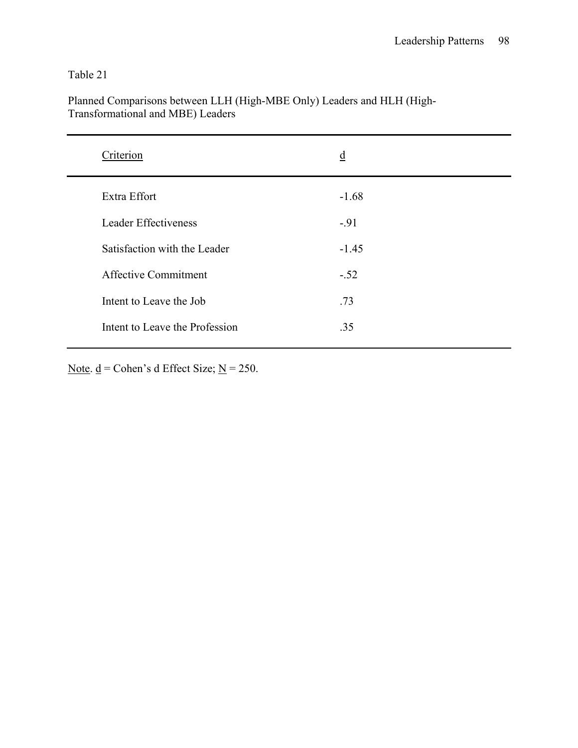Table 21

Planned Comparisons between LLH (High-MBE Only) Leaders and HLH (High-Transformational and MBE) Leaders

| Criterion | d |
|---|---|
| Extra Effort | -1.68 |
| Leader Effectiveness | -.91 |
| Satisfaction with the Leader | -1.45 |
| Affective Commitment | -.52 |
| Intent to Leave the Job | .73 |
| Intent to Leave the Profession | .35 |

Note. d = Cohen's d Effect Size; N = 250.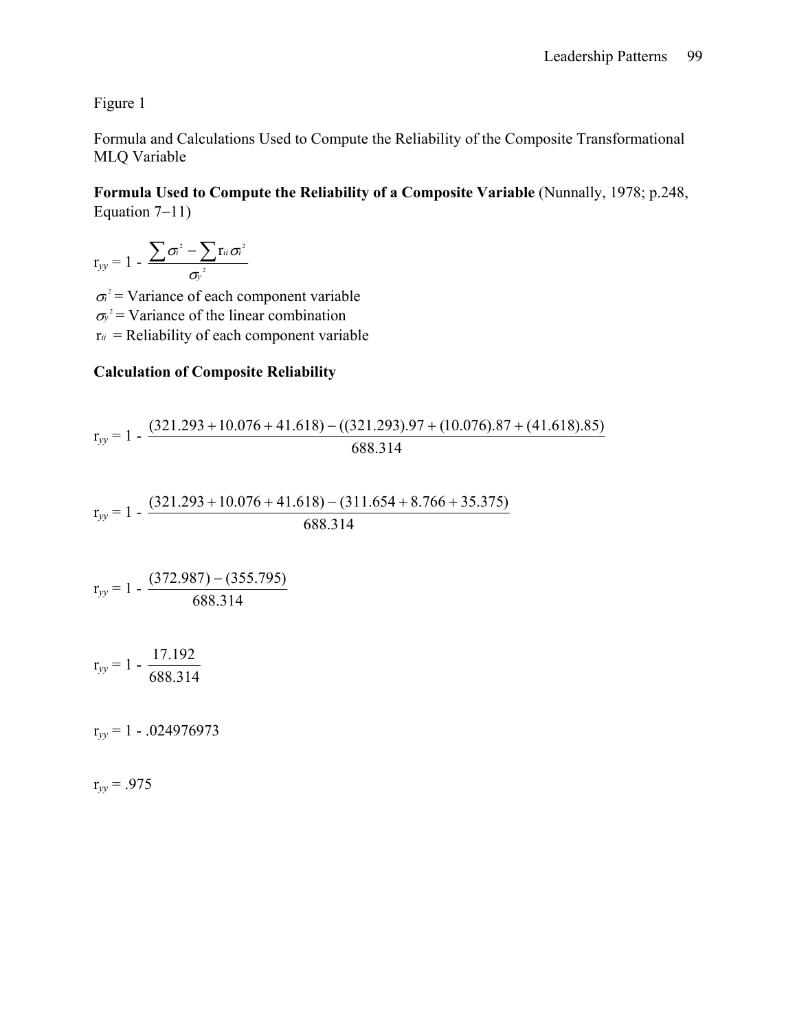Figure 1

Formula and Calculations Used to Compute the Reliability of the Composite Transformational MLQ Variable

**Formula Used to Compute the Reliability of a Composite Variable** (Nunnally, 1978; p.248, Equation 7−11)

$$r_{yy} = 1 - \frac{\sum \sigma_i^2 - \sum r_{ii}\sigma_i^2}{\sigma_y^2}$$

$\sigma_i^2$ = Variance of each component variable

$\sigma_y^2$ = Variance of the linear combination

$r_{ii}$ = Reliability of each component variable

**Calculation of Composite Reliability**

$$r_{yy} = 1 - \frac{(321.293 + 10.076 + 41.618) - ((321.293).97 + (10.076).87 + (41.618).85)}{688.314}$$

$$r_{yy} = 1 - \frac{(321.293 + 10.076 + 41.618) - (311.654 + 8.766 + 35.375)}{688.314}$$

$$r_{yy} = 1 - \frac{(372.987) - (355.795)}{688.314}$$

$$r_{yy} = 1 - \frac{17.192}{688.314}$$

$r_{yy}$ = 1 - .024976973

$r_{yy}$ = .975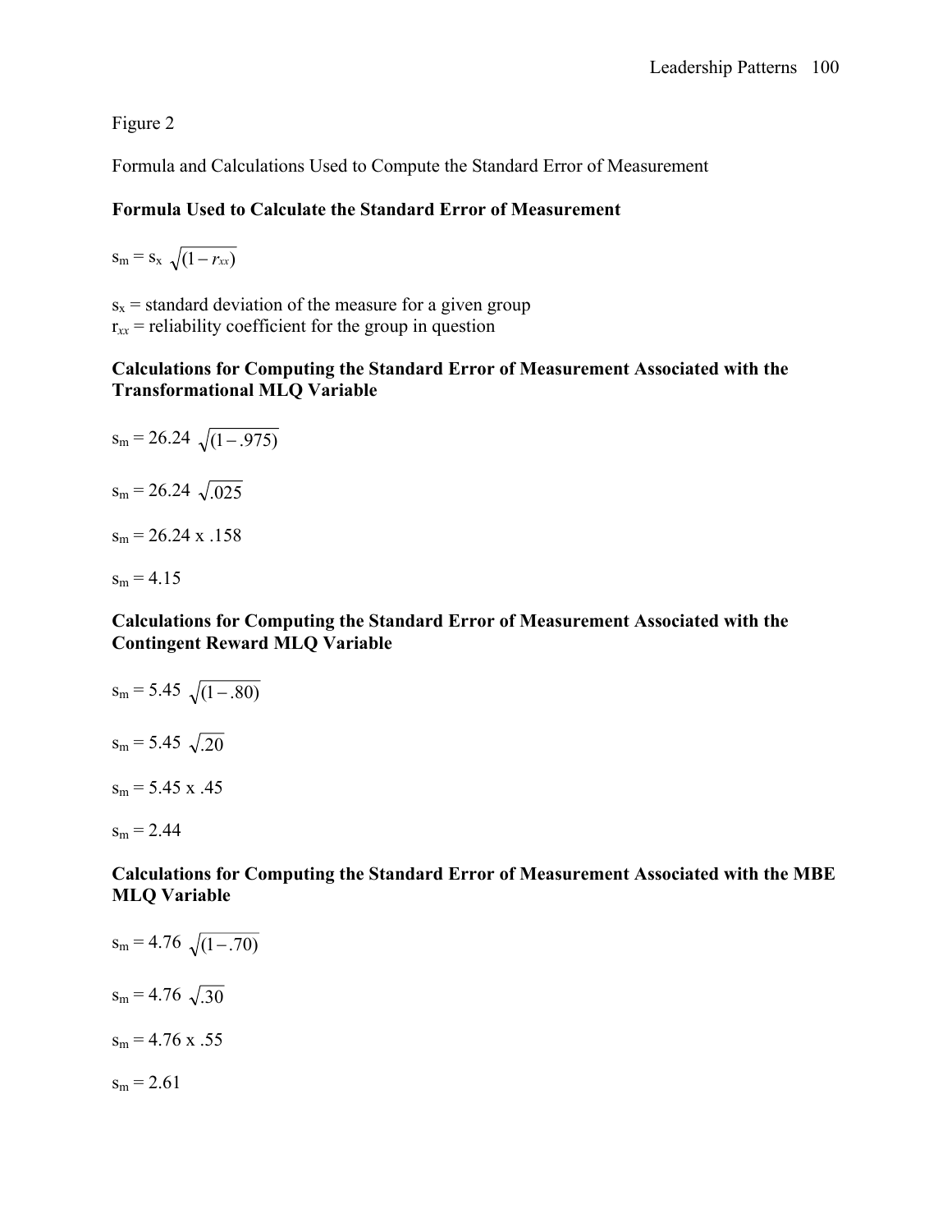Figure 2

Formula and Calculations Used to Compute the Standard Error of Measurement

**Formula Used to Calculate the Standard Error of Measurement**

$s_m = s_x \sqrt{(1 - r_{xx})}$

$s_x$ = standard deviation of the measure for a given group
$r_{xx}$ = reliability coefficient for the group in question

**Calculations for Computing the Standard Error of Measurement Associated with the Transformational MLQ Variable**

$s_m = 26.24 \sqrt{(1 - .975)}$

$s_m = 26.24 \sqrt{.025}$

$s_m = 26.24 \times .158$

$s_m = 4.15$

**Calculations for Computing the Standard Error of Measurement Associated with the Contingent Reward MLQ Variable**

$s_m = 5.45 \sqrt{(1 - .80)}$

$s_m = 5.45 \sqrt{.20}$

$s_m = 5.45 \times .45$

$s_m = 2.44$

**Calculations for Computing the Standard Error of Measurement Associated with the MBE MLQ Variable**

$s_m = 4.76 \sqrt{(1 - .70)}$

$s_m = 4.76 \sqrt{.30}$

$s_m = 4.76 \times .55$

$s_m = 2.61$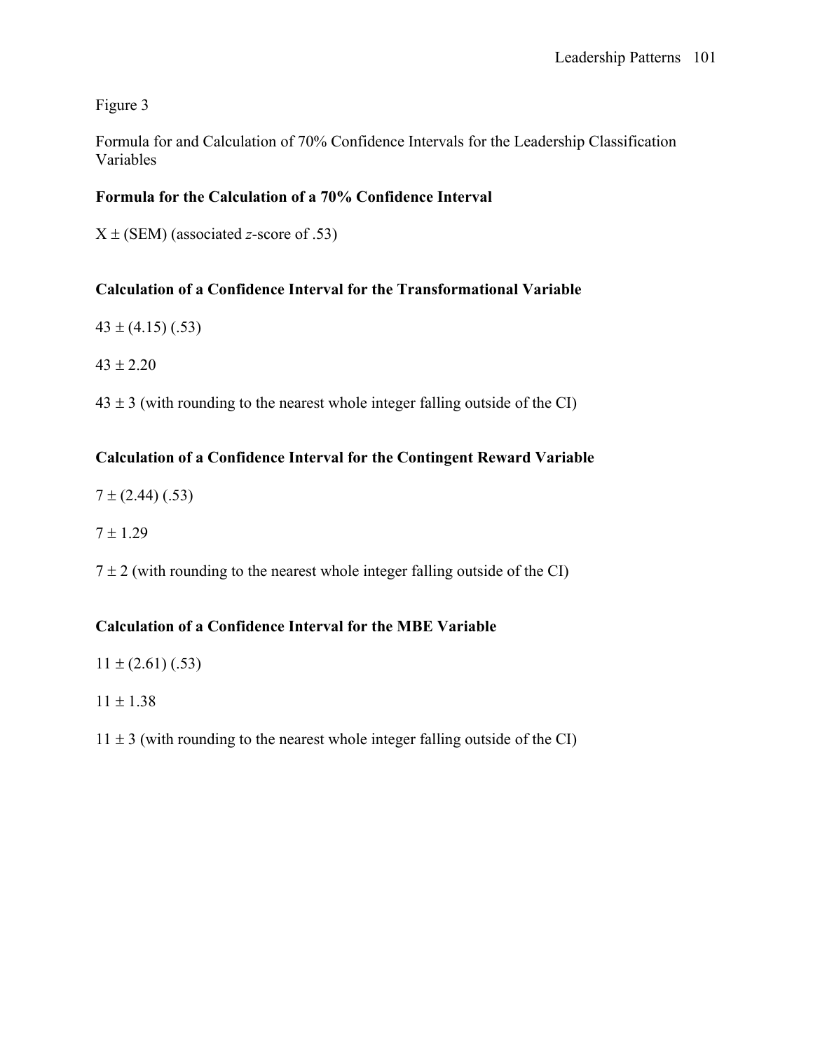Figure 3

Formula for and Calculation of 70% Confidence Intervals for the Leadership Classification Variables

**Formula for the Calculation of a 70% Confidence Interval**

X ± (SEM) (associated *z*-score of .53)

**Calculation of a Confidence Interval for the Transformational Variable**

43 ± (4.15) (.53)

43 ± 2.20

43 ± 3 (with rounding to the nearest whole integer falling outside of the CI)

**Calculation of a Confidence Interval for the Contingent Reward Variable**

7 ± (2.44) (.53)

7 ± 1.29

7 ± 2 (with rounding to the nearest whole integer falling outside of the CI)

**Calculation of a Confidence Interval for the MBE Variable**

11 ± (2.61) (.53)

11 ± 1.38

11 ± 3 (with rounding to the nearest whole integer falling outside of the CI)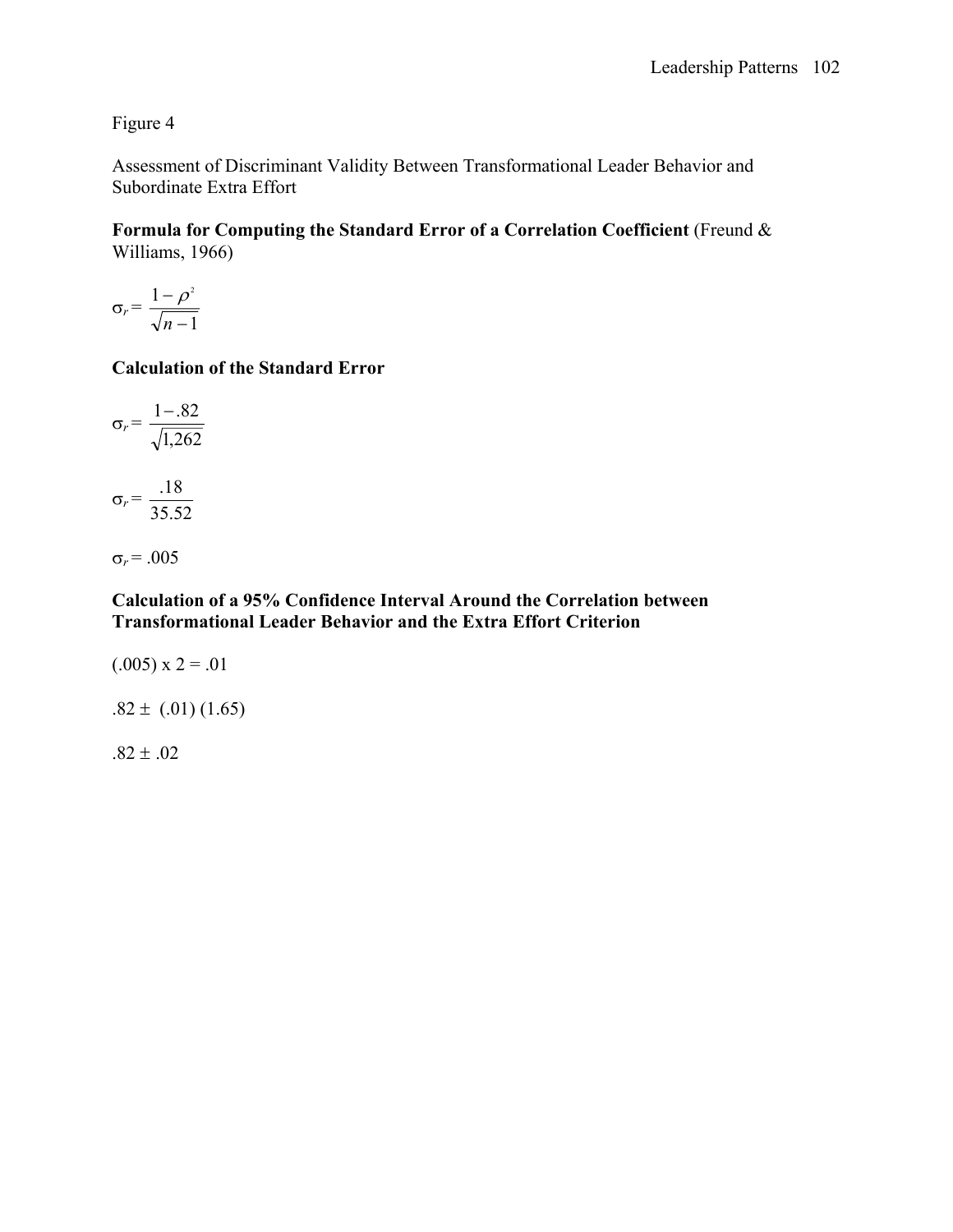Figure 4

Assessment of Discriminant Validity Between Transformational Leader Behavior and Subordinate Extra Effort

**Formula for Computing the Standard Error of a Correlation Coefficient** (Freund & Williams, 1966)

$$\sigma_r = \frac{1-\rho^2}{\sqrt{n-1}}$$

**Calculation of the Standard Error**

$$\sigma_r = \frac{1-.82}{\sqrt{1,262}}$$

$$\sigma_r = \frac{.18}{35.52}$$

$\sigma_r = .005$

**Calculation of a 95% Confidence Interval Around the Correlation between Transformational Leader Behavior and the Extra Effort Criterion**

$(.005) \times 2 = .01$

$.82 \pm (.01)(1.65)$

$.82 \pm .02$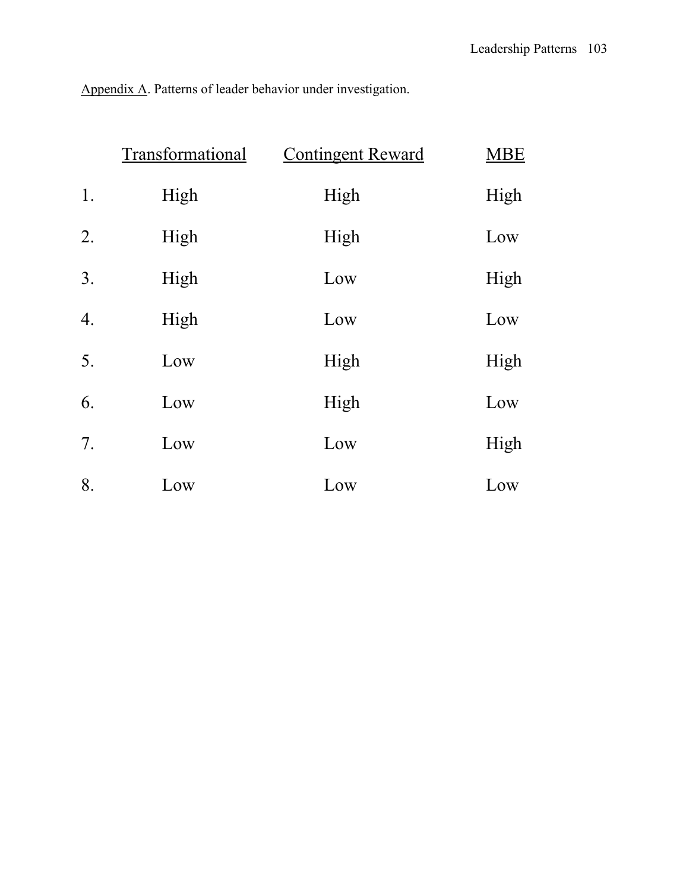Appendix A. Patterns of leader behavior under investigation.

| | Transformational | Contingent Reward | MBE |
|---|---|---|---|
| 1. | High | High | High |
| 2. | High | High | Low |
| 3. | High | Low | High |
| 4. | High | Low | Low |
| 5. | Low | High | High |
| 6. | Low | High | Low |
| 7. | Low | Low | High |
| 8. | Low | Low | Low |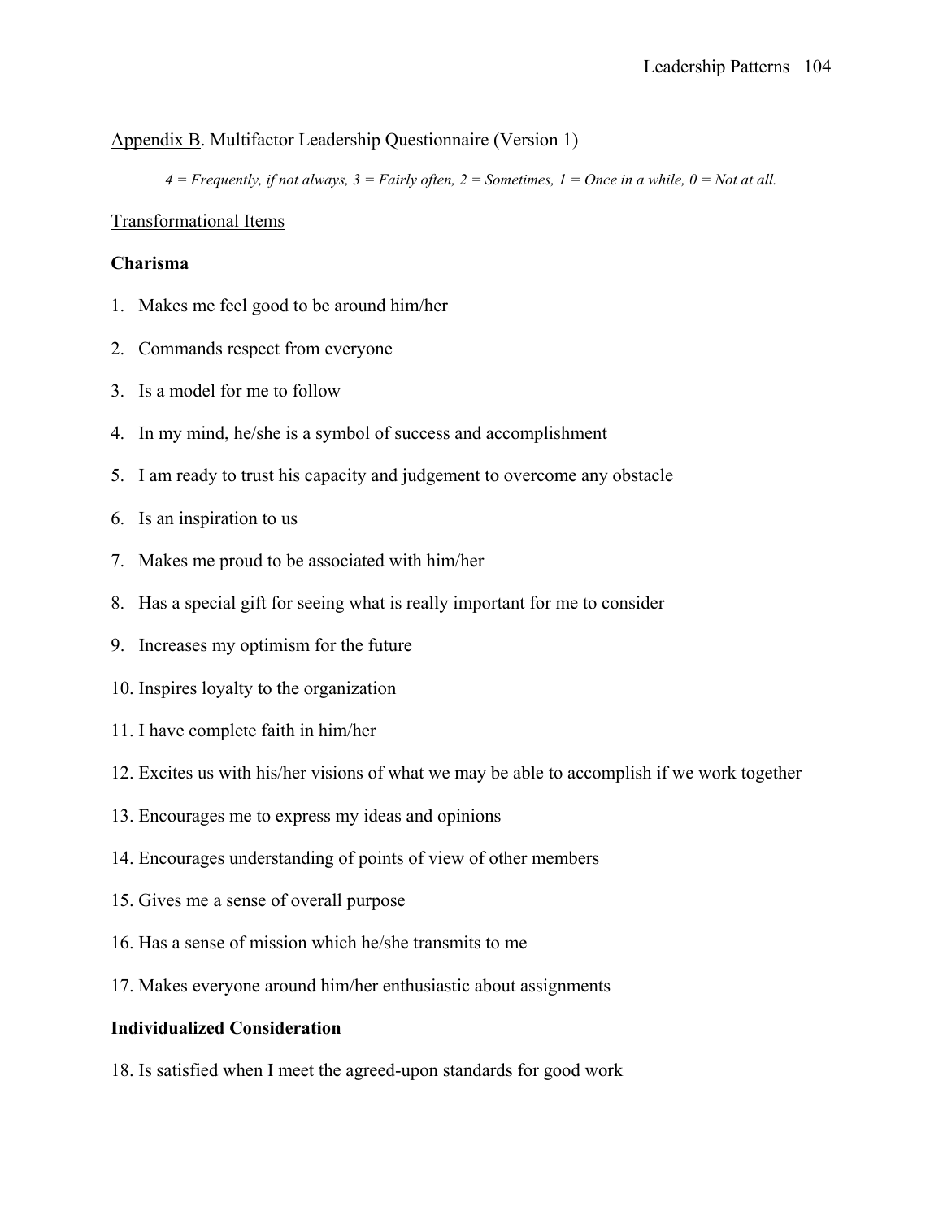Appendix B. Multifactor Leadership Questionnaire (Version 1)

*4 = Frequently, if not always, 3 = Fairly often, 2 = Sometimes, 1 = Once in a while, 0 = Not at all.*

Transformational Items

**Charisma**

1. Makes me feel good to be around him/her
2. Commands respect from everyone
3. Is a model for me to follow
4. In my mind, he/she is a symbol of success and accomplishment
5. I am ready to trust his capacity and judgement to overcome any obstacle
6. Is an inspiration to us
7. Makes me proud to be associated with him/her
8. Has a special gift for seeing what is really important for me to consider
9. Increases my optimism for the future
10. Inspires loyalty to the organization
11. I have complete faith in him/her
12. Excites us with his/her visions of what we may be able to accomplish if we work together
13. Encourages me to express my ideas and opinions
14. Encourages understanding of points of view of other members
15. Gives me a sense of overall purpose
16. Has a sense of mission which he/she transmits to me
17. Makes everyone around him/her enthusiastic about assignments

**Individualized Consideration**

18. Is satisfied when I meet the agreed-upon standards for good work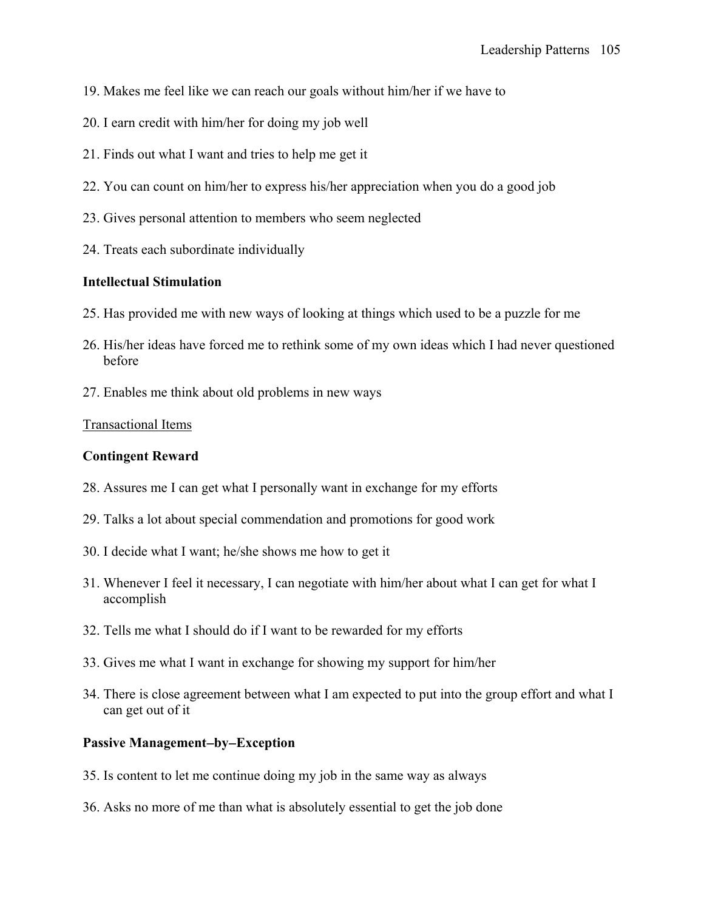19. Makes me feel like we can reach our goals without him/her if we have to

20. I earn credit with him/her for doing my job well

21. Finds out what I want and tries to help me get it

22. You can count on him/her to express his/her appreciation when you do a good job

23. Gives personal attention to members who seem neglected

24. Treats each subordinate individually

**Intellectual Stimulation**

25. Has provided me with new ways of looking at things which used to be a puzzle for me

26. His/her ideas have forced me to rethink some of my own ideas which I had never questioned before

27. Enables me think about old problems in new ways

<u>Transactional Items</u>

**Contingent Reward**

28. Assures me I can get what I personally want in exchange for my efforts

29. Talks a lot about special commendation and promotions for good work

30. I decide what I want; he/she shows me how to get it

31. Whenever I feel it necessary, I can negotiate with him/her about what I can get for what I accomplish

32. Tells me what I should do if I want to be rewarded for my efforts

33. Gives me what I want in exchange for showing my support for him/her

34. There is close agreement between what I am expected to put into the group effort and what I can get out of it

**Passive Management–by–Exception**

35. Is content to let me continue doing my job in the same way as always

36. Asks no more of me than what is absolutely essential to get the job done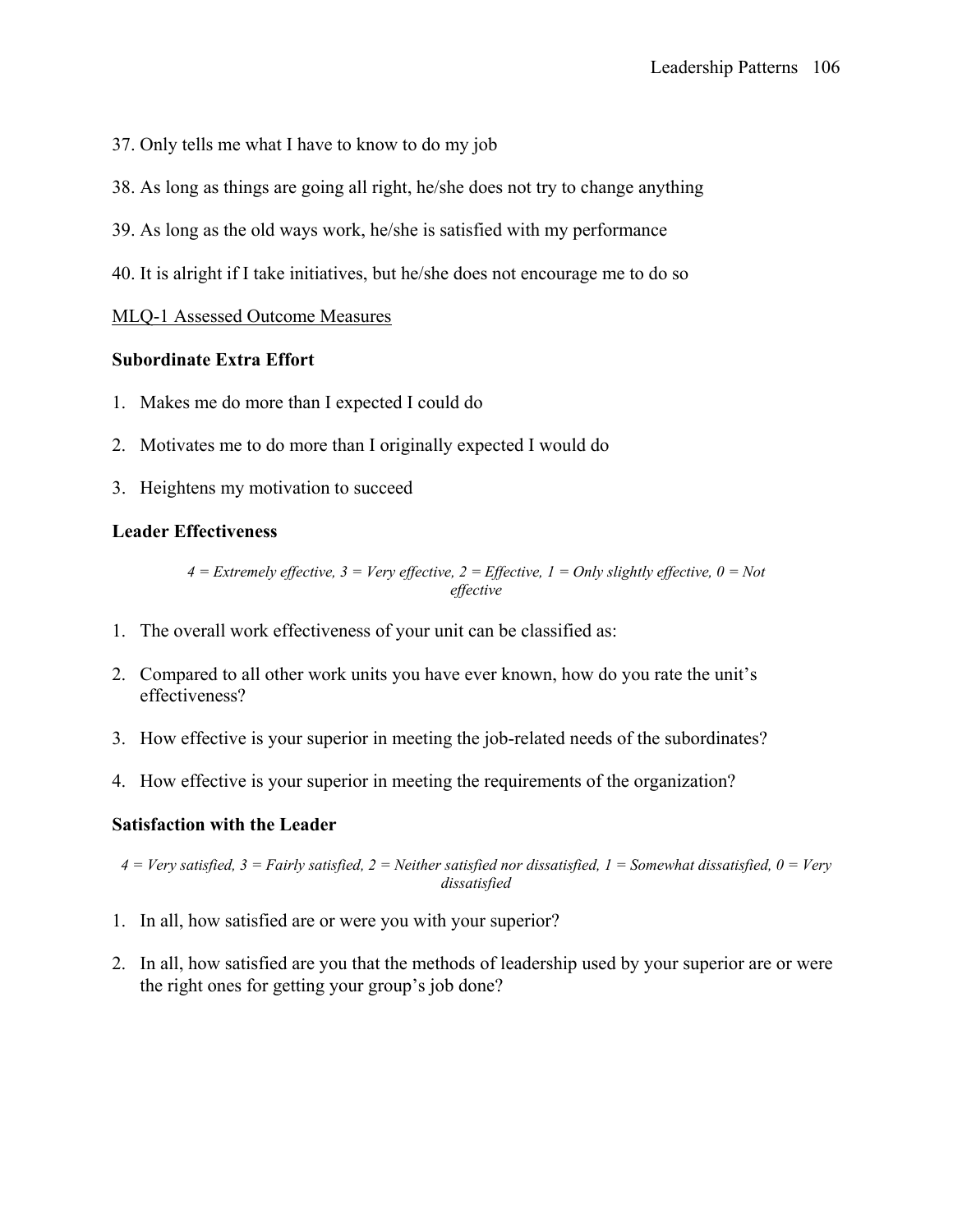37. Only tells me what I have to know to do my job

38. As long as things are going all right, he/she does not try to change anything

39. As long as the old ways work, he/she is satisfied with my performance

40. It is alright if I take initiatives, but he/she does not encourage me to do so

<u>MLQ-1 Assessed Outcome Measures</u>

**Subordinate Extra Effort**

1. Makes me do more than I expected I could do
2. Motivates me to do more than I originally expected I would do
3. Heightens my motivation to succeed

**Leader Effectiveness**

*4 = Extremely effective, 3 = Very effective, 2 = Effective, 1 = Only slightly effective, 0 = Not effective*

1. The overall work effectiveness of your unit can be classified as:
2. Compared to all other work units you have ever known, how do you rate the unit's effectiveness?
3. How effective is your superior in meeting the job-related needs of the subordinates?
4. How effective is your superior in meeting the requirements of the organization?

**Satisfaction with the Leader**

*4 = Very satisfied, 3 = Fairly satisfied, 2 = Neither satisfied nor dissatisfied, 1 = Somewhat dissatisfied, 0 = Very dissatisfied*

1. In all, how satisfied are or were you with your superior?
2. In all, how satisfied are you that the methods of leadership used by your superior are or were the right ones for getting your group's job done?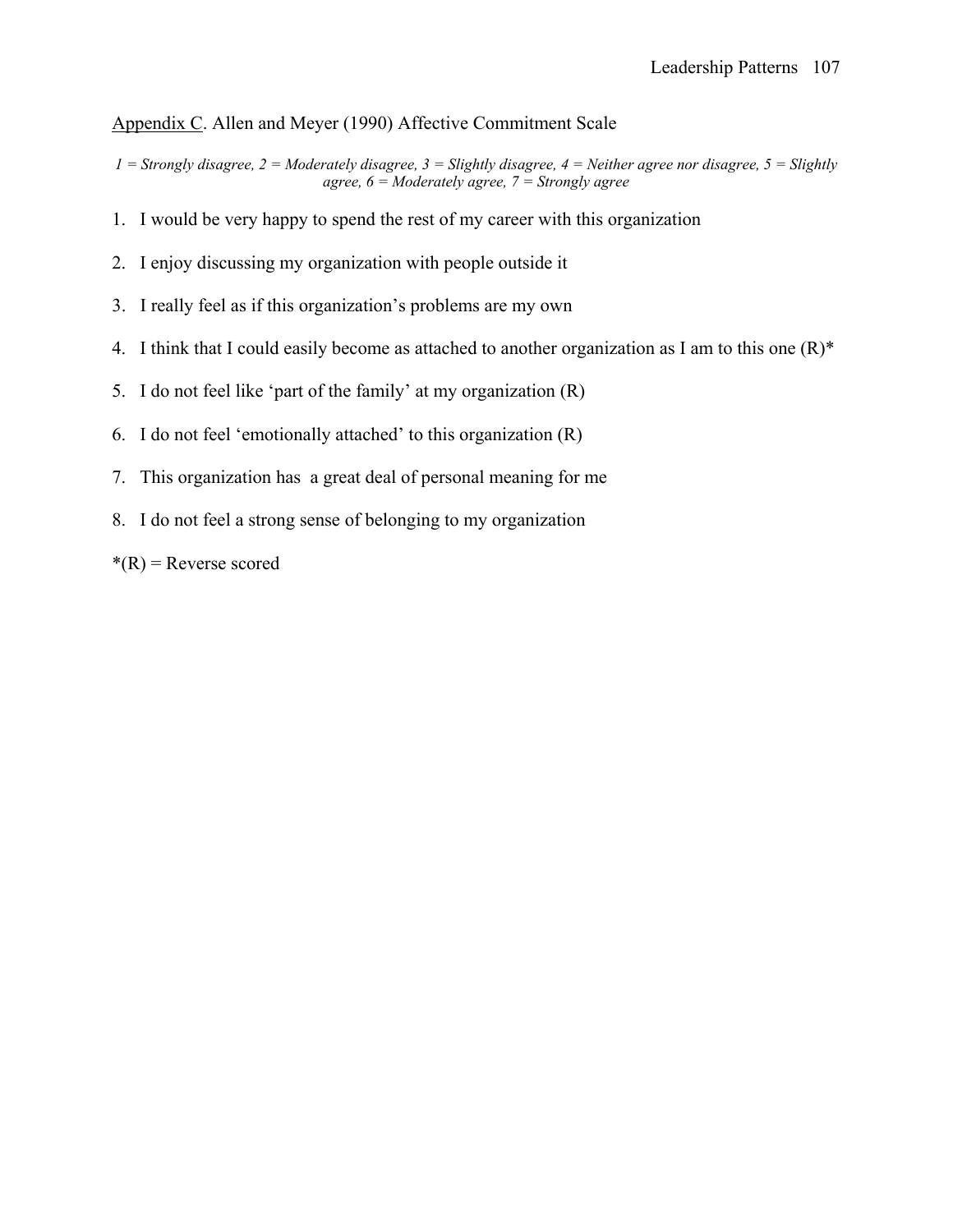Appendix C. Allen and Meyer (1990) Affective Commitment Scale

*1 = Strongly disagree, 2 = Moderately disagree, 3 = Slightly disagree, 4 = Neither agree nor disagree, 5 = Slightly agree, 6 = Moderately agree, 7 = Strongly agree*

1. I would be very happy to spend the rest of my career with this organization
2. I enjoy discussing my organization with people outside it
3. I really feel as if this organization's problems are my own
4. I think that I could easily become as attached to another organization as I am to this one (R)*
5. I do not feel like 'part of the family' at my organization (R)
6. I do not feel 'emotionally attached' to this organization (R)
7. This organization has a great deal of personal meaning for me
8. I do not feel a strong sense of belonging to my organization

*(R) = Reverse scored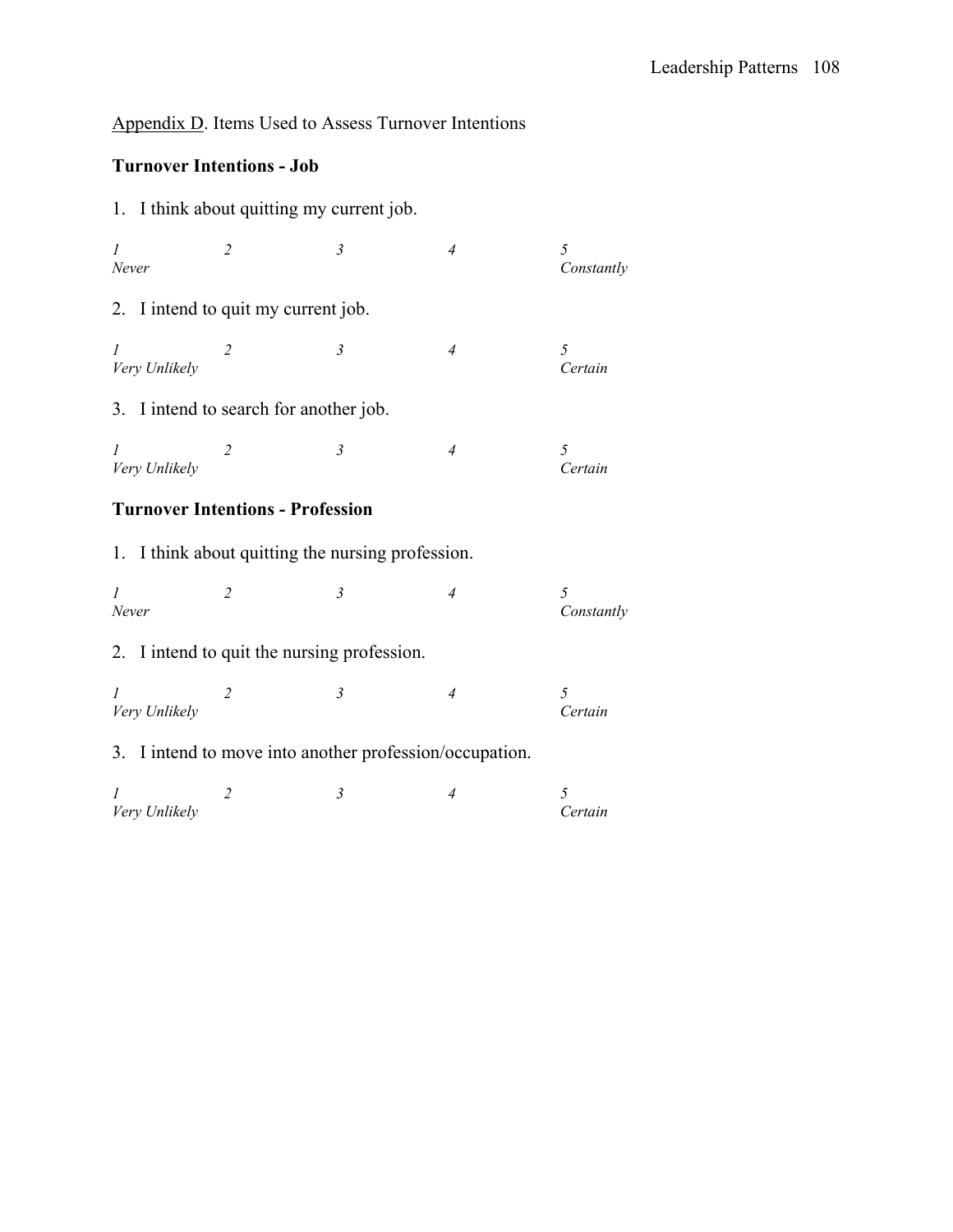Appendix D. Items Used to Assess Turnover Intentions

**Turnover Intentions - Job**

1. I think about quitting my current job.

| *1* | *2* | *3* | *4* | *5* |
|---|---|---|---|---|
| *Never* | | | | *Constantly* |

2. I intend to quit my current job.

| *1* | *2* | *3* | *4* | *5* |
|---|---|---|---|---|
| *Very Unlikely* | | | | *Certain* |

3. I intend to search for another job.

| *1* | *2* | *3* | *4* | *5* |
|---|---|---|---|---|
| *Very Unlikely* | | | | *Certain* |

**Turnover Intentions - Profession**

1. I think about quitting the nursing profession.

| *1* | *2* | *3* | *4* | *5* |
|---|---|---|---|---|
| *Never* | | | | *Constantly* |

2. I intend to quit the nursing profession.

| *1* | *2* | *3* | *4* | *5* |
|---|---|---|---|---|
| *Very Unlikely* | | | | *Certain* |

3. I intend to move into another profession/occupation.

| *1* | *2* | *3* | *4* | *5* |
|---|---|---|---|---|
| *Very Unlikely* | | | | *Certain* |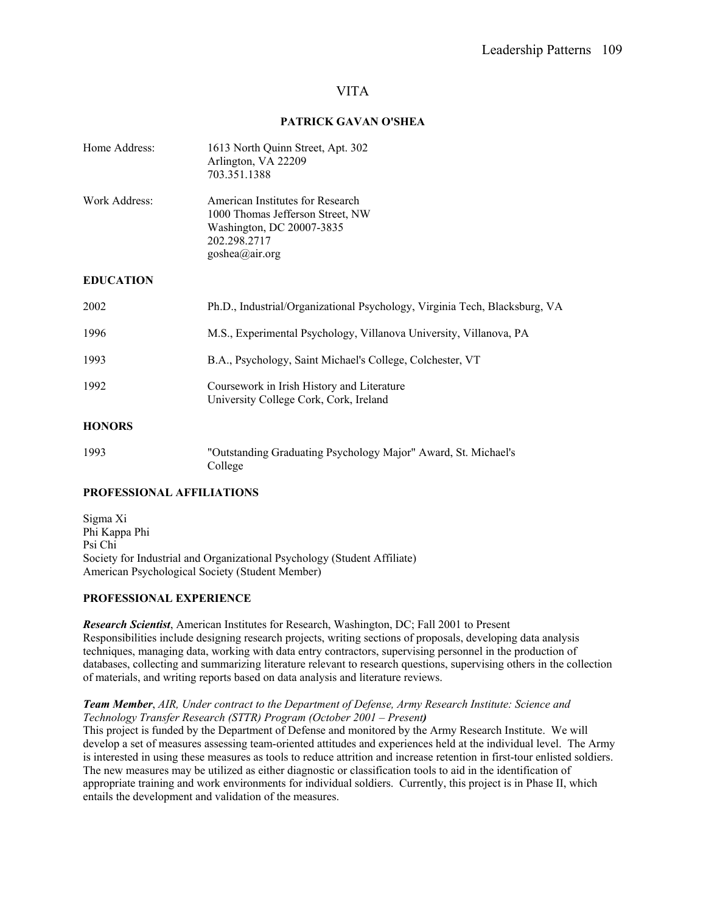# VITA

## PATRICK GAVAN O'SHEA

| | |
|---|---|
| Home Address: | 1613 North Quinn Street, Apt. 302<br>Arlington, VA 22209<br>703.351.1388 |
| Work Address: | American Institutes for Research<br>1000 Thomas Jefferson Street, NW<br>Washington, DC 20007-3835<br>202.298.2717<br>goshea@air.org |

### EDUCATION

| | |
|---|---|
| 2002 | Ph.D., Industrial/Organizational Psychology, Virginia Tech, Blacksburg, VA |
| 1996 | M.S., Experimental Psychology, Villanova University, Villanova, PA |
| 1993 | B.A., Psychology, Saint Michael's College, Colchester, VT |
| 1992 | Coursework in Irish History and Literature<br>University College Cork, Cork, Ireland |

### HONORS

| | |
|---|---|
| 1993 | "Outstanding Graduating Psychology Major" Award, St. Michael's College |

### PROFESSIONAL AFFILIATIONS

Sigma Xi
Phi Kappa Phi
Psi Chi
Society for Industrial and Organizational Psychology (Student Affiliate)
American Psychological Society (Student Member)

### PROFESSIONAL EXPERIENCE

***Research Scientist***, American Institutes for Research, Washington, DC; Fall 2001 to Present
Responsibilities include designing research projects, writing sections of proposals, developing data analysis techniques, managing data, working with data entry contractors, supervising personnel in the production of databases, collecting and summarizing literature relevant to research questions, supervising others in the collection of materials, and writing reports based on data analysis and literature reviews.

***Team Member***, *AIR, Under contract to the Department of Defense, Army Research Institute: Science and Technology Transfer Research (STTR) Program (October 2001 – Present)*
This project is funded by the Department of Defense and monitored by the Army Research Institute. We will develop a set of measures assessing team-oriented attitudes and experiences held at the individual level. The Army is interested in using these measures as tools to reduce attrition and increase retention in first-tour enlisted soldiers. The new measures may be utilized as either diagnostic or classification tools to aid in the identification of appropriate training and work environments for individual soldiers. Currently, this project is in Phase II, which entails the development and validation of the measures.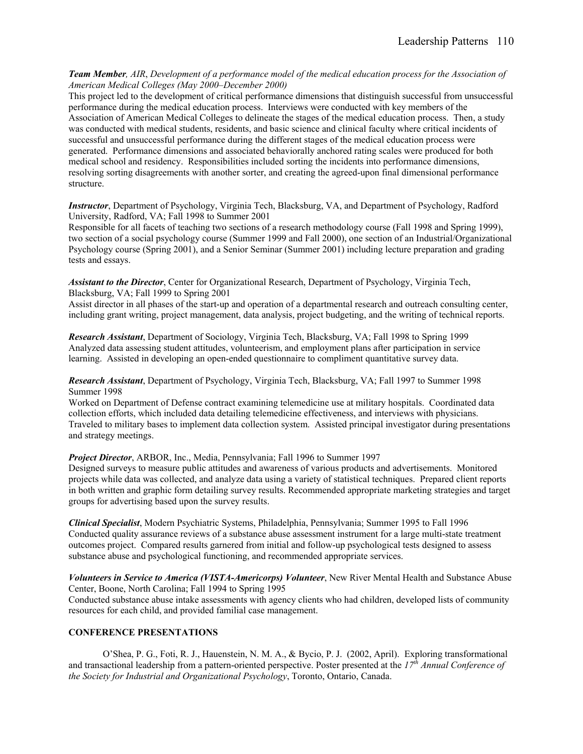***Team Member**, AIR, Development of a performance model of the medical education process for the Association of American Medical Colleges (May 2000–December 2000)*
This project led to the development of critical performance dimensions that distinguish successful from unsuccessful performance during the medical education process. Interviews were conducted with key members of the Association of American Medical Colleges to delineate the stages of the medical education process. Then, a study was conducted with medical students, residents, and basic science and clinical faculty where critical incidents of successful and unsuccessful performance during the different stages of the medical education process were generated. Performance dimensions and associated behaviorally anchored rating scales were produced for both medical school and residency. Responsibilities included sorting the incidents into performance dimensions, resolving sorting disagreements with another sorter, and creating the agreed-upon final dimensional performance structure.

***Instructor***, Department of Psychology, Virginia Tech, Blacksburg, VA, and Department of Psychology, Radford University, Radford, VA; Fall 1998 to Summer 2001
Responsible for all facets of teaching two sections of a research methodology course (Fall 1998 and Spring 1999), two section of a social psychology course (Summer 1999 and Fall 2000), one section of an Industrial/Organizational Psychology course (Spring 2001), and a Senior Seminar (Summer 2001) including lecture preparation and grading tests and essays.

***Assistant to the Director***, Center for Organizational Research, Department of Psychology, Virginia Tech, Blacksburg, VA; Fall 1999 to Spring 2001
Assist director in all phases of the start-up and operation of a departmental research and outreach consulting center, including grant writing, project management, data analysis, project budgeting, and the writing of technical reports.

***Research Assistant***, Department of Sociology, Virginia Tech, Blacksburg, VA; Fall 1998 to Spring 1999
Analyzed data assessing student attitudes, volunteerism, and employment plans after participation in service learning. Assisted in developing an open-ended questionnaire to compliment quantitative survey data.

***Research Assistant***, Department of Psychology, Virginia Tech, Blacksburg, VA; Fall 1997 to Summer 1998 Summer 1998
Worked on Department of Defense contract examining telemedicine use at military hospitals. Coordinated data collection efforts, which included data detailing telemedicine effectiveness, and interviews with physicians. Traveled to military bases to implement data collection system. Assisted principal investigator during presentations and strategy meetings.

***Project Director***, ARBOR, Inc., Media, Pennsylvania; Fall 1996 to Summer 1997
Designed surveys to measure public attitudes and awareness of various products and advertisements. Monitored projects while data was collected, and analyze data using a variety of statistical techniques. Prepared client reports in both written and graphic form detailing survey results. Recommended appropriate marketing strategies and target groups for advertising based upon the survey results.

***Clinical Specialist***, Modern Psychiatric Systems, Philadelphia, Pennsylvania; Summer 1995 to Fall 1996
Conducted quality assurance reviews of a substance abuse assessment instrument for a large multi-state treatment outcomes project. Compared results garnered from initial and follow-up psychological tests designed to assess substance abuse and psychological functioning, and recommended appropriate services.

***Volunteers in Service to America (VISTA-Americorps) Volunteer***, New River Mental Health and Substance Abuse Center, Boone, North Carolina; Fall 1994 to Spring 1995
Conducted substance abuse intake assessments with agency clients who had children, developed lists of community resources for each child, and provided familial case management.

**CONFERENCE PRESENTATIONS**

O'Shea, P. G., Foti, R. J., Hauenstein, N. M. A., & Bycio, P. J. (2002, April). Exploring transformational and transactional leadership from a pattern-oriented perspective. Poster presented at the *17th Annual Conference of the Society for Industrial and Organizational Psychology*, Toronto, Ontario, Canada.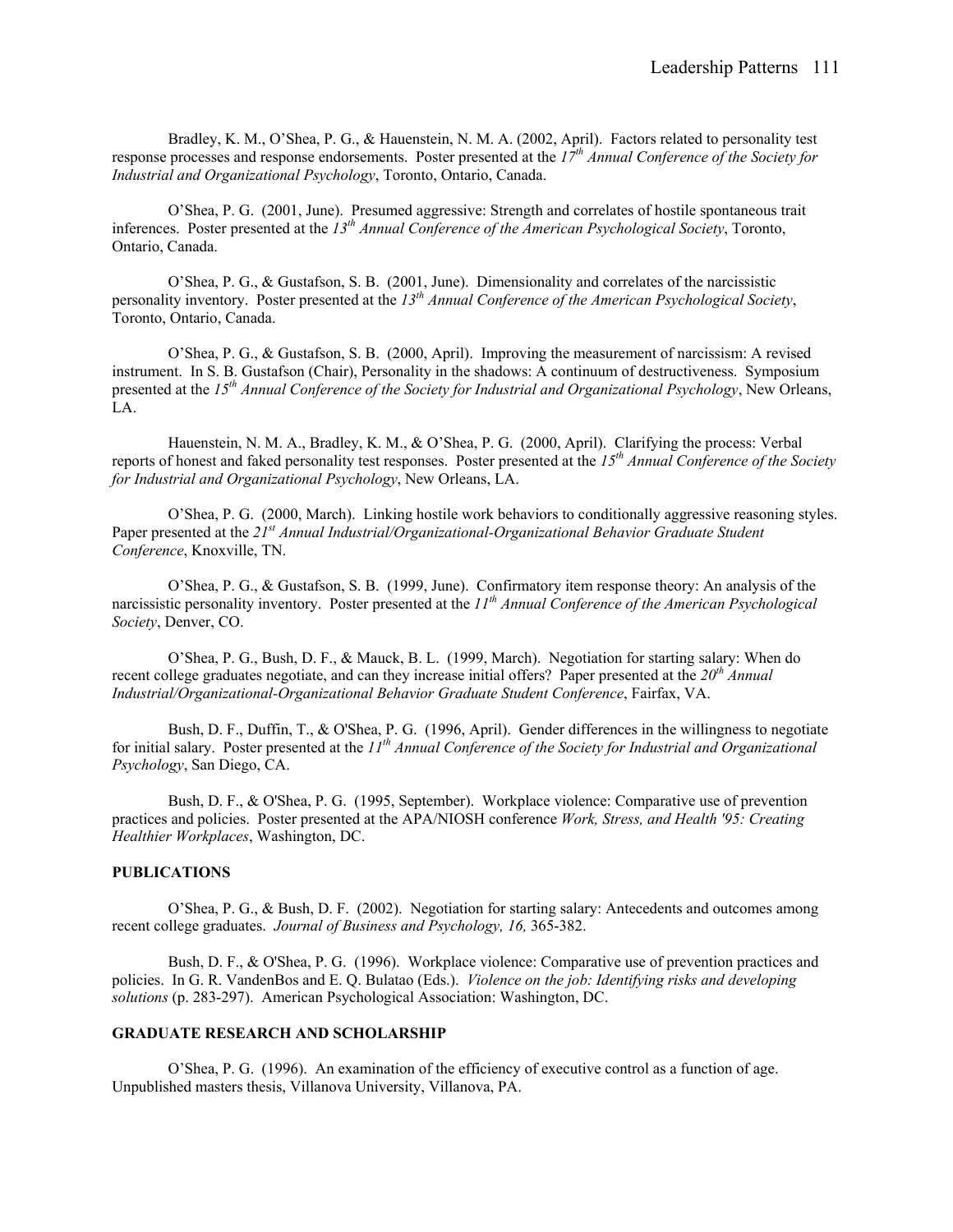Bradley, K. M., O'Shea, P. G., & Hauenstein, N. M. A. (2002, April). Factors related to personality test response processes and response endorsements. Poster presented at the *17th Annual Conference of the Society for Industrial and Organizational Psychology*, Toronto, Ontario, Canada.

O'Shea, P. G. (2001, June). Presumed aggressive: Strength and correlates of hostile spontaneous trait inferences. Poster presented at the *13th Annual Conference of the American Psychological Society*, Toronto, Ontario, Canada.

O'Shea, P. G., & Gustafson, S. B. (2001, June). Dimensionality and correlates of the narcissistic personality inventory. Poster presented at the *13th Annual Conference of the American Psychological Society*, Toronto, Ontario, Canada.

O'Shea, P. G., & Gustafson, S. B. (2000, April). Improving the measurement of narcissism: A revised instrument. In S. B. Gustafson (Chair), Personality in the shadows: A continuum of destructiveness. Symposium presented at the *15th Annual Conference of the Society for Industrial and Organizational Psychology*, New Orleans, LA.

Hauenstein, N. M. A., Bradley, K. M., & O'Shea, P. G. (2000, April). Clarifying the process: Verbal reports of honest and faked personality test responses. Poster presented at the *15th Annual Conference of the Society for Industrial and Organizational Psychology*, New Orleans, LA.

O'Shea, P. G. (2000, March). Linking hostile work behaviors to conditionally aggressive reasoning styles. Paper presented at the *21st Annual Industrial/Organizational-Organizational Behavior Graduate Student Conference*, Knoxville, TN.

O'Shea, P. G., & Gustafson, S. B. (1999, June). Confirmatory item response theory: An analysis of the narcissistic personality inventory. Poster presented at the *11th Annual Conference of the American Psychological Society*, Denver, CO.

O'Shea, P. G., Bush, D. F., & Mauck, B. L. (1999, March). Negotiation for starting salary: When do recent college graduates negotiate, and can they increase initial offers? Paper presented at the *20th Annual Industrial/Organizational-Organizational Behavior Graduate Student Conference*, Fairfax, VA.

Bush, D. F., Duffin, T., & O'Shea, P. G. (1996, April). Gender differences in the willingness to negotiate for initial salary. Poster presented at the *11th Annual Conference of the Society for Industrial and Organizational Psychology*, San Diego, CA.

Bush, D. F., & O'Shea, P. G. (1995, September). Workplace violence: Comparative use of prevention practices and policies. Poster presented at the APA/NIOSH conference *Work, Stress, and Health '95: Creating Healthier Workplaces*, Washington, DC.

**PUBLICATIONS**

O'Shea, P. G., & Bush, D. F. (2002). Negotiation for starting salary: Antecedents and outcomes among recent college graduates. *Journal of Business and Psychology, 16,* 365-382.

Bush, D. F., & O'Shea, P. G. (1996). Workplace violence: Comparative use of prevention practices and policies. In G. R. VandenBos and E. Q. Bulatao (Eds.). *Violence on the job: Identifying risks and developing solutions* (p. 283-297). American Psychological Association: Washington, DC.

**GRADUATE RESEARCH AND SCHOLARSHIP**

O'Shea, P. G. (1996). An examination of the efficiency of executive control as a function of age. Unpublished masters thesis, Villanova University, Villanova, PA.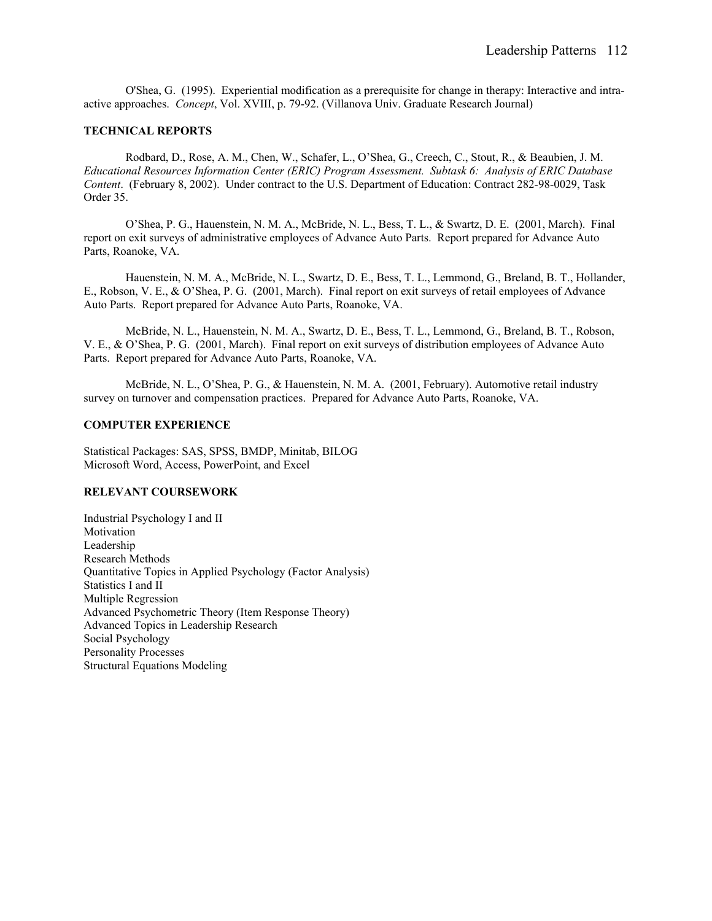O'Shea, G. (1995). Experiential modification as a prerequisite for change in therapy: Interactive and intra-active approaches. *Concept*, Vol. XVIII, p. 79-92. (Villanova Univ. Graduate Research Journal)

**TECHNICAL REPORTS**

Rodbard, D., Rose, A. M., Chen, W., Schafer, L., O'Shea, G., Creech, C., Stout, R., & Beaubien, J. M. *Educational Resources Information Center (ERIC) Program Assessment. Subtask 6: Analysis of ERIC Database Content*. (February 8, 2002). Under contract to the U.S. Department of Education: Contract 282-98-0029, Task Order 35.

O'Shea, P. G., Hauenstein, N. M. A., McBride, N. L., Bess, T. L., & Swartz, D. E. (2001, March). Final report on exit surveys of administrative employees of Advance Auto Parts. Report prepared for Advance Auto Parts, Roanoke, VA.

Hauenstein, N. M. A., McBride, N. L., Swartz, D. E., Bess, T. L., Lemmond, G., Breland, B. T., Hollander, E., Robson, V. E., & O'Shea, P. G. (2001, March). Final report on exit surveys of retail employees of Advance Auto Parts. Report prepared for Advance Auto Parts, Roanoke, VA.

McBride, N. L., Hauenstein, N. M. A., Swartz, D. E., Bess, T. L., Lemmond, G., Breland, B. T., Robson, V. E., & O'Shea, P. G. (2001, March). Final report on exit surveys of distribution employees of Advance Auto Parts. Report prepared for Advance Auto Parts, Roanoke, VA.

McBride, N. L., O'Shea, P. G., & Hauenstein, N. M. A. (2001, February). Automotive retail industry survey on turnover and compensation practices. Prepared for Advance Auto Parts, Roanoke, VA.

**COMPUTER EXPERIENCE**

Statistical Packages: SAS, SPSS, BMDP, Minitab, BILOG
Microsoft Word, Access, PowerPoint, and Excel

**RELEVANT COURSEWORK**

Industrial Psychology I and II
Motivation
Leadership
Research Methods
Quantitative Topics in Applied Psychology (Factor Analysis)
Statistics I and II
Multiple Regression
Advanced Psychometric Theory (Item Response Theory)
Advanced Topics in Leadership Research
Social Psychology
Personality Processes
Structural Equations Modeling